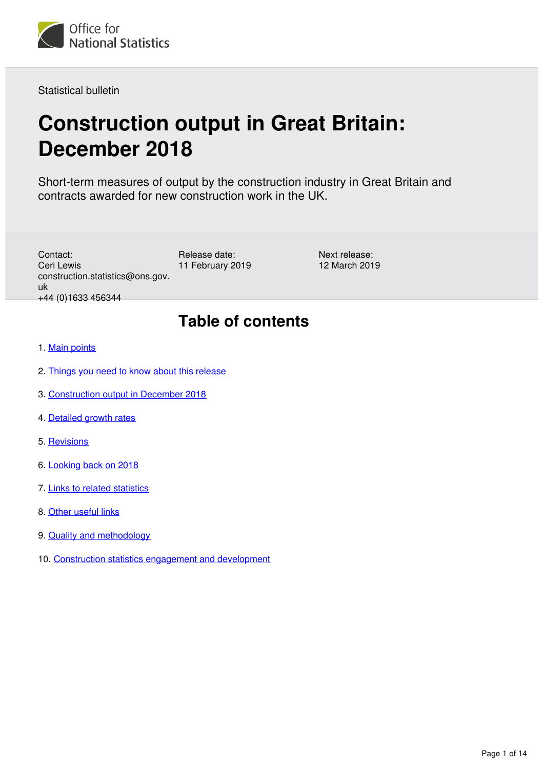Office for National Statistics

Statistical bulletin

# Construction output in Great Britain: December 2018

Short-term measures of output by the construction industry in Great Britain and contracts awarded for new construction work in the UK.

Contact:
Ceri Lewis
construction.statistics@ons.gov.uk
+44 (0)1633 456344

Release date:
11 February 2019

Next release:
12 March 2019

## Table of contents

1. Main points
2. Things you need to know about this release
3. Construction output in December 2018
4. Detailed growth rates
5. Revisions
6. Looking back on 2018
7. Links to related statistics
8. Other useful links
9. Quality and methodology
10. Construction statistics engagement and development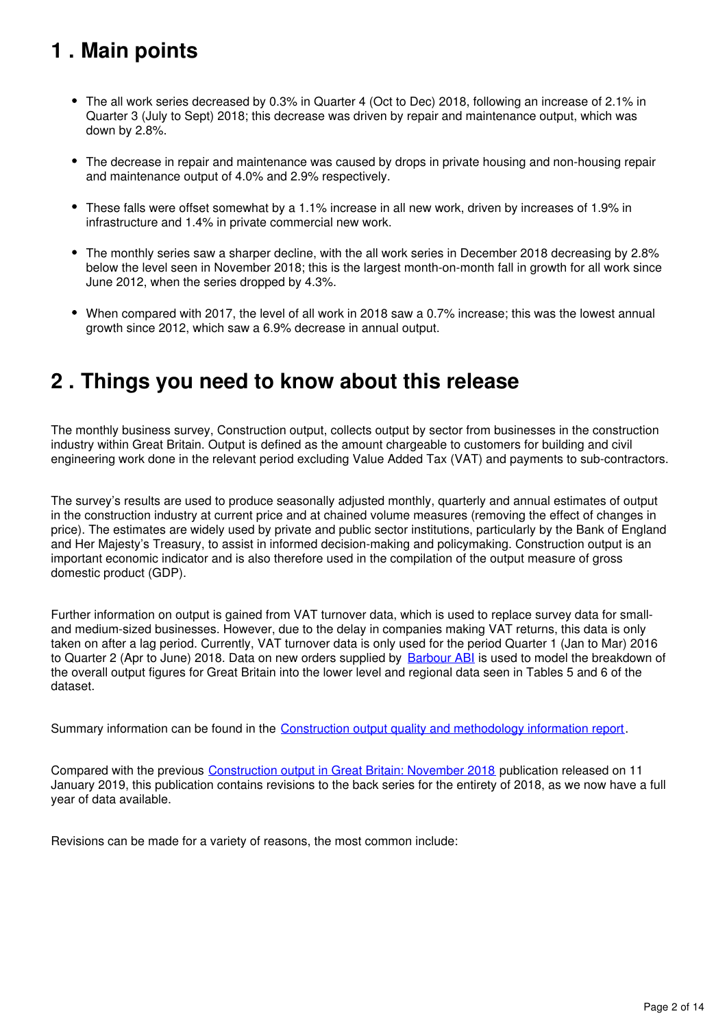## 1 . Main points

- The all work series decreased by 0.3% in Quarter 4 (Oct to Dec) 2018, following an increase of 2.1% in Quarter 3 (July to Sept) 2018; this decrease was driven by repair and maintenance output, which was down by 2.8%.
- The decrease in repair and maintenance was caused by drops in private housing and non-housing repair and maintenance output of 4.0% and 2.9% respectively.
- These falls were offset somewhat by a 1.1% increase in all new work, driven by increases of 1.9% in infrastructure and 1.4% in private commercial new work.
- The monthly series saw a sharper decline, with the all work series in December 2018 decreasing by 2.8% below the level seen in November 2018; this is the largest month-on-month fall in growth for all work since June 2012, when the series dropped by 4.3%.
- When compared with 2017, the level of all work in 2018 saw a 0.7% increase; this was the lowest annual growth since 2012, which saw a 6.9% decrease in annual output.

## 2 . Things you need to know about this release

The monthly business survey, Construction output, collects output by sector from businesses in the construction industry within Great Britain. Output is defined as the amount chargeable to customers for building and civil engineering work done in the relevant period excluding Value Added Tax (VAT) and payments to sub-contractors.

The survey's results are used to produce seasonally adjusted monthly, quarterly and annual estimates of output in the construction industry at current price and at chained volume measures (removing the effect of changes in price). The estimates are widely used by private and public sector institutions, particularly by the Bank of England and Her Majesty's Treasury, to assist in informed decision-making and policymaking. Construction output is an important economic indicator and is also therefore used in the compilation of the output measure of gross domestic product (GDP).

Further information on output is gained from VAT turnover data, which is used to replace survey data for small- and medium-sized businesses. However, due to the delay in companies making VAT returns, this data is only taken on after a lag period. Currently, VAT turnover data is only used for the period Quarter 1 (Jan to Mar) 2016 to Quarter 2 (Apr to June) 2018. Data on new orders supplied by Barbour ABI is used to model the breakdown of the overall output figures for Great Britain into the lower level and regional data seen in Tables 5 and 6 of the dataset.

Summary information can be found in the Construction output quality and methodology information report.

Compared with the previous Construction output in Great Britain: November 2018 publication released on 11 January 2019, this publication contains revisions to the back series for the entirety of 2018, as we now have a full year of data available.

Revisions can be made for a variety of reasons, the most common include: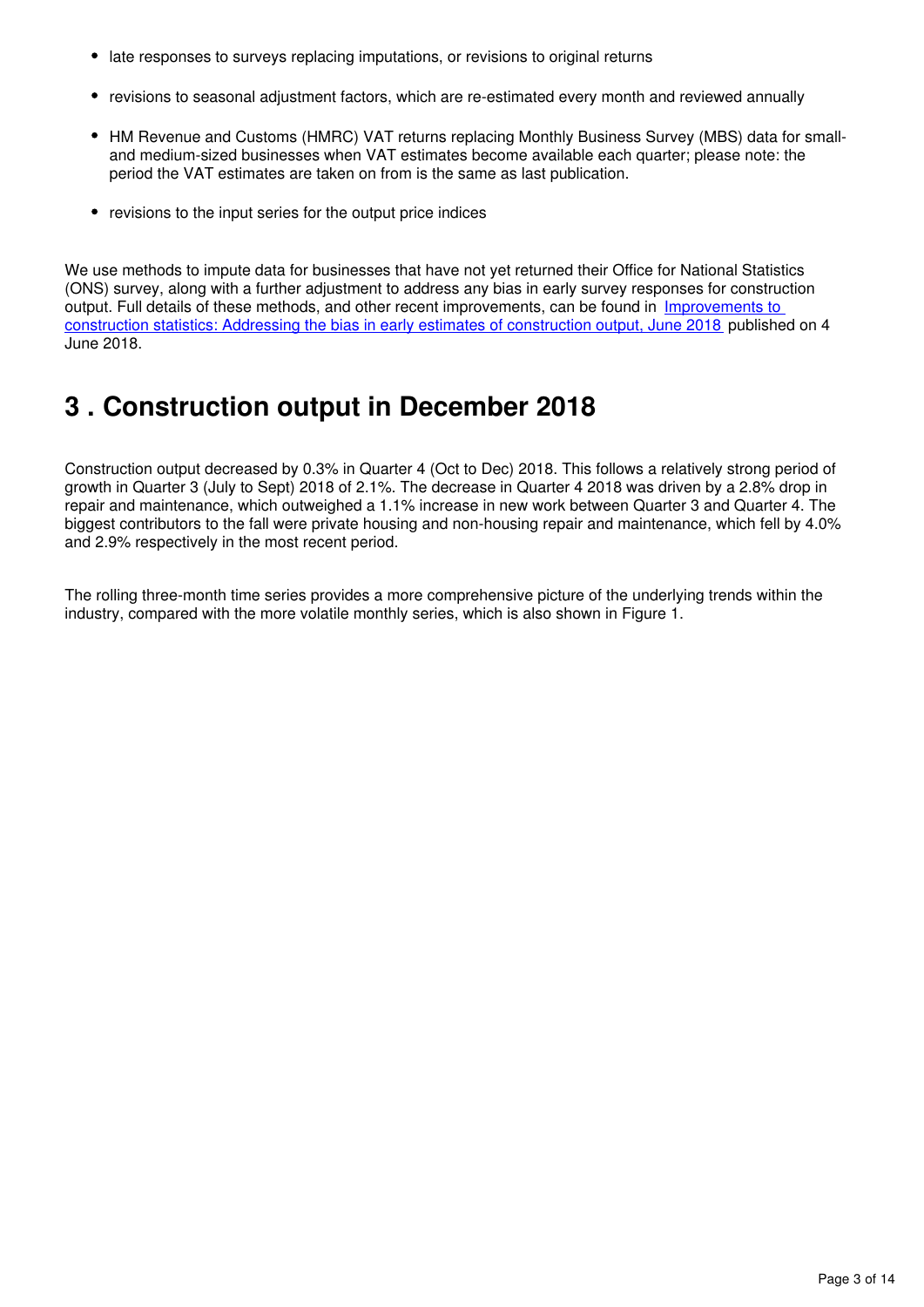- late responses to surveys replacing imputations, or revisions to original returns
- revisions to seasonal adjustment factors, which are re-estimated every month and reviewed annually
- HM Revenue and Customs (HMRC) VAT returns replacing Monthly Business Survey (MBS) data for small- and medium-sized businesses when VAT estimates become available each quarter; please note: the period the VAT estimates are taken on from is the same as last publication.
- revisions to the input series for the output price indices

We use methods to impute data for businesses that have not yet returned their Office for National Statistics (ONS) survey, along with a further adjustment to address any bias in early survey responses for construction output. Full details of these methods, and other recent improvements, can be found in Improvements to construction statistics: Addressing the bias in early estimates of construction output, June 2018 published on 4 June 2018.

## 3 . Construction output in December 2018

Construction output decreased by 0.3% in Quarter 4 (Oct to Dec) 2018. This follows a relatively strong period of growth in Quarter 3 (July to Sept) 2018 of 2.1%. The decrease in Quarter 4 2018 was driven by a 2.8% drop in repair and maintenance, which outweighed a 1.1% increase in new work between Quarter 3 and Quarter 4. The biggest contributors to the fall were private housing and non-housing repair and maintenance, which fell by 4.0% and 2.9% respectively in the most recent period.

The rolling three-month time series provides a more comprehensive picture of the underlying trends within the industry, compared with the more volatile monthly series, which is also shown in Figure 1.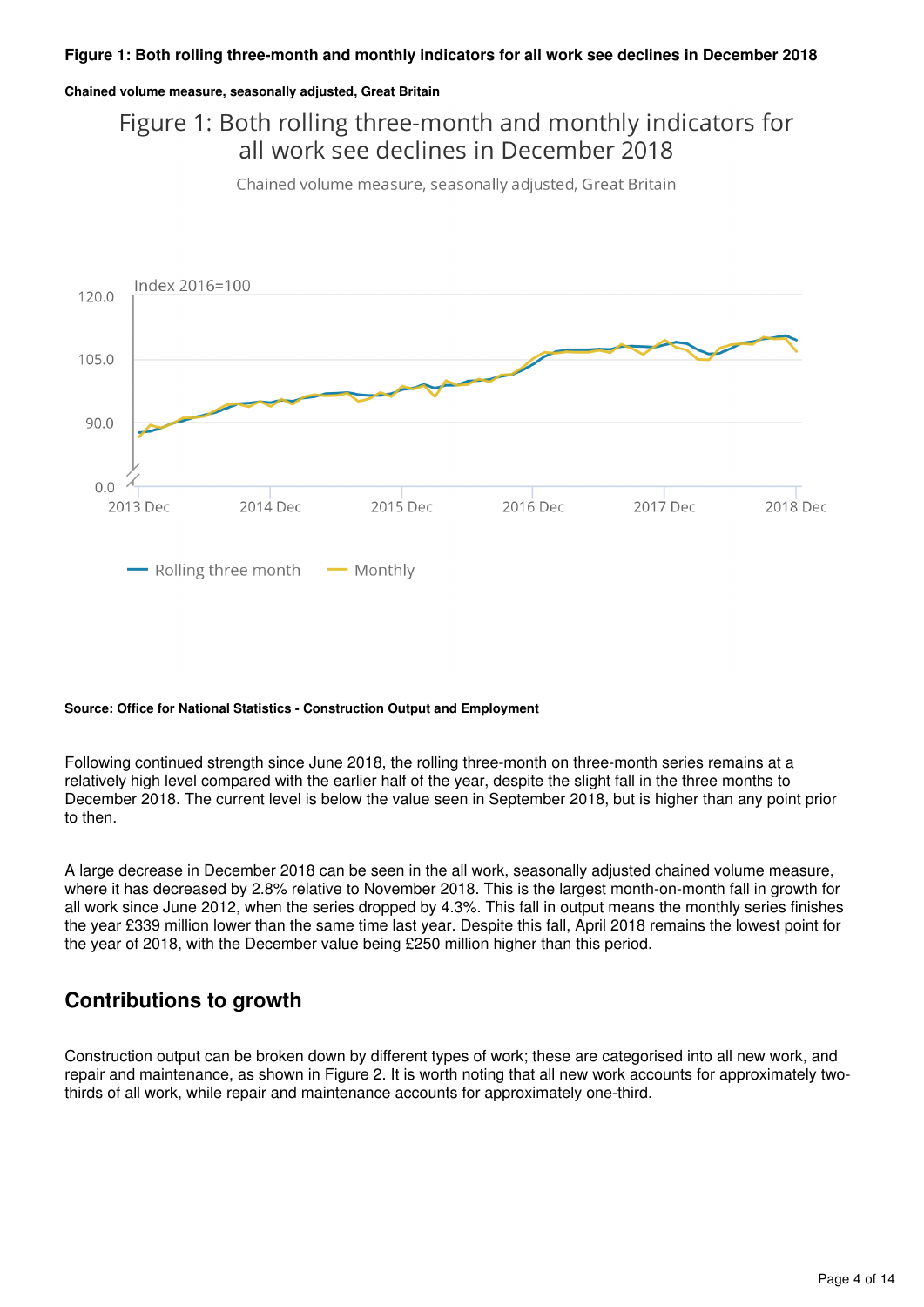**Figure 1: Both rolling three-month and monthly indicators for all work see declines in December 2018**

**Chained volume measure, seasonally adjusted, Great Britain**

**Source: Office for National Statistics - Construction Output and Employment**

Following continued strength since June 2018, the rolling three-month on three-month series remains at a relatively high level compared with the earlier half of the year, despite the slight fall in the three months to December 2018. The current level is below the value seen in September 2018, but is higher than any point prior to then.

A large decrease in December 2018 can be seen in the all work, seasonally adjusted chained volume measure, where it has decreased by 2.8% relative to November 2018. This is the largest month-on-month fall in growth for all work since June 2012, when the series dropped by 4.3%. This fall in output means the monthly series finishes the year £339 million lower than the same time last year. Despite this fall, April 2018 remains the lowest point for the year of 2018, with the December value being £250 million higher than this period.

## Contributions to growth

Construction output can be broken down by different types of work; these are categorised into all new work, and repair and maintenance, as shown in Figure 2. It is worth noting that all new work accounts for approximately two-thirds of all work, while repair and maintenance accounts for approximately one-third.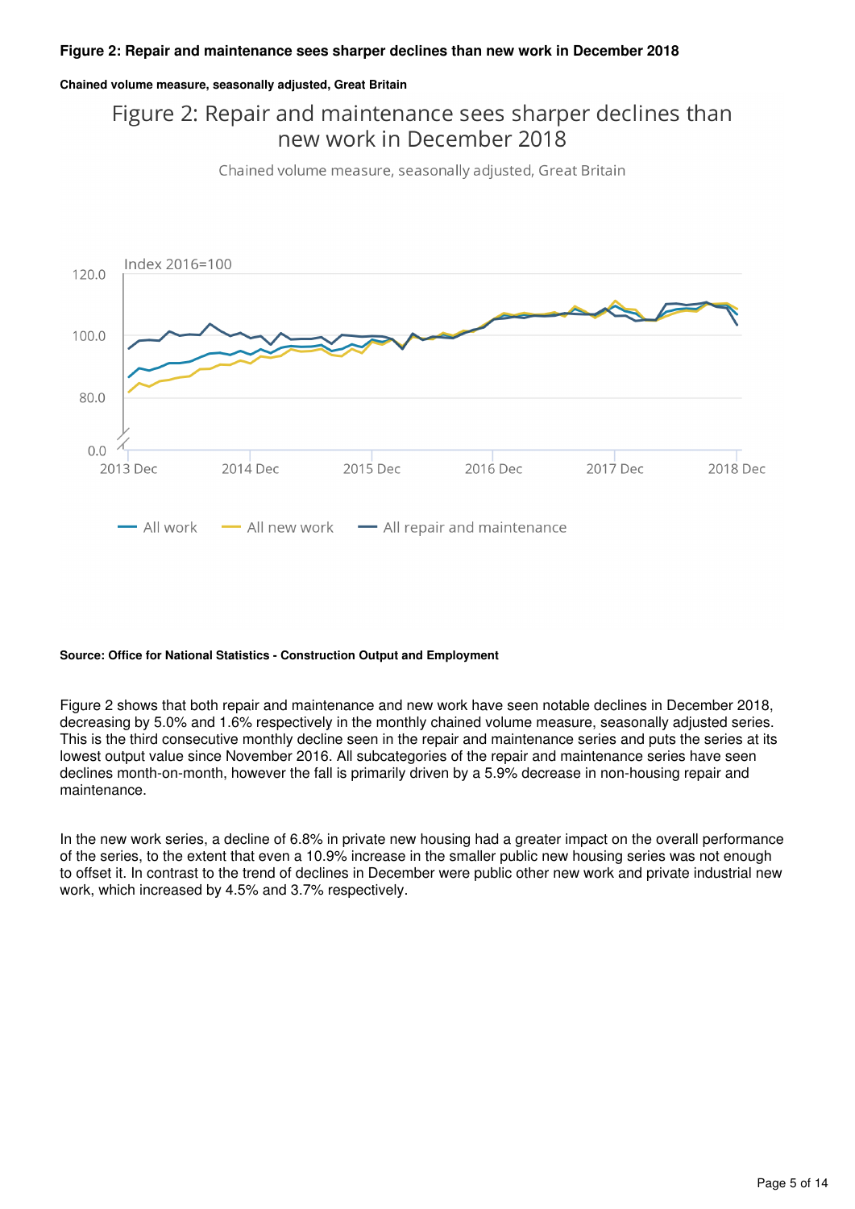**Figure 2: Repair and maintenance sees sharper declines than new work in December 2018**

**Chained volume measure, seasonally adjusted, Great Britain**

**Source: Office for National Statistics - Construction Output and Employment**

Figure 2 shows that both repair and maintenance and new work have seen notable declines in December 2018, decreasing by 5.0% and 1.6% respectively in the monthly chained volume measure, seasonally adjusted series. This is the third consecutive monthly decline seen in the repair and maintenance series and puts the series at its lowest output value since November 2016. All subcategories of the repair and maintenance series have seen declines month-on-month, however the fall is primarily driven by a 5.9% decrease in non-housing repair and maintenance.

In the new work series, a decline of 6.8% in private new housing had a greater impact on the overall performance of the series, to the extent that even a 10.9% increase in the smaller public new housing series was not enough to offset it. In contrast to the trend of declines in December were public other new work and private industrial new work, which increased by 4.5% and 3.7% respectively.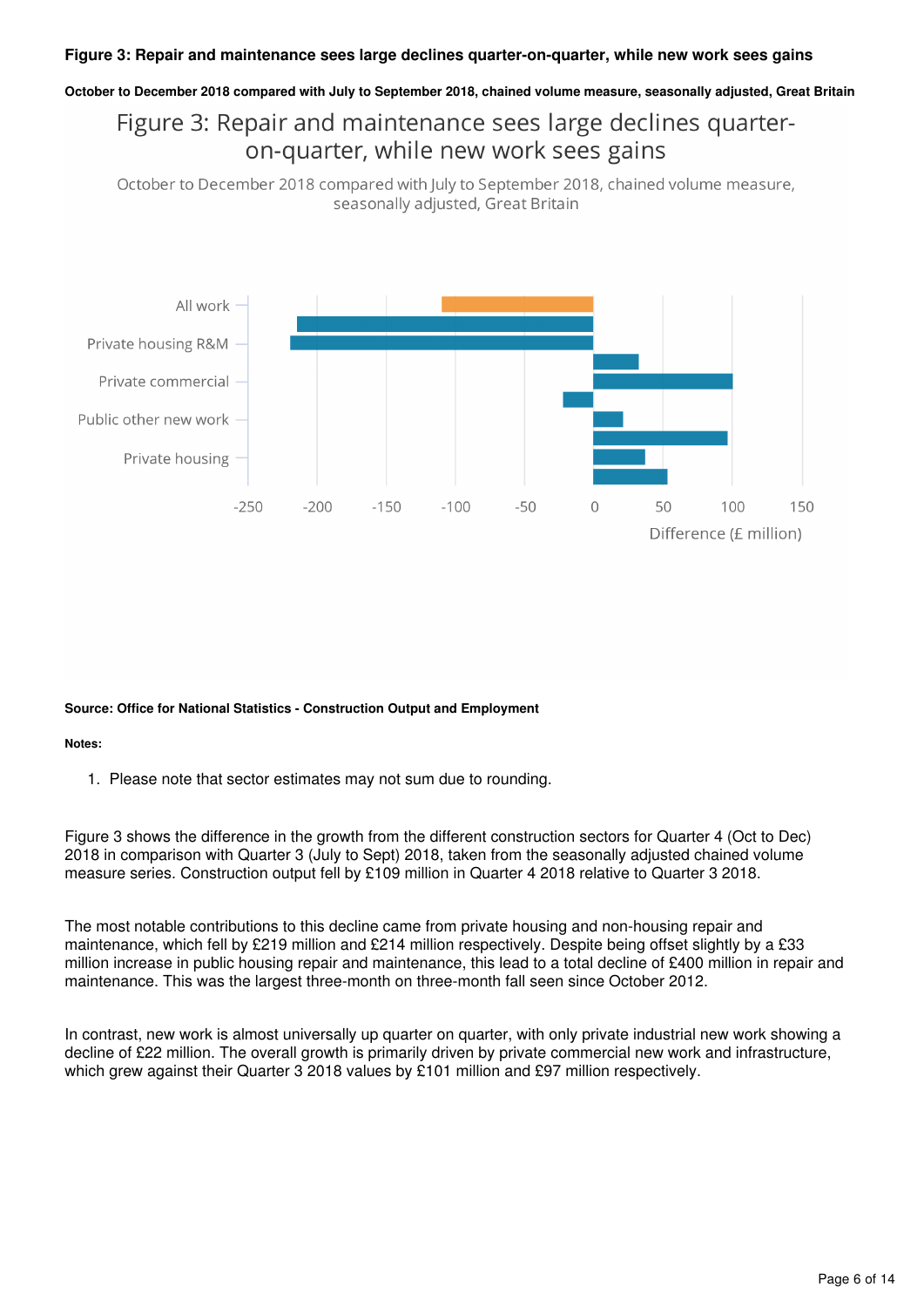### Figure 3: Repair and maintenance sees large declines quarter-on-quarter, while new work sees gains

**October to December 2018 compared with July to September 2018, chained volume measure, seasonally adjusted, Great Britain**

Figure 3: Repair and maintenance sees large declines quarter-on-quarter, while new work sees gains

October to December 2018 compared with July to September 2018, chained volume measure, seasonally adjusted, Great Britain

All work

Private housing R&M

Private commercial

Public other new work

Private housing

-250 -200 -150 -100 -50 0 50 100 150

Difference (£ million)

**Source: Office for National Statistics - Construction Output and Employment**

**Notes:**

1. Please note that sector estimates may not sum due to rounding.

Figure 3 shows the difference in the growth from the different construction sectors for Quarter 4 (Oct to Dec) 2018 in comparison with Quarter 3 (July to Sept) 2018, taken from the seasonally adjusted chained volume measure series. Construction output fell by £109 million in Quarter 4 2018 relative to Quarter 3 2018.

The most notable contributions to this decline came from private housing and non-housing repair and maintenance, which fell by £219 million and £214 million respectively. Despite being offset slightly by a £33 million increase in public housing repair and maintenance, this lead to a total decline of £400 million in repair and maintenance. This was the largest three-month on three-month fall seen since October 2012.

In contrast, new work is almost universally up quarter on quarter, with only private industrial new work showing a decline of £22 million. The overall growth is primarily driven by private commercial new work and infrastructure, which grew against their Quarter 3 2018 values by £101 million and £97 million respectively.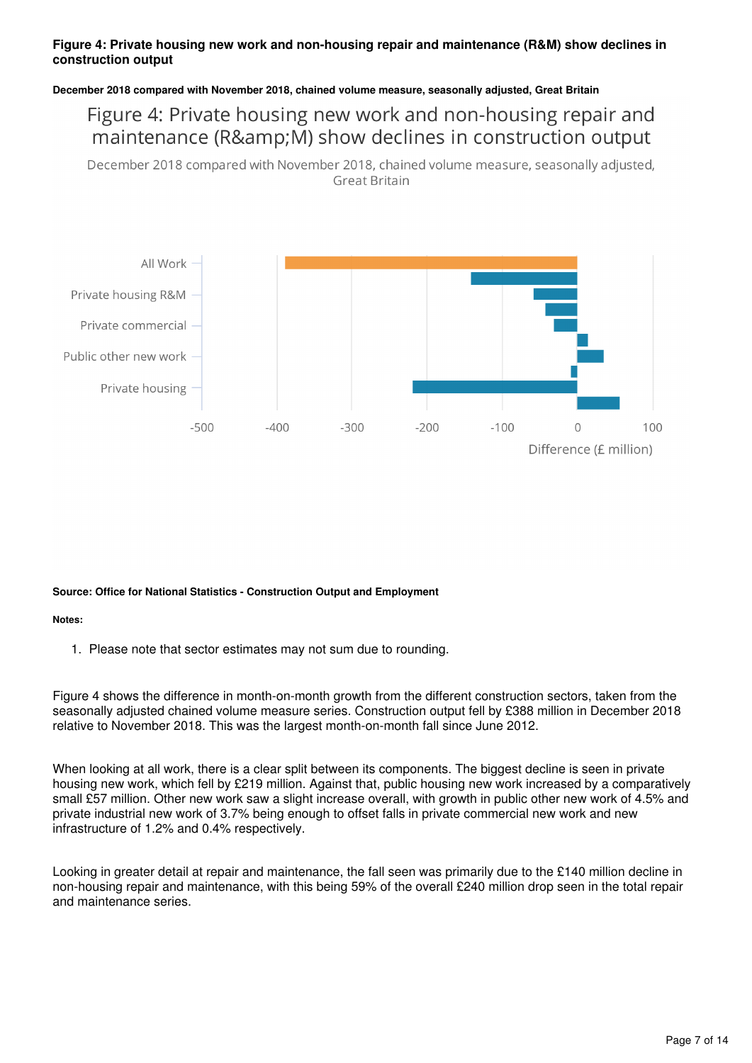**Figure 4: Private housing new work and non-housing repair and maintenance (R&M) show declines in construction output**

**December 2018 compared with November 2018, chained volume measure, seasonally adjusted, Great Britain**

Figure 4: Private housing new work and non-housing repair and maintenance (R&amp;M) show declines in construction output

December 2018 compared with November 2018, chained volume measure, seasonally adjusted, Great Britain

All Work
Private housing R&M
Private commercial
Public other new work
Private housing

-500 -400 -300 -200 -100 0 100

Difference (£ million)

**Source: Office for National Statistics - Construction Output and Employment**

**Notes:**

1. Please note that sector estimates may not sum due to rounding.

Figure 4 shows the difference in month-on-month growth from the different construction sectors, taken from the seasonally adjusted chained volume measure series. Construction output fell by £388 million in December 2018 relative to November 2018. This was the largest month-on-month fall since June 2012.

When looking at all work, there is a clear split between its components. The biggest decline is seen in private housing new work, which fell by £219 million. Against that, public housing new work increased by a comparatively small £57 million. Other new work saw a slight increase overall, with growth in public other new work of 4.5% and private industrial new work of 3.7% being enough to offset falls in private commercial new work and new infrastructure of 1.2% and 0.4% respectively.

Looking in greater detail at repair and maintenance, the fall seen was primarily due to the £140 million decline in non-housing repair and maintenance, with this being 59% of the overall £240 million drop seen in the total repair and maintenance series.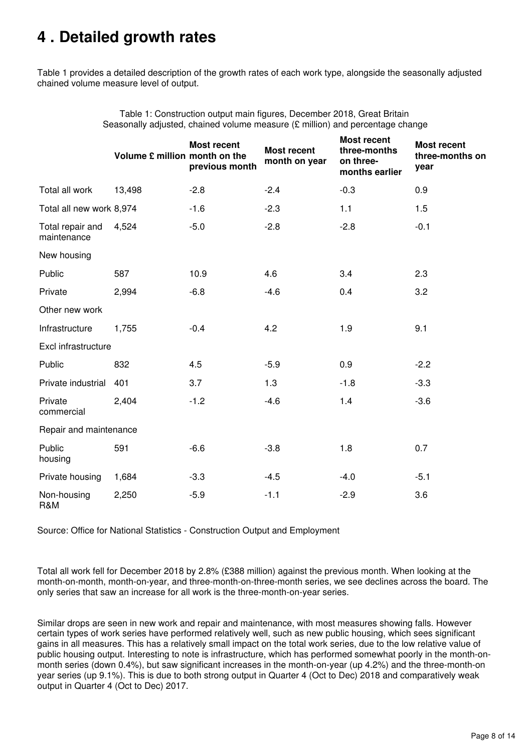# 4 . Detailed growth rates

Table 1 provides a detailed description of the growth rates of each work type, alongside the seasonally adjusted chained volume measure level of output.

Table 1: Construction output main figures, December 2018, Great Britain
Seasonally adjusted, chained volume measure (£ million) and percentage change

| | Volume £ million | Most recent month on the previous month | Most recent month on year | Most recent three-months on three-months earlier | Most recent three-months on year |
|---|---|---|---|---|---|
| Total all work | 13,498 | -2.8 | -2.4 | -0.3 | 0.9 |
| Total all new work | 8,974 | -1.6 | -2.3 | 1.1 | 1.5 |
| Total repair and maintenance | 4,524 | -5.0 | -2.8 | -2.8 | -0.1 |
| New housing | | | | | |
| Public | 587 | 10.9 | 4.6 | 3.4 | 2.3 |
| Private | 2,994 | -6.8 | -4.6 | 0.4 | 3.2 |
| Other new work | | | | | |
| Infrastructure | 1,755 | -0.4 | 4.2 | 1.9 | 9.1 |
| Excl infrastructure | | | | | |
| Public | 832 | 4.5 | -5.9 | 0.9 | -2.2 |
| Private industrial | 401 | 3.7 | 1.3 | -1.8 | -3.3 |
| Private commercial | 2,404 | -1.2 | -4.6 | 1.4 | -3.6 |
| Repair and maintenance | | | | | |
| Public housing | 591 | -6.6 | -3.8 | 1.8 | 0.7 |
| Private housing | 1,684 | -3.3 | -4.5 | -4.0 | -5.1 |
| Non-housing R&M | 2,250 | -5.9 | -1.1 | -2.9 | 3.6 |

Source: Office for National Statistics - Construction Output and Employment

Total all work fell for December 2018 by 2.8% (£388 million) against the previous month. When looking at the month-on-month, month-on-year, and three-month-on-three-month series, we see declines across the board. The only series that saw an increase for all work is the three-month-on-year series.

Similar drops are seen in new work and repair and maintenance, with most measures showing falls. However certain types of work series have performed relatively well, such as new public housing, which sees significant gains in all measures. This has a relatively small impact on the total work series, due to the low relative value of public housing output. Interesting to note is infrastructure, which has performed somewhat poorly in the month-on-month series (down 0.4%), but saw significant increases in the month-on-year (up 4.2%) and the three-month-on year series (up 9.1%). This is due to both strong output in Quarter 4 (Oct to Dec) 2018 and comparatively weak output in Quarter 4 (Oct to Dec) 2017.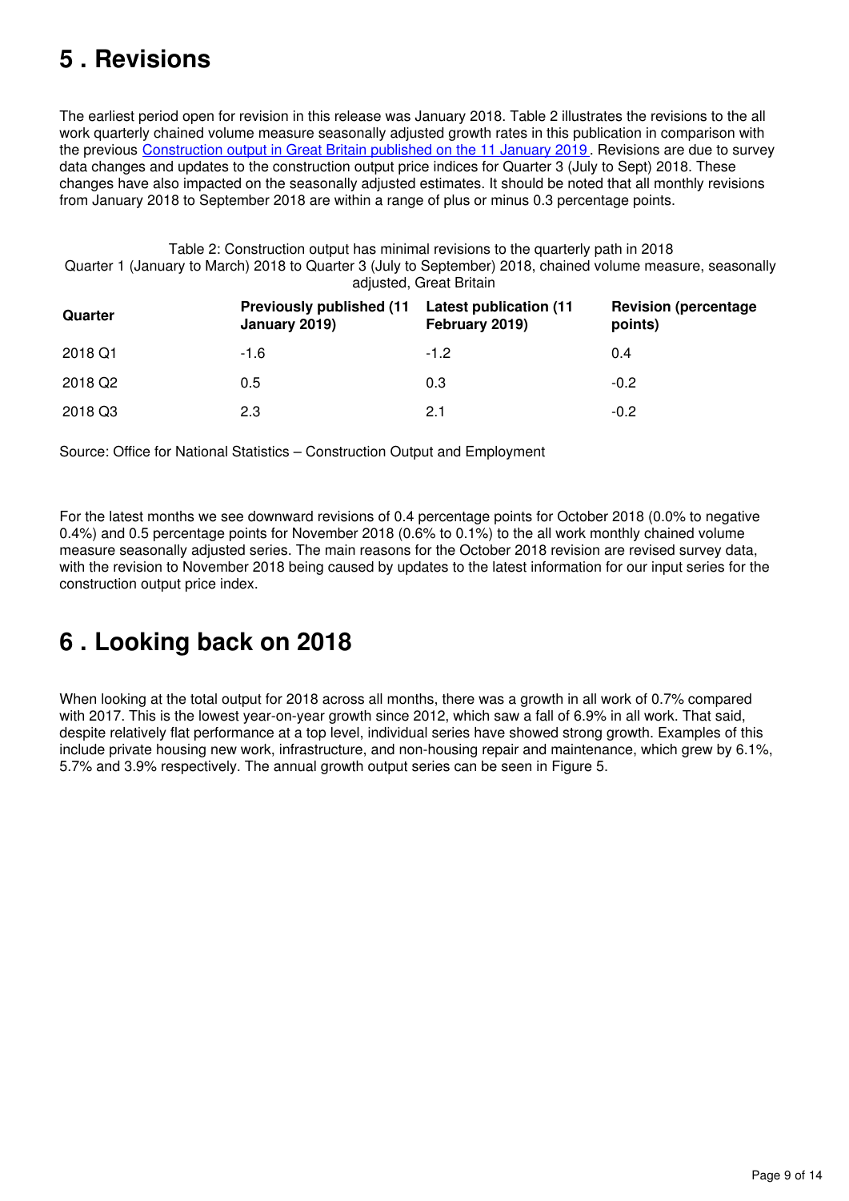## 5 . Revisions

The earliest period open for revision in this release was January 2018. Table 2 illustrates the revisions to the all work quarterly chained volume measure seasonally adjusted growth rates in this publication in comparison with the previous Construction output in Great Britain published on the 11 January 2019. Revisions are due to survey data changes and updates to the construction output price indices for Quarter 3 (July to Sept) 2018. These changes have also impacted on the seasonally adjusted estimates. It should be noted that all monthly revisions from January 2018 to September 2018 are within a range of plus or minus 0.3 percentage points.

Table 2: Construction output has minimal revisions to the quarterly path in 2018
Quarter 1 (January to March) 2018 to Quarter 3 (July to September) 2018, chained volume measure, seasonally adjusted, Great Britain

| Quarter | Previously published (11 January 2019) | Latest publication (11 February 2019) | Revision (percentage points) |
|---|---|---|---|
| 2018 Q1 | -1.6 | -1.2 | 0.4 |
| 2018 Q2 | 0.5 | 0.3 | -0.2 |
| 2018 Q3 | 2.3 | 2.1 | -0.2 |

Source: Office for National Statistics – Construction Output and Employment

For the latest months we see downward revisions of 0.4 percentage points for October 2018 (0.0% to negative 0.4%) and 0.5 percentage points for November 2018 (0.6% to 0.1%) to the all work monthly chained volume measure seasonally adjusted series. The main reasons for the October 2018 revision are revised survey data, with the revision to November 2018 being caused by updates to the latest information for our input series for the construction output price index.

## 6 . Looking back on 2018

When looking at the total output for 2018 across all months, there was a growth in all work of 0.7% compared with 2017. This is the lowest year-on-year growth since 2012, which saw a fall of 6.9% in all work. That said, despite relatively flat performance at a top level, individual series have showed strong growth. Examples of this include private housing new work, infrastructure, and non-housing repair and maintenance, which grew by 6.1%, 5.7% and 3.9% respectively. The annual growth output series can be seen in Figure 5.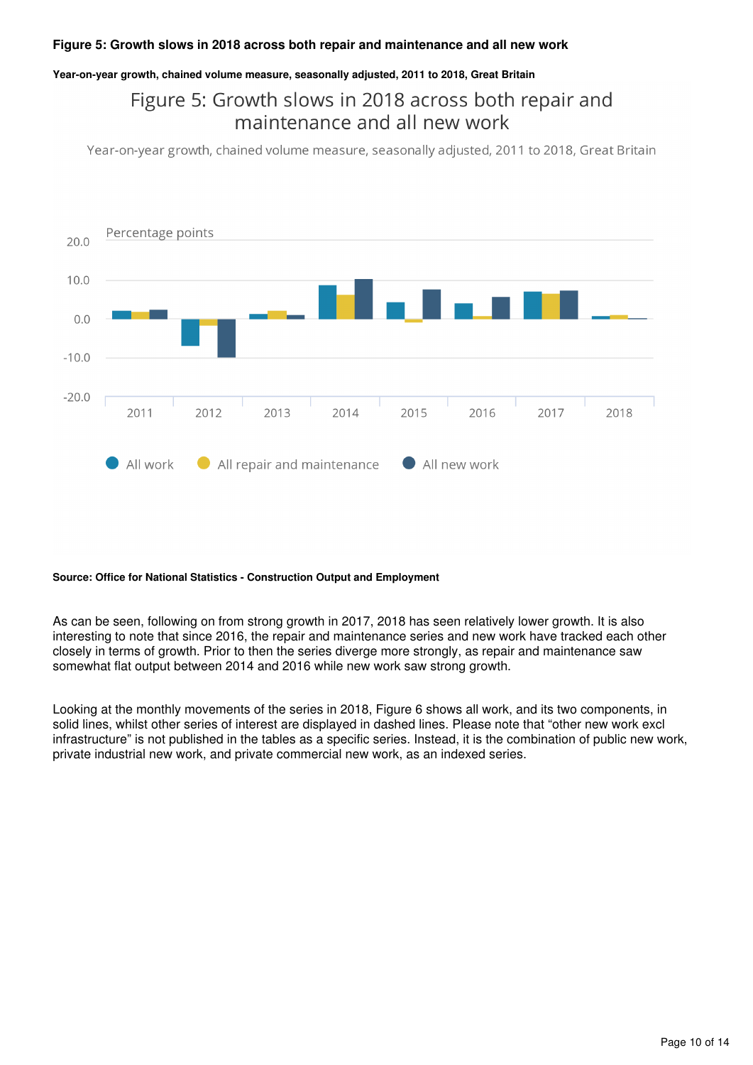**Figure 5: Growth slows in 2018 across both repair and maintenance and all new work**

**Year-on-year growth, chained volume measure, seasonally adjusted, 2011 to 2018, Great Britain**

Figure 5: Growth slows in 2018 across both repair and maintenance and all new work

Year-on-year growth, chained volume measure, seasonally adjusted, 2011 to 2018, Great Britain

Percentage points

20.0

10.0

0.0

-10.0

-20.0

2011 2012 2013 2014 2015 2016 2017 2018

All work All repair and maintenance All new work

**Source: Office for National Statistics - Construction Output and Employment**

As can be seen, following on from strong growth in 2017, 2018 has seen relatively lower growth. It is also interesting to note that since 2016, the repair and maintenance series and new work have tracked each other closely in terms of growth. Prior to then the series diverge more strongly, as repair and maintenance saw somewhat flat output between 2014 and 2016 while new work saw strong growth.

Looking at the monthly movements of the series in 2018, Figure 6 shows all work, and its two components, in solid lines, whilst other series of interest are displayed in dashed lines. Please note that “other new work excl infrastructure” is not published in the tables as a specific series. Instead, it is the combination of public new work, private industrial new work, and private commercial new work, as an indexed series.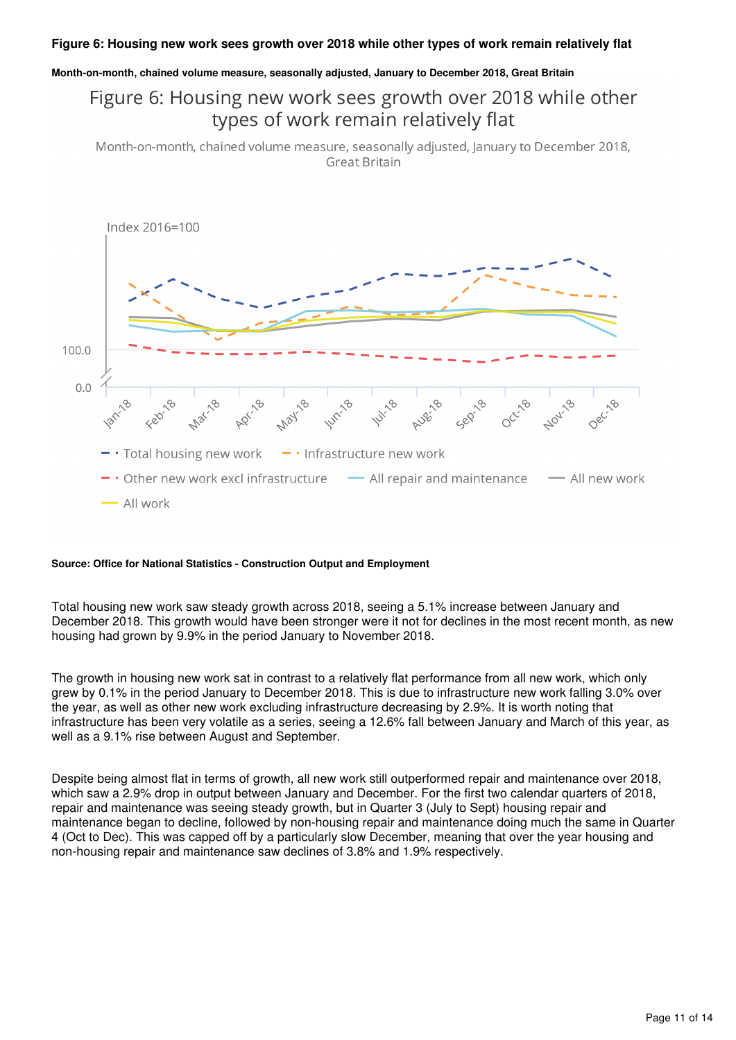### Figure 6: Housing new work sees growth over 2018 while other types of work remain relatively flat

#### Month-on-month, chained volume measure, seasonally adjusted, January to December 2018, Great Britain

**Source: Office for National Statistics - Construction Output and Employment**

Total housing new work saw steady growth across 2018, seeing a 5.1% increase between January and December 2018. This growth would have been stronger were it not for declines in the most recent month, as new housing had grown by 9.9% in the period January to November 2018.

The growth in housing new work sat in contrast to a relatively flat performance from all new work, which only grew by 0.1% in the period January to December 2018. This is due to infrastructure new work falling 3.0% over the year, as well as other new work excluding infrastructure decreasing by 2.9%. It is worth noting that infrastructure has been very volatile as a series, seeing a 12.6% fall between January and March of this year, as well as a 9.1% rise between August and September.

Despite being almost flat in terms of growth, all new work still outperformed repair and maintenance over 2018, which saw a 2.9% drop in output between January and December. For the first two calendar quarters of 2018, repair and maintenance was seeing steady growth, but in Quarter 3 (July to Sept) housing repair and maintenance began to decline, followed by non-housing repair and maintenance doing much the same in Quarter 4 (Oct to Dec). This was capped off by a particularly slow December, meaning that over the year housing and non-housing repair and maintenance saw declines of 3.8% and 1.9% respectively.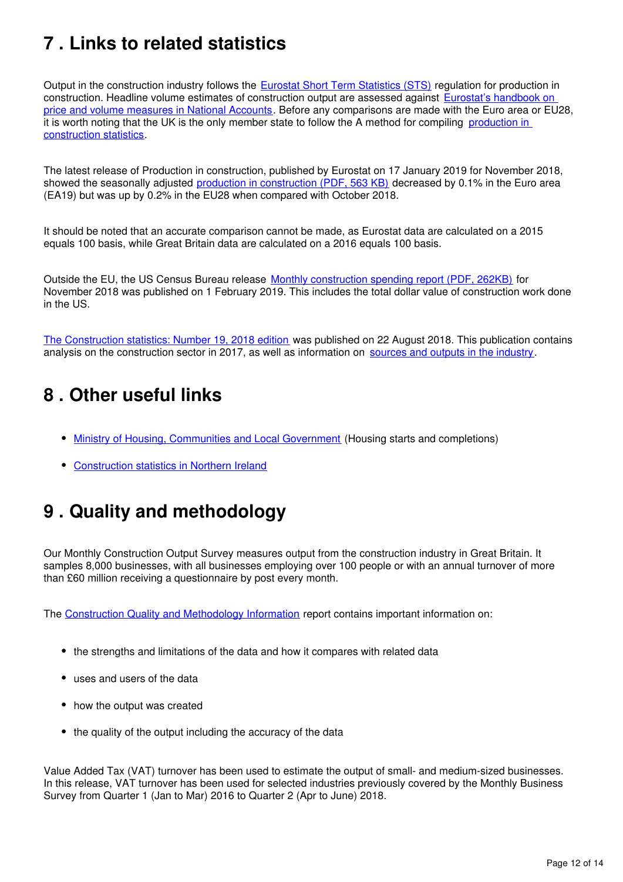## 7 . Links to related statistics

Output in the construction industry follows the Eurostat Short Term Statistics (STS) regulation for production in construction. Headline volume estimates of construction output are assessed against Eurostat's handbook on price and volume measures in National Accounts. Before any comparisons are made with the Euro area or EU28, it is worth noting that the UK is the only member state to follow the A method for compiling production in construction statistics.

The latest release of Production in construction, published by Eurostat on 17 January 2019 for November 2018, showed the seasonally adjusted production in construction (PDF, 563 KB) decreased by 0.1% in the Euro area (EA19) but was up by 0.2% in the EU28 when compared with October 2018.

It should be noted that an accurate comparison cannot be made, as Eurostat data are calculated on a 2015 equals 100 basis, while Great Britain data are calculated on a 2016 equals 100 basis.

Outside the EU, the US Census Bureau release Monthly construction spending report (PDF, 262KB) for November 2018 was published on 1 February 2019. This includes the total dollar value of construction work done in the US.

The Construction statistics: Number 19, 2018 edition was published on 22 August 2018. This publication contains analysis on the construction sector in 2017, as well as information on sources and outputs in the industry.

## 8 . Other useful links

- Ministry of Housing, Communities and Local Government (Housing starts and completions)
- Construction statistics in Northern Ireland

## 9 . Quality and methodology

Our Monthly Construction Output Survey measures output from the construction industry in Great Britain. It samples 8,000 businesses, with all businesses employing over 100 people or with an annual turnover of more than £60 million receiving a questionnaire by post every month.

The Construction Quality and Methodology Information report contains important information on:

- the strengths and limitations of the data and how it compares with related data
- uses and users of the data
- how the output was created
- the quality of the output including the accuracy of the data

Value Added Tax (VAT) turnover has been used to estimate the output of small- and medium-sized businesses. In this release, VAT turnover has been used for selected industries previously covered by the Monthly Business Survey from Quarter 1 (Jan to Mar) 2016 to Quarter 2 (Apr to June) 2018.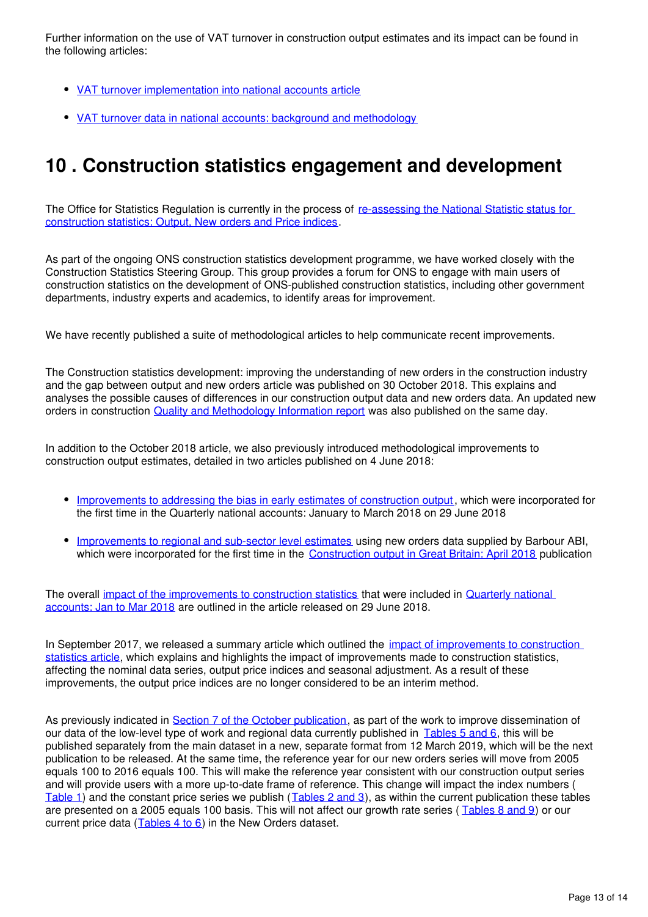Further information on the use of VAT turnover in construction output estimates and its impact can be found in the following articles:

- VAT turnover implementation into national accounts article
- VAT turnover data in national accounts: background and methodology

## 10 . Construction statistics engagement and development

The Office for Statistics Regulation is currently in the process of re-assessing the National Statistic status for construction statistics: Output, New orders and Price indices.

As part of the ongoing ONS construction statistics development programme, we have worked closely with the Construction Statistics Steering Group. This group provides a forum for ONS to engage with main users of construction statistics on the development of ONS-published construction statistics, including other government departments, industry experts and academics, to identify areas for improvement.

We have recently published a suite of methodological articles to help communicate recent improvements.

The Construction statistics development: improving the understanding of new orders in the construction industry and the gap between output and new orders article was published on 30 October 2018. This explains and analyses the possible causes of differences in our construction output data and new orders data. An updated new orders in construction Quality and Methodology Information report was also published on the same day.

In addition to the October 2018 article, we also previously introduced methodological improvements to construction output estimates, detailed in two articles published on 4 June 2018:

- Improvements to addressing the bias in early estimates of construction output, which were incorporated for the first time in the Quarterly national accounts: January to March 2018 on 29 June 2018
- Improvements to regional and sub-sector level estimates using new orders data supplied by Barbour ABI, which were incorporated for the first time in the Construction output in Great Britain: April 2018 publication

The overall impact of the improvements to construction statistics that were included in Quarterly national accounts: Jan to Mar 2018 are outlined in the article released on 29 June 2018.

In September 2017, we released a summary article which outlined the impact of improvements to construction statistics article, which explains and highlights the impact of improvements made to construction statistics, affecting the nominal data series, output price indices and seasonal adjustment. As a result of these improvements, the output price indices are no longer considered to be an interim method.

As previously indicated in Section 7 of the October publication, as part of the work to improve dissemination of our data of the low-level type of work and regional data currently published in Tables 5 and 6, this will be published separately from the main dataset in a new, separate format from 12 March 2019, which will be the next publication to be released. At the same time, the reference year for our new orders series will move from 2005 equals 100 to 2016 equals 100. This will make the reference year consistent with our construction output series and will provide users with a more up-to-date frame of reference. This change will impact the index numbers (Table 1) and the constant price series we publish (Tables 2 and 3), as within the current publication these tables are presented on a 2005 equals 100 basis. This will not affect our growth rate series (Tables 8 and 9) or our current price data (Tables 4 to 6) in the New Orders dataset.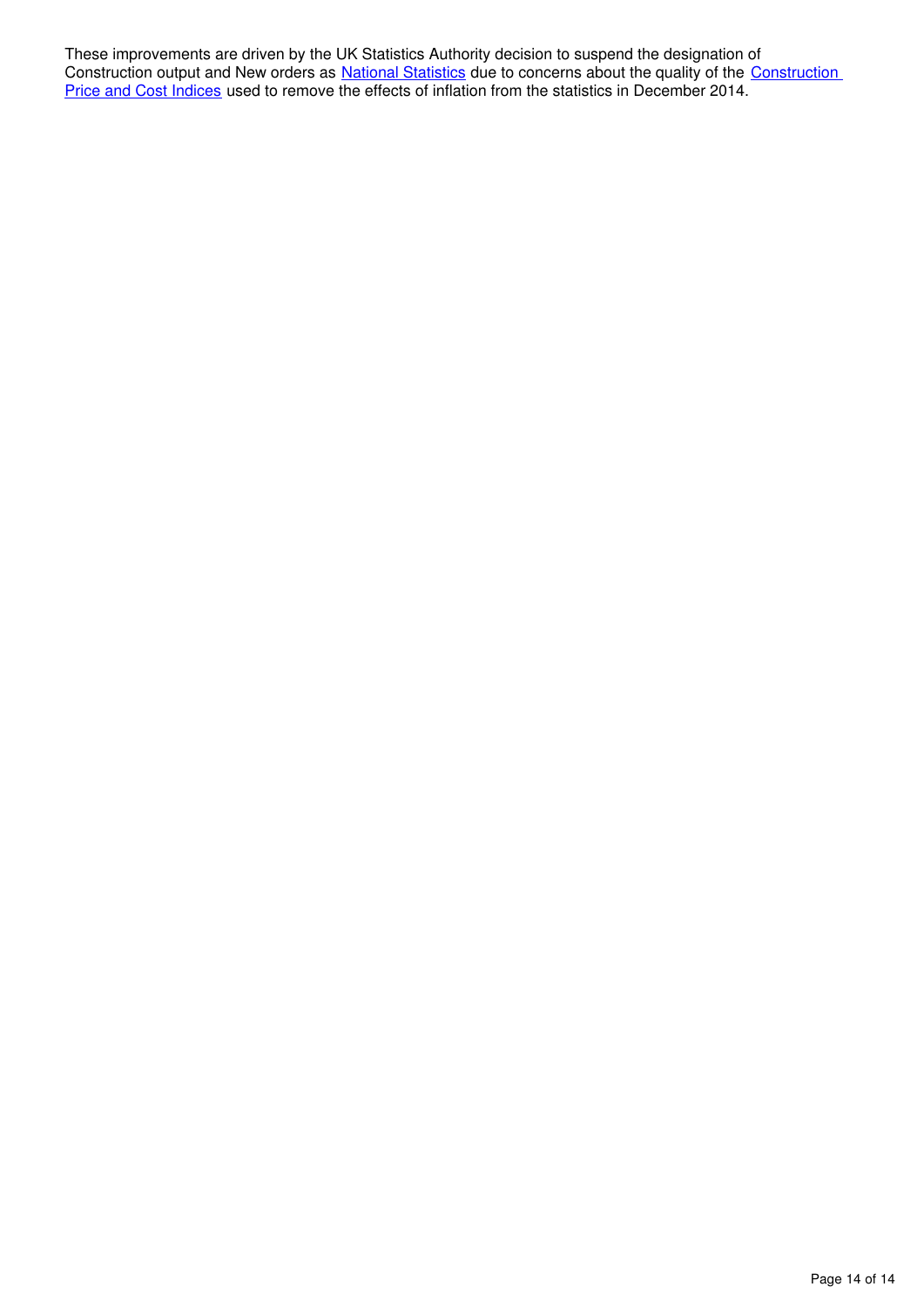These improvements are driven by the UK Statistics Authority decision to suspend the designation of Construction output and New orders as National Statistics due to concerns about the quality of the Construction Price and Cost Indices used to remove the effects of inflation from the statistics in December 2014.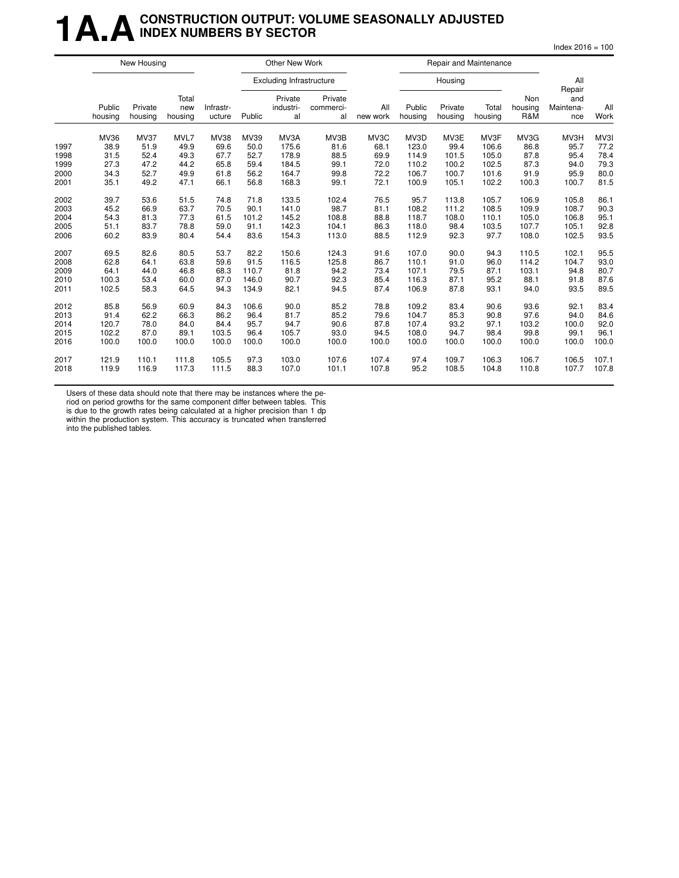# 1A.A CONSTRUCTION OUTPUT: VOLUME SEASONALLY ADJUSTED INDEX NUMBERS BY SECTOR

Index 2016 = 100

| | New Housing | | | Other New Work | | | | | Repair and Maintenance | | | | | |
|---|---|---|---|---|---|---|---|---|---|---|---|---|---|---|
| | | | | | Excluding Infrastructure | | | | Housing | | | | | |
| | Public housing | Private housing | Total new housing | Infrastr-ucture | Public | Private industri-al | Private commerci-al | All new work | Public housing | Private housing | Total housing | Non housing R&M | All Repair and Maintena-nce | All Work |
| | MV36 | MV37 | MVL7 | MV38 | MV39 | MV3A | MV3B | MV3C | MV3D | MV3E | MV3F | MV3G | MV3H | MV3I |
| 1997 | 38.9 | 51.9 | 49.9 | 69.6 | 50.0 | 175.6 | 81.6 | 68.1 | 123.0 | 99.4 | 106.6 | 86.8 | 95.7 | 77.2 |
| 1998 | 31.5 | 52.4 | 49.3 | 67.7 | 52.7 | 178.9 | 88.5 | 69.9 | 114.9 | 101.5 | 105.0 | 87.8 | 95.4 | 78.4 |
| 1999 | 27.3 | 47.2 | 44.2 | 65.8 | 59.4 | 184.5 | 99.1 | 72.0 | 110.2 | 100.2 | 102.5 | 87.3 | 94.0 | 79.3 |
| 2000 | 34.3 | 52.7 | 49.9 | 61.8 | 56.2 | 164.7 | 99.8 | 72.2 | 106.7 | 100.7 | 101.6 | 91.9 | 95.9 | 80.0 |
| 2001 | 35.1 | 49.2 | 47.1 | 66.1 | 56.8 | 168.3 | 99.1 | 72.1 | 100.9 | 105.1 | 102.2 | 100.3 | 100.7 | 81.5 |
| 2002 | 39.7 | 53.6 | 51.5 | 74.8 | 71.8 | 133.5 | 102.4 | 76.5 | 95.7 | 113.8 | 105.7 | 106.9 | 105.8 | 86.1 |
| 2003 | 45.2 | 66.9 | 63.7 | 70.5 | 90.1 | 141.0 | 98.7 | 81.1 | 108.2 | 111.2 | 108.5 | 109.9 | 108.7 | 90.3 |
| 2004 | 54.3 | 81.3 | 77.3 | 61.5 | 101.2 | 145.2 | 108.8 | 88.8 | 118.7 | 108.0 | 110.1 | 105.0 | 106.8 | 95.1 |
| 2005 | 51.1 | 83.7 | 78.8 | 59.0 | 91.1 | 142.3 | 104.1 | 86.3 | 118.0 | 98.4 | 103.5 | 107.7 | 105.1 | 92.8 |
| 2006 | 60.2 | 83.9 | 80.4 | 54.4 | 83.6 | 154.3 | 113.0 | 88.5 | 112.9 | 92.3 | 97.7 | 108.0 | 102.5 | 93.5 |
| 2007 | 69.5 | 82.6 | 80.5 | 53.7 | 82.2 | 150.6 | 124.3 | 91.6 | 107.0 | 90.0 | 94.3 | 110.5 | 102.1 | 95.5 |
| 2008 | 62.8 | 64.1 | 63.8 | 59.6 | 91.5 | 116.5 | 125.8 | 86.7 | 110.1 | 91.0 | 96.0 | 114.2 | 104.7 | 93.0 |
| 2009 | 64.1 | 44.0 | 46.8 | 68.3 | 110.7 | 81.8 | 94.2 | 73.4 | 107.1 | 79.5 | 87.1 | 103.1 | 94.8 | 80.7 |
| 2010 | 100.3 | 53.4 | 60.0 | 87.0 | 146.0 | 90.7 | 92.3 | 85.4 | 116.3 | 87.1 | 95.2 | 88.1 | 91.8 | 87.6 |
| 2011 | 102.5 | 58.3 | 64.5 | 94.3 | 134.9 | 82.1 | 94.5 | 87.4 | 106.9 | 87.8 | 93.1 | 94.0 | 93.5 | 89.5 |
| 2012 | 85.8 | 56.9 | 60.9 | 84.3 | 106.6 | 90.0 | 85.2 | 78.8 | 109.2 | 83.4 | 90.6 | 93.6 | 92.1 | 83.4 |
| 2013 | 91.4 | 62.2 | 66.3 | 86.2 | 96.4 | 81.7 | 85.2 | 79.6 | 104.7 | 85.3 | 90.8 | 97.6 | 94.0 | 84.6 |
| 2014 | 120.7 | 78.0 | 84.0 | 84.4 | 95.7 | 94.7 | 90.6 | 87.8 | 107.4 | 93.2 | 97.1 | 103.2 | 100.0 | 92.0 |
| 2015 | 102.2 | 87.0 | 89.1 | 103.5 | 96.4 | 105.7 | 93.0 | 94.5 | 108.0 | 94.7 | 98.4 | 99.8 | 99.1 | 96.1 |
| 2016 | 100.0 | 100.0 | 100.0 | 100.0 | 100.0 | 100.0 | 100.0 | 100.0 | 100.0 | 100.0 | 100.0 | 100.0 | 100.0 | 100.0 |
| 2017 | 121.9 | 110.1 | 111.8 | 105.5 | 97.3 | 103.0 | 107.6 | 107.4 | 97.4 | 109.7 | 106.3 | 106.7 | 106.5 | 107.1 |
| 2018 | 119.9 | 116.9 | 117.3 | 111.5 | 88.3 | 107.0 | 101.1 | 107.8 | 95.2 | 108.5 | 104.8 | 110.8 | 107.7 | 107.8 |

Users of these data should note that there may be instances where the period on period growths for the same component differ between tables. This is due to the growth rates being calculated at a higher precision than 1 dp within the production system. This accuracy is truncated when transferred into the published tables.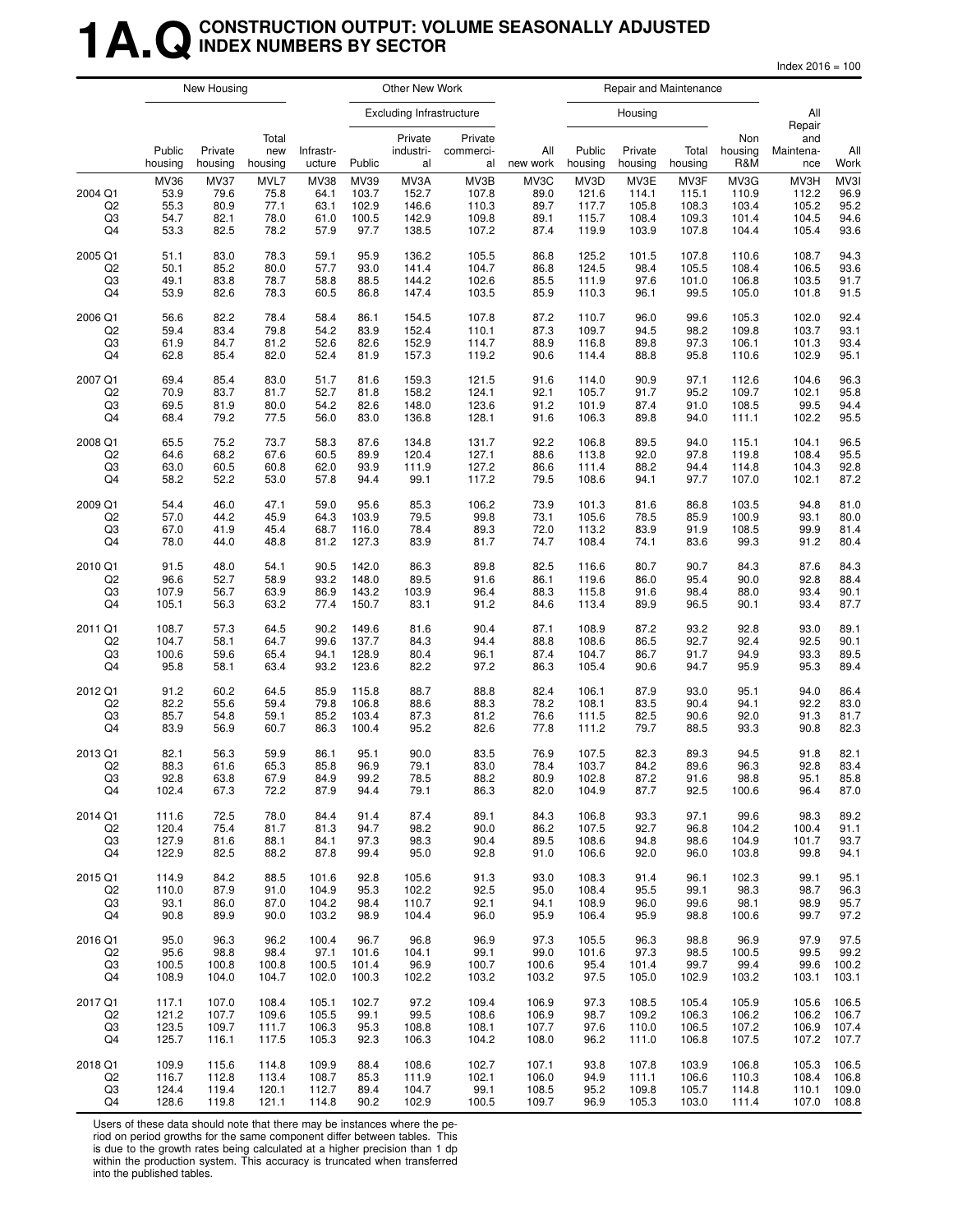# 1A.Q CONSTRUCTION OUTPUT: VOLUME SEASONALLY ADJUSTED INDEX NUMBERS BY SECTOR

Index 2016 = 100

| | New Housing | | | | Other New Work | | | | Repair and Maintenance | | | | | |
|---|---|---|---|---|---|---|---|---|---|---|---|---|---|---|
| | | | | | Excluding Infrastructure | | | | Housing | | | | | |
| | Public housing | Private housing | Total new housing | Infrastructure | Public | Private industrial | Private commercial | All new work | Public housing | Private housing | Total housing | Non housing R&M | All Repair and Maintenance | All Work |
| | MV36 | MV37 | MVL7 | MV38 | MV39 | MV3A | MV3B | MV3C | MV3D | MV3E | MV3F | MV3G | MV3H | MV3I |
| 2004 Q1 | 53.9 | 79.6 | 75.8 | 64.1 | 103.7 | 152.7 | 107.8 | 89.0 | 121.6 | 114.1 | 115.1 | 110.9 | 112.2 | 96.9 |
| Q2 | 55.3 | 80.9 | 77.1 | 63.1 | 102.9 | 146.6 | 110.3 | 89.7 | 117.7 | 105.8 | 108.3 | 103.4 | 105.2 | 95.2 |
| Q3 | 54.7 | 82.1 | 78.0 | 61.0 | 100.5 | 142.9 | 109.8 | 89.1 | 115.7 | 108.4 | 109.3 | 101.4 | 104.5 | 94.6 |
| Q4 | 53.3 | 82.5 | 78.2 | 57.9 | 97.7 | 138.5 | 107.2 | 87.4 | 119.9 | 103.9 | 107.8 | 104.4 | 105.4 | 93.6 |
| 2005 Q1 | 51.1 | 83.0 | 78.3 | 59.1 | 95.9 | 136.2 | 105.5 | 86.8 | 125.2 | 101.5 | 107.8 | 110.6 | 108.7 | 94.3 |
| Q2 | 50.1 | 85.2 | 80.0 | 57.7 | 93.0 | 141.4 | 104.7 | 86.8 | 124.5 | 98.4 | 105.5 | 108.4 | 106.5 | 93.6 |
| Q3 | 49.1 | 83.8 | 78.7 | 58.8 | 88.5 | 144.2 | 102.6 | 85.5 | 111.9 | 97.6 | 101.0 | 106.8 | 103.5 | 91.7 |
| Q4 | 53.9 | 82.6 | 78.3 | 60.5 | 86.8 | 147.4 | 103.5 | 85.9 | 110.3 | 96.1 | 99.5 | 105.0 | 101.8 | 91.5 |
| 2006 Q1 | 56.6 | 82.2 | 78.4 | 58.4 | 86.1 | 154.5 | 107.8 | 87.2 | 110.7 | 96.0 | 99.6 | 105.3 | 102.0 | 92.4 |
| Q2 | 59.4 | 83.4 | 79.8 | 54.2 | 83.9 | 152.4 | 110.1 | 87.3 | 109.7 | 94.5 | 98.2 | 109.8 | 103.7 | 93.1 |
| Q3 | 61.9 | 84.7 | 81.2 | 52.6 | 82.6 | 152.9 | 114.7 | 88.9 | 116.8 | 89.8 | 97.3 | 106.1 | 101.3 | 93.4 |
| Q4 | 62.8 | 85.4 | 82.0 | 52.4 | 81.9 | 157.3 | 119.2 | 90.6 | 114.4 | 88.8 | 95.8 | 110.6 | 102.9 | 95.1 |
| 2007 Q1 | 69.4 | 85.4 | 83.0 | 51.7 | 81.6 | 159.3 | 121.5 | 91.6 | 114.0 | 90.9 | 97.1 | 112.6 | 104.6 | 96.3 |
| Q2 | 70.9 | 83.7 | 81.7 | 52.7 | 81.8 | 158.2 | 124.1 | 92.1 | 105.7 | 91.7 | 95.2 | 109.7 | 102.1 | 95.8 |
| Q3 | 69.5 | 81.9 | 80.0 | 54.2 | 82.6 | 148.0 | 123.6 | 91.2 | 101.9 | 87.4 | 91.0 | 108.5 | 99.5 | 94.4 |
| Q4 | 68.4 | 79.2 | 77.5 | 56.0 | 83.0 | 136.8 | 128.1 | 91.6 | 106.3 | 89.8 | 94.0 | 111.1 | 102.2 | 95.5 |
| 2008 Q1 | 65.5 | 75.2 | 73.7 | 58.3 | 87.6 | 134.8 | 131.7 | 92.2 | 106.8 | 89.5 | 94.0 | 115.1 | 104.1 | 96.5 |
| Q2 | 64.6 | 68.2 | 67.6 | 60.5 | 89.9 | 120.4 | 127.1 | 88.6 | 113.8 | 92.0 | 97.8 | 119.8 | 108.4 | 95.5 |
| Q3 | 63.0 | 60.5 | 60.8 | 62.0 | 93.9 | 111.9 | 127.2 | 86.6 | 111.4 | 88.2 | 94.4 | 114.8 | 104.3 | 92.8 |
| Q4 | 58.2 | 52.2 | 53.0 | 57.8 | 94.4 | 99.1 | 117.2 | 79.5 | 108.6 | 94.1 | 97.7 | 107.0 | 102.1 | 87.2 |
| 2009 Q1 | 54.4 | 46.0 | 47.1 | 59.0 | 95.6 | 85.3 | 106.2 | 73.9 | 101.3 | 81.6 | 86.8 | 103.5 | 94.8 | 81.0 |
| Q2 | 57.0 | 44.2 | 45.9 | 64.3 | 103.9 | 79.5 | 99.8 | 73.1 | 105.6 | 78.5 | 85.9 | 100.9 | 93.1 | 80.0 |
| Q3 | 67.0 | 41.9 | 45.4 | 68.7 | 116.0 | 78.4 | 89.3 | 72.0 | 113.2 | 83.9 | 91.9 | 108.5 | 99.9 | 81.4 |
| Q4 | 78.0 | 44.0 | 48.8 | 81.2 | 127.3 | 83.9 | 81.7 | 74.7 | 108.4 | 74.1 | 83.6 | 99.3 | 91.2 | 80.4 |
| 2010 Q1 | 91.5 | 48.0 | 54.1 | 90.5 | 142.0 | 86.3 | 89.8 | 82.5 | 116.6 | 80.7 | 90.7 | 84.3 | 87.6 | 84.3 |
| Q2 | 96.6 | 52.7 | 58.9 | 93.2 | 148.0 | 89.5 | 91.6 | 86.1 | 119.6 | 86.0 | 95.4 | 90.0 | 92.8 | 88.4 |
| Q3 | 107.9 | 56.7 | 63.9 | 86.9 | 143.2 | 103.9 | 96.4 | 88.3 | 115.8 | 91.6 | 98.4 | 88.0 | 93.4 | 90.1 |
| Q4 | 105.1 | 56.3 | 63.2 | 77.4 | 150.7 | 83.1 | 91.2 | 84.6 | 113.4 | 89.9 | 96.5 | 90.1 | 93.4 | 87.7 |
| 2011 Q1 | 108.7 | 57.3 | 64.5 | 90.2 | 149.6 | 81.6 | 90.4 | 87.1 | 108.9 | 87.2 | 93.2 | 92.8 | 93.0 | 89.1 |
| Q2 | 104.7 | 58.1 | 64.7 | 99.6 | 137.7 | 84.3 | 94.4 | 88.8 | 108.6 | 86.5 | 92.7 | 92.4 | 92.5 | 90.1 |
| Q3 | 100.6 | 59.6 | 65.4 | 94.1 | 128.9 | 80.4 | 96.1 | 87.4 | 104.7 | 86.7 | 91.7 | 94.9 | 93.3 | 89.5 |
| Q4 | 95.8 | 58.1 | 63.4 | 93.2 | 123.6 | 82.2 | 97.2 | 86.3 | 105.4 | 90.6 | 94.7 | 95.9 | 95.3 | 89.4 |
| 2012 Q1 | 91.2 | 60.2 | 64.5 | 85.9 | 115.8 | 88.7 | 88.8 | 82.4 | 106.1 | 87.9 | 93.0 | 95.1 | 94.0 | 86.4 |
| Q2 | 82.2 | 55.6 | 59.4 | 79.8 | 106.8 | 88.6 | 88.3 | 78.2 | 108.1 | 83.5 | 90.4 | 94.1 | 92.2 | 83.0 |
| Q3 | 85.7 | 54.8 | 59.1 | 85.2 | 103.4 | 87.3 | 81.2 | 76.6 | 111.5 | 82.5 | 90.6 | 92.0 | 91.3 | 81.7 |
| Q4 | 83.9 | 56.9 | 60.7 | 86.3 | 100.4 | 95.2 | 82.6 | 77.8 | 111.2 | 79.7 | 88.5 | 93.3 | 90.8 | 82.3 |
| 2013 Q1 | 82.1 | 56.3 | 59.9 | 86.1 | 95.1 | 90.0 | 83.5 | 76.9 | 107.5 | 82.3 | 89.3 | 94.5 | 91.8 | 82.1 |
| Q2 | 88.3 | 61.6 | 65.3 | 85.8 | 96.9 | 79.1 | 83.0 | 78.4 | 103.7 | 84.2 | 89.6 | 96.3 | 92.8 | 83.4 |
| Q3 | 92.8 | 63.8 | 67.9 | 84.9 | 99.2 | 78.5 | 88.2 | 80.9 | 102.8 | 87.2 | 91.6 | 98.8 | 95.1 | 85.8 |
| Q4 | 102.4 | 67.3 | 72.2 | 87.9 | 94.4 | 79.1 | 86.3 | 82.0 | 104.9 | 87.7 | 92.5 | 100.6 | 96.4 | 87.0 |
| 2014 Q1 | 111.6 | 72.5 | 78.0 | 84.4 | 91.4 | 87.4 | 89.1 | 84.3 | 106.8 | 93.3 | 97.1 | 99.6 | 98.3 | 89.2 |
| Q2 | 120.4 | 75.4 | 81.7 | 81.3 | 94.7 | 98.2 | 90.0 | 86.2 | 107.5 | 92.7 | 96.8 | 104.2 | 100.4 | 91.1 |
| Q3 | 127.9 | 81.6 | 88.1 | 84.1 | 97.3 | 98.3 | 90.4 | 89.5 | 108.6 | 94.8 | 98.6 | 104.9 | 101.7 | 93.7 |
| Q4 | 122.9 | 82.5 | 88.2 | 87.8 | 99.4 | 95.0 | 92.8 | 91.0 | 106.6 | 92.0 | 96.0 | 103.8 | 99.8 | 94.1 |
| 2015 Q1 | 114.9 | 84.2 | 88.5 | 101.6 | 92.8 | 105.6 | 91.3 | 93.0 | 108.3 | 91.4 | 96.1 | 102.3 | 99.1 | 95.1 |
| Q2 | 110.0 | 87.9 | 91.0 | 104.9 | 95.3 | 102.2 | 92.5 | 95.0 | 108.4 | 95.5 | 99.1 | 98.3 | 98.7 | 96.3 |
| Q3 | 93.1 | 86.0 | 87.0 | 104.2 | 98.4 | 110.7 | 92.1 | 94.1 | 108.9 | 96.0 | 99.6 | 98.1 | 98.9 | 95.7 |
| Q4 | 90.8 | 89.9 | 90.0 | 103.2 | 98.9 | 104.4 | 96.0 | 95.9 | 106.4 | 95.9 | 98.8 | 100.6 | 99.7 | 97.2 |
| 2016 Q1 | 95.0 | 96.3 | 96.2 | 100.4 | 96.7 | 96.8 | 96.9 | 97.3 | 105.5 | 96.3 | 98.8 | 96.9 | 97.9 | 97.5 |
| Q2 | 95.6 | 98.8 | 98.4 | 97.1 | 101.6 | 104.1 | 99.1 | 99.0 | 101.6 | 97.3 | 98.5 | 100.5 | 99.5 | 99.2 |
| Q3 | 100.5 | 100.8 | 100.8 | 100.5 | 101.4 | 96.9 | 100.7 | 100.6 | 95.4 | 101.4 | 99.7 | 99.4 | 99.6 | 100.2 |
| Q4 | 108.9 | 104.0 | 104.7 | 102.0 | 100.3 | 102.2 | 103.2 | 103.2 | 97.5 | 105.0 | 102.9 | 103.2 | 103.1 | 103.1 |
| 2017 Q1 | 117.1 | 107.0 | 108.4 | 105.1 | 102.7 | 97.2 | 109.4 | 106.9 | 97.3 | 108.5 | 105.4 | 105.9 | 105.6 | 106.5 |
| Q2 | 121.2 | 107.7 | 109.6 | 105.5 | 99.1 | 99.5 | 108.6 | 106.9 | 98.7 | 109.2 | 106.3 | 106.2 | 106.2 | 106.7 |
| Q3 | 123.5 | 109.7 | 111.7 | 106.3 | 95.3 | 108.8 | 108.1 | 107.7 | 97.6 | 110.0 | 106.5 | 107.2 | 106.9 | 107.4 |
| Q4 | 125.7 | 116.1 | 117.5 | 105.3 | 92.3 | 106.3 | 104.2 | 108.0 | 96.2 | 111.0 | 106.8 | 107.5 | 107.2 | 107.7 |
| 2018 Q1 | 109.9 | 115.6 | 114.8 | 109.9 | 88.4 | 108.6 | 102.7 | 107.1 | 93.8 | 107.8 | 103.9 | 106.8 | 105.3 | 106.5 |
| Q2 | 116.7 | 112.8 | 113.4 | 108.7 | 85.3 | 111.9 | 102.1 | 106.0 | 94.9 | 111.1 | 106.6 | 110.3 | 108.4 | 106.8 |
| Q3 | 124.4 | 119.4 | 120.1 | 112.7 | 89.4 | 104.7 | 99.1 | 108.5 | 95.2 | 109.8 | 105.7 | 114.8 | 110.1 | 109.0 |
| Q4 | 128.6 | 119.8 | 121.1 | 114.8 | 90.2 | 102.9 | 100.5 | 109.7 | 96.9 | 105.3 | 103.0 | 111.4 | 107.0 | 108.8 |

Users of these data should note that there may be instances where the period on period growths for the same component differ between tables. This is due to the growth rates being calculated at a higher precision than 1 dp within the production system. This accuracy is truncated when transferred into the published tables.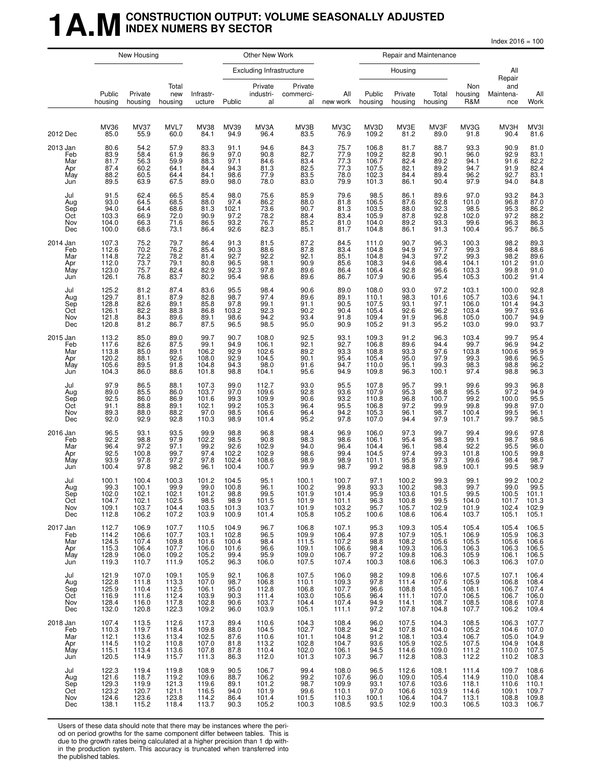# 1A.M CONSTRUCTION OUTPUT: VOLUME SEASONALLY ADJUSTED INDEX NUMERS BY SECTOR

Index 2016 = 100

| | New Housing | | | Other New Work | | | | | Repair and Maintenance | | | | | |
|---|---|---|---|---|---|---|---|---|---|---|---|---|---|---|
| | | | | | Excluding Infrastructure | | | | Housing | | | | | |
| | Public housing | Private housing | Total new housing | Infrastr-ucture | Public | Private industri-al | Private commerci-al | All new work | Public housing | Private housing | Total housing | Non housing R&M | All Repair and Maintena-nce | All Work |
| | MV36 | MV37 | MVL7 | MV38 | MV39 | MV3A | MV3B | MV3C | MV3D | MV3E | MV3F | MV3G | MV3H | MV3I |
| 2012 Dec | 85.0 | 55.9 | 60.0 | 84.1 | 94.9 | 96.4 | 83.5 | 76.9 | 109.2 | 81.2 | 89.0 | 91.8 | 90.4 | 81.6 |
| 2013 Jan | 80.6 | 54.2 | 57.9 | 83.3 | 91.1 | 94.6 | 84.3 | 75.7 | 106.8 | 81.7 | 88.7 | 93.3 | 90.9 | 81.0 |
| Feb | 83.9 | 58.4 | 61.9 | 86.9 | 97.0 | 90.8 | 82.7 | 77.9 | 109.2 | 82.8 | 90.1 | 96.0 | 92.9 | 83.1 |
| Mar | 81.7 | 56.3 | 59.9 | 88.3 | 97.1 | 84.6 | 83.4 | 77.3 | 106.7 | 82.4 | 89.2 | 94.1 | 91.6 | 82.2 |
| Apr | 87.4 | 60.2 | 64.1 | 84.4 | 94.3 | 81.3 | 82.5 | 77.3 | 107.5 | 82.1 | 89.2 | 94.7 | 91.9 | 82.4 |
| May | 88.2 | 60.5 | 64.4 | 84.1 | 98.6 | 77.9 | 83.5 | 78.0 | 102.3 | 84.4 | 89.4 | 96.2 | 92.7 | 83.1 |
| Jun | 89.5 | 63.9 | 67.5 | 89.0 | 98.0 | 78.0 | 83.0 | 79.9 | 101.3 | 86.1 | 90.4 | 97.9 | 94.0 | 84.8 |
| Jul | 91.5 | 62.4 | 66.5 | 85.4 | 98.0 | 75.6 | 85.9 | 79.6 | 98.5 | 86.1 | 89.6 | 97.0 | 93.2 | 84.3 |
| Aug | 93.0 | 64.5 | 68.5 | 88.0 | 97.4 | 86.2 | 88.0 | 81.8 | 106.5 | 87.6 | 92.8 | 101.0 | 96.8 | 87.0 |
| Sep | 94.0 | 64.4 | 68.6 | 81.3 | 102.1 | 73.6 | 90.7 | 81.3 | 103.5 | 88.0 | 92.3 | 98.5 | 95.3 | 86.2 |
| Oct | 103.3 | 66.9 | 72.0 | 90.9 | 97.2 | 78.2 | 88.4 | 83.4 | 105.9 | 87.8 | 92.8 | 102.0 | 97.2 | 88.2 |
| Nov | 104.0 | 66.3 | 71.6 | 86.5 | 93.2 | 76.7 | 85.2 | 81.0 | 104.0 | 89.2 | 93.3 | 99.6 | 96.3 | 86.3 |
| Dec | 100.0 | 68.6 | 73.1 | 86.4 | 92.6 | 82.3 | 85.1 | 81.7 | 104.8 | 86.1 | 91.3 | 100.4 | 95.7 | 86.5 |
| 2014 Jan | 107.3 | 75.2 | 79.7 | 86.4 | 91.3 | 81.5 | 87.2 | 84.5 | 111.0 | 90.7 | 96.3 | 100.3 | 98.2 | 89.3 |
| Feb | 112.6 | 70.2 | 76.2 | 85.4 | 90.3 | 88.6 | 87.8 | 83.4 | 104.8 | 94.9 | 97.7 | 99.3 | 98.4 | 88.6 |
| Mar | 114.8 | 72.2 | 78.2 | 81.4 | 92.7 | 92.2 | 92.1 | 85.1 | 104.8 | 94.3 | 97.2 | 99.3 | 98.2 | 89.6 |
| Apr | 112.0 | 73.7 | 79.1 | 80.8 | 96.5 | 98.1 | 90.9 | 85.6 | 108.3 | 94.6 | 98.4 | 104.1 | 101.2 | 91.0 |
| May | 123.0 | 75.7 | 82.4 | 82.9 | 92.3 | 97.8 | 89.6 | 86.4 | 106.4 | 92.8 | 96.6 | 103.3 | 99.8 | 91.0 |
| Jun | 126.1 | 76.8 | 83.7 | 80.2 | 95.4 | 98.6 | 89.6 | 86.7 | 107.9 | 90.6 | 95.4 | 105.3 | 100.2 | 91.4 |
| Jul | 125.2 | 81.2 | 87.4 | 83.6 | 95.5 | 98.4 | 90.6 | 89.0 | 108.0 | 93.0 | 97.2 | 103.1 | 100.0 | 92.8 |
| Aug | 129.7 | 81.1 | 87.9 | 82.8 | 98.7 | 97.4 | 89.6 | 89.1 | 110.1 | 98.3 | 101.6 | 105.7 | 103.6 | 94.1 |
| Sep | 128.8 | 82.6 | 89.1 | 85.8 | 97.8 | 99.1 | 91.1 | 90.5 | 107.5 | 93.1 | 97.1 | 106.0 | 101.4 | 94.3 |
| Oct | 126.1 | 82.2 | 88.3 | 86.8 | 103.2 | 92.3 | 90.2 | 90.4 | 105.4 | 92.6 | 96.2 | 103.4 | 99.7 | 93.6 |
| Nov | 121.8 | 84.3 | 89.6 | 89.1 | 98.6 | 94.2 | 93.4 | 91.8 | 109.4 | 91.9 | 96.8 | 105.0 | 100.7 | 94.9 |
| Dec | 120.8 | 81.2 | 86.7 | 87.5 | 96.5 | 98.5 | 95.0 | 90.9 | 105.2 | 91.3 | 95.2 | 103.0 | 99.0 | 93.7 |
| 2015 Jan | 113.2 | 85.0 | 89.0 | 99.7 | 90.7 | 108.0 | 92.5 | 93.1 | 109.3 | 91.2 | 96.3 | 103.4 | 99.7 | 95.4 |
| Feb | 117.6 | 82.6 | 87.5 | 99.1 | 94.9 | 106.1 | 92.1 | 92.7 | 106.8 | 89.6 | 94.4 | 99.7 | 96.9 | 94.2 |
| Mar | 113.8 | 85.0 | 89.1 | 106.2 | 92.9 | 102.6 | 89.2 | 93.3 | 108.8 | 93.3 | 97.6 | 103.8 | 100.6 | 95.9 |
| Apr | 120.2 | 88.1 | 92.6 | 108.0 | 92.9 | 104.5 | 90.1 | 95.4 | 105.4 | 95.0 | 97.9 | 99.3 | 98.6 | 96.5 |
| May | 105.6 | 89.5 | 91.8 | 104.8 | 94.3 | 98.0 | 91.6 | 94.7 | 110.0 | 95.1 | 99.3 | 98.3 | 98.8 | 96.2 |
| Jun | 104.3 | 86.0 | 88.6 | 101.8 | 98.8 | 104.1 | 95.6 | 94.9 | 109.8 | 96.3 | 100.1 | 97.4 | 98.8 | 96.3 |
| Jul | 97.9 | 86.5 | 88.1 | 107.3 | 99.0 | 112.7 | 93.0 | 95.5 | 107.8 | 95.7 | 99.1 | 99.6 | 99.3 | 96.8 |
| Aug | 89.0 | 85.5 | 86.0 | 103.7 | 97.0 | 109.6 | 92.8 | 93.6 | 107.9 | 95.3 | 98.8 | 95.5 | 97.2 | 94.9 |
| Sep | 92.5 | 86.0 | 86.9 | 101.6 | 99.3 | 109.9 | 90.6 | 93.2 | 110.8 | 96.8 | 100.7 | 99.2 | 100.0 | 95.5 |
| Oct | 91.1 | 88.8 | 89.1 | 102.1 | 99.2 | 105.3 | 96.4 | 95.5 | 106.8 | 97.2 | 99.9 | 99.8 | 99.8 | 97.0 |
| Nov | 89.3 | 88.0 | 88.2 | 97.0 | 98.5 | 106.6 | 96.4 | 94.2 | 105.3 | 96.1 | 98.7 | 100.4 | 99.5 | 96.1 |
| Dec | 92.0 | 92.9 | 92.8 | 110.3 | 98.9 | 101.4 | 95.2 | 97.8 | 107.0 | 94.4 | 97.9 | 101.7 | 99.7 | 98.5 |
| 2016 Jan | 96.5 | 93.1 | 93.5 | 99.9 | 98.8 | 96.8 | 98.4 | 96.9 | 106.0 | 97.3 | 99.7 | 99.4 | 99.6 | 97.8 |
| Feb | 92.2 | 98.8 | 97.9 | 102.2 | 98.5 | 90.8 | 98.3 | 98.6 | 106.1 | 95.4 | 98.3 | 99.1 | 98.7 | 98.6 |
| Mar | 96.4 | 97.2 | 97.1 | 99.2 | 92.6 | 102.9 | 94.0 | 96.4 | 104.4 | 96.1 | 98.4 | 92.2 | 95.5 | 96.0 |
| Apr | 92.5 | 100.8 | 99.7 | 97.4 | 102.2 | 102.9 | 98.6 | 99.4 | 104.5 | 97.4 | 99.3 | 101.8 | 100.5 | 99.8 |
| May | 93.9 | 97.8 | 97.2 | 97.8 | 102.4 | 108.6 | 98.9 | 98.9 | 101.1 | 95.8 | 97.3 | 99.6 | 98.4 | 98.7 |
| Jun | 100.4 | 97.8 | 98.2 | 96.1 | 100.4 | 100.7 | 99.9 | 98.7 | 99.2 | 98.8 | 98.9 | 100.1 | 99.5 | 98.9 |
| Jul | 100.1 | 100.4 | 100.3 | 101.2 | 104.5 | 95.1 | 100.1 | 100.7 | 97.1 | 100.2 | 99.3 | 99.1 | 99.2 | 100.2 |
| Aug | 99.3 | 100.1 | 99.9 | 99.0 | 100.8 | 96.1 | 100.2 | 99.8 | 93.3 | 100.2 | 98.3 | 99.7 | 99.0 | 99.5 |
| Sep | 102.0 | 102.1 | 102.1 | 101.2 | 98.8 | 99.5 | 101.9 | 101.4 | 95.9 | 103.6 | 101.5 | 99.5 | 100.5 | 101.1 |
| Oct | 104.7 | 102.1 | 102.5 | 98.5 | 98.9 | 101.5 | 101.9 | 101.1 | 96.3 | 100.8 | 99.5 | 104.0 | 101.7 | 101.3 |
| Nov | 109.1 | 103.7 | 104.4 | 103.5 | 101.3 | 103.7 | 101.9 | 103.2 | 95.7 | 105.7 | 102.9 | 101.9 | 102.4 | 102.9 |
| Dec | 112.8 | 106.2 | 107.2 | 103.9 | 100.9 | 101.4 | 105.8 | 105.2 | 100.6 | 108.6 | 106.4 | 103.7 | 105.1 | 105.1 |
| 2017 Jan | 112.7 | 106.9 | 107.7 | 110.5 | 104.9 | 96.7 | 106.8 | 107.1 | 95.3 | 109.3 | 105.4 | 105.4 | 105.4 | 106.5 |
| Feb | 114.2 | 106.6 | 107.7 | 103.1 | 102.8 | 96.5 | 109.9 | 106.4 | 97.8 | 107.9 | 105.1 | 106.9 | 105.9 | 106.3 |
| Mar | 124.5 | 107.4 | 109.8 | 101.6 | 100.4 | 98.4 | 111.5 | 107.2 | 98.8 | 108.2 | 105.6 | 105.5 | 105.6 | 106.6 |
| Apr | 115.3 | 106.4 | 107.7 | 106.0 | 101.6 | 96.6 | 109.1 | 106.6 | 98.4 | 109.3 | 106.3 | 106.3 | 106.3 | 106.5 |
| May | 128.9 | 106.0 | 109.2 | 105.2 | 99.4 | 95.9 | 109.0 | 106.7 | 97.2 | 109.8 | 106.3 | 105.9 | 106.1 | 106.5 |
| Jun | 119.3 | 110.7 | 111.9 | 105.2 | 96.3 | 106.0 | 107.5 | 107.4 | 100.3 | 108.6 | 106.3 | 106.3 | 106.3 | 107.0 |
| Jul | 121.9 | 107.0 | 109.1 | 105.9 | 92.1 | 106.8 | 107.5 | 106.0 | 98.2 | 109.8 | 106.6 | 107.5 | 107.1 | 106.4 |
| Aug | 122.8 | 111.8 | 113.3 | 107.0 | 98.7 | 106.8 | 110.1 | 109.3 | 97.8 | 111.4 | 107.6 | 105.9 | 106.8 | 108.4 |
| Sep | 125.9 | 110.4 | 112.5 | 106.1 | 95.0 | 112.8 | 106.8 | 107.7 | 96.6 | 108.8 | 105.4 | 108.1 | 106.7 | 107.4 |
| Oct | 116.9 | 111.6 | 112.4 | 103.9 | 90.3 | 111.4 | 103.0 | 105.6 | 96.4 | 111.1 | 107.0 | 106.5 | 106.7 | 106.0 |
| Nov | 128.4 | 116.0 | 117.8 | 102.8 | 90.6 | 103.7 | 104.4 | 107.4 | 94.9 | 114.1 | 108.7 | 108.5 | 108.6 | 107.8 |
| Dec | 132.0 | 120.8 | 122.3 | 109.2 | 96.0 | 103.9 | 105.1 | 111.1 | 97.2 | 107.8 | 104.8 | 107.7 | 106.2 | 109.4 |
| 2018 Jan | 107.4 | 113.5 | 112.6 | 117.3 | 89.4 | 110.6 | 104.3 | 108.4 | 96.0 | 107.5 | 104.3 | 108.5 | 106.3 | 107.7 |
| Feb | 110.3 | 119.7 | 118.4 | 109.8 | 88.0 | 104.5 | 102.7 | 108.2 | 94.2 | 107.8 | 104.0 | 105.2 | 104.6 | 107.0 |
| Mar | 112.1 | 113.6 | 113.4 | 102.5 | 87.6 | 110.6 | 101.1 | 104.8 | 91.2 | 108.1 | 103.4 | 106.7 | 105.0 | 104.9 |
| Apr | 114.5 | 110.2 | 110.8 | 107.0 | 81.8 | 113.2 | 102.8 | 104.7 | 93.6 | 105.9 | 102.5 | 107.5 | 104.9 | 104.8 |
| May | 115.1 | 113.4 | 113.6 | 107.8 | 87.8 | 110.4 | 102.0 | 106.1 | 94.5 | 114.6 | 109.0 | 111.2 | 110.0 | 107.5 |
| Jun | 120.5 | 114.9 | 115.7 | 111.3 | 86.3 | 112.0 | 101.3 | 107.3 | 96.7 | 112.8 | 108.3 | 112.2 | 110.2 | 108.3 |
| Jul | 122.3 | 119.4 | 119.8 | 108.9 | 90.5 | 106.7 | 99.4 | 108.0 | 96.5 | 112.6 | 108.1 | 111.4 | 109.7 | 108.6 |
| Aug | 121.6 | 118.7 | 119.2 | 109.6 | 88.7 | 106.2 | 99.2 | 107.6 | 96.0 | 109.0 | 105.4 | 114.9 | 110.0 | 108.4 |
| Sep | 129.3 | 119.9 | 121.3 | 119.6 | 89.1 | 101.2 | 98.7 | 109.9 | 93.1 | 107.6 | 103.6 | 118.1 | 110.6 | 110.1 |
| Oct | 123.2 | 120.7 | 121.1 | 116.5 | 94.0 | 101.9 | 99.6 | 110.1 | 97.0 | 106.6 | 103.9 | 114.6 | 109.1 | 109.7 |
| Nov | 124.6 | 123.6 | 123.8 | 114.2 | 86.4 | 101.4 | 101.5 | 110.3 | 100.1 | 106.4 | 104.7 | 113.1 | 108.8 | 109.8 |
| Dec | 138.1 | 115.2 | 118.4 | 113.7 | 90.3 | 105.2 | 100.3 | 108.5 | 93.5 | 102.9 | 100.3 | 106.5 | 103.3 | 106.7 |

Users of these data should note that there may be instances where the period on period growths for the same component differ between tables. This is due to the growth rates being calculated at a higher precision than 1 dp within the production system. This accuracy is truncated when transferred into the published tables.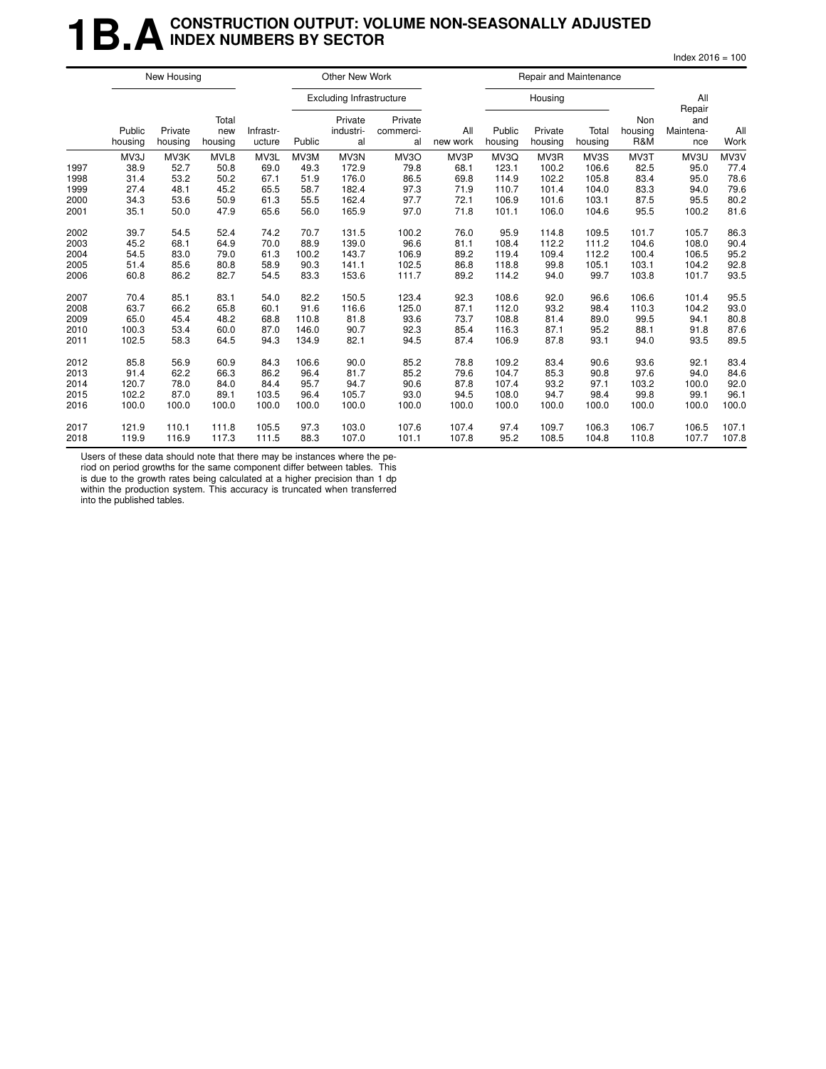# 1B.A CONSTRUCTION OUTPUT: VOLUME NON-SEASONALLY ADJUSTED INDEX NUMBERS BY SECTOR

Index 2016 = 100

| | New Housing | | | Other New Work | | | | | Repair and Maintenance | | | | | |
|---|---|---|---|---|---|---|---|---|---|---|---|---|---|---|
| | | | | | Excluding Infrastructure | | | | Housing | | | | All Repair and Maintena-nce | |
| | Public housing | Private housing | Total new housing | Infrastr-ucture | Public | Private industri-al | Private commerci-al | All new work | Public housing | Private housing | Total housing | Non housing R&M | | All Work |
| | MV3J | MV3K | MVL8 | MV3L | MV3M | MV3N | MV3O | MV3P | MV3Q | MV3R | MV3S | MV3T | MV3U | MV3V |
| 1997 | 38.9 | 52.7 | 50.8 | 69.0 | 49.3 | 172.9 | 79.8 | 68.1 | 123.1 | 100.2 | 106.6 | 82.5 | 95.0 | 77.4 |
| 1998 | 31.4 | 53.2 | 50.2 | 67.1 | 51.9 | 176.0 | 86.5 | 69.8 | 114.9 | 102.2 | 105.8 | 83.4 | 95.0 | 78.6 |
| 1999 | 27.4 | 48.1 | 45.2 | 65.5 | 58.7 | 182.4 | 97.3 | 71.9 | 110.7 | 101.4 | 104.0 | 83.3 | 94.0 | 79.6 |
| 2000 | 34.3 | 53.6 | 50.9 | 61.3 | 55.5 | 162.4 | 97.7 | 72.1 | 106.9 | 101.6 | 103.1 | 87.5 | 95.5 | 80.2 |
| 2001 | 35.1 | 50.0 | 47.9 | 65.6 | 56.0 | 165.9 | 97.0 | 71.8 | 101.1 | 106.0 | 104.6 | 95.5 | 100.2 | 81.6 |
| 2002 | 39.7 | 54.5 | 52.4 | 74.2 | 70.7 | 131.5 | 100.2 | 76.0 | 95.9 | 114.8 | 109.5 | 101.7 | 105.7 | 86.3 |
| 2003 | 45.2 | 68.1 | 64.9 | 70.0 | 88.9 | 139.0 | 96.6 | 81.1 | 108.4 | 112.2 | 111.2 | 104.6 | 108.0 | 90.4 |
| 2004 | 54.5 | 83.0 | 79.0 | 61.3 | 100.2 | 143.7 | 106.9 | 89.2 | 119.4 | 109.4 | 112.2 | 100.4 | 106.5 | 95.2 |
| 2005 | 51.4 | 85.6 | 80.8 | 58.9 | 90.3 | 141.1 | 102.5 | 86.8 | 118.8 | 99.8 | 105.1 | 103.1 | 104.2 | 92.8 |
| 2006 | 60.8 | 86.2 | 82.7 | 54.5 | 83.3 | 153.6 | 111.7 | 89.2 | 114.2 | 94.0 | 99.7 | 103.8 | 101.7 | 93.5 |
| 2007 | 70.4 | 85.1 | 83.1 | 54.0 | 82.2 | 150.5 | 123.4 | 92.3 | 108.6 | 92.0 | 96.6 | 106.6 | 101.4 | 95.5 |
| 2008 | 63.7 | 66.2 | 65.8 | 60.1 | 91.6 | 116.6 | 125.0 | 87.1 | 112.0 | 93.2 | 98.4 | 110.3 | 104.2 | 93.0 |
| 2009 | 65.0 | 45.4 | 48.2 | 68.8 | 110.8 | 81.8 | 93.6 | 73.7 | 108.8 | 81.4 | 89.0 | 99.5 | 94.1 | 80.8 |
| 2010 | 100.3 | 53.4 | 60.0 | 87.0 | 146.0 | 90.7 | 92.3 | 85.4 | 116.3 | 87.1 | 95.2 | 88.1 | 91.8 | 87.6 |
| 2011 | 102.5 | 58.3 | 64.5 | 94.3 | 134.9 | 82.1 | 94.5 | 87.4 | 106.9 | 87.8 | 93.1 | 94.0 | 93.5 | 89.5 |
| 2012 | 85.8 | 56.9 | 60.9 | 84.3 | 106.6 | 90.0 | 85.2 | 78.8 | 109.2 | 83.4 | 90.6 | 93.6 | 92.1 | 83.4 |
| 2013 | 91.4 | 62.2 | 66.3 | 86.2 | 96.4 | 81.7 | 85.2 | 79.6 | 104.7 | 85.3 | 90.8 | 97.6 | 94.0 | 84.6 |
| 2014 | 120.7 | 78.0 | 84.0 | 84.4 | 95.7 | 94.7 | 90.6 | 87.8 | 107.4 | 93.2 | 97.1 | 103.2 | 100.0 | 92.0 |
| 2015 | 102.2 | 87.0 | 89.1 | 103.5 | 96.4 | 105.7 | 93.0 | 94.5 | 108.0 | 94.7 | 98.4 | 99.8 | 99.1 | 96.1 |
| 2016 | 100.0 | 100.0 | 100.0 | 100.0 | 100.0 | 100.0 | 100.0 | 100.0 | 100.0 | 100.0 | 100.0 | 100.0 | 100.0 | 100.0 |
| 2017 | 121.9 | 110.1 | 111.8 | 105.5 | 97.3 | 103.0 | 107.6 | 107.4 | 97.4 | 109.7 | 106.3 | 106.7 | 106.5 | 107.1 |
| 2018 | 119.9 | 116.9 | 117.3 | 111.5 | 88.3 | 107.0 | 101.1 | 107.8 | 95.2 | 108.5 | 104.8 | 110.8 | 107.7 | 107.8 |

Users of these data should note that there may be instances where the period on period growths for the same component differ between tables. This is due to the growth rates being calculated at a higher precision than 1 dp within the production system. This accuracy is truncated when transferred into the published tables.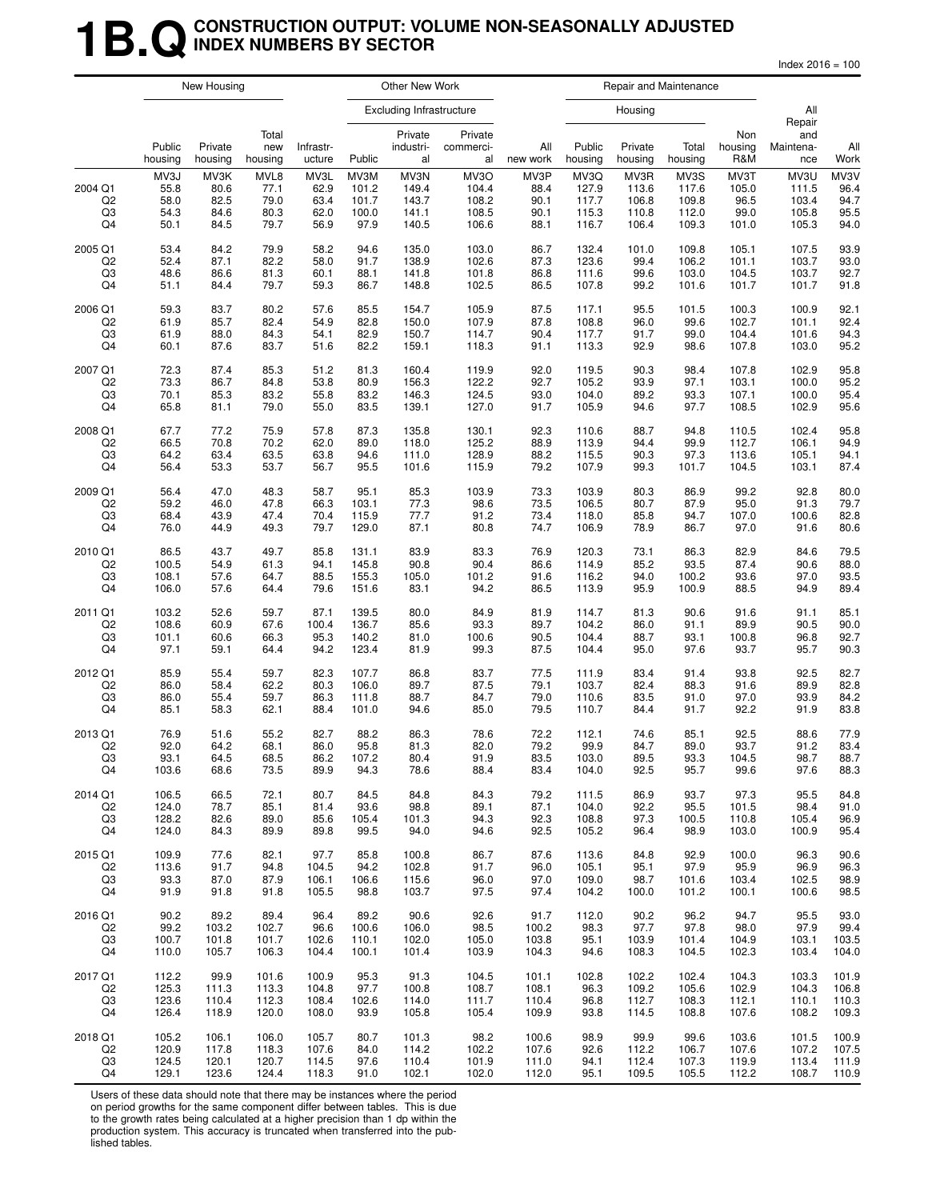# 1B.Q CONSTRUCTION OUTPUT: VOLUME NON-SEASONALLY ADJUSTED INDEX NUMBERS BY SECTOR

Index 2016 = 100

| | New Housing | | | Other New Work | | | | | Repair and Maintenance | | | | | |
|---|---|---|---|---|---|---|---|---|---|---|---|---|---|---|
| | | | | | Excluding Infrastructure | | | | Housing | | | | | |
| | Public housing | Private housing | Total new housing | Infrastructure | Public | Private industrial | Private commercial | All new work | Public housing | Private housing | Total housing | Non housing R&M | All Repair and Maintenance | All Work |
| | MV3J | MV3K | MVL8 | MV3L | MV3M | MV3N | MV3O | MV3P | MV3Q | MV3R | MV3S | MV3T | MV3U | MV3V |
| 2004 Q1 | 55.8 | 80.6 | 77.1 | 62.9 | 101.2 | 149.4 | 104.4 | 88.4 | 127.9 | 113.6 | 117.6 | 105.0 | 111.5 | 96.4 |
| Q2 | 58.0 | 82.5 | 79.0 | 63.4 | 101.7 | 143.7 | 108.2 | 90.1 | 117.7 | 106.8 | 109.8 | 96.5 | 103.4 | 94.7 |
| Q3 | 54.3 | 84.6 | 80.3 | 62.0 | 100.0 | 141.1 | 108.5 | 90.1 | 115.3 | 110.8 | 112.0 | 99.0 | 105.8 | 95.5 |
| Q4 | 50.1 | 84.5 | 79.7 | 56.9 | 97.9 | 140.5 | 106.6 | 88.1 | 116.7 | 106.4 | 109.3 | 101.0 | 105.3 | 94.0 |
| 2005 Q1 | 53.4 | 84.2 | 79.9 | 58.2 | 94.6 | 135.0 | 103.0 | 86.7 | 132.4 | 101.0 | 109.8 | 105.1 | 107.5 | 93.9 |
| Q2 | 52.4 | 87.1 | 82.2 | 58.0 | 91.7 | 138.9 | 102.6 | 87.3 | 123.6 | 99.4 | 106.2 | 101.1 | 103.7 | 93.0 |
| Q3 | 48.6 | 86.6 | 81.3 | 60.1 | 88.1 | 141.8 | 101.8 | 86.8 | 111.6 | 99.6 | 103.0 | 104.5 | 103.7 | 92.7 |
| Q4 | 51.1 | 84.4 | 79.7 | 59.3 | 86.7 | 148.8 | 102.5 | 86.5 | 107.8 | 99.2 | 101.6 | 101.7 | 101.7 | 91.8 |
| 2006 Q1 | 59.3 | 83.7 | 80.2 | 57.6 | 85.5 | 154.7 | 105.9 | 87.5 | 117.1 | 95.5 | 101.5 | 100.3 | 100.9 | 92.1 |
| Q2 | 61.9 | 85.7 | 82.4 | 54.9 | 82.8 | 150.0 | 107.9 | 87.8 | 108.8 | 96.0 | 99.6 | 102.7 | 101.1 | 92.4 |
| Q3 | 61.9 | 88.0 | 84.3 | 54.1 | 82.9 | 150.7 | 114.7 | 90.4 | 117.7 | 91.7 | 99.0 | 104.4 | 101.6 | 94.3 |
| Q4 | 60.1 | 87.6 | 83.7 | 51.6 | 82.2 | 159.1 | 118.3 | 91.1 | 113.3 | 92.9 | 98.6 | 107.8 | 103.0 | 95.2 |
| 2007 Q1 | 72.3 | 87.4 | 85.3 | 51.2 | 81.3 | 160.4 | 119.9 | 92.0 | 119.5 | 90.3 | 98.4 | 107.8 | 102.9 | 95.8 |
| Q2 | 73.3 | 86.7 | 84.8 | 53.8 | 80.9 | 156.3 | 122.2 | 92.7 | 105.2 | 93.9 | 97.1 | 103.1 | 100.0 | 95.2 |
| Q3 | 70.1 | 85.3 | 83.2 | 55.8 | 83.2 | 146.3 | 124.5 | 93.0 | 104.0 | 89.2 | 93.3 | 107.1 | 100.0 | 95.4 |
| Q4 | 65.8 | 81.1 | 79.0 | 55.0 | 83.5 | 139.1 | 127.0 | 91.7 | 105.9 | 94.6 | 97.7 | 108.5 | 102.9 | 95.6 |
| 2008 Q1 | 67.7 | 77.2 | 75.9 | 57.8 | 87.3 | 135.8 | 130.1 | 92.3 | 110.6 | 88.7 | 94.8 | 110.5 | 102.4 | 95.8 |
| Q2 | 66.5 | 70.8 | 70.2 | 62.0 | 89.0 | 118.0 | 125.2 | 88.9 | 113.9 | 94.4 | 99.9 | 112.7 | 106.1 | 94.9 |
| Q3 | 64.2 | 63.4 | 63.5 | 63.8 | 94.6 | 111.0 | 128.9 | 88.2 | 115.5 | 90.3 | 97.3 | 113.6 | 105.1 | 94.1 |
| Q4 | 56.4 | 53.3 | 53.7 | 56.7 | 95.5 | 101.6 | 115.9 | 79.2 | 107.9 | 99.3 | 101.7 | 104.5 | 103.1 | 87.4 |
| 2009 Q1 | 56.4 | 47.0 | 48.3 | 58.7 | 95.1 | 85.3 | 103.9 | 73.3 | 103.9 | 80.3 | 86.9 | 99.2 | 92.8 | 80.0 |
| Q2 | 59.2 | 46.0 | 47.8 | 66.3 | 103.1 | 77.3 | 98.6 | 73.5 | 106.5 | 80.7 | 87.9 | 95.0 | 91.3 | 79.7 |
| Q3 | 68.4 | 43.9 | 47.4 | 70.4 | 115.9 | 77.7 | 91.2 | 73.4 | 118.0 | 85.8 | 94.7 | 107.0 | 100.6 | 82.8 |
| Q4 | 76.0 | 44.9 | 49.3 | 79.7 | 129.0 | 87.1 | 80.8 | 74.7 | 106.9 | 78.9 | 86.7 | 97.0 | 91.6 | 80.6 |
| 2010 Q1 | 86.5 | 43.7 | 49.7 | 85.8 | 131.1 | 83.9 | 83.3 | 76.9 | 120.3 | 73.1 | 86.3 | 82.9 | 84.6 | 79.5 |
| Q2 | 100.5 | 54.9 | 61.3 | 94.1 | 145.8 | 90.8 | 90.4 | 86.6 | 114.9 | 85.2 | 93.5 | 87.4 | 90.6 | 88.0 |
| Q3 | 108.1 | 57.6 | 64.7 | 88.5 | 155.3 | 105.0 | 101.2 | 91.6 | 116.2 | 94.0 | 100.2 | 93.6 | 97.0 | 93.5 |
| Q4 | 106.0 | 57.6 | 64.4 | 79.6 | 151.6 | 83.1 | 94.2 | 86.5 | 113.9 | 95.9 | 100.9 | 88.5 | 94.9 | 89.4 |
| 2011 Q1 | 103.2 | 52.6 | 59.7 | 87.1 | 139.5 | 80.0 | 84.9 | 81.9 | 114.7 | 81.3 | 90.6 | 91.6 | 91.1 | 85.1 |
| Q2 | 108.6 | 60.9 | 67.6 | 100.4 | 136.7 | 85.6 | 93.3 | 89.7 | 104.2 | 86.0 | 91.1 | 89.9 | 90.5 | 90.0 |
| Q3 | 101.1 | 60.6 | 66.3 | 95.3 | 140.2 | 81.0 | 100.6 | 90.5 | 104.4 | 88.7 | 93.1 | 100.8 | 96.8 | 92.7 |
| Q4 | 97.1 | 59.1 | 64.4 | 94.2 | 123.4 | 81.9 | 99.3 | 87.5 | 104.4 | 95.0 | 97.6 | 93.7 | 95.7 | 90.3 |
| 2012 Q1 | 85.9 | 55.4 | 59.7 | 82.3 | 107.7 | 86.8 | 83.7 | 77.5 | 111.9 | 83.4 | 91.4 | 93.8 | 92.5 | 82.7 |
| Q2 | 86.0 | 58.4 | 62.2 | 80.3 | 106.0 | 89.7 | 87.5 | 79.1 | 103.7 | 82.4 | 88.3 | 91.6 | 89.9 | 82.8 |
| Q3 | 86.0 | 55.4 | 59.7 | 86.3 | 111.8 | 88.7 | 84.7 | 79.0 | 110.6 | 83.5 | 91.0 | 97.0 | 93.9 | 84.2 |
| Q4 | 85.1 | 58.3 | 62.1 | 88.4 | 101.0 | 94.6 | 85.0 | 79.5 | 110.7 | 84.4 | 91.7 | 92.2 | 91.9 | 83.8 |
| 2013 Q1 | 76.9 | 51.6 | 55.2 | 82.7 | 88.2 | 86.3 | 78.6 | 72.2 | 112.1 | 74.6 | 85.1 | 92.5 | 88.6 | 77.9 |
| Q2 | 92.0 | 64.2 | 68.1 | 86.0 | 95.8 | 81.3 | 82.0 | 79.2 | 99.9 | 84.7 | 89.0 | 93.7 | 91.2 | 83.4 |
| Q3 | 93.1 | 64.5 | 68.5 | 86.2 | 107.2 | 80.4 | 91.9 | 83.5 | 103.0 | 89.5 | 93.3 | 104.5 | 98.7 | 88.7 |
| Q4 | 103.6 | 68.6 | 73.5 | 89.9 | 94.3 | 78.6 | 88.4 | 83.4 | 104.0 | 92.5 | 95.7 | 99.6 | 97.6 | 88.3 |
| 2014 Q1 | 106.5 | 66.5 | 72.1 | 80.7 | 84.5 | 84.8 | 84.3 | 79.2 | 111.5 | 86.9 | 93.7 | 97.3 | 95.5 | 84.8 |
| Q2 | 124.0 | 78.7 | 85.1 | 81.4 | 93.6 | 98.8 | 89.1 | 87.1 | 104.0 | 92.2 | 95.5 | 101.5 | 98.4 | 91.0 |
| Q3 | 128.2 | 82.6 | 89.0 | 85.6 | 105.4 | 101.3 | 94.3 | 92.3 | 108.8 | 97.3 | 100.5 | 110.8 | 105.4 | 96.9 |
| Q4 | 124.0 | 84.3 | 89.9 | 89.8 | 99.5 | 94.0 | 94.6 | 92.5 | 105.2 | 96.4 | 98.9 | 103.0 | 100.9 | 95.4 |
| 2015 Q1 | 109.9 | 77.6 | 82.1 | 97.7 | 85.8 | 100.8 | 86.7 | 87.6 | 113.6 | 84.8 | 92.9 | 100.0 | 96.3 | 90.6 |
| Q2 | 113.6 | 91.7 | 94.8 | 104.5 | 94.2 | 102.8 | 91.7 | 96.0 | 105.1 | 95.1 | 97.9 | 95.9 | 96.9 | 96.3 |
| Q3 | 93.3 | 87.0 | 87.9 | 106.1 | 106.6 | 115.6 | 96.0 | 97.0 | 109.0 | 98.7 | 101.6 | 103.4 | 102.5 | 98.9 |
| Q4 | 91.9 | 91.8 | 91.8 | 105.5 | 98.8 | 103.7 | 97.5 | 97.4 | 104.2 | 100.0 | 101.2 | 100.1 | 100.6 | 98.5 |
| 2016 Q1 | 90.2 | 89.2 | 89.4 | 96.4 | 89.2 | 90.6 | 92.6 | 91.7 | 112.0 | 90.2 | 96.2 | 94.7 | 95.5 | 93.0 |
| Q2 | 99.2 | 103.2 | 102.7 | 96.6 | 100.6 | 106.0 | 98.5 | 100.2 | 98.3 | 97.7 | 97.8 | 98.0 | 97.9 | 99.4 |
| Q3 | 100.7 | 101.8 | 101.7 | 102.6 | 110.1 | 102.0 | 105.0 | 103.8 | 95.1 | 103.9 | 101.4 | 104.9 | 103.1 | 103.5 |
| Q4 | 110.0 | 105.7 | 106.3 | 104.4 | 100.1 | 101.4 | 103.9 | 104.3 | 94.6 | 108.3 | 104.5 | 102.3 | 103.4 | 104.0 |
| 2017 Q1 | 112.2 | 99.9 | 101.6 | 100.9 | 95.3 | 91.3 | 104.5 | 101.1 | 102.8 | 102.2 | 102.4 | 104.3 | 103.3 | 101.9 |
| Q2 | 125.3 | 111.3 | 113.3 | 104.8 | 97.7 | 100.8 | 108.7 | 108.1 | 96.3 | 109.2 | 105.6 | 102.9 | 104.3 | 106.8 |
| Q3 | 123.6 | 110.4 | 112.3 | 108.4 | 102.6 | 114.0 | 111.7 | 110.4 | 96.8 | 112.7 | 108.3 | 112.1 | 110.1 | 110.3 |
| Q4 | 126.4 | 118.9 | 120.0 | 108.0 | 93.9 | 105.8 | 105.4 | 109.9 | 93.8 | 114.5 | 108.8 | 107.6 | 108.2 | 109.3 |
| 2018 Q1 | 105.2 | 106.1 | 106.0 | 105.7 | 80.7 | 101.3 | 98.2 | 100.6 | 98.9 | 99.9 | 99.6 | 103.6 | 101.5 | 100.9 |
| Q2 | 120.9 | 117.8 | 118.3 | 107.6 | 84.0 | 114.2 | 102.2 | 107.6 | 92.6 | 112.2 | 106.7 | 107.6 | 107.2 | 107.5 |
| Q3 | 124.5 | 120.1 | 120.7 | 114.5 | 97.6 | 110.4 | 101.9 | 111.0 | 94.1 | 112.4 | 107.3 | 119.9 | 113.4 | 111.9 |
| Q4 | 129.1 | 123.6 | 124.4 | 118.3 | 91.0 | 102.1 | 102.0 | 112.0 | 95.1 | 109.5 | 105.5 | 112.2 | 108.7 | 110.9 |

Users of these data should note that there may be instances where the period on period growths for the same component differ between tables. This is due to the growth rates being calculated at a higher precision than 1 dp within the production system. This accuracy is truncated when transferred into the published tables.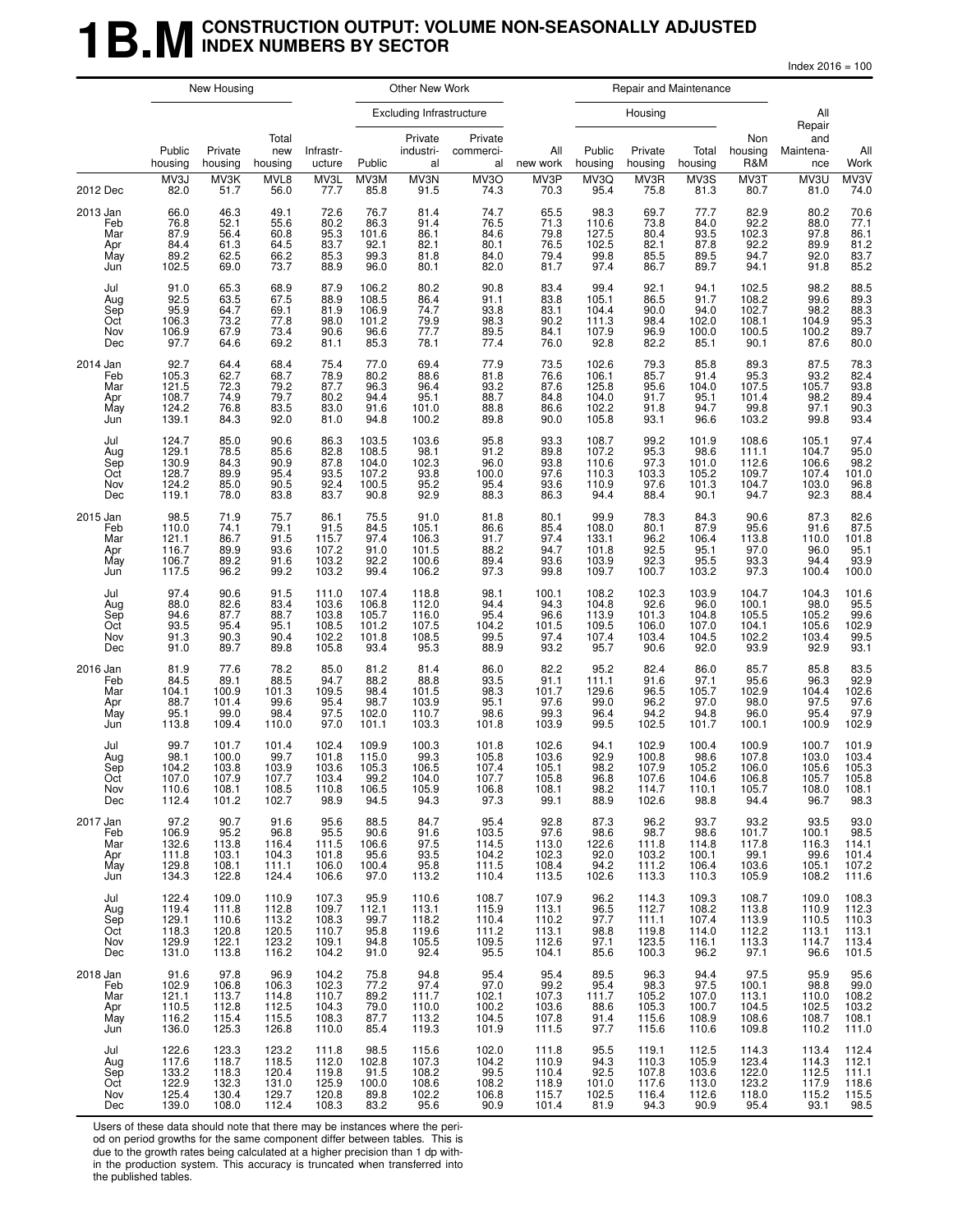# 1B.M CONSTRUCTION OUTPUT: VOLUME NON-SEASONALLY ADJUSTED INDEX NUMBERS BY SECTOR

Index 2016 = 100

| | New Housing | | | Other New Work | | | | | Repair and Maintenance | | | | | |
|---|---|---|---|---|---|---|---|---|---|---|---|---|---|---|
| | | | | | Excluding Infrastructure | | | | Housing | | | | | |
| | Public housing | Private housing | Total new housing | Infrastr-ucture | Public | Private industri-al | Private commerci-al | All new work | Public housing | Private housing | Total housing | Non housing R&M | All Repair and Maintena-nce | All Work |
| | MV3J | MV3K | MVL8 | MV3L | MV3M | MV3N | MV3O | MV3P | MV3Q | MV3R | MV3S | MV3T | MV3U | MV3V |
| 2012 Dec | 82.0 | 51.7 | 56.0 | 77.7 | 85.8 | 91.5 | 74.3 | 70.3 | 95.4 | 75.8 | 81.3 | 80.7 | 81.0 | 74.0 |
| 2013 Jan | 66.0 | 46.3 | 49.1 | 72.6 | 76.7 | 81.4 | 74.7 | 65.5 | 98.3 | 69.7 | 77.7 | 82.9 | 80.2 | 70.6 |
| Feb | 76.8 | 52.1 | 55.6 | 80.2 | 86.3 | 91.4 | 76.5 | 71.3 | 110.6 | 73.8 | 84.0 | 92.2 | 88.0 | 77.1 |
| Mar | 87.9 | 56.4 | 60.8 | 95.3 | 101.6 | 86.1 | 84.6 | 79.8 | 127.5 | 80.4 | 93.5 | 102.3 | 97.8 | 86.1 |
| Apr | 84.4 | 61.3 | 64.5 | 83.7 | 92.1 | 82.1 | 80.1 | 76.5 | 102.5 | 82.1 | 87.8 | 92.2 | 89.9 | 81.2 |
| May | 89.2 | 62.5 | 66.2 | 85.3 | 99.3 | 81.8 | 84.0 | 79.4 | 99.8 | 85.5 | 89.5 | 94.7 | 92.0 | 83.7 |
| Jun | 102.5 | 69.0 | 73.7 | 88.9 | 96.0 | 80.1 | 82.0 | 81.7 | 97.4 | 86.7 | 89.7 | 94.1 | 91.8 | 85.2 |
| Jul | 91.0 | 65.3 | 68.9 | 87.9 | 106.2 | 80.2 | 90.8 | 83.4 | 99.4 | 92.1 | 94.1 | 102.5 | 98.2 | 88.5 |
| Aug | 92.5 | 63.5 | 67.5 | 88.9 | 108.5 | 86.4 | 91.1 | 83.8 | 105.1 | 86.5 | 91.7 | 108.2 | 99.6 | 89.3 |
| Sep | 95.9 | 64.7 | 69.1 | 81.9 | 106.9 | 74.7 | 93.8 | 83.1 | 104.4 | 90.0 | 94.0 | 102.7 | 98.2 | 88.3 |
| Oct | 106.3 | 73.2 | 77.8 | 98.0 | 101.2 | 79.9 | 98.3 | 90.2 | 111.3 | 98.4 | 102.0 | 108.1 | 104.9 | 95.3 |
| Nov | 106.9 | 67.9 | 73.4 | 90.6 | 96.6 | 77.7 | 89.5 | 84.1 | 107.9 | 96.9 | 100.0 | 100.5 | 100.2 | 89.7 |
| Dec | 97.7 | 64.6 | 69.2 | 81.1 | 85.3 | 78.1 | 77.4 | 76.0 | 92.8 | 82.2 | 85.1 | 90.1 | 87.6 | 80.0 |
| 2014 Jan | 92.7 | 64.4 | 68.4 | 75.4 | 77.0 | 69.4 | 77.9 | 73.5 | 102.6 | 79.3 | 85.8 | 89.3 | 87.5 | 78.3 |
| Feb | 105.3 | 62.7 | 68.7 | 78.9 | 80.2 | 88.6 | 81.8 | 76.6 | 106.1 | 85.7 | 91.4 | 95.3 | 93.2 | 82.4 |
| Mar | 121.5 | 72.3 | 79.2 | 87.7 | 96.3 | 96.4 | 93.2 | 87.6 | 125.8 | 95.6 | 104.0 | 107.5 | 105.7 | 93.8 |
| Apr | 108.7 | 74.9 | 79.7 | 80.2 | 94.4 | 95.1 | 88.7 | 84.8 | 104.0 | 91.7 | 95.1 | 101.4 | 98.2 | 89.4 |
| May | 124.2 | 76.8 | 83.5 | 83.0 | 91.6 | 101.0 | 88.8 | 86.6 | 102.2 | 91.8 | 94.7 | 99.8 | 97.1 | 90.3 |
| Jun | 139.1 | 84.3 | 92.0 | 81.0 | 94.8 | 100.2 | 89.8 | 90.0 | 105.8 | 93.1 | 96.6 | 103.2 | 99.8 | 93.4 |
| Jul | 124.7 | 85.0 | 90.6 | 86.3 | 103.5 | 103.6 | 95.8 | 93.3 | 108.7 | 99.2 | 101.9 | 108.6 | 105.1 | 97.4 |
| Aug | 129.1 | 78.5 | 85.6 | 82.8 | 108.5 | 98.1 | 91.2 | 89.8 | 107.2 | 95.3 | 98.6 | 111.1 | 104.7 | 95.0 |
| Sep | 130.9 | 84.3 | 90.9 | 87.8 | 104.0 | 102.3 | 96.0 | 93.8 | 110.6 | 97.3 | 101.0 | 112.6 | 106.6 | 98.2 |
| Oct | 128.7 | 89.9 | 95.4 | 93.5 | 107.2 | 93.8 | 100.0 | 97.6 | 110.3 | 103.3 | 105.2 | 109.7 | 107.4 | 101.0 |
| Nov | 124.2 | 85.0 | 90.5 | 92.4 | 100.5 | 95.2 | 95.4 | 93.6 | 110.9 | 97.6 | 101.3 | 104.7 | 103.0 | 96.8 |
| Dec | 119.1 | 78.0 | 83.8 | 83.7 | 90.8 | 92.9 | 88.3 | 86.3 | 94.4 | 88.4 | 90.1 | 94.7 | 92.3 | 88.4 |
| 2015 Jan | 98.5 | 71.9 | 75.7 | 86.1 | 75.5 | 91.0 | 81.8 | 80.1 | 99.9 | 78.3 | 84.3 | 90.6 | 87.3 | 82.6 |
| Feb | 110.0 | 74.1 | 79.1 | 91.5 | 84.5 | 105.1 | 86.6 | 85.4 | 108.0 | 80.1 | 87.9 | 95.6 | 91.6 | 87.5 |
| Mar | 121.1 | 86.7 | 91.5 | 115.7 | 97.4 | 106.3 | 91.7 | 97.4 | 133.1 | 96.2 | 106.4 | 113.8 | 110.0 | 101.8 |
| Apr | 116.7 | 89.9 | 93.6 | 107.2 | 91.0 | 101.5 | 88.2 | 94.7 | 101.8 | 92.5 | 95.1 | 97.0 | 96.0 | 95.1 |
| May | 106.7 | 89.2 | 91.6 | 103.2 | 92.2 | 100.6 | 89.4 | 93.6 | 103.9 | 92.3 | 95.5 | 93.3 | 94.4 | 93.9 |
| Jun | 117.5 | 96.2 | 99.2 | 103.2 | 99.4 | 106.2 | 97.3 | 99.8 | 109.7 | 100.7 | 103.2 | 97.3 | 100.4 | 100.0 |
| Jul | 97.4 | 90.6 | 91.5 | 111.0 | 107.4 | 118.8 | 98.1 | 100.1 | 108.2 | 102.3 | 103.9 | 104.7 | 104.3 | 101.6 |
| Aug | 88.0 | 82.6 | 83.4 | 103.6 | 106.8 | 112.0 | 94.4 | 94.3 | 104.8 | 92.6 | 96.0 | 100.1 | 98.0 | 95.5 |
| Sep | 94.6 | 87.7 | 88.7 | 103.8 | 105.7 | 116.0 | 95.4 | 96.6 | 113.9 | 101.3 | 104.8 | 105.5 | 105.2 | 99.6 |
| Oct | 93.5 | 95.4 | 95.1 | 108.5 | 101.2 | 107.5 | 104.2 | 101.5 | 109.5 | 106.0 | 107.0 | 104.1 | 105.6 | 102.9 |
| Nov | 91.3 | 90.3 | 90.4 | 102.2 | 101.8 | 108.5 | 99.5 | 97.4 | 107.4 | 103.4 | 104.5 | 102.2 | 103.4 | 99.5 |
| Dec | 91.0 | 89.7 | 89.8 | 105.8 | 93.4 | 95.3 | 88.9 | 93.2 | 95.7 | 90.6 | 92.0 | 93.9 | 92.9 | 93.1 |
| 2016 Jan | 81.9 | 77.6 | 78.2 | 85.0 | 81.2 | 81.4 | 86.0 | 82.2 | 95.2 | 82.4 | 86.0 | 85.7 | 85.8 | 83.5 |
| Feb | 84.5 | 89.1 | 88.5 | 94.7 | 88.2 | 88.8 | 93.5 | 91.1 | 111.1 | 91.6 | 97.1 | 95.6 | 96.3 | 92.9 |
| Mar | 104.1 | 100.9 | 101.3 | 109.5 | 98.4 | 101.5 | 98.3 | 101.7 | 129.6 | 96.5 | 105.7 | 102.9 | 104.4 | 102.6 |
| Apr | 88.7 | 101.4 | 99.6 | 95.4 | 98.7 | 103.9 | 95.1 | 97.6 | 99.0 | 96.2 | 97.0 | 98.0 | 97.5 | 97.6 |
| May | 95.1 | 99.0 | 98.4 | 97.5 | 102.0 | 110.7 | 98.6 | 99.3 | 96.4 | 94.2 | 94.8 | 96.0 | 95.4 | 97.9 |
| Jun | 113.8 | 109.4 | 110.0 | 97.0 | 101.1 | 103.3 | 101.8 | 103.9 | 99.5 | 102.5 | 101.7 | 100.1 | 100.9 | 102.9 |
| Jul | 99.7 | 101.7 | 101.4 | 102.4 | 109.9 | 100.3 | 101.8 | 102.6 | 94.1 | 102.9 | 100.4 | 100.9 | 100.7 | 101.9 |
| Aug | 98.1 | 100.0 | 99.7 | 101.8 | 115.0 | 99.3 | 105.8 | 103.6 | 92.9 | 100.8 | 98.6 | 107.8 | 103.0 | 103.4 |
| Sep | 104.2 | 103.8 | 103.9 | 103.6 | 105.3 | 106.5 | 107.4 | 105.1 | 98.2 | 107.9 | 105.2 | 106.0 | 105.6 | 105.3 |
| Oct | 107.0 | 107.9 | 107.7 | 103.4 | 99.2 | 104.0 | 107.7 | 105.8 | 96.8 | 107.6 | 104.6 | 106.8 | 105.7 | 105.8 |
| Nov | 110.6 | 108.1 | 108.5 | 110.8 | 106.5 | 105.9 | 106.8 | 108.1 | 98.2 | 114.7 | 110.1 | 105.7 | 108.0 | 108.1 |
| Dec | 112.4 | 101.2 | 102.7 | 98.9 | 94.5 | 94.3 | 97.3 | 99.1 | 88.9 | 102.6 | 98.8 | 94.4 | 96.7 | 98.3 |
| 2017 Jan | 97.2 | 90.7 | 91.6 | 95.6 | 88.5 | 84.7 | 95.4 | 92.8 | 87.3 | 96.2 | 93.7 | 93.2 | 93.5 | 93.0 |
| Feb | 106.9 | 95.2 | 96.8 | 95.5 | 90.6 | 91.6 | 103.5 | 97.6 | 98.6 | 98.7 | 98.6 | 101.7 | 100.1 | 98.5 |
| Mar | 132.6 | 113.8 | 116.4 | 111.5 | 106.6 | 97.5 | 114.5 | 113.0 | 122.6 | 111.8 | 114.8 | 117.8 | 116.3 | 114.1 |
| Apr | 111.8 | 103.1 | 104.3 | 101.8 | 95.6 | 93.5 | 104.2 | 102.3 | 92.0 | 103.2 | 100.1 | 99.1 | 99.6 | 101.4 |
| May | 129.8 | 108.1 | 111.1 | 106.0 | 100.4 | 95.8 | 111.5 | 108.4 | 94.2 | 111.2 | 106.4 | 103.6 | 105.1 | 107.2 |
| Jun | 134.3 | 122.8 | 124.4 | 106.6 | 97.0 | 113.2 | 110.4 | 113.5 | 102.6 | 113.3 | 110.3 | 105.9 | 108.2 | 111.6 |
| Jul | 122.4 | 109.0 | 110.9 | 107.3 | 95.9 | 110.6 | 108.7 | 107.9 | 96.2 | 114.3 | 109.3 | 108.7 | 109.0 | 108.3 |
| Aug | 119.4 | 111.8 | 112.8 | 109.7 | 112.1 | 113.1 | 115.9 | 113.1 | 96.5 | 112.7 | 108.2 | 113.8 | 110.9 | 112.3 |
| Sep | 129.1 | 110.6 | 113.2 | 108.3 | 99.7 | 118.2 | 110.4 | 110.2 | 97.7 | 111.1 | 107.4 | 113.9 | 110.5 | 110.3 |
| Oct | 118.3 | 120.8 | 120.5 | 110.7 | 95.8 | 119.6 | 111.2 | 113.1 | 98.8 | 119.8 | 114.0 | 112.2 | 113.1 | 113.1 |
| Nov | 129.9 | 122.1 | 123.2 | 109.1 | 94.8 | 105.5 | 109.5 | 112.6 | 97.1 | 123.5 | 116.1 | 113.3 | 114.7 | 113.4 |
| Dec | 131.0 | 113.8 | 116.2 | 104.2 | 91.0 | 92.4 | 95.5 | 104.1 | 85.6 | 100.3 | 96.2 | 97.1 | 96.6 | 101.5 |
| 2018 Jan | 91.6 | 97.8 | 96.9 | 104.2 | 75.8 | 94.8 | 95.4 | 95.4 | 89.5 | 96.3 | 94.4 | 97.5 | 95.9 | 95.6 |
| Feb | 102.9 | 106.8 | 106.3 | 102.3 | 77.2 | 97.4 | 97.0 | 99.2 | 95.4 | 98.3 | 97.5 | 100.1 | 98.8 | 99.0 |
| Mar | 121.1 | 113.7 | 114.8 | 110.7 | 89.2 | 111.7 | 102.1 | 107.3 | 111.7 | 105.2 | 107.0 | 113.1 | 110.0 | 108.2 |
| Apr | 110.5 | 112.8 | 112.5 | 104.3 | 79.0 | 110.0 | 100.2 | 103.6 | 88.6 | 105.3 | 100.7 | 104.5 | 102.5 | 103.2 |
| May | 116.2 | 115.4 | 115.5 | 108.3 | 87.7 | 113.2 | 104.5 | 107.8 | 91.4 | 115.6 | 108.9 | 108.6 | 108.7 | 108.1 |
| Jun | 136.0 | 125.3 | 126.8 | 110.0 | 85.4 | 119.3 | 101.9 | 111.5 | 97.7 | 115.6 | 110.6 | 109.8 | 110.2 | 111.0 |
| Jul | 122.6 | 123.3 | 123.2 | 111.8 | 98.5 | 115.6 | 102.0 | 111.8 | 95.5 | 119.1 | 112.5 | 114.3 | 113.4 | 112.4 |
| Aug | 117.6 | 118.7 | 118.5 | 112.0 | 102.8 | 107.3 | 104.2 | 110.9 | 94.3 | 110.3 | 105.9 | 123.4 | 114.3 | 112.1 |
| Sep | 133.2 | 118.3 | 120.4 | 119.8 | 91.5 | 108.2 | 99.5 | 110.4 | 92.5 | 107.8 | 103.6 | 122.0 | 112.5 | 111.1 |
| Oct | 122.9 | 132.3 | 131.0 | 125.9 | 100.0 | 108.6 | 108.2 | 118.9 | 101.0 | 117.6 | 113.0 | 123.2 | 117.9 | 118.6 |
| Nov | 125.4 | 130.4 | 129.7 | 120.8 | 89.8 | 102.2 | 106.8 | 115.7 | 102.5 | 116.4 | 112.6 | 118.0 | 115.2 | 115.5 |
| Dec | 139.0 | 108.0 | 112.4 | 108.3 | 83.2 | 95.6 | 90.9 | 101.4 | 81.9 | 94.3 | 90.9 | 95.4 | 93.1 | 98.5 |

Users of these data should note that there may be instances where the period on period growths for the same component differ between tables. This is due to the growth rates being calculated at a higher precision than 1 dp within the production system. This accuracy is truncated when transferred into the published tables.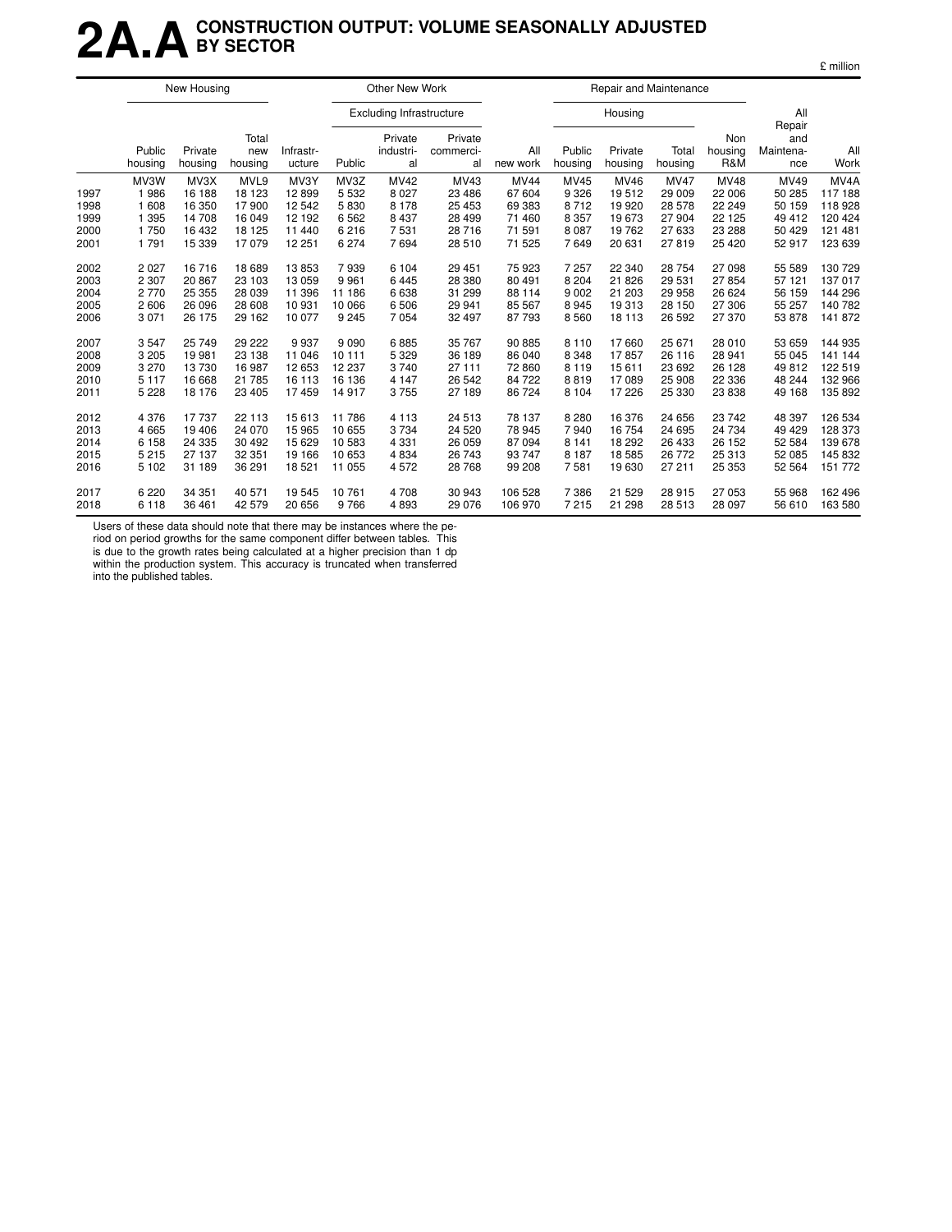# 2A.A CONSTRUCTION OUTPUT: VOLUME SEASONALLY ADJUSTED BY SECTOR

£ million

| | New Housing | | | | Other New Work | | | | Repair and Maintenance | | | | | |
|---|---|---|---|---|---|---|---|---|---|---|---|---|---|---|
| | | | | | Excluding Infrastructure | | | | Housing | | | | | |
| | Public housing | Private housing | Total new housing | Infrastr-ucture | Public | Private industri-al | Private commerci-al | All new work | Public housing | Private housing | Total housing | Non housing R&M | All Repair and Maintena-nce | All Work |
| | MV3W | MV3X | MVL9 | MV3Y | MV3Z | MV42 | MV43 | MV44 | MV45 | MV46 | MV47 | MV48 | MV49 | MV4A |
| 1997 | 1 986 | 16 188 | 18 123 | 12 899 | 5 532 | 8 027 | 23 486 | 67 604 | 9 326 | 19 512 | 29 009 | 22 006 | 50 285 | 117 188 |
| 1998 | 1 608 | 16 350 | 17 900 | 12 542 | 5 830 | 8 178 | 25 453 | 69 383 | 8 712 | 19 920 | 28 578 | 22 249 | 50 159 | 118 928 |
| 1999 | 1 395 | 14 708 | 16 049 | 12 192 | 6 562 | 8 437 | 28 499 | 71 460 | 8 357 | 19 673 | 27 904 | 22 125 | 49 412 | 120 424 |
| 2000 | 1 750 | 16 432 | 18 125 | 11 440 | 6 216 | 7 531 | 28 716 | 71 591 | 8 087 | 19 762 | 27 633 | 23 288 | 50 429 | 121 481 |
| 2001 | 1 791 | 15 339 | 17 079 | 12 251 | 6 274 | 7 694 | 28 510 | 71 525 | 7 649 | 20 631 | 27 819 | 25 420 | 52 917 | 123 639 |
| 2002 | 2 027 | 16 716 | 18 689 | 13 853 | 7 939 | 6 104 | 29 451 | 75 923 | 7 257 | 22 340 | 28 754 | 27 098 | 55 589 | 130 729 |
| 2003 | 2 307 | 20 867 | 23 103 | 13 059 | 9 961 | 6 445 | 28 380 | 80 491 | 8 204 | 21 826 | 29 531 | 27 854 | 57 121 | 137 017 |
| 2004 | 2 770 | 25 355 | 28 039 | 11 396 | 11 186 | 6 638 | 31 299 | 88 114 | 9 002 | 21 203 | 29 958 | 26 624 | 56 159 | 144 296 |
| 2005 | 2 606 | 26 096 | 28 608 | 10 931 | 10 066 | 6 506 | 29 941 | 85 567 | 8 945 | 19 313 | 28 150 | 27 306 | 55 257 | 140 782 |
| 2006 | 3 071 | 26 175 | 29 162 | 10 077 | 9 245 | 7 054 | 32 497 | 87 793 | 8 560 | 18 113 | 26 592 | 27 370 | 53 878 | 141 872 |
| 2007 | 3 547 | 25 749 | 29 222 | 9 937 | 9 090 | 6 885 | 35 767 | 90 885 | 8 110 | 17 660 | 25 671 | 28 010 | 53 659 | 144 935 |
| 2008 | 3 205 | 19 981 | 23 138 | 11 046 | 10 111 | 5 329 | 36 189 | 86 040 | 8 348 | 17 857 | 26 116 | 28 941 | 55 045 | 141 144 |
| 2009 | 3 270 | 13 730 | 16 987 | 12 653 | 12 237 | 3 740 | 27 111 | 72 860 | 8 119 | 15 611 | 23 692 | 26 128 | 49 812 | 122 519 |
| 2010 | 5 117 | 16 668 | 21 785 | 16 113 | 16 136 | 4 147 | 26 542 | 84 722 | 8 819 | 17 089 | 25 908 | 22 336 | 48 244 | 132 966 |
| 2011 | 5 228 | 18 176 | 23 405 | 17 459 | 14 917 | 3 755 | 27 189 | 86 724 | 8 104 | 17 226 | 25 330 | 23 838 | 49 168 | 135 892 |
| 2012 | 4 376 | 17 737 | 22 113 | 15 613 | 11 786 | 4 113 | 24 513 | 78 137 | 8 280 | 16 376 | 24 656 | 23 742 | 48 397 | 126 534 |
| 2013 | 4 665 | 19 406 | 24 070 | 15 965 | 10 655 | 3 734 | 24 520 | 78 945 | 7 940 | 16 754 | 24 695 | 24 734 | 49 429 | 128 373 |
| 2014 | 6 158 | 24 335 | 30 492 | 15 629 | 10 583 | 4 331 | 26 059 | 87 094 | 8 141 | 18 292 | 26 433 | 26 152 | 52 584 | 139 678 |
| 2015 | 5 215 | 27 137 | 32 351 | 19 166 | 10 653 | 4 834 | 26 743 | 93 747 | 8 187 | 18 585 | 26 772 | 25 313 | 52 085 | 145 832 |
| 2016 | 5 102 | 31 189 | 36 291 | 18 521 | 11 055 | 4 572 | 28 768 | 99 208 | 7 581 | 19 630 | 27 211 | 25 353 | 52 564 | 151 772 |
| 2017 | 6 220 | 34 351 | 40 571 | 19 545 | 10 761 | 4 708 | 30 943 | 106 528 | 7 386 | 21 529 | 28 915 | 27 053 | 55 968 | 162 496 |
| 2018 | 6 118 | 36 461 | 42 579 | 20 656 | 9 766 | 4 893 | 29 076 | 106 970 | 7 215 | 21 298 | 28 513 | 28 097 | 56 610 | 163 580 |

Users of these data should note that there may be instances where the period on period growths for the same component differ between tables. This is due to the growth rates being calculated at a higher precision than 1 dp within the production system. This accuracy is truncated when transferred into the published tables.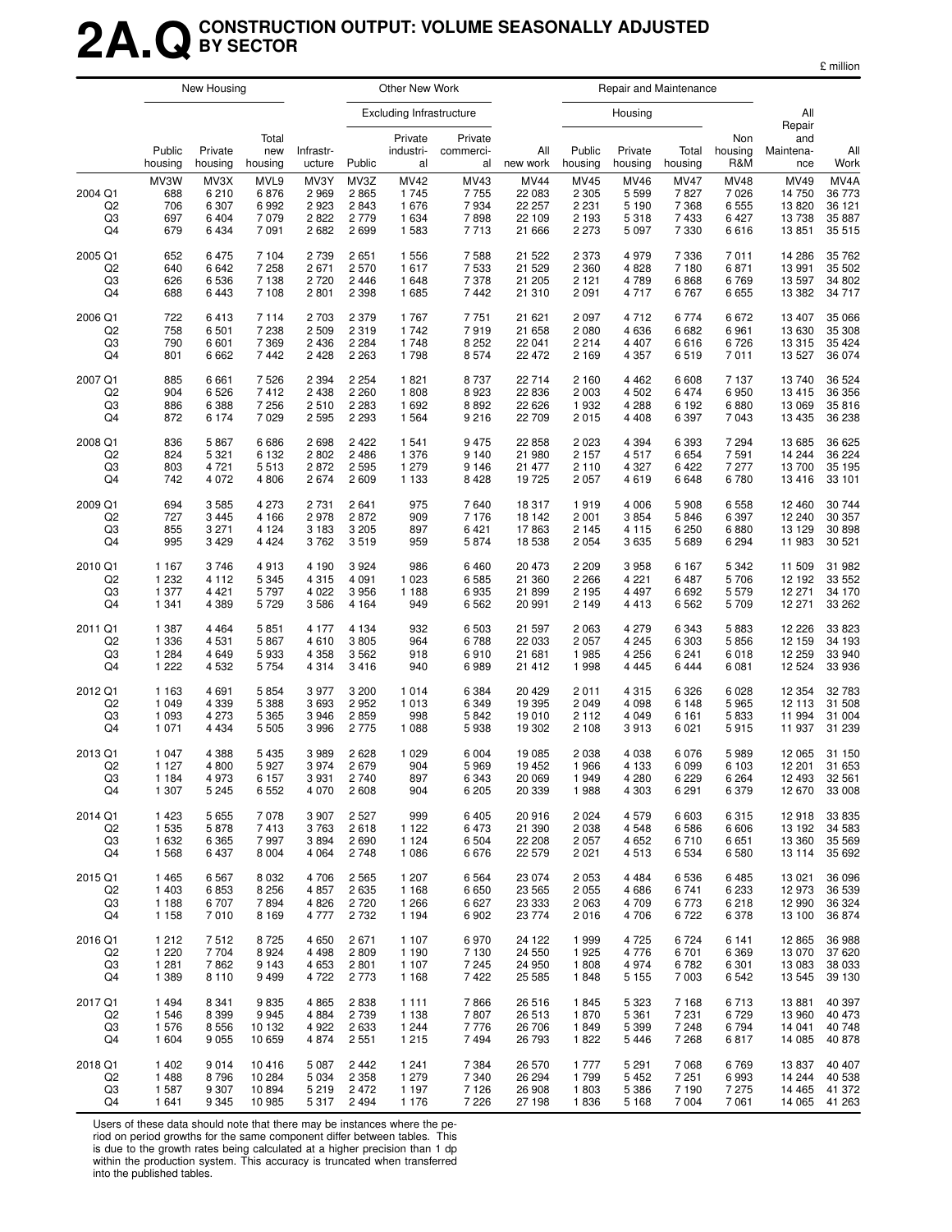# 2A.Q CONSTRUCTION OUTPUT: VOLUME SEASONALLY ADJUSTED BY SECTOR

£ million

| | New Housing | | | Other New Work | | | | | Repair and Maintenance | | | | | |
|---|---|---|---|---|---|---|---|---|---|---|---|---|---|---|
| | | | | | Excluding Infrastructure | | | | Housing | | | | | |
| | Public housing | Private housing | Total new housing | Infrastr-ucture | Public | Private industri-al | Private commerci-al | All new work | Public housing | Private housing | Total housing | Non housing R&M | All Repair and Maintena-nce | All Work |
| | MV3W | MV3X | MVL9 | MV3Y | MV3Z | MV42 | MV43 | MV44 | MV45 | MV46 | MV47 | MV48 | MV49 | MV4A |
| 2004 Q1 | 688 | 6 210 | 6 876 | 2 969 | 2 865 | 1 745 | 7 755 | 22 083 | 2 305 | 5 599 | 7 827 | 7 026 | 14 750 | 36 773 |
| Q2 | 706 | 6 307 | 6 992 | 2 923 | 2 843 | 1 676 | 7 934 | 22 257 | 2 231 | 5 190 | 7 368 | 6 555 | 13 820 | 36 121 |
| Q3 | 697 | 6 404 | 7 079 | 2 822 | 2 779 | 1 634 | 7 898 | 22 109 | 2 193 | 5 318 | 7 433 | 6 427 | 13 738 | 35 887 |
| Q4 | 679 | 6 434 | 7 091 | 2 682 | 2 699 | 1 583 | 7 713 | 21 666 | 2 273 | 5 097 | 7 330 | 6 616 | 13 851 | 35 515 |
| 2005 Q1 | 652 | 6 475 | 7 104 | 2 739 | 2 651 | 1 556 | 7 588 | 21 522 | 2 373 | 4 979 | 7 336 | 7 011 | 14 286 | 35 762 |
| Q2 | 640 | 6 642 | 7 258 | 2 671 | 2 570 | 1 617 | 7 533 | 21 529 | 2 360 | 4 828 | 7 180 | 6 871 | 13 991 | 35 502 |
| Q3 | 626 | 6 536 | 7 138 | 2 720 | 2 446 | 1 648 | 7 378 | 21 205 | 2 121 | 4 789 | 6 868 | 6 769 | 13 597 | 34 802 |
| Q4 | 688 | 6 443 | 7 108 | 2 801 | 2 398 | 1 685 | 7 442 | 21 310 | 2 091 | 4 717 | 6 767 | 6 655 | 13 382 | 34 717 |
| 2006 Q1 | 722 | 6 413 | 7 114 | 2 703 | 2 379 | 1 767 | 7 751 | 21 621 | 2 097 | 4 712 | 6 774 | 6 672 | 13 407 | 35 066 |
| Q2 | 758 | 6 501 | 7 238 | 2 509 | 2 319 | 1 742 | 7 919 | 21 658 | 2 080 | 4 636 | 6 682 | 6 961 | 13 630 | 35 308 |
| Q3 | 790 | 6 601 | 7 369 | 2 436 | 2 284 | 1 748 | 8 252 | 22 041 | 2 214 | 4 407 | 6 616 | 6 726 | 13 315 | 35 424 |
| Q4 | 801 | 6 662 | 7 442 | 2 428 | 2 263 | 1 798 | 8 574 | 22 472 | 2 169 | 4 357 | 6 519 | 7 011 | 13 527 | 36 074 |
| 2007 Q1 | 885 | 6 661 | 7 526 | 2 394 | 2 254 | 1 821 | 8 737 | 22 714 | 2 160 | 4 462 | 6 608 | 7 137 | 13 740 | 36 524 |
| Q2 | 904 | 6 526 | 7 412 | 2 438 | 2 260 | 1 808 | 8 923 | 22 836 | 2 003 | 4 502 | 6 474 | 6 950 | 13 415 | 36 356 |
| Q3 | 886 | 6 388 | 7 256 | 2 510 | 2 283 | 1 692 | 8 892 | 22 626 | 1 932 | 4 288 | 6 192 | 6 880 | 13 069 | 35 816 |
| Q4 | 872 | 6 174 | 7 029 | 2 595 | 2 293 | 1 564 | 9 216 | 22 709 | 2 015 | 4 408 | 6 397 | 7 043 | 13 435 | 36 238 |
| 2008 Q1 | 836 | 5 867 | 6 686 | 2 698 | 2 422 | 1 541 | 9 475 | 22 858 | 2 023 | 4 394 | 6 393 | 7 294 | 13 685 | 36 625 |
| Q2 | 824 | 5 321 | 6 132 | 2 802 | 2 486 | 1 376 | 9 140 | 21 980 | 2 157 | 4 517 | 6 654 | 7 591 | 14 244 | 36 224 |
| Q3 | 803 | 4 721 | 5 513 | 2 872 | 2 595 | 1 279 | 9 146 | 21 477 | 2 110 | 4 327 | 6 422 | 7 277 | 13 700 | 35 195 |
| Q4 | 742 | 4 072 | 4 806 | 2 674 | 2 609 | 1 133 | 8 428 | 19 725 | 2 057 | 4 619 | 6 648 | 6 780 | 13 416 | 33 101 |
| 2009 Q1 | 694 | 3 585 | 4 273 | 2 731 | 2 641 | 975 | 7 640 | 18 317 | 1 919 | 4 006 | 5 908 | 6 558 | 12 460 | 30 744 |
| Q2 | 727 | 3 445 | 4 166 | 2 978 | 2 872 | 909 | 7 176 | 18 142 | 2 001 | 3 854 | 5 846 | 6 397 | 12 240 | 30 357 |
| Q3 | 855 | 3 271 | 4 124 | 3 183 | 3 205 | 897 | 6 421 | 17 863 | 2 145 | 4 115 | 6 250 | 6 880 | 13 129 | 30 898 |
| Q4 | 995 | 3 429 | 4 424 | 3 762 | 3 519 | 959 | 5 874 | 18 538 | 2 054 | 3 635 | 5 689 | 6 294 | 11 983 | 30 521 |
| 2010 Q1 | 1 167 | 3 746 | 4 913 | 4 190 | 3 924 | 986 | 6 460 | 20 473 | 2 209 | 3 958 | 6 167 | 5 342 | 11 509 | 31 982 |
| Q2 | 1 232 | 4 112 | 5 345 | 4 315 | 4 091 | 1 023 | 6 585 | 21 360 | 2 266 | 4 221 | 6 487 | 5 706 | 12 192 | 33 552 |
| Q3 | 1 377 | 4 421 | 5 797 | 4 022 | 3 956 | 1 188 | 6 935 | 21 899 | 2 195 | 4 497 | 6 692 | 5 579 | 12 271 | 34 170 |
| Q4 | 1 341 | 4 389 | 5 729 | 3 586 | 4 164 | 949 | 6 562 | 20 991 | 2 149 | 4 413 | 6 562 | 5 709 | 12 271 | 33 262 |
| 2011 Q1 | 1 387 | 4 464 | 5 851 | 4 177 | 4 134 | 932 | 6 503 | 21 597 | 2 063 | 4 279 | 6 343 | 5 883 | 12 226 | 33 823 |
| Q2 | 1 336 | 4 531 | 5 867 | 4 610 | 3 805 | 964 | 6 788 | 22 033 | 2 057 | 4 245 | 6 303 | 5 856 | 12 159 | 34 193 |
| Q3 | 1 284 | 4 649 | 5 933 | 4 358 | 3 562 | 918 | 6 910 | 21 681 | 1 985 | 4 256 | 6 241 | 6 018 | 12 259 | 33 940 |
| Q4 | 1 222 | 4 532 | 5 754 | 4 314 | 3 416 | 940 | 6 989 | 21 412 | 1 998 | 4 445 | 6 444 | 6 081 | 12 524 | 33 936 |
| 2012 Q1 | 1 163 | 4 691 | 5 854 | 3 977 | 3 200 | 1 014 | 6 384 | 20 429 | 2 011 | 4 315 | 6 326 | 6 028 | 12 354 | 32 783 |
| Q2 | 1 049 | 4 339 | 5 388 | 3 693 | 2 952 | 1 013 | 6 349 | 19 395 | 2 049 | 4 098 | 6 148 | 5 965 | 12 113 | 31 508 |
| Q3 | 1 093 | 4 273 | 5 365 | 3 946 | 2 859 | 998 | 5 842 | 19 010 | 2 112 | 4 049 | 6 161 | 5 833 | 11 994 | 31 004 |
| Q4 | 1 071 | 4 434 | 5 505 | 3 996 | 2 775 | 1 088 | 5 938 | 19 302 | 2 108 | 3 913 | 6 021 | 5 915 | 11 937 | 31 239 |
| 2013 Q1 | 1 047 | 4 388 | 5 435 | 3 989 | 2 628 | 1 029 | 6 004 | 19 085 | 2 038 | 4 038 | 6 076 | 5 989 | 12 065 | 31 150 |
| Q2 | 1 127 | 4 800 | 5 927 | 3 974 | 2 679 | 904 | 5 969 | 19 452 | 1 966 | 4 133 | 6 099 | 6 103 | 12 201 | 31 653 |
| Q3 | 1 184 | 4 973 | 6 157 | 3 931 | 2 740 | 897 | 6 343 | 20 069 | 1 949 | 4 280 | 6 229 | 6 264 | 12 493 | 32 561 |
| Q4 | 1 307 | 5 245 | 6 552 | 4 070 | 2 608 | 904 | 6 205 | 20 339 | 1 988 | 4 303 | 6 291 | 6 379 | 12 670 | 33 008 |
| 2014 Q1 | 1 423 | 5 655 | 7 078 | 3 907 | 2 527 | 999 | 6 405 | 20 916 | 2 024 | 4 579 | 6 603 | 6 315 | 12 918 | 33 835 |
| Q2 | 1 535 | 5 878 | 7 413 | 3 763 | 2 618 | 1 122 | 6 473 | 21 390 | 2 038 | 4 548 | 6 586 | 6 606 | 13 192 | 34 583 |
| Q3 | 1 632 | 6 365 | 7 997 | 3 894 | 2 690 | 1 124 | 6 504 | 22 208 | 2 057 | 4 652 | 6 710 | 6 651 | 13 360 | 35 569 |
| Q4 | 1 568 | 6 437 | 8 004 | 4 064 | 2 748 | 1 086 | 6 676 | 22 579 | 2 021 | 4 513 | 6 534 | 6 580 | 13 114 | 35 692 |
| 2015 Q1 | 1 465 | 6 567 | 8 032 | 4 706 | 2 565 | 1 207 | 6 564 | 23 074 | 2 053 | 4 484 | 6 536 | 6 485 | 13 021 | 36 096 |
| Q2 | 1 403 | 6 853 | 8 256 | 4 857 | 2 635 | 1 168 | 6 650 | 23 565 | 2 055 | 4 686 | 6 741 | 6 233 | 12 973 | 36 539 |
| Q3 | 1 188 | 6 707 | 7 894 | 4 826 | 2 720 | 1 266 | 6 627 | 23 333 | 2 063 | 4 709 | 6 773 | 6 218 | 12 990 | 36 324 |
| Q4 | 1 158 | 7 010 | 8 169 | 4 777 | 2 732 | 1 194 | 6 902 | 23 774 | 2 016 | 4 706 | 6 722 | 6 378 | 13 100 | 36 874 |
| 2016 Q1 | 1 212 | 7 512 | 8 725 | 4 650 | 2 671 | 1 107 | 6 970 | 24 122 | 1 999 | 4 725 | 6 724 | 6 141 | 12 865 | 36 988 |
| Q2 | 1 220 | 7 704 | 8 924 | 4 498 | 2 809 | 1 190 | 7 130 | 24 550 | 1 925 | 4 776 | 6 701 | 6 369 | 13 070 | 37 620 |
| Q3 | 1 281 | 7 862 | 9 143 | 4 653 | 2 801 | 1 107 | 7 245 | 24 950 | 1 808 | 4 974 | 6 782 | 6 301 | 13 083 | 38 033 |
| Q4 | 1 389 | 8 110 | 9 499 | 4 722 | 2 773 | 1 168 | 7 422 | 25 585 | 1 848 | 5 155 | 7 003 | 6 542 | 13 545 | 39 130 |
| 2017 Q1 | 1 494 | 8 341 | 9 835 | 4 865 | 2 838 | 1 111 | 7 866 | 26 516 | 1 845 | 5 323 | 7 168 | 6 713 | 13 881 | 40 397 |
| Q2 | 1 546 | 8 399 | 9 945 | 4 884 | 2 739 | 1 138 | 7 807 | 26 513 | 1 870 | 5 361 | 7 231 | 6 729 | 13 960 | 40 473 |
| Q3 | 1 576 | 8 556 | 10 132 | 4 922 | 2 633 | 1 244 | 7 776 | 26 706 | 1 849 | 5 399 | 7 248 | 6 794 | 14 041 | 40 748 |
| Q4 | 1 604 | 9 055 | 10 659 | 4 874 | 2 551 | 1 215 | 7 494 | 26 793 | 1 822 | 5 446 | 7 268 | 6 817 | 14 085 | 40 878 |
| 2018 Q1 | 1 402 | 9 014 | 10 416 | 5 087 | 2 442 | 1 241 | 7 384 | 26 570 | 1 777 | 5 291 | 7 068 | 6 769 | 13 837 | 40 407 |
| Q2 | 1 488 | 8 796 | 10 284 | 5 034 | 2 358 | 1 279 | 7 340 | 26 294 | 1 799 | 5 452 | 7 251 | 6 993 | 14 244 | 40 538 |
| Q3 | 1 587 | 9 307 | 10 894 | 5 219 | 2 472 | 1 197 | 7 126 | 26 908 | 1 803 | 5 386 | 7 190 | 7 275 | 14 465 | 41 372 |
| Q4 | 1 641 | 9 345 | 10 985 | 5 317 | 2 494 | 1 176 | 7 226 | 27 198 | 1 836 | 5 168 | 7 004 | 7 061 | 14 065 | 41 263 |

Users of these data should note that there may be instances where the period on period growths for the same component differ between tables. This is due to the growth rates being calculated at a higher precision than 1 dp within the production system. This accuracy is truncated when transferred into the published tables.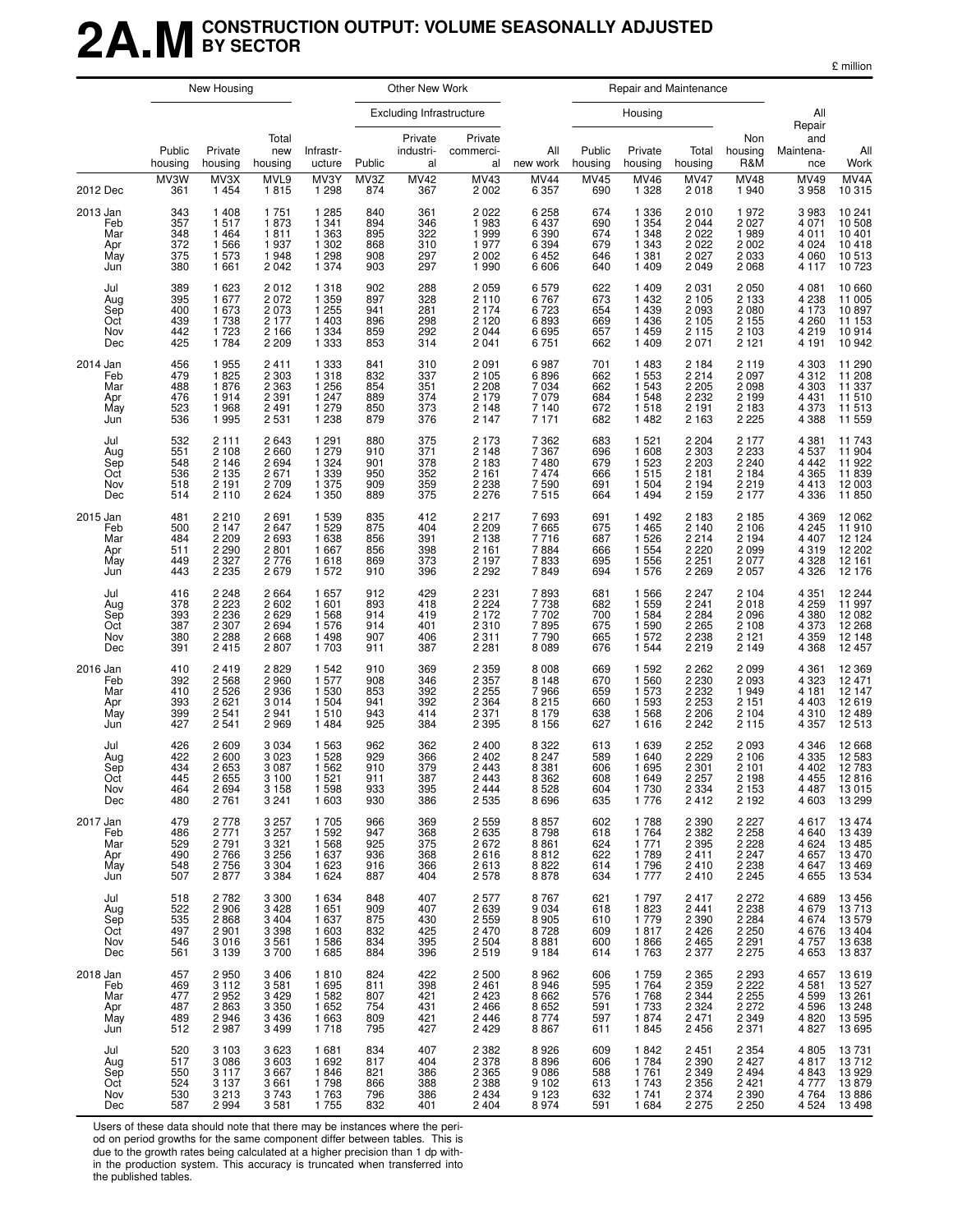# 2A.M CONSTRUCTION OUTPUT: VOLUME SEASONALLY ADJUSTED BY SECTOR

£ million

| | New Housing | | | Other New Work | | | | | Repair and Maintenance | | | | | |
|---|---|---|---|---|---|---|---|---|---|---|---|---|---|---|
| | | | | | Excluding Infrastructure | | | | Housing | | | | | |
| | Public housing | Private housing | Total new housing | Infrastr-ucture | Public | Private industri-al | Private commerci-al | All new work | Public housing | Private housing | Total housing | Non housing R&M | All Repair and Maintena-nce | All Work |
| | MV3W | MV3X | MVL9 | MV3Y | MV3Z | MV42 | MV43 | MV44 | MV45 | MV46 | MV47 | MV48 | MV49 | MV4A |
| 2012 Dec | 361 | 1 454 | 1 815 | 1 298 | 874 | 367 | 2 002 | 6 357 | 690 | 1 328 | 2 018 | 1 940 | 3 958 | 10 315 |
| 2013 Jan | 343 | 1 408 | 1 751 | 1 285 | 840 | 361 | 2 022 | 6 258 | 674 | 1 336 | 2 010 | 1 972 | 3 983 | 10 241 |
| Feb | 357 | 1 517 | 1 873 | 1 341 | 894 | 346 | 1 983 | 6 437 | 690 | 1 354 | 2 044 | 2 027 | 4 071 | 10 508 |
| Mar | 348 | 1 464 | 1 811 | 1 363 | 895 | 322 | 1 999 | 6 390 | 674 | 1 348 | 2 022 | 1 989 | 4 011 | 10 401 |
| Apr | 372 | 1 566 | 1 937 | 1 302 | 868 | 310 | 1 977 | 6 394 | 679 | 1 343 | 2 022 | 2 002 | 4 024 | 10 418 |
| May | 375 | 1 573 | 1 948 | 1 298 | 908 | 297 | 2 002 | 6 452 | 646 | 1 381 | 2 027 | 2 033 | 4 060 | 10 513 |
| Jun | 380 | 1 661 | 2 042 | 1 374 | 903 | 297 | 1 990 | 6 606 | 640 | 1 409 | 2 049 | 2 068 | 4 117 | 10 723 |
| Jul | 389 | 1 623 | 2 012 | 1 318 | 902 | 288 | 2 059 | 6 579 | 622 | 1 409 | 2 031 | 2 050 | 4 081 | 10 660 |
| Aug | 395 | 1 677 | 2 072 | 1 359 | 897 | 328 | 2 110 | 6 767 | 673 | 1 432 | 2 105 | 2 133 | 4 238 | 11 005 |
| Sep | 400 | 1 673 | 2 073 | 1 255 | 941 | 281 | 2 174 | 6 723 | 654 | 1 439 | 2 093 | 2 080 | 4 173 | 10 897 |
| Oct | 439 | 1 738 | 2 177 | 1 403 | 896 | 298 | 2 120 | 6 893 | 669 | 1 436 | 2 105 | 2 155 | 4 260 | 11 153 |
| Nov | 442 | 1 723 | 2 166 | 1 334 | 859 | 292 | 2 044 | 6 695 | 657 | 1 459 | 2 115 | 2 103 | 4 219 | 10 914 |
| Dec | 425 | 1 784 | 2 209 | 1 333 | 853 | 314 | 2 041 | 6 751 | 662 | 1 409 | 2 071 | 2 121 | 4 191 | 10 942 |
| 2014 Jan | 456 | 1 955 | 2 411 | 1 333 | 841 | 310 | 2 091 | 6 987 | 701 | 1 483 | 2 184 | 2 119 | 4 303 | 11 290 |
| Feb | 479 | 1 825 | 2 303 | 1 318 | 832 | 337 | 2 105 | 6 896 | 662 | 1 553 | 2 214 | 2 097 | 4 312 | 11 208 |
| Mar | 488 | 1 876 | 2 363 | 1 256 | 854 | 351 | 2 208 | 7 034 | 662 | 1 543 | 2 205 | 2 098 | 4 303 | 11 337 |
| Apr | 476 | 1 914 | 2 391 | 1 247 | 889 | 374 | 2 179 | 7 079 | 684 | 1 548 | 2 232 | 2 199 | 4 431 | 11 510 |
| May | 523 | 1 968 | 2 491 | 1 279 | 850 | 373 | 2 148 | 7 140 | 672 | 1 518 | 2 191 | 2 183 | 4 373 | 11 513 |
| Jun | 536 | 1 995 | 2 531 | 1 238 | 879 | 376 | 2 147 | 7 171 | 682 | 1 482 | 2 163 | 2 225 | 4 388 | 11 559 |
| Jul | 532 | 2 111 | 2 643 | 1 291 | 880 | 375 | 2 173 | 7 362 | 683 | 1 521 | 2 204 | 2 177 | 4 381 | 11 743 |
| Aug | 551 | 2 108 | 2 660 | 1 279 | 910 | 371 | 2 148 | 7 367 | 696 | 1 608 | 2 303 | 2 233 | 4 537 | 11 904 |
| Sep | 548 | 2 146 | 2 694 | 1 324 | 901 | 378 | 2 183 | 7 480 | 679 | 1 523 | 2 203 | 2 240 | 4 442 | 11 922 |
| Oct | 536 | 2 135 | 2 671 | 1 339 | 950 | 352 | 2 161 | 7 474 | 666 | 1 515 | 2 181 | 2 184 | 4 365 | 11 839 |
| Nov | 518 | 2 191 | 2 709 | 1 375 | 909 | 359 | 2 238 | 7 590 | 691 | 1 504 | 2 194 | 2 219 | 4 413 | 12 003 |
| Dec | 514 | 2 110 | 2 624 | 1 350 | 889 | 375 | 2 276 | 7 515 | 664 | 1 494 | 2 159 | 2 177 | 4 336 | 11 850 |
| 2015 Jan | 481 | 2 210 | 2 691 | 1 539 | 835 | 412 | 2 217 | 7 693 | 691 | 1 492 | 2 183 | 2 185 | 4 369 | 12 062 |
| Feb | 500 | 2 147 | 2 647 | 1 529 | 875 | 404 | 2 209 | 7 665 | 675 | 1 465 | 2 140 | 2 106 | 4 245 | 11 910 |
| Mar | 484 | 2 209 | 2 693 | 1 638 | 856 | 391 | 2 138 | 7 716 | 687 | 1 526 | 2 214 | 2 194 | 4 407 | 12 124 |
| Apr | 511 | 2 290 | 2 801 | 1 667 | 856 | 398 | 2 161 | 7 884 | 666 | 1 554 | 2 220 | 2 099 | 4 319 | 12 202 |
| May | 449 | 2 327 | 2 776 | 1 618 | 869 | 373 | 2 197 | 7 833 | 695 | 1 556 | 2 251 | 2 077 | 4 328 | 12 161 |
| Jun | 443 | 2 235 | 2 679 | 1 572 | 910 | 396 | 2 292 | 7 849 | 694 | 1 576 | 2 269 | 2 057 | 4 326 | 12 176 |
| Jul | 416 | 2 248 | 2 664 | 1 657 | 912 | 429 | 2 231 | 7 893 | 681 | 1 566 | 2 247 | 2 104 | 4 351 | 12 244 |
| Aug | 378 | 2 223 | 2 602 | 1 601 | 893 | 418 | 2 224 | 7 738 | 682 | 1 559 | 2 241 | 2 018 | 4 259 | 11 997 |
| Sep | 393 | 2 236 | 2 629 | 1 568 | 914 | 419 | 2 172 | 7 702 | 700 | 1 584 | 2 284 | 2 096 | 4 380 | 12 082 |
| Oct | 387 | 2 307 | 2 694 | 1 576 | 914 | 401 | 2 310 | 7 895 | 675 | 1 590 | 2 265 | 2 108 | 4 373 | 12 268 |
| Nov | 380 | 2 288 | 2 668 | 1 498 | 907 | 406 | 2 311 | 7 790 | 665 | 1 572 | 2 238 | 2 121 | 4 359 | 12 148 |
| Dec | 391 | 2 415 | 2 807 | 1 703 | 911 | 387 | 2 281 | 8 089 | 676 | 1 544 | 2 219 | 2 149 | 4 368 | 12 457 |
| 2016 Jan | 410 | 2 419 | 2 829 | 1 542 | 910 | 369 | 2 359 | 8 008 | 669 | 1 592 | 2 262 | 2 099 | 4 361 | 12 369 |
| Feb | 392 | 2 568 | 2 960 | 1 577 | 908 | 346 | 2 357 | 8 148 | 670 | 1 560 | 2 230 | 2 093 | 4 323 | 12 471 |
| Mar | 410 | 2 526 | 2 936 | 1 530 | 853 | 392 | 2 255 | 7 966 | 659 | 1 573 | 2 232 | 1 949 | 4 181 | 12 147 |
| Apr | 393 | 2 621 | 3 014 | 1 504 | 941 | 392 | 2 364 | 8 215 | 660 | 1 593 | 2 253 | 2 151 | 4 403 | 12 619 |
| May | 399 | 2 541 | 2 941 | 1 510 | 943 | 414 | 2 371 | 8 179 | 638 | 1 568 | 2 206 | 2 104 | 4 310 | 12 489 |
| Jun | 427 | 2 541 | 2 969 | 1 484 | 925 | 384 | 2 395 | 8 156 | 627 | 1 616 | 2 242 | 2 115 | 4 357 | 12 513 |
| Jul | 426 | 2 609 | 3 034 | 1 563 | 962 | 362 | 2 400 | 8 322 | 613 | 1 639 | 2 252 | 2 093 | 4 346 | 12 668 |
| Aug | 422 | 2 600 | 3 023 | 1 528 | 929 | 366 | 2 402 | 8 247 | 589 | 1 640 | 2 229 | 2 106 | 4 335 | 12 583 |
| Sep | 434 | 2 653 | 3 087 | 1 562 | 910 | 379 | 2 443 | 8 381 | 606 | 1 695 | 2 301 | 2 101 | 4 402 | 12 783 |
| Oct | 445 | 2 655 | 3 100 | 1 521 | 911 | 387 | 2 443 | 8 362 | 608 | 1 649 | 2 257 | 2 198 | 4 455 | 12 816 |
| Nov | 464 | 2 694 | 3 158 | 1 598 | 933 | 395 | 2 444 | 8 528 | 604 | 1 730 | 2 334 | 2 153 | 4 487 | 13 015 |
| Dec | 480 | 2 761 | 3 241 | 1 603 | 930 | 386 | 2 535 | 8 696 | 635 | 1 776 | 2 412 | 2 192 | 4 603 | 13 299 |
| 2017 Jan | 479 | 2 778 | 3 257 | 1 705 | 966 | 369 | 2 559 | 8 857 | 602 | 1 788 | 2 390 | 2 227 | 4 617 | 13 474 |
| Feb | 486 | 2 771 | 3 257 | 1 592 | 947 | 368 | 2 635 | 8 798 | 618 | 1 764 | 2 382 | 2 258 | 4 640 | 13 439 |
| Mar | 529 | 2 791 | 3 321 | 1 568 | 925 | 375 | 2 672 | 8 861 | 624 | 1 771 | 2 395 | 2 228 | 4 624 | 13 485 |
| Apr | 490 | 2 766 | 3 256 | 1 637 | 936 | 368 | 2 616 | 8 812 | 622 | 1 789 | 2 411 | 2 247 | 4 657 | 13 470 |
| May | 548 | 2 756 | 3 304 | 1 623 | 916 | 366 | 2 613 | 8 822 | 614 | 1 796 | 2 410 | 2 238 | 4 647 | 13 469 |
| Jun | 507 | 2 877 | 3 384 | 1 624 | 887 | 404 | 2 578 | 8 878 | 634 | 1 777 | 2 410 | 2 245 | 4 655 | 13 534 |
| Jul | 518 | 2 782 | 3 300 | 1 634 | 848 | 407 | 2 577 | 8 767 | 621 | 1 797 | 2 417 | 2 272 | 4 689 | 13 456 |
| Aug | 522 | 2 906 | 3 428 | 1 651 | 909 | 407 | 2 639 | 9 034 | 618 | 1 823 | 2 441 | 2 238 | 4 679 | 13 713 |
| Sep | 535 | 2 868 | 3 404 | 1 637 | 875 | 430 | 2 559 | 8 905 | 610 | 1 779 | 2 390 | 2 284 | 4 674 | 13 579 |
| Oct | 497 | 2 901 | 3 398 | 1 603 | 832 | 425 | 2 470 | 8 728 | 609 | 1 817 | 2 426 | 2 250 | 4 676 | 13 404 |
| Nov | 546 | 3 016 | 3 561 | 1 586 | 834 | 395 | 2 504 | 8 881 | 600 | 1 866 | 2 465 | 2 291 | 4 757 | 13 638 |
| Dec | 561 | 3 139 | 3 700 | 1 685 | 884 | 396 | 2 519 | 9 184 | 614 | 1 763 | 2 377 | 2 275 | 4 653 | 13 837 |
| 2018 Jan | 457 | 2 950 | 3 406 | 1 810 | 824 | 422 | 2 500 | 8 962 | 606 | 1 759 | 2 365 | 2 293 | 4 657 | 13 619 |
| Feb | 469 | 3 112 | 3 581 | 1 695 | 811 | 398 | 2 461 | 8 946 | 595 | 1 764 | 2 359 | 2 222 | 4 581 | 13 527 |
| Mar | 477 | 2 952 | 3 429 | 1 582 | 807 | 421 | 2 423 | 8 662 | 576 | 1 768 | 2 344 | 2 255 | 4 599 | 13 261 |
| Apr | 487 | 2 863 | 3 350 | 1 652 | 754 | 431 | 2 466 | 8 652 | 591 | 1 733 | 2 324 | 2 272 | 4 596 | 13 248 |
| May | 489 | 2 946 | 3 436 | 1 663 | 809 | 421 | 2 446 | 8 774 | 597 | 1 874 | 2 471 | 2 349 | 4 820 | 13 595 |
| Jun | 512 | 2 987 | 3 499 | 1 718 | 795 | 427 | 2 429 | 8 867 | 611 | 1 845 | 2 456 | 2 371 | 4 827 | 13 695 |
| Jul | 520 | 3 103 | 3 623 | 1 681 | 834 | 407 | 2 382 | 8 926 | 609 | 1 842 | 2 451 | 2 354 | 4 805 | 13 731 |
| Aug | 517 | 3 086 | 3 603 | 1 692 | 817 | 404 | 2 378 | 8 896 | 606 | 1 784 | 2 390 | 2 427 | 4 817 | 13 712 |
| Sep | 550 | 3 117 | 3 667 | 1 846 | 821 | 386 | 2 365 | 9 086 | 588 | 1 761 | 2 349 | 2 494 | 4 843 | 13 929 |
| Oct | 524 | 3 137 | 3 661 | 1 798 | 866 | 388 | 2 388 | 9 102 | 613 | 1 743 | 2 356 | 2 421 | 4 777 | 13 879 |
| Nov | 530 | 3 213 | 3 743 | 1 763 | 796 | 386 | 2 434 | 9 123 | 632 | 1 741 | 2 374 | 2 390 | 4 764 | 13 886 |
| Dec | 587 | 2 994 | 3 581 | 1 755 | 832 | 401 | 2 404 | 8 974 | 591 | 1 684 | 2 275 | 2 250 | 4 524 | 13 498 |

Users of these data should note that there may be instances where the period on period growths for the same component differ between tables. This is due to the growth rates being calculated at a higher precision than 1 dp within the production system. This accuracy is truncated when transferred into the published tables.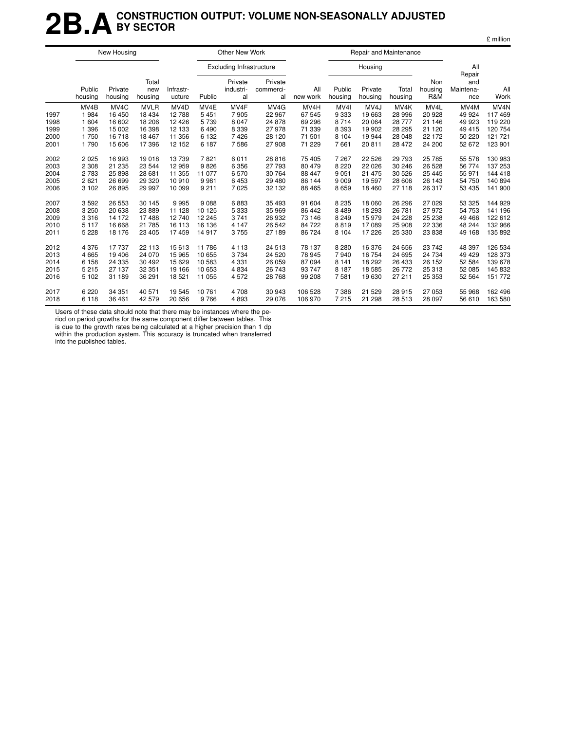# 2B.A CONSTRUCTION OUTPUT: VOLUME NON-SEASONALLY ADJUSTED BY SECTOR

£ million

| | New Housing | | | | Other New Work | | | | Repair and Maintenance | | | | | |
|---|---|---|---|---|---|---|---|---|---|---|---|---|---|---|
| | | | | | Excluding Infrastructure | | | | Housing | | | | | |
| | Public housing | Private housing | Total new housing | Infrastr-ucture | Public | Private industri-al | Private commerci-al | All new work | Public housing | Private housing | Total housing | Non housing R&M | All Repair and Maintena-nce | All Work |
| | MV4B | MV4C | MVLR | MV4D | MV4E | MV4F | MV4G | MV4H | MV4I | MV4J | MV4K | MV4L | MV4M | MV4N |
| 1997 | 1 984 | 16 450 | 18 434 | 12 788 | 5 451 | 7 905 | 22 967 | 67 545 | 9 333 | 19 663 | 28 996 | 20 928 | 49 924 | 117 469 |
| 1998 | 1 604 | 16 602 | 18 206 | 12 426 | 5 739 | 8 047 | 24 878 | 69 296 | 8 714 | 20 064 | 28 777 | 21 146 | 49 923 | 119 220 |
| 1999 | 1 396 | 15 002 | 16 398 | 12 133 | 6 490 | 8 339 | 27 978 | 71 339 | 8 393 | 19 902 | 28 295 | 21 120 | 49 415 | 120 754 |
| 2000 | 1 750 | 16 718 | 18 467 | 11 356 | 6 132 | 7 426 | 28 120 | 71 501 | 8 104 | 19 944 | 28 048 | 22 172 | 50 220 | 121 721 |
| 2001 | 1 790 | 15 606 | 17 396 | 12 152 | 6 187 | 7 586 | 27 908 | 71 229 | 7 661 | 20 811 | 28 472 | 24 200 | 52 672 | 123 901 |
| 2002 | 2 025 | 16 993 | 19 018 | 13 739 | 7 821 | 6 011 | 28 816 | 75 405 | 7 267 | 22 526 | 29 793 | 25 785 | 55 578 | 130 983 |
| 2003 | 2 308 | 21 235 | 23 544 | 12 959 | 9 826 | 6 356 | 27 793 | 80 479 | 8 220 | 22 026 | 30 246 | 26 528 | 56 774 | 137 253 |
| 2004 | 2 783 | 25 898 | 28 681 | 11 355 | 11 077 | 6 570 | 30 764 | 88 447 | 9 051 | 21 475 | 30 526 | 25 445 | 55 971 | 144 418 |
| 2005 | 2 621 | 26 699 | 29 320 | 10 910 | 9 981 | 6 453 | 29 480 | 86 144 | 9 009 | 19 597 | 28 606 | 26 143 | 54 750 | 140 894 |
| 2006 | 3 102 | 26 895 | 29 997 | 10 099 | 9 211 | 7 025 | 32 132 | 88 465 | 8 659 | 18 460 | 27 118 | 26 317 | 53 435 | 141 900 |
| 2007 | 3 592 | 26 553 | 30 145 | 9 995 | 9 088 | 6 883 | 35 493 | 91 604 | 8 235 | 18 060 | 26 296 | 27 029 | 53 325 | 144 929 |
| 2008 | 3 250 | 20 638 | 23 889 | 11 128 | 10 125 | 5 333 | 35 969 | 86 442 | 8 489 | 18 293 | 26 781 | 27 972 | 54 753 | 141 196 |
| 2009 | 3 316 | 14 172 | 17 488 | 12 740 | 12 245 | 3 741 | 26 932 | 73 146 | 8 249 | 15 979 | 24 228 | 25 238 | 49 466 | 122 612 |
| 2010 | 5 117 | 16 668 | 21 785 | 16 113 | 16 136 | 4 147 | 26 542 | 84 722 | 8 819 | 17 089 | 25 908 | 22 336 | 48 244 | 132 966 |
| 2011 | 5 228 | 18 176 | 23 405 | 17 459 | 14 917 | 3 755 | 27 189 | 86 724 | 8 104 | 17 226 | 25 330 | 23 838 | 49 168 | 135 892 |
| 2012 | 4 376 | 17 737 | 22 113 | 15 613 | 11 786 | 4 113 | 24 513 | 78 137 | 8 280 | 16 376 | 24 656 | 23 742 | 48 397 | 126 534 |
| 2013 | 4 665 | 19 406 | 24 070 | 15 965 | 10 655 | 3 734 | 24 520 | 78 945 | 7 940 | 16 754 | 24 695 | 24 734 | 49 429 | 128 373 |
| 2014 | 6 158 | 24 335 | 30 492 | 15 629 | 10 583 | 4 331 | 26 059 | 87 094 | 8 141 | 18 292 | 26 433 | 26 152 | 52 584 | 139 678 |
| 2015 | 5 215 | 27 137 | 32 351 | 19 166 | 10 653 | 4 834 | 26 743 | 93 747 | 8 187 | 18 585 | 26 772 | 25 313 | 52 085 | 145 832 |
| 2016 | 5 102 | 31 189 | 36 291 | 18 521 | 11 055 | 4 572 | 28 768 | 99 208 | 7 581 | 19 630 | 27 211 | 25 353 | 52 564 | 151 772 |
| 2017 | 6 220 | 34 351 | 40 571 | 19 545 | 10 761 | 4 708 | 30 943 | 106 528 | 7 386 | 21 529 | 28 915 | 27 053 | 55 968 | 162 496 |
| 2018 | 6 118 | 36 461 | 42 579 | 20 656 | 9 766 | 4 893 | 29 076 | 106 970 | 7 215 | 21 298 | 28 513 | 28 097 | 56 610 | 163 580 |

Users of these data should note that there may be instances where the period on period growths for the same component differ between tables. This is due to the growth rates being calculated at a higher precision than 1 dp within the production system. This accuracy is truncated when transferred into the published tables.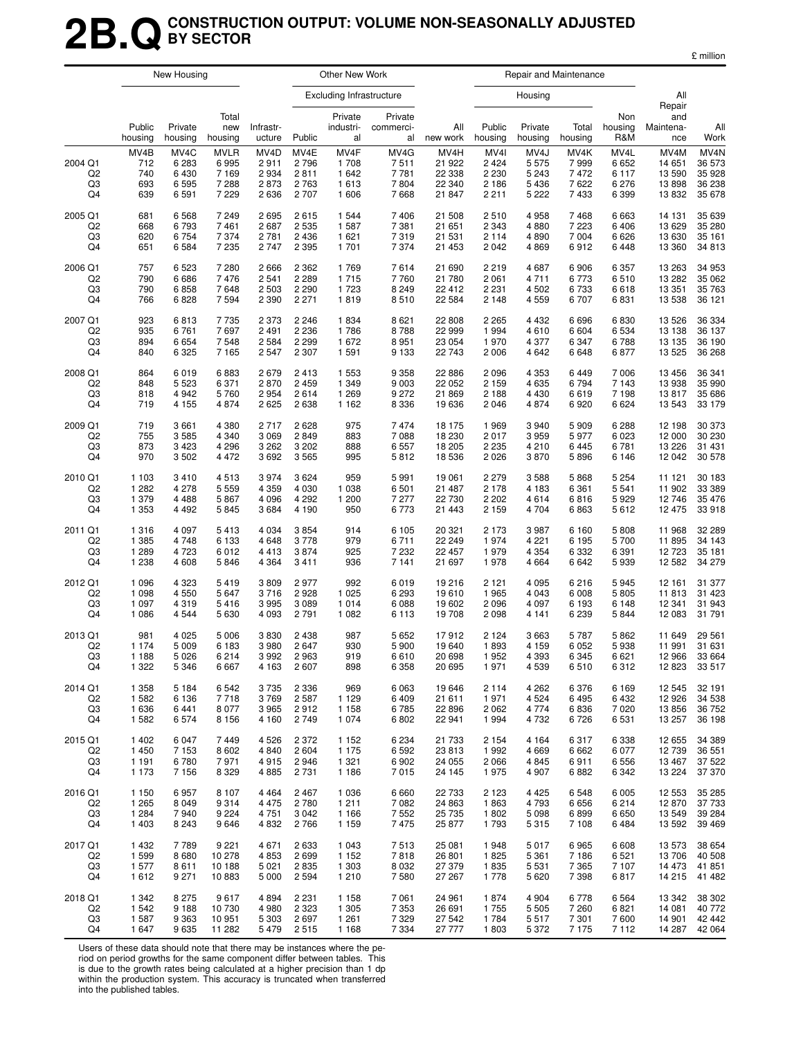# 2B.Q CONSTRUCTION OUTPUT: VOLUME NON-SEASONALLY ADJUSTED BY SECTOR

£ million

| | New Housing | | | Other New Work | | | | | Repair and Maintenance | | | | | |
|---|---|---|---|---|---|---|---|---|---|---|---|---|---|---|
| | | | | | Excluding Infrastructure | | | | Housing | | | | | |
| | Public housing | Private housing | Total new housing | Infrastructure | Public | Private industrial | Private commercial | All new work | Public housing | Private housing | Total housing | Non housing R&M | All Repair and Maintenance | All Work |
| | MV4B | MV4C | MVLR | MV4D | MV4E | MV4F | MV4G | MV4H | MV4I | MV4J | MV4K | MV4L | MV4M | MV4N |
| 2004 Q1 | 712 | 6 283 | 6 995 | 2 911 | 2 796 | 1 708 | 7 511 | 21 922 | 2 424 | 5 575 | 7 999 | 6 652 | 14 651 | 36 573 |
| Q2 | 740 | 6 430 | 7 169 | 2 934 | 2 811 | 1 642 | 7 781 | 22 338 | 2 230 | 5 243 | 7 472 | 6 117 | 13 590 | 35 928 |
| Q3 | 693 | 6 595 | 7 288 | 2 873 | 2 763 | 1 613 | 7 804 | 22 340 | 2 186 | 5 436 | 7 622 | 6 276 | 13 898 | 36 238 |
| Q4 | 639 | 6 591 | 7 229 | 2 636 | 2 707 | 1 606 | 7 668 | 21 847 | 2 211 | 5 222 | 7 433 | 6 399 | 13 832 | 35 678 |
| 2005 Q1 | 681 | 6 568 | 7 249 | 2 695 | 2 615 | 1 544 | 7 406 | 21 508 | 2 510 | 4 958 | 7 468 | 6 663 | 14 131 | 35 639 |
| Q2 | 668 | 6 793 | 7 461 | 2 687 | 2 535 | 1 587 | 7 381 | 21 651 | 2 343 | 4 880 | 7 223 | 6 406 | 13 629 | 35 280 |
| Q3 | 620 | 6 754 | 7 374 | 2 781 | 2 436 | 1 621 | 7 319 | 21 531 | 2 114 | 4 890 | 7 004 | 6 626 | 13 630 | 35 161 |
| Q4 | 651 | 6 584 | 7 235 | 2 747 | 2 395 | 1 701 | 7 374 | 21 453 | 2 042 | 4 869 | 6 912 | 6 448 | 13 360 | 34 813 |
| 2006 Q1 | 757 | 6 523 | 7 280 | 2 666 | 2 362 | 1 769 | 7 614 | 21 690 | 2 219 | 4 687 | 6 906 | 6 357 | 13 263 | 34 953 |
| Q2 | 790 | 6 686 | 7 476 | 2 541 | 2 289 | 1 715 | 7 760 | 21 780 | 2 061 | 4 711 | 6 773 | 6 510 | 13 282 | 35 062 |
| Q3 | 790 | 6 858 | 7 648 | 2 503 | 2 290 | 1 723 | 8 249 | 22 412 | 2 231 | 4 502 | 6 733 | 6 618 | 13 351 | 35 763 |
| Q4 | 766 | 6 828 | 7 594 | 2 390 | 2 271 | 1 819 | 8 510 | 22 584 | 2 148 | 4 559 | 6 707 | 6 831 | 13 538 | 36 121 |
| 2007 Q1 | 923 | 6 813 | 7 735 | 2 373 | 2 246 | 1 834 | 8 621 | 22 808 | 2 265 | 4 432 | 6 696 | 6 830 | 13 526 | 36 334 |
| Q2 | 935 | 6 761 | 7 697 | 2 491 | 2 236 | 1 786 | 8 788 | 22 999 | 1 994 | 4 610 | 6 604 | 6 534 | 13 138 | 36 137 |
| Q3 | 894 | 6 654 | 7 548 | 2 584 | 2 299 | 1 672 | 8 951 | 23 054 | 1 970 | 4 377 | 6 347 | 6 788 | 13 135 | 36 190 |
| Q4 | 840 | 6 325 | 7 165 | 2 547 | 2 307 | 1 591 | 9 133 | 22 743 | 2 006 | 4 642 | 6 648 | 6 877 | 13 525 | 36 268 |
| 2008 Q1 | 864 | 6 019 | 6 883 | 2 679 | 2 413 | 1 553 | 9 358 | 22 886 | 2 096 | 4 353 | 6 449 | 7 006 | 13 456 | 36 341 |
| Q2 | 848 | 5 523 | 6 371 | 2 870 | 2 459 | 1 349 | 9 003 | 22 052 | 2 159 | 4 635 | 6 794 | 7 143 | 13 938 | 35 990 |
| Q3 | 818 | 4 942 | 5 760 | 2 954 | 2 614 | 1 269 | 9 272 | 21 869 | 2 188 | 4 430 | 6 619 | 7 198 | 13 817 | 35 686 |
| Q4 | 719 | 4 155 | 4 874 | 2 625 | 2 638 | 1 162 | 8 336 | 19 636 | 2 046 | 4 874 | 6 920 | 6 624 | 13 543 | 33 179 |
| 2009 Q1 | 719 | 3 661 | 4 380 | 2 717 | 2 628 | 975 | 7 474 | 18 175 | 1 969 | 3 940 | 5 909 | 6 288 | 12 198 | 30 373 |
| Q2 | 755 | 3 585 | 4 340 | 3 069 | 2 849 | 883 | 7 088 | 18 230 | 2 017 | 3 959 | 5 977 | 6 023 | 12 000 | 30 230 |
| Q3 | 873 | 3 423 | 4 296 | 3 262 | 3 202 | 888 | 6 557 | 18 205 | 2 235 | 4 210 | 6 445 | 6 781 | 13 226 | 31 431 |
| Q4 | 970 | 3 502 | 4 472 | 3 692 | 3 565 | 995 | 5 812 | 18 536 | 2 026 | 3 870 | 5 896 | 6 146 | 12 042 | 30 578 |
| 2010 Q1 | 1 103 | 3 410 | 4 513 | 3 974 | 3 624 | 959 | 5 991 | 19 061 | 2 279 | 3 588 | 5 868 | 5 254 | 11 121 | 30 183 |
| Q2 | 1 282 | 4 278 | 5 559 | 4 359 | 4 030 | 1 038 | 6 501 | 21 487 | 2 178 | 4 183 | 6 361 | 5 541 | 11 902 | 33 389 |
| Q3 | 1 379 | 4 488 | 5 867 | 4 096 | 4 292 | 1 200 | 7 277 | 22 730 | 2 202 | 4 614 | 6 816 | 5 929 | 12 746 | 35 476 |
| Q4 | 1 353 | 4 492 | 5 845 | 3 684 | 4 190 | 950 | 6 773 | 21 443 | 2 159 | 4 704 | 6 863 | 5 612 | 12 475 | 33 918 |
| 2011 Q1 | 1 316 | 4 097 | 5 413 | 4 034 | 3 854 | 914 | 6 105 | 20 321 | 2 173 | 3 987 | 6 160 | 5 808 | 11 968 | 32 289 |
| Q2 | 1 385 | 4 748 | 6 133 | 4 648 | 3 778 | 979 | 6 711 | 22 249 | 1 974 | 4 221 | 6 195 | 5 700 | 11 895 | 34 143 |
| Q3 | 1 289 | 4 723 | 6 012 | 4 413 | 3 874 | 925 | 7 232 | 22 457 | 1 979 | 4 354 | 6 332 | 6 391 | 12 723 | 35 181 |
| Q4 | 1 238 | 4 608 | 5 846 | 4 364 | 3 411 | 936 | 7 141 | 21 697 | 1 978 | 4 664 | 6 642 | 5 939 | 12 582 | 34 279 |
| 2012 Q1 | 1 096 | 4 323 | 5 419 | 3 809 | 2 977 | 992 | 6 019 | 19 216 | 2 121 | 4 095 | 6 216 | 5 945 | 12 161 | 31 377 |
| Q2 | 1 098 | 4 550 | 5 647 | 3 716 | 2 928 | 1 025 | 6 293 | 19 610 | 1 965 | 4 043 | 6 008 | 5 805 | 11 813 | 31 423 |
| Q3 | 1 097 | 4 319 | 5 416 | 3 995 | 3 089 | 1 014 | 6 088 | 19 602 | 2 096 | 4 097 | 6 193 | 6 148 | 12 341 | 31 943 |
| Q4 | 1 086 | 4 544 | 5 630 | 4 093 | 2 791 | 1 082 | 6 113 | 19 708 | 2 098 | 4 141 | 6 239 | 5 844 | 12 083 | 31 791 |
| 2013 Q1 | 981 | 4 025 | 5 006 | 3 830 | 2 438 | 987 | 5 652 | 17 912 | 2 124 | 3 663 | 5 787 | 5 862 | 11 649 | 29 561 |
| Q2 | 1 174 | 5 009 | 6 183 | 3 980 | 2 647 | 930 | 5 900 | 19 640 | 1 893 | 4 159 | 6 052 | 5 938 | 11 991 | 31 631 |
| Q3 | 1 188 | 5 026 | 6 214 | 3 992 | 2 963 | 919 | 6 610 | 20 698 | 1 952 | 4 393 | 6 345 | 6 621 | 12 966 | 33 664 |
| Q4 | 1 322 | 5 346 | 6 667 | 4 163 | 2 607 | 898 | 6 358 | 20 695 | 1 971 | 4 539 | 6 510 | 6 312 | 12 823 | 33 517 |
| 2014 Q1 | 1 358 | 5 184 | 6 542 | 3 735 | 2 336 | 969 | 6 063 | 19 646 | 2 114 | 4 262 | 6 376 | 6 169 | 12 545 | 32 191 |
| Q2 | 1 582 | 6 136 | 7 718 | 3 769 | 2 587 | 1 129 | 6 409 | 21 611 | 1 971 | 4 524 | 6 495 | 6 432 | 12 926 | 34 538 |
| Q3 | 1 636 | 6 441 | 8 077 | 3 965 | 2 912 | 1 158 | 6 785 | 22 896 | 2 062 | 4 774 | 6 836 | 7 020 | 13 856 | 36 752 |
| Q4 | 1 582 | 6 574 | 8 156 | 4 160 | 2 749 | 1 074 | 6 802 | 22 941 | 1 994 | 4 732 | 6 726 | 6 531 | 13 257 | 36 198 |
| 2015 Q1 | 1 402 | 6 047 | 7 449 | 4 526 | 2 372 | 1 152 | 6 234 | 21 733 | 2 154 | 4 164 | 6 317 | 6 338 | 12 655 | 34 389 |
| Q2 | 1 450 | 7 153 | 8 602 | 4 840 | 2 604 | 1 175 | 6 592 | 23 813 | 1 992 | 4 669 | 6 662 | 6 077 | 12 739 | 36 551 |
| Q3 | 1 191 | 6 780 | 7 971 | 4 915 | 2 946 | 1 321 | 6 902 | 24 055 | 2 066 | 4 845 | 6 911 | 6 556 | 13 467 | 37 522 |
| Q4 | 1 173 | 7 156 | 8 329 | 4 885 | 2 731 | 1 186 | 7 015 | 24 145 | 1 975 | 4 907 | 6 882 | 6 342 | 13 224 | 37 370 |
| 2016 Q1 | 1 150 | 6 957 | 8 107 | 4 464 | 2 467 | 1 036 | 6 660 | 22 733 | 2 123 | 4 425 | 6 548 | 6 005 | 12 553 | 35 285 |
| Q2 | 1 265 | 8 049 | 9 314 | 4 475 | 2 780 | 1 211 | 7 082 | 24 863 | 1 863 | 4 793 | 6 656 | 6 214 | 12 870 | 37 733 |
| Q3 | 1 284 | 7 940 | 9 224 | 4 751 | 3 042 | 1 166 | 7 552 | 25 735 | 1 802 | 5 098 | 6 899 | 6 650 | 13 549 | 39 284 |
| Q4 | 1 403 | 8 243 | 9 646 | 4 832 | 2 766 | 1 159 | 7 475 | 25 877 | 1 793 | 5 315 | 7 108 | 6 484 | 13 592 | 39 469 |
| 2017 Q1 | 1 432 | 7 789 | 9 221 | 4 671 | 2 633 | 1 043 | 7 513 | 25 081 | 1 948 | 5 017 | 6 965 | 6 608 | 13 573 | 38 654 |
| Q2 | 1 599 | 8 680 | 10 278 | 4 853 | 2 699 | 1 152 | 7 818 | 26 801 | 1 825 | 5 361 | 7 186 | 6 521 | 13 706 | 40 508 |
| Q3 | 1 577 | 8 611 | 10 188 | 5 021 | 2 835 | 1 303 | 8 032 | 27 379 | 1 835 | 5 531 | 7 365 | 7 107 | 14 473 | 41 851 |
| Q4 | 1 612 | 9 271 | 10 883 | 5 000 | 2 594 | 1 210 | 7 580 | 27 267 | 1 778 | 5 620 | 7 398 | 6 817 | 14 215 | 41 482 |
| 2018 Q1 | 1 342 | 8 275 | 9 617 | 4 894 | 2 231 | 1 158 | 7 061 | 24 961 | 1 874 | 4 904 | 6 778 | 6 564 | 13 342 | 38 302 |
| Q2 | 1 542 | 9 188 | 10 730 | 4 980 | 2 323 | 1 305 | 7 353 | 26 691 | 1 755 | 5 505 | 7 260 | 6 821 | 14 081 | 40 772 |
| Q3 | 1 587 | 9 363 | 10 951 | 5 303 | 2 697 | 1 261 | 7 329 | 27 542 | 1 784 | 5 517 | 7 301 | 7 600 | 14 901 | 42 442 |
| Q4 | 1 647 | 9 635 | 11 282 | 5 479 | 2 515 | 1 168 | 7 334 | 27 777 | 1 803 | 5 372 | 7 175 | 7 112 | 14 287 | 42 064 |

Users of these data should note that there may be instances where the period on period growths for the same component differ between tables. This is due to the growth rates being calculated at a higher precision than 1 dp within the production system. This accuracy is truncated when transferred into the published tables.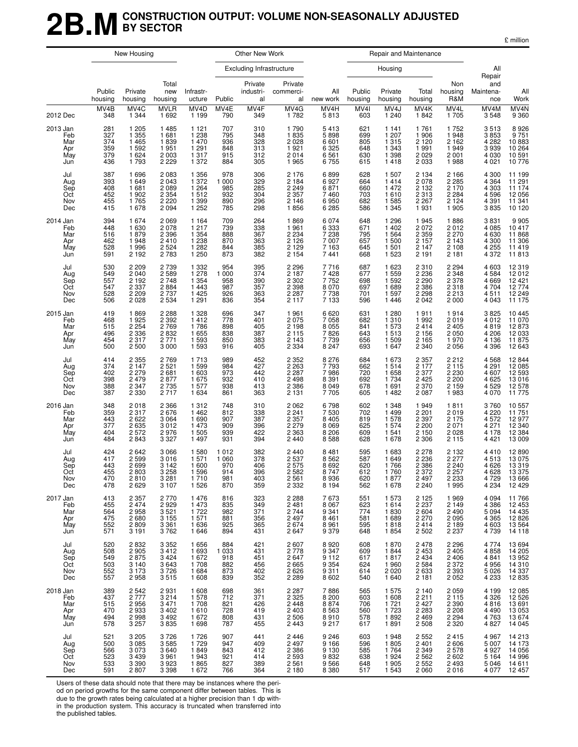# 2B.M CONSTRUCTION OUTPUT: VOLUME NON-SEASONALLY ADJUSTED BY SECTOR

£ million

| | New Housing | | | Other New Work | | | | | Repair and Maintenance | | | | | |
|---|---|---|---|---|---|---|---|---|---|---|---|---|---|---|
| | | | | | Excluding Infrastructure | | | | Housing | | | | | |
| | Public housing | Private housing | Total new housing | Infrastr-ucture | Public | Private industri-al | Private commerci-al | All new work | Public housing | Private housing | Total housing | Non housing R&M | All Repair and Maintena-nce | All Work |
| | MV4B | MV4C | MVLR | MV4D | MV4E | MV4F | MV4G | MV4H | MV4I | MV4J | MV4K | MV4L | MV4M | MV4N |
| 2012 Dec | 348 | 1 344 | 1 692 | 1 199 | 790 | 349 | 1 782 | 5 813 | 603 | 1 240 | 1 842 | 1 705 | 3 548 | 9 360 |
| 2013 Jan | 281 | 1 205 | 1 485 | 1 121 | 707 | 310 | 1 790 | 5 413 | 621 | 1 141 | 1 761 | 1 752 | 3 513 | 8 926 |
| Feb | 327 | 1 355 | 1 681 | 1 238 | 795 | 348 | 1 835 | 5 898 | 699 | 1 207 | 1 906 | 1 948 | 3 853 | 9 751 |
| Mar | 374 | 1 465 | 1 839 | 1 470 | 936 | 328 | 2 028 | 6 601 | 805 | 1 315 | 2 120 | 2 162 | 4 282 | 10 883 |
| Apr | 359 | 1 592 | 1 951 | 1 291 | 848 | 313 | 1 921 | 6 325 | 648 | 1 343 | 1 991 | 1 949 | 3 939 | 10 264 |
| May | 379 | 1 624 | 2 003 | 1 317 | 915 | 312 | 2 014 | 6 561 | 630 | 1 398 | 2 029 | 2 001 | 4 030 | 10 591 |
| Jun | 436 | 1 793 | 2 229 | 1 372 | 884 | 305 | 1 965 | 6 755 | 615 | 1 418 | 2 033 | 1 988 | 4 021 | 10 776 |
| Jul | 387 | 1 696 | 2 083 | 1 356 | 978 | 306 | 2 176 | 6 899 | 628 | 1 507 | 2 134 | 2 166 | 4 300 | 11 199 |
| Aug | 393 | 1 649 | 2 043 | 1 372 | 1 000 | 329 | 2 184 | 6 927 | 664 | 1 414 | 2 078 | 2 285 | 4 364 | 11 291 |
| Sep | 408 | 1 681 | 2 089 | 1 264 | 985 | 285 | 2 249 | 6 871 | 660 | 1 472 | 2 132 | 2 170 | 4 303 | 11 174 |
| Oct | 452 | 1 902 | 2 354 | 1 512 | 932 | 304 | 2 357 | 7 460 | 703 | 1 610 | 2 313 | 2 284 | 4 596 | 12 056 |
| Nov | 455 | 1 765 | 2 220 | 1 399 | 890 | 296 | 2 146 | 6 950 | 682 | 1 585 | 2 267 | 2 124 | 4 391 | 11 341 |
| Dec | 415 | 1 678 | 2 094 | 1 252 | 785 | 298 | 1 856 | 6 285 | 586 | 1 345 | 1 931 | 1 905 | 3 835 | 10 120 |
| 2014 Jan | 394 | 1 674 | 2 069 | 1 164 | 709 | 264 | 1 869 | 6 074 | 648 | 1 296 | 1 945 | 1 886 | 3 831 | 9 905 |
| Feb | 448 | 1 630 | 2 078 | 1 217 | 739 | 338 | 1 961 | 6 333 | 671 | 1 402 | 2 072 | 2 012 | 4 085 | 10 417 |
| Mar | 516 | 1 879 | 2 396 | 1 354 | 888 | 367 | 2 234 | 7 238 | 795 | 1 564 | 2 359 | 2 270 | 4 630 | 11 868 |
| Apr | 462 | 1 948 | 2 410 | 1 238 | 870 | 363 | 2 126 | 7 007 | 657 | 1 500 | 2 157 | 2 143 | 4 300 | 11 306 |
| May | 528 | 1 996 | 2 524 | 1 282 | 844 | 385 | 2 129 | 7 163 | 645 | 1 501 | 2 147 | 2 108 | 4 255 | 11 419 |
| Jun | 591 | 2 192 | 2 783 | 1 250 | 873 | 382 | 2 154 | 7 441 | 668 | 1 523 | 2 191 | 2 181 | 4 372 | 11 813 |
| Jul | 530 | 2 209 | 2 739 | 1 332 | 954 | 395 | 2 296 | 7 716 | 687 | 1 623 | 2 310 | 2 294 | 4 603 | 12 319 |
| Aug | 549 | 2 040 | 2 589 | 1 278 | 1 000 | 374 | 2 187 | 7 428 | 677 | 1 559 | 2 236 | 2 348 | 4 584 | 12 012 |
| Sep | 557 | 2 192 | 2 748 | 1 354 | 958 | 390 | 2 302 | 7 752 | 698 | 1 592 | 2 290 | 2 378 | 4 669 | 12 421 |
| Oct | 547 | 2 337 | 2 884 | 1 443 | 987 | 357 | 2 398 | 8 070 | 697 | 1 689 | 2 386 | 2 318 | 4 704 | 12 774 |
| Nov | 528 | 2 209 | 2 737 | 1 425 | 926 | 363 | 2 287 | 7 738 | 701 | 1 597 | 2 298 | 2 213 | 4 511 | 12 249 |
| Dec | 506 | 2 028 | 2 534 | 1 291 | 836 | 354 | 2 117 | 7 133 | 596 | 1 446 | 2 042 | 2 000 | 4 043 | 11 175 |
| 2015 Jan | 419 | 1 869 | 2 288 | 1 328 | 696 | 347 | 1 961 | 6 620 | 631 | 1 280 | 1 911 | 1 914 | 3 825 | 10 445 |
| Feb | 468 | 1 925 | 2 392 | 1 412 | 778 | 401 | 2 075 | 7 058 | 682 | 1 310 | 1 992 | 2 019 | 4 012 | 11 070 |
| Mar | 515 | 2 254 | 2 769 | 1 786 | 898 | 405 | 2 198 | 8 055 | 841 | 1 573 | 2 414 | 2 405 | 4 819 | 12 873 |
| Apr | 496 | 2 336 | 2 832 | 1 655 | 838 | 387 | 2 115 | 7 826 | 643 | 1 513 | 2 156 | 2 050 | 4 206 | 12 033 |
| May | 454 | 2 317 | 2 771 | 1 593 | 850 | 383 | 2 143 | 7 739 | 656 | 1 509 | 2 165 | 1 970 | 4 136 | 11 875 |
| Jun | 500 | 2 500 | 3 000 | 1 593 | 916 | 405 | 2 334 | 8 247 | 693 | 1 647 | 2 340 | 2 056 | 4 396 | 12 643 |
| Jul | 414 | 2 355 | 2 769 | 1 713 | 989 | 452 | 2 352 | 8 276 | 684 | 1 673 | 2 357 | 2 212 | 4 568 | 12 844 |
| Aug | 374 | 2 147 | 2 521 | 1 599 | 984 | 427 | 2 263 | 7 793 | 662 | 1 514 | 2 177 | 2 115 | 4 291 | 12 085 |
| Sep | 402 | 2 279 | 2 681 | 1 603 | 973 | 442 | 2 287 | 7 986 | 720 | 1 658 | 2 377 | 2 230 | 4 607 | 12 593 |
| Oct | 398 | 2 479 | 2 877 | 1 675 | 932 | 410 | 2 498 | 8 391 | 692 | 1 734 | 2 425 | 2 200 | 4 625 | 13 016 |
| Nov | 388 | 2 347 | 2 735 | 1 577 | 938 | 413 | 2 386 | 8 049 | 678 | 1 691 | 2 370 | 2 159 | 4 529 | 12 578 |
| Dec | 387 | 2 330 | 2 717 | 1 634 | 861 | 363 | 2 131 | 7 705 | 605 | 1 482 | 2 087 | 1 983 | 4 070 | 11 775 |
| 2016 Jan | 348 | 2 018 | 2 366 | 1 312 | 748 | 310 | 2 062 | 6 798 | 602 | 1 348 | 1 949 | 1 811 | 3 760 | 10 557 |
| Feb | 359 | 2 317 | 2 676 | 1 462 | 812 | 338 | 2 241 | 7 530 | 702 | 1 499 | 2 201 | 2 019 | 4 220 | 11 751 |
| Mar | 443 | 2 622 | 3 064 | 1 690 | 907 | 387 | 2 357 | 8 405 | 819 | 1 578 | 2 397 | 2 175 | 4 572 | 12 977 |
| Apr | 377 | 2 635 | 3 012 | 1 473 | 909 | 396 | 2 279 | 8 069 | 625 | 1 574 | 2 200 | 2 071 | 4 271 | 12 340 |
| May | 404 | 2 572 | 2 976 | 1 505 | 939 | 422 | 2 363 | 8 206 | 609 | 1 541 | 2 150 | 2 028 | 4 178 | 12 384 |
| Jun | 484 | 2 843 | 3 327 | 1 497 | 931 | 394 | 2 440 | 8 588 | 628 | 1 678 | 2 306 | 2 115 | 4 421 | 13 009 |
| Jul | 424 | 2 642 | 3 066 | 1 580 | 1 012 | 382 | 2 440 | 8 481 | 595 | 1 683 | 2 278 | 2 132 | 4 410 | 12 890 |
| Aug | 417 | 2 599 | 3 016 | 1 571 | 1 060 | 378 | 2 537 | 8 562 | 587 | 1 649 | 2 236 | 2 277 | 4 513 | 13 075 |
| Sep | 443 | 2 699 | 3 142 | 1 600 | 970 | 406 | 2 575 | 8 692 | 620 | 1 766 | 2 386 | 2 240 | 4 626 | 13 319 |
| Oct | 455 | 2 803 | 3 258 | 1 596 | 914 | 396 | 2 582 | 8 747 | 612 | 1 760 | 2 372 | 2 257 | 4 628 | 13 375 |
| Nov | 470 | 2 810 | 3 281 | 1 710 | 981 | 403 | 2 561 | 8 936 | 620 | 1 877 | 2 497 | 2 233 | 4 729 | 13 666 |
| Dec | 478 | 2 629 | 3 107 | 1 526 | 870 | 359 | 2 332 | 8 194 | 562 | 1 678 | 2 240 | 1 995 | 4 234 | 12 429 |
| 2017 Jan | 413 | 2 357 | 2 770 | 1 476 | 816 | 323 | 2 288 | 7 673 | 551 | 1 573 | 2 125 | 1 969 | 4 094 | 11 766 |
| Feb | 455 | 2 474 | 2 929 | 1 473 | 835 | 349 | 2 481 | 8 067 | 623 | 1 614 | 2 237 | 2 149 | 4 386 | 12 453 |
| Mar | 564 | 2 958 | 3 521 | 1 722 | 982 | 371 | 2 744 | 9 341 | 774 | 1 830 | 2 604 | 2 490 | 5 094 | 14 435 |
| Apr | 475 | 2 680 | 3 155 | 1 571 | 881 | 356 | 2 497 | 8 461 | 581 | 1 689 | 2 270 | 2 095 | 4 365 | 12 826 |
| May | 552 | 2 809 | 3 361 | 1 636 | 925 | 365 | 2 674 | 8 961 | 595 | 1 818 | 2 414 | 2 189 | 4 603 | 13 564 |
| Jun | 571 | 3 191 | 3 762 | 1 646 | 894 | 431 | 2 647 | 9 379 | 648 | 1 854 | 2 502 | 2 237 | 4 739 | 14 118 |
| Jul | 520 | 2 832 | 3 352 | 1 656 | 884 | 421 | 2 607 | 8 920 | 608 | 1 870 | 2 478 | 2 296 | 4 774 | 13 694 |
| Aug | 508 | 2 905 | 3 412 | 1 693 | 1 033 | 431 | 2 778 | 9 347 | 609 | 1 844 | 2 453 | 2 405 | 4 858 | 14 205 |
| Sep | 549 | 2 875 | 3 424 | 1 672 | 918 | 451 | 2 647 | 9 112 | 617 | 1 817 | 2 434 | 2 406 | 4 841 | 13 952 |
| Oct | 503 | 3 140 | 3 643 | 1 708 | 882 | 456 | 2 665 | 9 354 | 624 | 1 960 | 2 584 | 2 372 | 4 956 | 14 310 |
| Nov | 552 | 3 173 | 3 726 | 1 684 | 873 | 402 | 2 626 | 9 311 | 614 | 2 020 | 2 633 | 2 393 | 5 026 | 14 337 |
| Dec | 557 | 2 958 | 3 515 | 1 608 | 839 | 352 | 2 289 | 8 602 | 540 | 1 640 | 2 181 | 2 052 | 4 233 | 12 835 |
| 2018 Jan | 389 | 2 542 | 2 931 | 1 608 | 698 | 361 | 2 287 | 7 886 | 565 | 1 575 | 2 140 | 2 059 | 4 199 | 12 085 |
| Feb | 437 | 2 777 | 3 214 | 1 578 | 712 | 371 | 2 325 | 8 200 | 603 | 1 608 | 2 211 | 2 115 | 4 326 | 12 526 |
| Mar | 515 | 2 956 | 3 471 | 1 708 | 821 | 426 | 2 448 | 8 874 | 706 | 1 721 | 2 427 | 2 390 | 4 816 | 13 691 |
| Apr | 470 | 2 933 | 3 402 | 1 610 | 728 | 419 | 2 403 | 8 563 | 560 | 1 723 | 2 283 | 2 208 | 4 490 | 13 053 |
| May | 494 | 2 998 | 3 492 | 1 672 | 808 | 431 | 2 506 | 8 910 | 578 | 1 892 | 2 469 | 2 294 | 4 763 | 13 674 |
| Jun | 578 | 3 257 | 3 835 | 1 698 | 787 | 455 | 2 443 | 9 217 | 617 | 1 891 | 2 508 | 2 320 | 4 827 | 14 045 |
| Jul | 521 | 3 205 | 3 726 | 1 726 | 907 | 441 | 2 446 | 9 246 | 603 | 1 948 | 2 552 | 2 415 | 4 967 | 14 213 |
| Aug | 500 | 3 085 | 3 585 | 1 729 | 947 | 409 | 2 497 | 9 166 | 596 | 1 805 | 2 401 | 2 606 | 5 007 | 14 173 |
| Sep | 566 | 3 073 | 3 640 | 1 849 | 843 | 412 | 2 386 | 9 130 | 585 | 1 764 | 2 349 | 2 578 | 4 927 | 14 056 |
| Oct | 523 | 3 439 | 3 961 | 1 943 | 921 | 414 | 2 593 | 9 832 | 638 | 1 924 | 2 562 | 2 602 | 5 164 | 14 996 |
| Nov | 533 | 3 390 | 3 923 | 1 865 | 827 | 389 | 2 561 | 9 566 | 648 | 1 905 | 2 552 | 2 493 | 5 046 | 14 611 |
| Dec | 591 | 2 807 | 3 398 | 1 672 | 766 | 364 | 2 180 | 8 380 | 517 | 1 543 | 2 060 | 2 016 | 4 077 | 12 457 |

Users of these data should note that there may be instances where the period on period growths for the same component differ between tables. This is due to the growth rates being calculated at a higher precision than 1 dp within the production system. This accuracy is truncated when transferred into the published tables.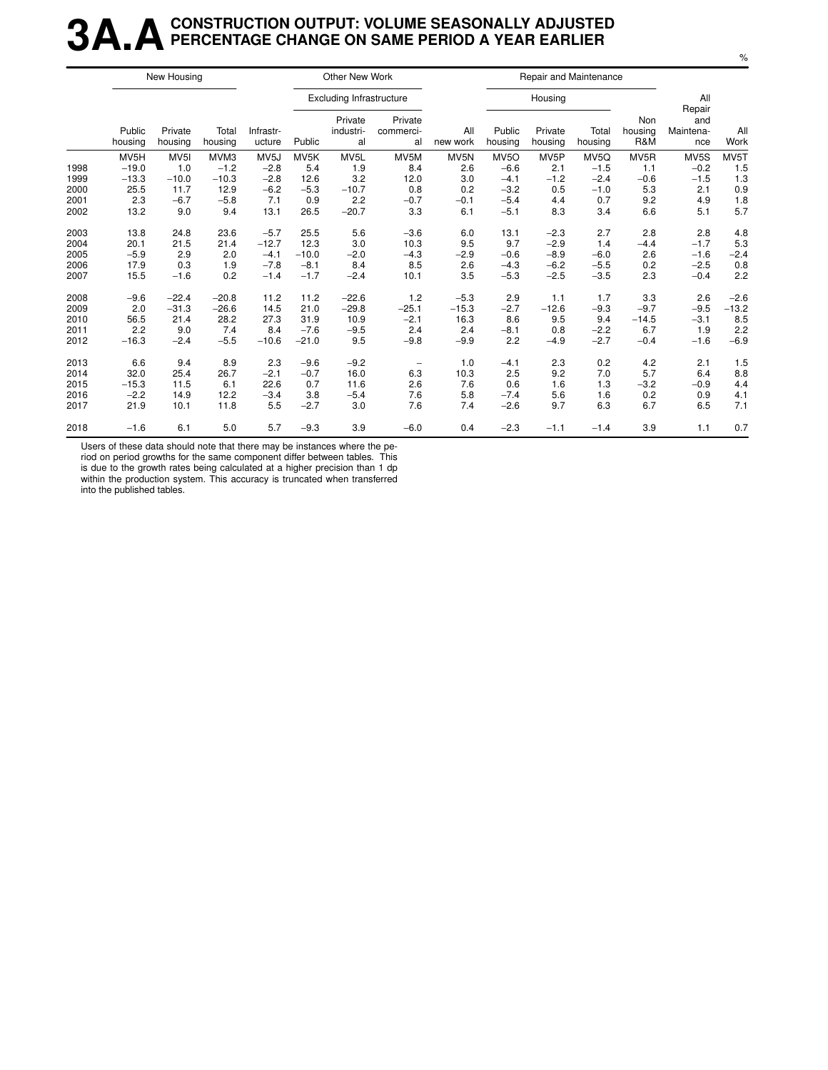# 3A.A CONSTRUCTION OUTPUT: VOLUME SEASONALLY ADJUSTED PERCENTAGE CHANGE ON SAME PERIOD A YEAR EARLIER

%

| | New Housing | | | | Other New Work | | | | Repair and Maintenance | | | | | |
|---|---|---|---|---|---|---|---|---|---|---|---|---|---|---|
| | | | | | Excluding Infrastructure | | | | Housing | | | | | |
| | Public housing | Private housing | Total housing | Infrastr-ucture | Public | Private industri-al | Private commerci-al | All new work | Public housing | Private housing | Total housing | Non housing R&M | All Repair and Maintena-nce | All Work |
| | MV5H | MV5I | MVM3 | MV5J | MV5K | MV5L | MV5M | MV5N | MV5O | MV5P | MV5Q | MV5R | MV5S | MV5T |
| 1998 | −19.0 | 1.0 | −1.2 | −2.8 | 5.4 | 1.9 | 8.4 | 2.6 | −6.6 | 2.1 | −1.5 | 1.1 | −0.2 | 1.5 |
| 1999 | −13.3 | −10.0 | −10.3 | −2.8 | 12.6 | 3.2 | 12.0 | 3.0 | −4.1 | −1.2 | −2.4 | −0.6 | −1.5 | 1.3 |
| 2000 | 25.5 | 11.7 | 12.9 | −6.2 | −5.3 | −10.7 | 0.8 | 0.2 | −3.2 | 0.5 | −1.0 | 5.3 | 2.1 | 0.9 |
| 2001 | 2.3 | −6.7 | −5.8 | 7.1 | 0.9 | 2.2 | −0.7 | −0.1 | −5.4 | 4.4 | 0.7 | 9.2 | 4.9 | 1.8 |
| 2002 | 13.2 | 9.0 | 9.4 | 13.1 | 26.5 | −20.7 | 3.3 | 6.1 | −5.1 | 8.3 | 3.4 | 6.6 | 5.1 | 5.7 |
| 2003 | 13.8 | 24.8 | 23.6 | −5.7 | 25.5 | 5.6 | −3.6 | 6.0 | 13.1 | −2.3 | 2.7 | 2.8 | 2.8 | 4.8 |
| 2004 | 20.1 | 21.5 | 21.4 | −12.7 | 12.3 | 3.0 | 10.3 | 9.5 | 9.7 | −2.9 | 1.4 | −4.4 | −1.7 | 5.3 |
| 2005 | −5.9 | 2.9 | 2.0 | −4.1 | −10.0 | −2.0 | −4.3 | −2.9 | −0.6 | −8.9 | −6.0 | 2.6 | −1.6 | −2.4 |
| 2006 | 17.9 | 0.3 | 1.9 | −7.8 | −8.1 | 8.4 | 8.5 | 2.6 | −4.3 | −6.2 | −5.5 | 0.2 | −2.5 | 0.8 |
| 2007 | 15.5 | −1.6 | 0.2 | −1.4 | −1.7 | −2.4 | 10.1 | 3.5 | −5.3 | −2.5 | −3.5 | 2.3 | −0.4 | 2.2 |
| 2008 | −9.6 | −22.4 | −20.8 | 11.2 | 11.2 | −22.6 | 1.2 | −5.3 | 2.9 | 1.1 | 1.7 | 3.3 | 2.6 | −2.6 |
| 2009 | 2.0 | −31.3 | −26.6 | 14.5 | 21.0 | −29.8 | −25.1 | −15.3 | −2.7 | −12.6 | −9.3 | −9.7 | −9.5 | −13.2 |
| 2010 | 56.5 | 21.4 | 28.2 | 27.3 | 31.9 | 10.9 | −2.1 | 16.3 | 8.6 | 9.5 | 9.4 | −14.5 | −3.1 | 8.5 |
| 2011 | 2.2 | 9.0 | 7.4 | 8.4 | −7.6 | −9.5 | 2.4 | 2.4 | −8.1 | 0.8 | −2.2 | 6.7 | 1.9 | 2.2 |
| 2012 | −16.3 | −2.4 | −5.5 | −10.6 | −21.0 | 9.5 | −9.8 | −9.9 | 2.2 | −4.9 | −2.7 | −0.4 | −1.6 | −6.9 |
| 2013 | 6.6 | 9.4 | 8.9 | 2.3 | −9.6 | −9.2 | − | 1.0 | −4.1 | 2.3 | 0.2 | 4.2 | 2.1 | 1.5 |
| 2014 | 32.0 | 25.4 | 26.7 | −2.1 | −0.7 | 16.0 | 6.3 | 10.3 | 2.5 | 9.2 | 7.0 | 5.7 | 6.4 | 8.8 |
| 2015 | −15.3 | 11.5 | 6.1 | 22.6 | 0.7 | 11.6 | 2.6 | 7.6 | 0.6 | 1.6 | 1.3 | −3.2 | −0.9 | 4.4 |
| 2016 | −2.2 | 14.9 | 12.2 | −3.4 | 3.8 | −5.4 | 7.6 | 5.8 | −7.4 | 5.6 | 1.6 | 0.2 | 0.9 | 4.1 |
| 2017 | 21.9 | 10.1 | 11.8 | 5.5 | −2.7 | 3.0 | 7.6 | 7.4 | −2.6 | 9.7 | 6.3 | 6.7 | 6.5 | 7.1 |
| 2018 | −1.6 | 6.1 | 5.0 | 5.7 | −9.3 | 3.9 | −6.0 | 0.4 | −2.3 | −1.1 | −1.4 | 3.9 | 1.1 | 0.7 |

Users of these data should note that there may be instances where the period on period growths for the same component differ between tables. This is due to the growth rates being calculated at a higher precision than 1 dp within the production system. This accuracy is truncated when transferred into the published tables.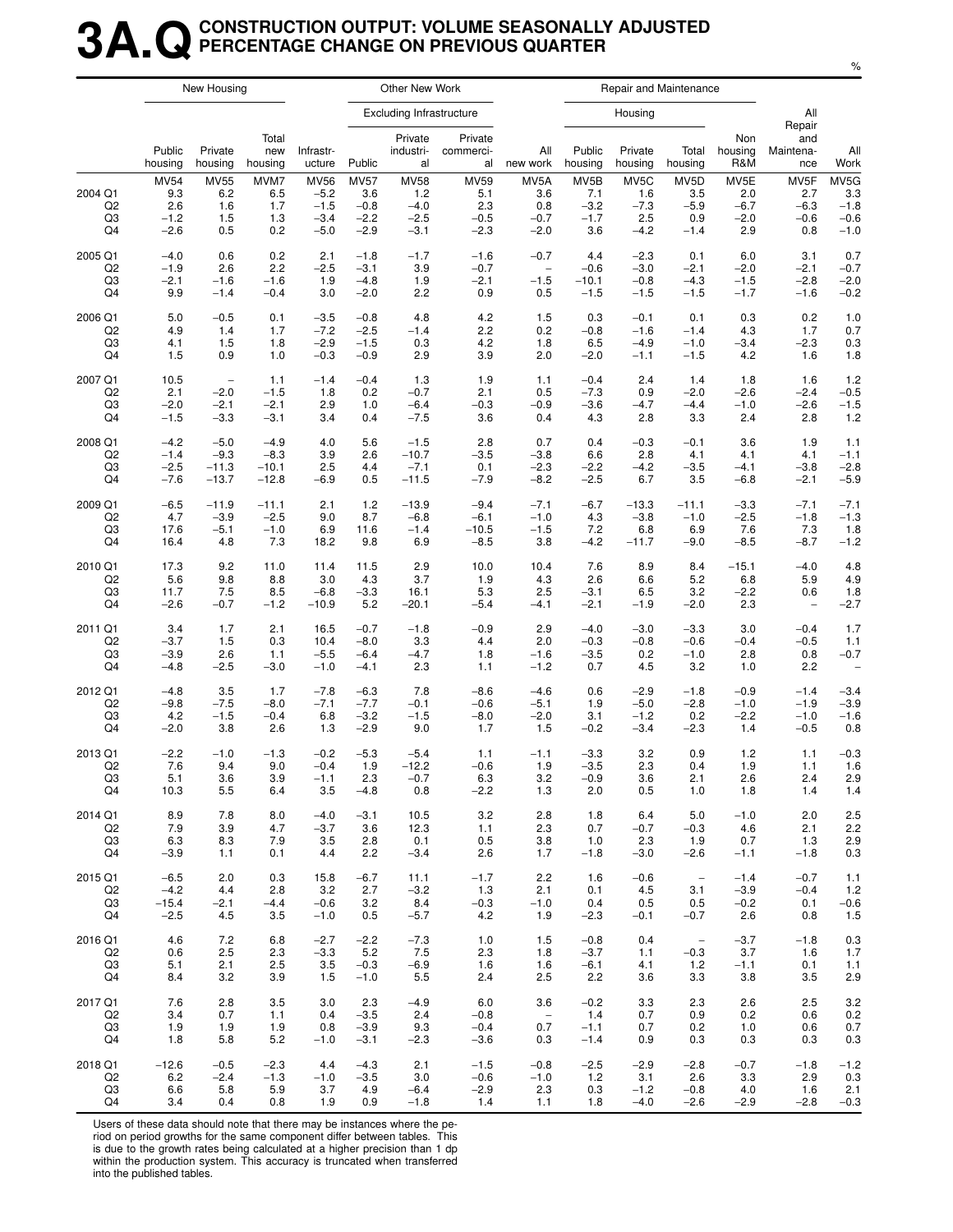# 3A.Q CONSTRUCTION OUTPUT: VOLUME SEASONALLY ADJUSTED PERCENTAGE CHANGE ON PREVIOUS QUARTER

%

| | New Housing | | | Other New Work | | | | | Repair and Maintenance | | | | | |
|---|---|---|---|---|---|---|---|---|---|---|---|---|---|---|
| | | | | | Excluding Infrastructure | | | | Housing | | | | | |
| | Public housing | Private housing | Total new housing | Infrastr-ucture | Public | Private industri-al | Private commerci-al | All new work | Public housing | Private housing | Total housing | Non housing R&M | All Repair and Maintena-nce | All Work |
| | MV54 | MV55 | MVM7 | MV56 | MV57 | MV58 | MV59 | MV5A | MV5B | MV5C | MV5D | MV5E | MV5F | MV5G |
| 2004 Q1 | 9.3 | 6.2 | 6.5 | −5.2 | 3.6 | 1.2 | 5.1 | 3.6 | 7.1 | 1.6 | 3.5 | 2.0 | 2.7 | 3.3 |
| Q2 | 2.6 | 1.6 | 1.7 | −1.5 | −0.8 | −4.0 | 2.3 | 0.8 | −3.2 | −7.3 | −5.9 | −6.7 | −6.3 | −1.8 |
| Q3 | −1.2 | 1.5 | 1.3 | −3.4 | −2.2 | −2.5 | −0.5 | −0.7 | −1.7 | 2.5 | 0.9 | −2.0 | −0.6 | −0.6 |
| Q4 | −2.6 | 0.5 | 0.2 | −5.0 | −2.9 | −3.1 | −2.3 | −2.0 | 3.6 | −4.2 | −1.4 | 2.9 | 0.8 | −1.0 |
| 2005 Q1 | −4.0 | 0.6 | 0.2 | 2.1 | −1.8 | −1.7 | −1.6 | −0.7 | 4.4 | −2.3 | 0.1 | 6.0 | 3.1 | 0.7 |
| Q2 | −1.9 | 2.6 | 2.2 | −2.5 | −3.1 | 3.9 | −0.7 | − | −0.6 | −3.0 | −2.1 | −2.0 | −2.1 | −0.7 |
| Q3 | −2.1 | −1.6 | −1.6 | 1.9 | −4.8 | 1.9 | −2.1 | −1.5 | −10.1 | −0.8 | −4.3 | −1.5 | −2.8 | −2.0 |
| Q4 | 9.9 | −1.4 | −0.4 | 3.0 | −2.0 | 2.2 | 0.9 | 0.5 | −1.5 | −1.5 | −1.5 | −1.7 | −1.6 | −0.2 |
| 2006 Q1 | 5.0 | −0.5 | 0.1 | −3.5 | −0.8 | 4.8 | 4.2 | 1.5 | 0.3 | −0.1 | 0.1 | 0.3 | 0.2 | 1.0 |
| Q2 | 4.9 | 1.4 | 1.7 | −7.2 | −2.5 | −1.4 | 2.2 | 0.2 | −0.8 | −1.6 | −1.4 | 4.3 | 1.7 | 0.7 |
| Q3 | 4.1 | 1.5 | 1.8 | −2.9 | −1.5 | 0.3 | 4.2 | 1.8 | 6.5 | −4.9 | −1.0 | −3.4 | −2.3 | 0.3 |
| Q4 | 1.5 | 0.9 | 1.0 | −0.3 | −0.9 | 2.9 | 3.9 | 2.0 | −2.0 | −1.1 | −1.5 | 4.2 | 1.6 | 1.8 |
| 2007 Q1 | 10.5 | − | 1.1 | −1.4 | −0.4 | 1.3 | 1.9 | 1.1 | −0.4 | 2.4 | 1.4 | 1.8 | 1.6 | 1.2 |
| Q2 | 2.1 | −2.0 | −1.5 | 1.8 | 0.2 | −0.7 | 2.1 | 0.5 | −7.3 | 0.9 | −2.0 | −2.6 | −2.4 | −0.5 |
| Q3 | −2.0 | −2.1 | −2.1 | 2.9 | 1.0 | −6.4 | −0.3 | −0.9 | −3.6 | −4.7 | −4.4 | −1.0 | −2.6 | −1.5 |
| Q4 | −1.5 | −3.3 | −3.1 | 3.4 | 0.4 | −7.5 | 3.6 | 0.4 | 4.3 | 2.8 | 3.3 | 2.4 | 2.8 | 1.2 |
| 2008 Q1 | −4.2 | −5.0 | −4.9 | 4.0 | 5.6 | −1.5 | 2.8 | 0.7 | 0.4 | −0.3 | −0.1 | 3.6 | 1.9 | 1.1 |
| Q2 | −1.4 | −9.3 | −8.3 | 3.9 | 2.6 | −10.7 | −3.5 | −3.8 | 6.6 | 2.8 | 4.1 | 4.1 | 4.1 | −1.1 |
| Q3 | −2.5 | −11.3 | −10.1 | 2.5 | 4.4 | −7.1 | 0.1 | −2.3 | −2.2 | −4.2 | −3.5 | −4.1 | −3.8 | −2.8 |
| Q4 | −7.6 | −13.7 | −12.8 | −6.9 | 0.5 | −11.5 | −7.9 | −8.2 | −2.5 | 6.7 | 3.5 | −6.8 | −2.1 | −5.9 |
| 2009 Q1 | −6.5 | −11.9 | −11.1 | 2.1 | 1.2 | −13.9 | −9.4 | −7.1 | −6.7 | −13.3 | −11.1 | −3.3 | −7.1 | −7.1 |
| Q2 | 4.7 | −3.9 | −2.5 | 9.0 | 8.7 | −6.8 | −6.1 | −1.0 | 4.3 | −3.8 | −1.0 | −2.5 | −1.8 | −1.3 |
| Q3 | 17.6 | −5.1 | −1.0 | 6.9 | 11.6 | −1.4 | −10.5 | −1.5 | 7.2 | 6.8 | 6.9 | 7.6 | 7.3 | 1.8 |
| Q4 | 16.4 | 4.8 | 7.3 | 18.2 | 9.8 | 6.9 | −8.5 | 3.8 | −4.2 | −11.7 | −9.0 | −8.5 | −8.7 | −1.2 |
| 2010 Q1 | 17.3 | 9.2 | 11.0 | 11.4 | 11.5 | 2.9 | 10.0 | 10.4 | 7.6 | 8.9 | 8.4 | −15.1 | −4.0 | 4.8 |
| Q2 | 5.6 | 9.8 | 8.8 | 3.0 | 4.3 | 3.7 | 1.9 | 4.3 | 2.6 | 6.6 | 5.2 | 6.8 | 5.9 | 4.9 |
| Q3 | 11.7 | 7.5 | 8.5 | −6.8 | −3.3 | 16.1 | 5.3 | 2.5 | −3.1 | 6.5 | 3.2 | −2.2 | 0.6 | 1.8 |
| Q4 | −2.6 | −0.7 | −1.2 | −10.9 | 5.2 | −20.1 | −5.4 | −4.1 | −2.1 | −1.9 | −2.0 | 2.3 | − | −2.7 |
| 2011 Q1 | 3.4 | 1.7 | 2.1 | 16.5 | −0.7 | −1.8 | −0.9 | 2.9 | −4.0 | −3.0 | −3.3 | 3.0 | −0.4 | 1.7 |
| Q2 | −3.7 | 1.5 | 0.3 | 10.4 | −8.0 | 3.3 | 4.4 | 2.0 | −0.3 | −0.8 | −0.6 | −0.4 | −0.5 | 1.1 |
| Q3 | −3.9 | 2.6 | 1.1 | −5.5 | −6.4 | −4.7 | 1.8 | −1.6 | −3.5 | 0.2 | −1.0 | 2.8 | 0.8 | −0.7 |
| Q4 | −4.8 | −2.5 | −3.0 | −1.0 | −4.1 | 2.3 | 1.1 | −1.2 | 0.7 | 4.5 | 3.2 | 1.0 | 2.2 | − |
| 2012 Q1 | −4.8 | 3.5 | 1.7 | −7.8 | −6.3 | 7.8 | −8.6 | −4.6 | 0.6 | −2.9 | −1.8 | −0.9 | −1.4 | −3.4 |
| Q2 | −9.8 | −7.5 | −8.0 | −7.1 | −7.7 | −0.1 | −0.6 | −5.1 | 1.9 | −5.0 | −2.8 | −1.0 | −1.9 | −3.9 |
| Q3 | 4.2 | −1.5 | −0.4 | 6.8 | −3.2 | −1.5 | −8.0 | −2.0 | 3.1 | −1.2 | 0.2 | −2.2 | −1.0 | −1.6 |
| Q4 | −2.0 | 3.8 | 2.6 | 1.3 | −2.9 | 9.0 | 1.7 | 1.5 | −0.2 | −3.4 | −2.3 | 1.4 | −0.5 | 0.8 |
| 2013 Q1 | −2.2 | −1.0 | −1.3 | −0.2 | −5.3 | −5.4 | 1.1 | −1.1 | −3.3 | 3.2 | 0.9 | 1.2 | 1.1 | −0.3 |
| Q2 | 7.6 | 9.4 | 9.0 | −0.4 | 1.9 | −12.2 | −0.6 | 1.9 | −3.5 | 2.3 | 0.4 | 1.9 | 1.1 | 1.6 |
| Q3 | 5.1 | 3.6 | 3.9 | −1.1 | 2.3 | −0.7 | 6.3 | 3.2 | −0.9 | 3.6 | 2.1 | 2.6 | 2.4 | 2.9 |
| Q4 | 10.3 | 5.5 | 6.4 | 3.5 | −4.8 | 0.8 | −2.2 | 1.3 | 2.0 | 0.5 | 1.0 | 1.8 | 1.4 | 1.4 |
| 2014 Q1 | 8.9 | 7.8 | 8.0 | −4.0 | −3.1 | 10.5 | 3.2 | 2.8 | 1.8 | 6.4 | 5.0 | −1.0 | 2.0 | 2.5 |
| Q2 | 7.9 | 3.9 | 4.7 | −3.7 | 3.6 | 12.3 | 1.1 | 2.3 | 0.7 | −0.7 | −0.3 | 4.6 | 2.1 | 2.2 |
| Q3 | 6.3 | 8.3 | 7.9 | 3.5 | 2.8 | 0.1 | 0.5 | 3.8 | 1.0 | 2.3 | 1.9 | 0.7 | 1.3 | 2.9 |
| Q4 | −3.9 | 1.1 | 0.1 | 4.4 | 2.2 | −3.4 | 2.6 | 1.7 | −1.8 | −3.0 | −2.6 | −1.1 | −1.8 | 0.3 |
| 2015 Q1 | −6.5 | 2.0 | 0.3 | 15.8 | −6.7 | 11.1 | −1.7 | 2.2 | 1.6 | −0.6 | − | −1.4 | −0.7 | 1.1 |
| Q2 | −4.2 | 4.4 | 2.8 | 3.2 | 2.7 | −3.2 | 1.3 | 2.1 | 0.1 | 4.5 | 3.1 | −3.9 | −0.4 | 1.2 |
| Q3 | −15.4 | −2.1 | −4.4 | −0.6 | 3.2 | 8.4 | −0.3 | −1.0 | 0.4 | 0.5 | 0.5 | −0.2 | 0.1 | −0.6 |
| Q4 | −2.5 | 4.5 | 3.5 | −1.0 | 0.5 | −5.7 | 4.2 | 1.9 | −2.3 | −0.1 | −0.7 | 2.6 | 0.8 | 1.5 |
| 2016 Q1 | 4.6 | 7.2 | 6.8 | −2.7 | −2.2 | −7.3 | 1.0 | 1.5 | −0.8 | 0.4 | − | −3.7 | −1.8 | 0.3 |
| Q2 | 0.6 | 2.5 | 2.3 | −3.3 | 5.2 | 7.5 | 2.3 | 1.8 | −3.7 | 1.1 | −0.3 | 3.7 | 1.6 | 1.7 |
| Q3 | 5.1 | 2.1 | 2.5 | 3.5 | −0.3 | −6.9 | 1.6 | 1.6 | −6.1 | 4.1 | 1.2 | −1.1 | 0.1 | 1.1 |
| Q4 | 8.4 | 3.2 | 3.9 | 1.5 | −1.0 | 5.5 | 2.4 | 2.5 | 2.2 | 3.6 | 3.3 | 3.8 | 3.5 | 2.9 |
| 2017 Q1 | 7.6 | 2.8 | 3.5 | 3.0 | 2.3 | −4.9 | 6.0 | 3.6 | −0.2 | 3.3 | 2.3 | 2.6 | 2.5 | 3.2 |
| Q2 | 3.4 | 0.7 | 1.1 | 0.4 | −3.5 | 2.4 | −0.8 | − | 1.4 | 0.7 | 0.9 | 0.2 | 0.6 | 0.2 |
| Q3 | 1.9 | 1.9 | 1.9 | 0.8 | −3.9 | 9.3 | −0.4 | 0.7 | −1.1 | 0.7 | 0.2 | 1.0 | 0.6 | 0.7 |
| Q4 | 1.8 | 5.8 | 5.2 | −1.0 | −3.1 | −2.3 | −3.6 | 0.3 | −1.4 | 0.9 | 0.3 | 0.3 | 0.3 | 0.3 |
| 2018 Q1 | −12.6 | −0.5 | −2.3 | 4.4 | −4.3 | 2.1 | −1.5 | −0.8 | −2.5 | −2.9 | −2.8 | −0.7 | −1.8 | −1.2 |
| Q2 | 6.2 | −2.4 | −1.3 | −1.0 | −3.5 | 3.0 | −0.6 | −1.0 | 1.2 | 3.1 | 2.6 | 3.3 | 2.9 | 0.3 |
| Q3 | 6.6 | 5.8 | 5.9 | 3.7 | 4.9 | −6.4 | −2.9 | 2.3 | 0.3 | −1.2 | −0.8 | 4.0 | 1.6 | 2.1 |
| Q4 | 3.4 | 0.4 | 0.8 | 1.9 | 0.9 | −1.8 | 1.4 | 1.1 | 1.8 | −4.0 | −2.6 | −2.9 | −2.8 | −0.3 |

Users of these data should note that there may be instances where the period on period growths for the same component differ between tables. This is due to the growth rates being calculated at a higher precision than 1 dp within the production system. This accuracy is truncated when transferred into the published tables.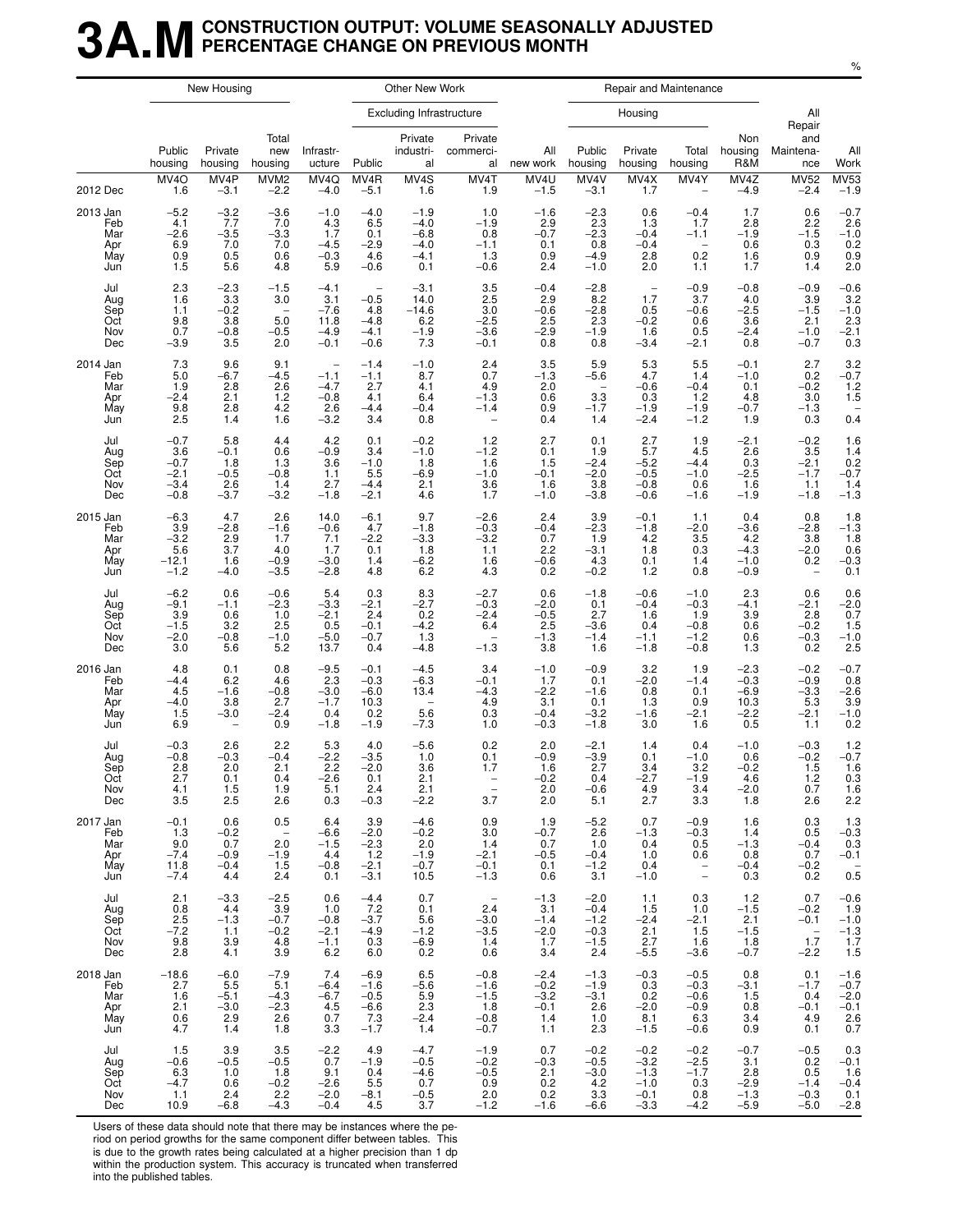# 3A.M CONSTRUCTION OUTPUT: VOLUME SEASONALLY ADJUSTED PERCENTAGE CHANGE ON PREVIOUS MONTH

%

| | New Housing | | | Other New Work | | | | | Repair and Maintenance | | | | | |
|---|---|---|---|---|---|---|---|---|---|---|---|---|---|---|
| | | | | | Excluding Infrastructure | | | | Housing | | | | | |
| | Public housing | Private housing | Total new housing | Infrastructure | Public | Private industrial | Private commercial | All new work | Public housing | Private housing | Total housing | Non housing R&M | All Repair and Maintenance | All Work |
| | MV4O | MV4P | MVM2 | MV4Q | MV4R | MV4S | MV4T | MV4U | MV4V | MV4X | MV4Y | MV4Z | MV52 | MV53 |
| 2012 Dec | 1.6 | −3.1 | −2.2 | −4.0 | −5.1 | 1.6 | 1.9 | −1.5 | −3.1 | 1.7 | – | −4.9 | −2.4 | −1.9 |
| 2013 Jan | −5.2 | −3.2 | −3.6 | −1.0 | −4.0 | −1.9 | 1.0 | −1.6 | −2.3 | 0.6 | −0.4 | 1.7 | 0.6 | −0.7 |
| Feb | 4.1 | 7.7 | 7.0 | 4.3 | 6.5 | −4.0 | −1.9 | 2.9 | 2.3 | 1.3 | 1.7 | 2.8 | 2.2 | 2.6 |
| Mar | −2.6 | −3.5 | −3.3 | 1.7 | 0.1 | −6.8 | 0.8 | −0.7 | −2.3 | −0.4 | −1.1 | −1.9 | −1.5 | −1.0 |
| Apr | 6.9 | 7.0 | 7.0 | −4.5 | −2.9 | −4.0 | −1.1 | 0.1 | 0.8 | −0.4 | – | 0.6 | 0.3 | 0.2 |
| May | 0.9 | 0.5 | 0.6 | −0.3 | 4.6 | −4.1 | 1.3 | 0.9 | −4.9 | 2.8 | 0.2 | 1.6 | 0.9 | 0.9 |
| Jun | 1.5 | 5.6 | 4.8 | 5.9 | −0.6 | 0.1 | −0.6 | 2.4 | −1.0 | 2.0 | 1.1 | 1.7 | 1.4 | 2.0 |
| Jul | 2.3 | −2.3 | −1.5 | −4.1 | – | −3.1 | 3.5 | −0.4 | −2.8 | – | −0.9 | −0.8 | −0.9 | −0.6 |
| Aug | 1.6 | 3.3 | 3.0 | 3.1 | −0.5 | 14.0 | 2.5 | 2.9 | 8.2 | 1.7 | 3.7 | 4.0 | 3.9 | 3.2 |
| Sep | 1.1 | −0.2 | – | −7.6 | 4.8 | −14.6 | 3.0 | −0.6 | −2.8 | 0.5 | −0.6 | −2.5 | −1.5 | −1.0 |
| Oct | 9.8 | 3.8 | 5.0 | 11.8 | −4.8 | 6.2 | −2.5 | 2.5 | 2.3 | −0.2 | 0.6 | 3.6 | 2.1 | 2.3 |
| Nov | 0.7 | −0.8 | −0.5 | −4.9 | −4.1 | −1.9 | −3.6 | −2.9 | −1.9 | 1.6 | 0.5 | −2.4 | −1.0 | −2.1 |
| Dec | −3.9 | 3.5 | 2.0 | −0.1 | −0.6 | 7.3 | −0.1 | 0.8 | 0.8 | −3.4 | −2.1 | 0.8 | −0.7 | 0.3 |
| 2014 Jan | 7.3 | 9.6 | 9.1 | – | −1.4 | −1.0 | 2.4 | 3.5 | 5.9 | 5.3 | 5.5 | −0.1 | 2.7 | 3.2 |
| Feb | 5.0 | −6.7 | −4.5 | −1.1 | −1.1 | 8.7 | 0.7 | −1.3 | −5.6 | 4.7 | 1.4 | −1.0 | 0.2 | −0.7 |
| Mar | 1.9 | 2.8 | 2.6 | −4.7 | 2.7 | 4.1 | 4.9 | 2.0 | – | −0.6 | −0.4 | 0.1 | −0.2 | 1.2 |
| Apr | −2.4 | 2.1 | 1.2 | −0.8 | 4.1 | 6.4 | −1.3 | 0.6 | 3.3 | 0.3 | 1.2 | 4.8 | 3.0 | 1.5 |
| May | 9.8 | 2.8 | 4.2 | 2.6 | −4.4 | −0.4 | −1.4 | 0.9 | −1.7 | −1.9 | −1.9 | −0.7 | −1.3 | – |
| Jun | 2.5 | 1.4 | 1.6 | −3.2 | 3.4 | 0.8 | – | 0.4 | 1.4 | −2.4 | −1.2 | 1.9 | 0.3 | 0.4 |
| Jul | −0.7 | 5.8 | 4.4 | 4.2 | 0.1 | −0.2 | 1.2 | 2.7 | 0.1 | 2.7 | 1.9 | −2.1 | −0.2 | 1.6 |
| Aug | 3.6 | −0.1 | 0.6 | −0.9 | 3.4 | −1.0 | −1.2 | 0.1 | 1.9 | 5.7 | 4.5 | 2.6 | 3.5 | 1.4 |
| Sep | −0.7 | 1.8 | 1.3 | 3.6 | −1.0 | 1.8 | 1.6 | 1.5 | −2.4 | −5.2 | −4.4 | 0.3 | −2.1 | 0.2 |
| Oct | −2.1 | −0.5 | −0.8 | 1.1 | 5.5 | −6.9 | −1.0 | −0.1 | −2.0 | −0.5 | −1.0 | −2.5 | −1.7 | −0.7 |
| Nov | −3.4 | 2.6 | 1.4 | 2.7 | −4.4 | 2.1 | 3.6 | 1.6 | 3.8 | −0.8 | 0.6 | 1.6 | 1.1 | 1.4 |
| Dec | −0.8 | −3.7 | −3.2 | −1.8 | −2.1 | 4.6 | 1.7 | −1.0 | −3.8 | −0.6 | −1.6 | −1.9 | −1.8 | −1.3 |
| 2015 Jan | −6.3 | 4.7 | 2.6 | 14.0 | −6.1 | 9.7 | −2.6 | 2.4 | 3.9 | −0.1 | 1.1 | 0.4 | 0.8 | 1.8 |
| Feb | 3.9 | −2.8 | −1.6 | −0.6 | 4.7 | −1.8 | −0.3 | −0.4 | −2.3 | −1.8 | −2.0 | −3.6 | −2.8 | −1.3 |
| Mar | −3.2 | 2.9 | 1.7 | 7.1 | −2.2 | −3.3 | −3.2 | 0.7 | 1.9 | 4.2 | 3.5 | 4.2 | 3.8 | 1.8 |
| Apr | 5.6 | 3.7 | 4.0 | 1.7 | 0.1 | 1.8 | 1.1 | 2.2 | −3.1 | 1.8 | 0.3 | −4.3 | −2.0 | 0.6 |
| May | −12.1 | 1.6 | −0.9 | −3.0 | 1.4 | −6.2 | 1.6 | −0.6 | 4.3 | 0.1 | 1.4 | −1.0 | 0.2 | −0.3 |
| Jun | −1.2 | −4.0 | −3.5 | −2.8 | 4.8 | 6.2 | 4.3 | 0.2 | −0.2 | 1.2 | 0.8 | −0.9 | – | 0.1 |
| Jul | −6.2 | 0.6 | −0.6 | 5.4 | 0.3 | 8.3 | −2.7 | 0.6 | −1.8 | −0.6 | −1.0 | 2.3 | 0.6 | 0.6 |
| Aug | −9.1 | −1.1 | −2.3 | −3.3 | −2.1 | −2.7 | −0.3 | −2.0 | 0.1 | −0.4 | −0.3 | −4.1 | −2.1 | −2.0 |
| Sep | 3.9 | 0.6 | 1.0 | −2.1 | 2.4 | 0.2 | −2.4 | −0.5 | 2.7 | 1.6 | 1.9 | 3.9 | 2.8 | 0.7 |
| Oct | −1.5 | 3.2 | 2.5 | 0.5 | −0.1 | −4.2 | 6.4 | 2.5 | −3.6 | 0.4 | −0.8 | 0.6 | −0.2 | 1.5 |
| Nov | −2.0 | −0.8 | −1.0 | −5.0 | −0.7 | 1.3 | – | −1.3 | −1.4 | −1.1 | −1.2 | 0.6 | −0.3 | −1.0 |
| Dec | 3.0 | 5.6 | 5.2 | 13.7 | 0.4 | −4.8 | −1.3 | 3.8 | 1.6 | −1.8 | −0.8 | 1.3 | 0.2 | 2.5 |
| 2016 Jan | 4.8 | 0.1 | 0.8 | −9.5 | −0.1 | −4.5 | 3.4 | −1.0 | −0.9 | 3.2 | 1.9 | −2.3 | −0.2 | −0.7 |
| Feb | −4.4 | 6.2 | 4.6 | 2.3 | −0.3 | −6.3 | −0.1 | 1.7 | 0.1 | −2.0 | −1.4 | −0.3 | −0.9 | 0.8 |
| Mar | 4.5 | −1.6 | −0.8 | −3.0 | −6.0 | 13.4 | −4.3 | −2.2 | −1.6 | 0.8 | 0.1 | −6.9 | −3.3 | −2.6 |
| Apr | −4.0 | 3.8 | 2.7 | −1.7 | 10.3 | – | 4.9 | 3.1 | 0.1 | 1.3 | 0.9 | 10.3 | 5.3 | 3.9 |
| May | 1.5 | −3.0 | −2.4 | 0.4 | 0.2 | 5.6 | 0.3 | −0.4 | −3.2 | −1.6 | −2.1 | −2.2 | −2.1 | −1.0 |
| Jun | 6.9 | – | 0.9 | −1.8 | −1.9 | −7.3 | 1.0 | −0.3 | −1.8 | 3.0 | 1.6 | 0.5 | 1.1 | 0.2 |
| Jul | −0.3 | 2.6 | 2.2 | 5.3 | 4.0 | −5.6 | 0.2 | 2.0 | −2.1 | 1.4 | 0.4 | −1.0 | −0.3 | 1.2 |
| Aug | −0.8 | −0.3 | −0.4 | −2.2 | −3.5 | 1.0 | 0.1 | −0.9 | −3.9 | 0.1 | −1.0 | 0.6 | −0.2 | −0.7 |
| Sep | 2.8 | 2.0 | 2.1 | 2.2 | −2.0 | 3.6 | 1.7 | 1.6 | 2.7 | 3.4 | 3.2 | −0.2 | 1.5 | 1.6 |
| Oct | 2.7 | 0.1 | 0.4 | −2.6 | 0.1 | 2.1 | – | −0.2 | 0.4 | −2.7 | −1.9 | 4.6 | 1.2 | 0.3 |
| Nov | 4.1 | 1.5 | 1.9 | 5.1 | 2.4 | 2.1 | – | 2.0 | −0.6 | 4.9 | 3.4 | −2.0 | 0.7 | 1.6 |
| Dec | 3.5 | 2.5 | 2.6 | 0.3 | −0.3 | −2.2 | 3.7 | 2.0 | 5.1 | 2.7 | 3.3 | 1.8 | 2.6 | 2.2 |
| 2017 Jan | −0.1 | 0.6 | 0.5 | 6.4 | 3.9 | −4.6 | 0.9 | 1.9 | −5.2 | 0.7 | −0.9 | 1.6 | 0.3 | 1.3 |
| Feb | 1.3 | −0.2 | – | −6.6 | −2.0 | −0.2 | 3.0 | −0.7 | 2.6 | −1.3 | −0.3 | 1.4 | 0.5 | −0.3 |
| Mar | 9.0 | 0.7 | 2.0 | −1.5 | −2.3 | 2.0 | 1.4 | 0.7 | 1.0 | 0.4 | 0.5 | −1.3 | −0.4 | 0.3 |
| Apr | −7.4 | −0.9 | −1.9 | 4.4 | 1.2 | −1.9 | −2.1 | −0.5 | −0.4 | 1.0 | 0.6 | 0.8 | 0.7 | −0.1 |
| May | 11.8 | −0.4 | 1.5 | −0.8 | −2.1 | −0.7 | −0.1 | 0.1 | −1.2 | 0.4 | – | −0.4 | −0.2 | – |
| Jun | −7.4 | 4.4 | 2.4 | 0.1 | −3.1 | 10.5 | −1.3 | 0.6 | 3.1 | −1.0 | – | 0.3 | 0.2 | 0.5 |
| Jul | 2.1 | −3.3 | −2.5 | 0.6 | −4.4 | 0.7 | – | −1.3 | −2.0 | 1.1 | 0.3 | 1.2 | 0.7 | −0.6 |
| Aug | 0.8 | 4.4 | 3.9 | 1.0 | 7.2 | 0.1 | 2.4 | 3.1 | −0.4 | 1.5 | 1.0 | −1.5 | −0.2 | 1.9 |
| Sep | 2.5 | −1.3 | −0.7 | −0.8 | −3.7 | 5.6 | −3.0 | −1.4 | −1.2 | −2.4 | −2.1 | 2.1 | −0.1 | −1.0 |
| Oct | −7.2 | 1.1 | −0.2 | −2.1 | −4.9 | −1.2 | −3.5 | −2.0 | −0.3 | 2.1 | 1.5 | −1.5 | – | −1.3 |
| Nov | 9.8 | 3.9 | 4.8 | −1.1 | 0.3 | −6.9 | 1.4 | 1.7 | −1.5 | 2.7 | 1.6 | 1.8 | 1.7 | 1.7 |
| Dec | 2.8 | 4.1 | 3.9 | 6.2 | 6.0 | 0.2 | 0.6 | 3.4 | 2.4 | −5.5 | −3.6 | −0.7 | −2.2 | 1.5 |
| 2018 Jan | −18.6 | −6.0 | −7.9 | 7.4 | −6.9 | 6.5 | −0.8 | −2.4 | −1.3 | −0.3 | −0.5 | 0.8 | 0.1 | −1.6 |
| Feb | 2.7 | 5.5 | 5.1 | −6.4 | −1.6 | −5.6 | −1.6 | −0.2 | −1.9 | 0.3 | −0.3 | −3.1 | −1.7 | −0.7 |
| Mar | 1.6 | −5.1 | −4.3 | −6.7 | −0.5 | 5.9 | −1.5 | −3.2 | −3.1 | 0.2 | −0.6 | 1.5 | 0.4 | −2.0 |
| Apr | 2.1 | −3.0 | −2.3 | 4.5 | −6.6 | 2.3 | 1.8 | −0.1 | 2.6 | −2.0 | −0.9 | 0.8 | −0.1 | −0.1 |
| May | 0.6 | 2.9 | 2.6 | 0.7 | 7.3 | −2.4 | −0.8 | 1.4 | 1.0 | 8.1 | 6.3 | 3.4 | 4.9 | 2.6 |
| Jun | 4.7 | 1.4 | 1.8 | 3.3 | −1.7 | 1.4 | −0.7 | 1.1 | 2.3 | −1.5 | −0.6 | 0.9 | 0.1 | 0.7 |
| Jul | 1.5 | 3.9 | 3.5 | −2.2 | 4.9 | −4.7 | −1.9 | 0.7 | −0.2 | −0.2 | −0.2 | −0.7 | −0.5 | 0.3 |
| Aug | −0.6 | −0.5 | −0.5 | 0.7 | −1.9 | −0.5 | −0.2 | −0.3 | −0.5 | −3.2 | −2.5 | 3.1 | 0.2 | −0.1 |
| Sep | 6.3 | 1.0 | 1.8 | 9.1 | 0.4 | −4.6 | −0.5 | 2.1 | −3.0 | −1.3 | −1.7 | 2.8 | 0.5 | 1.6 |
| Oct | −4.7 | 0.6 | −0.2 | −2.6 | 5.5 | 0.7 | 0.9 | 0.2 | 4.2 | −1.0 | 0.3 | −2.9 | −1.4 | −0.4 |
| Nov | 1.1 | 2.4 | 2.2 | −2.0 | −8.1 | −0.5 | 2.0 | 0.2 | 3.3 | −0.1 | 0.8 | −1.3 | −0.3 | 0.1 |
| Dec | 10.9 | −6.8 | −4.3 | −0.4 | 4.5 | 3.7 | −1.2 | −1.6 | −6.6 | −3.3 | −4.2 | −5.9 | −5.0 | −2.8 |

Users of these data should note that there may be instances where the period on period growths for the same component differ between tables. This is due to the growth rates being calculated at a higher precision than 1 dp within the production system. This accuracy is truncated when transferred into the published tables.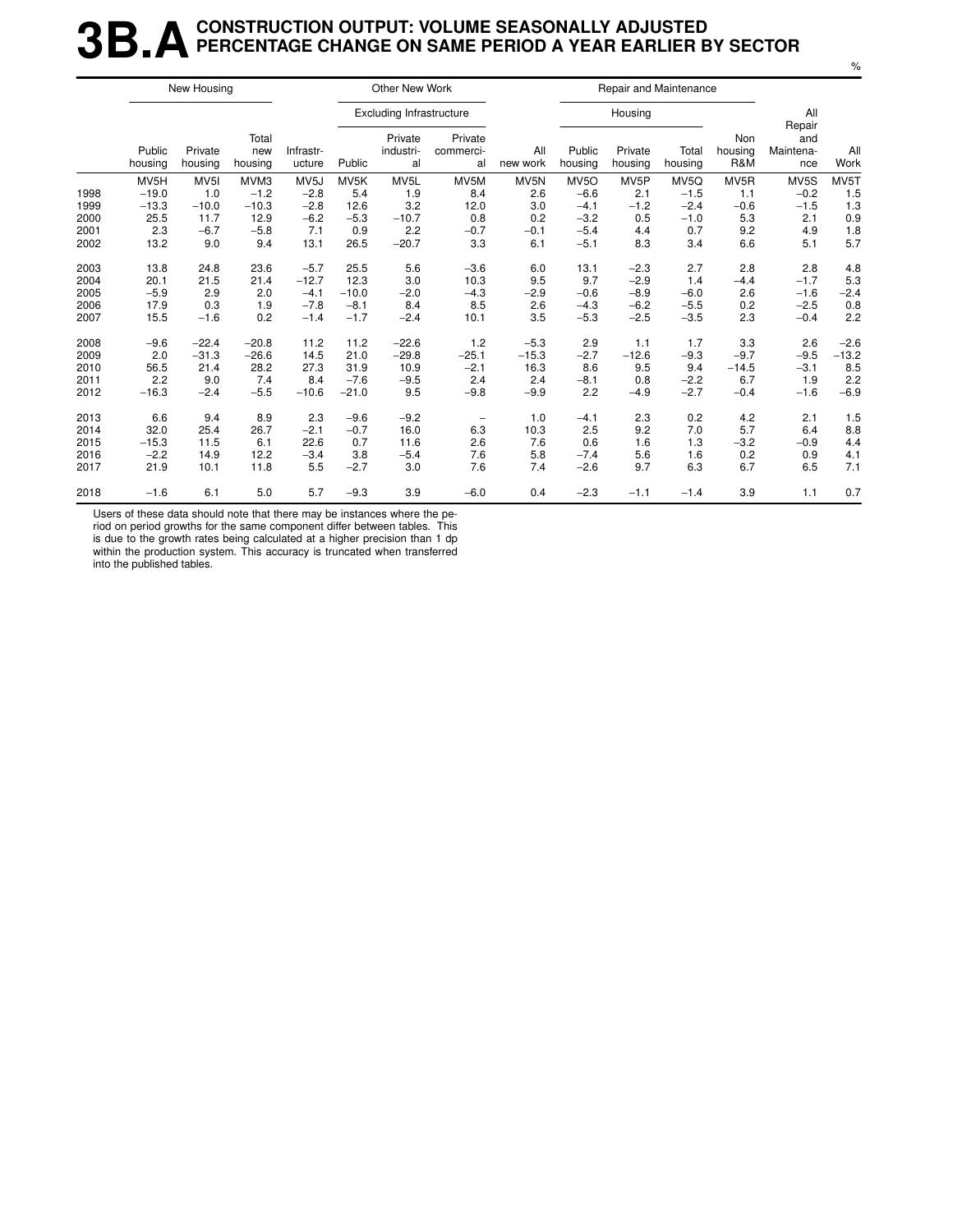# 3B.A CONSTRUCTION OUTPUT: VOLUME SEASONALLY ADJUSTED PERCENTAGE CHANGE ON SAME PERIOD A YEAR EARLIER BY SECTOR

%

| | New Housing | | | | Other New Work | | | | Repair and Maintenance | | | | | |
|---|---|---|---|---|---|---|---|---|---|---|---|---|---|---|
| | | | | | Excluding Infrastructure | | | | Housing | | | | | |
| | Public housing | Private housing | Total new housing | Infrastr-ucture | Public | Private industri-al | Private commerci-al | All new work | Public housing | Private housing | Total housing | Non housing R&M | All Repair and Maintena-nce | All Work |
| | MV5H | MV5I | MVM3 | MV5J | MV5K | MV5L | MV5M | MV5N | MV5O | MV5P | MV5Q | MV5R | MV5S | MV5T |
| 1998 | −19.0 | 1.0 | −1.2 | −2.8 | 5.4 | 1.9 | 8.4 | 2.6 | −6.6 | 2.1 | −1.5 | 1.1 | −0.2 | 1.5 |
| 1999 | −13.3 | −10.0 | −10.3 | −2.8 | 12.6 | 3.2 | 12.0 | 3.0 | −4.1 | −1.2 | −2.4 | −0.6 | −1.5 | 1.3 |
| 2000 | 25.5 | 11.7 | 12.9 | −6.2 | −5.3 | −10.7 | 0.8 | 0.2 | −3.2 | 0.5 | −1.0 | 5.3 | 2.1 | 0.9 |
| 2001 | 2.3 | −6.7 | −5.8 | 7.1 | 0.9 | 2.2 | −0.7 | −0.1 | −5.4 | 4.4 | 0.7 | 9.2 | 4.9 | 1.8 |
| 2002 | 13.2 | 9.0 | 9.4 | 13.1 | 26.5 | −20.7 | 3.3 | 6.1 | −5.1 | 8.3 | 3.4 | 6.6 | 5.1 | 5.7 |
| 2003 | 13.8 | 24.8 | 23.6 | −5.7 | 25.5 | 5.6 | −3.6 | 6.0 | 13.1 | −2.3 | 2.7 | 2.8 | 2.8 | 4.8 |
| 2004 | 20.1 | 21.5 | 21.4 | −12.7 | 12.3 | 3.0 | 10.3 | 9.5 | 9.7 | −2.9 | 1.4 | −4.4 | −1.7 | 5.3 |
| 2005 | −5.9 | 2.9 | 2.0 | −4.1 | −10.0 | −2.0 | −4.3 | −2.9 | −0.6 | −8.9 | −6.0 | 2.6 | −1.6 | −2.4 |
| 2006 | 17.9 | 0.3 | 1.9 | −7.8 | −8.1 | 8.4 | 8.5 | 2.6 | −4.3 | −6.2 | −5.5 | 0.2 | −2.5 | 0.8 |
| 2007 | 15.5 | −1.6 | 0.2 | −1.4 | −1.7 | −2.4 | 10.1 | 3.5 | −5.3 | −2.5 | −3.5 | 2.3 | −0.4 | 2.2 |
| 2008 | −9.6 | −22.4 | −20.8 | 11.2 | 11.2 | −22.6 | 1.2 | −5.3 | 2.9 | 1.1 | 1.7 | 3.3 | 2.6 | −2.6 |
| 2009 | 2.0 | −31.3 | −26.6 | 14.5 | 21.0 | −29.8 | −25.1 | −15.3 | −2.7 | −12.6 | −9.3 | −9.7 | −9.5 | −13.2 |
| 2010 | 56.5 | 21.4 | 28.2 | 27.3 | 31.9 | 10.9 | −2.1 | 16.3 | 8.6 | 9.5 | 9.4 | −14.5 | −3.1 | 8.5 |
| 2011 | 2.2 | 9.0 | 7.4 | 8.4 | −7.6 | −9.5 | 2.4 | 2.4 | −8.1 | 0.8 | −2.2 | 6.7 | 1.9 | 2.2 |
| 2012 | −16.3 | −2.4 | −5.5 | −10.6 | −21.0 | 9.5 | −9.8 | −9.9 | 2.2 | −4.9 | −2.7 | −0.4 | −1.6 | −6.9 |
| 2013 | 6.6 | 9.4 | 8.9 | 2.3 | −9.6 | −9.2 | − | 1.0 | −4.1 | 2.3 | 0.2 | 4.2 | 2.1 | 1.5 |
| 2014 | 32.0 | 25.4 | 26.7 | −2.1 | −0.7 | 16.0 | 6.3 | 10.3 | 2.5 | 9.2 | 7.0 | 5.7 | 6.4 | 8.8 |
| 2015 | −15.3 | 11.5 | 6.1 | 22.6 | 0.7 | 11.6 | 2.6 | 7.6 | 0.6 | 1.6 | 1.3 | −3.2 | −0.9 | 4.4 |
| 2016 | −2.2 | 14.9 | 12.2 | −3.4 | 3.8 | −5.4 | 7.6 | 5.8 | −7.4 | 5.6 | 1.6 | 0.2 | 0.9 | 4.1 |
| 2017 | 21.9 | 10.1 | 11.8 | 5.5 | −2.7 | 3.0 | 7.6 | 7.4 | −2.6 | 9.7 | 6.3 | 6.7 | 6.5 | 7.1 |
| 2018 | −1.6 | 6.1 | 5.0 | 5.7 | −9.3 | 3.9 | −6.0 | 0.4 | −2.3 | −1.1 | −1.4 | 3.9 | 1.1 | 0.7 |

Users of these data should note that there may be instances where the period on period growths for the same component differ between tables. This is due to the growth rates being calculated at a higher precision than 1 dp within the production system. This accuracy is truncated when transferred into the published tables.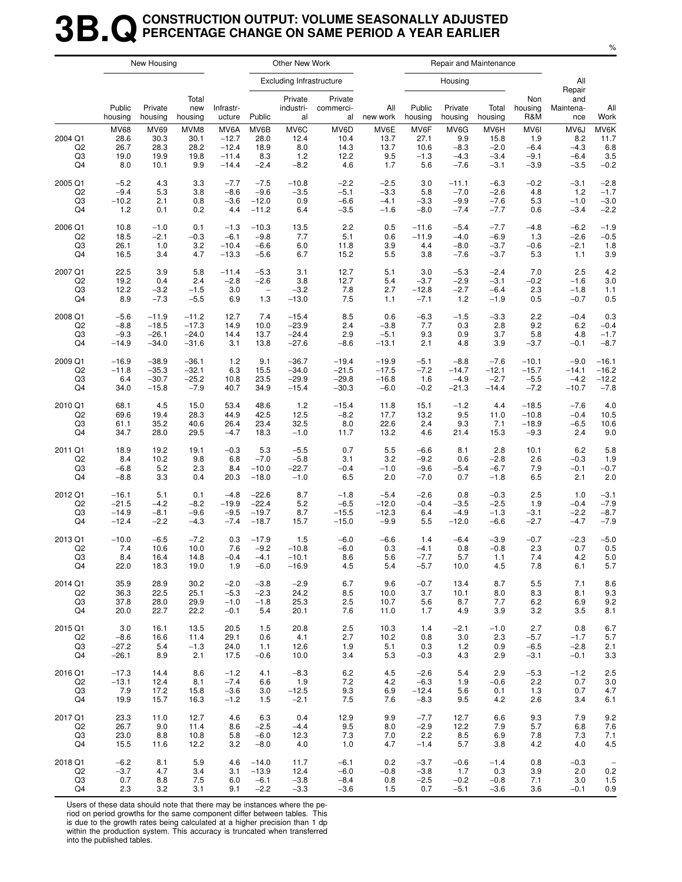# 3B.Q CONSTRUCTION OUTPUT: VOLUME SEASONALLY ADJUSTED PERCENTAGE CHANGE ON SAME PERIOD A YEAR EARLIER

%

| | New Housing | | | Other New Work | | | | | Repair and Maintenance | | | | | |
|---|---|---|---|---|---|---|---|---|---|---|---|---|---|---|
| | | | | | Excluding Infrastructure | | | | Housing | | | | | |
| | Public housing | Private housing | Total new housing | Infrastr-ucture | Public | Private industri-al | Private commerci-al | All new work | Public housing | Private housing | Total housing | Non housing R&M | All Repair and Maintena-nce | All Work |
| | MV68 | MV69 | MVM8 | MV6A | MV6B | MV6C | MV6D | MV6E | MV6F | MV6G | MV6H | MV6I | MV6J | MV6K |
| 2004 Q1 | 28.6 | 30.3 | 30.1 | −12.7 | 28.0 | 12.4 | 10.4 | 13.7 | 27.1 | 9.9 | 15.8 | 1.9 | 8.2 | 11.7 |
| Q2 | 26.7 | 28.3 | 28.2 | −12.4 | 18.9 | 8.0 | 14.3 | 13.7 | 10.6 | −8.3 | −2.0 | −6.4 | −4.3 | 6.8 |
| Q3 | 19.0 | 19.9 | 19.8 | −11.4 | 8.3 | 1.2 | 12.2 | 9.5 | −1.3 | −4.3 | −3.4 | −9.1 | −6.4 | 3.5 |
| Q4 | 8.0 | 10.1 | 9.9 | −14.4 | −2.4 | −8.2 | 4.6 | 1.7 | 5.6 | −7.6 | −3.1 | −3.9 | −3.5 | −0.2 |
| 2005 Q1 | −5.2 | 4.3 | 3.3 | −7.7 | −7.5 | −10.8 | −2.2 | −2.5 | 3.0 | −11.1 | −6.3 | −0.2 | −3.1 | −2.8 |
| Q2 | −9.4 | 5.3 | 3.8 | −8.6 | −9.6 | −3.5 | −5.1 | −3.3 | 5.8 | −7.0 | −2.6 | 4.8 | 1.2 | −1.7 |
| Q3 | −10.2 | 2.1 | 0.8 | −3.6 | −12.0 | 0.9 | −6.6 | −4.1 | −3.3 | −9.9 | −7.6 | 5.3 | −1.0 | −3.0 |
| Q4 | 1.2 | 0.1 | 0.2 | 4.4 | −11.2 | 6.4 | −3.5 | −1.6 | −8.0 | −7.4 | −7.7 | 0.6 | −3.4 | −2.2 |
| 2006 Q1 | 10.8 | −1.0 | 0.1 | −1.3 | −10.3 | 13.5 | 2.2 | 0.5 | −11.6 | −5.4 | −7.7 | −4.8 | −6.2 | −1.9 |
| Q2 | 18.5 | −2.1 | −0.3 | −6.1 | −9.8 | 7.7 | 5.1 | 0.6 | −11.9 | −4.0 | −6.9 | 1.3 | −2.6 | −0.5 |
| Q3 | 26.1 | 1.0 | 3.2 | −10.4 | −6.6 | 6.0 | 11.8 | 3.9 | 4.4 | −8.0 | −3.7 | −0.6 | −2.1 | 1.8 |
| Q4 | 16.5 | 3.4 | 4.7 | −13.3 | −5.6 | 6.7 | 15.2 | 5.5 | 3.8 | −7.6 | −3.7 | 5.3 | 1.1 | 3.9 |
| 2007 Q1 | 22.5 | 3.9 | 5.8 | −11.4 | −5.3 | 3.1 | 12.7 | 5.1 | 3.0 | −5.3 | −2.4 | 7.0 | 2.5 | 4.2 |
| Q2 | 19.2 | 0.4 | 2.4 | −2.8 | −2.6 | 3.8 | 12.7 | 5.4 | −3.7 | −2.9 | −3.1 | −0.2 | −1.6 | 3.0 |
| Q3 | 12.2 | −3.2 | −1.5 | 3.0 | – | −3.2 | 7.8 | 2.7 | −12.8 | −2.7 | −6.4 | 2.3 | −1.8 | 1.1 |
| Q4 | 8.9 | −7.3 | −5.5 | 6.9 | 1.3 | −13.0 | 7.5 | 1.1 | −7.1 | 1.2 | −1.9 | 0.5 | −0.7 | 0.5 |
| 2008 Q1 | −5.6 | −11.9 | −11.2 | 12.7 | 7.4 | −15.4 | 8.5 | 0.6 | −6.3 | −1.5 | −3.3 | 2.2 | −0.4 | 0.3 |
| Q2 | −8.8 | −18.5 | −17.3 | 14.9 | 10.0 | −23.9 | 2.4 | −3.8 | 7.7 | 0.3 | 2.8 | 9.2 | 6.2 | −0.4 |
| Q3 | −9.3 | −26.1 | −24.0 | 14.4 | 13.7 | −24.4 | 2.9 | −5.1 | 9.3 | 0.9 | 3.7 | 5.8 | 4.8 | −1.7 |
| Q4 | −14.9 | −34.0 | −31.6 | 3.1 | 13.8 | −27.6 | −8.6 | −13.1 | 2.1 | 4.8 | 3.9 | −3.7 | −0.1 | −8.7 |
| 2009 Q1 | −16.9 | −38.9 | −36.1 | 1.2 | 9.1 | −36.7 | −19.4 | −19.9 | −5.1 | −8.8 | −7.6 | −10.1 | −9.0 | −16.1 |
| Q2 | −11.8 | −35.3 | −32.1 | 6.3 | 15.5 | −34.0 | −21.5 | −17.5 | −7.2 | −14.7 | −12.1 | −15.7 | −14.1 | −16.2 |
| Q3 | 6.4 | −30.7 | −25.2 | 10.8 | 23.5 | −29.9 | −29.8 | −16.8 | 1.6 | −4.9 | −2.7 | −5.5 | −4.2 | −12.2 |
| Q4 | 34.0 | −15.8 | −7.9 | 40.7 | 34.9 | −15.4 | −30.3 | −6.0 | −0.2 | −21.3 | −14.4 | −7.2 | −10.7 | −7.8 |
| 2010 Q1 | 68.1 | 4.5 | 15.0 | 53.4 | 48.6 | 1.2 | −15.4 | 11.8 | 15.1 | −1.2 | 4.4 | −18.5 | −7.6 | 4.0 |
| Q2 | 69.6 | 19.4 | 28.3 | 44.9 | 42.5 | 12.5 | −8.2 | 17.7 | 13.2 | 9.5 | 11.0 | −10.8 | −0.4 | 10.5 |
| Q3 | 61.1 | 35.2 | 40.6 | 26.4 | 23.4 | 32.5 | 8.0 | 22.6 | 2.4 | 9.3 | 7.1 | −18.9 | −6.5 | 10.6 |
| Q4 | 34.7 | 28.0 | 29.5 | −4.7 | 18.3 | −1.0 | 11.7 | 13.2 | 4.6 | 21.4 | 15.3 | −9.3 | 2.4 | 9.0 |
| 2011 Q1 | 18.9 | 19.2 | 19.1 | −0.3 | 5.3 | −5.5 | 0.7 | 5.5 | −6.6 | 8.1 | 2.8 | 10.1 | 6.2 | 5.8 |
| Q2 | 8.4 | 10.2 | 9.8 | 6.8 | −7.0 | −5.8 | 3.1 | 3.2 | −9.2 | 0.6 | −2.8 | 2.6 | −0.3 | 1.9 |
| Q3 | −6.8 | 5.2 | 2.3 | 8.4 | −10.0 | −22.7 | −0.4 | −1.0 | −9.6 | −5.4 | −6.7 | 7.9 | −0.1 | −0.7 |
| Q4 | −8.8 | 3.3 | 0.4 | 20.3 | −18.0 | −1.0 | 6.5 | 2.0 | −7.0 | 0.7 | −1.8 | 6.5 | 2.1 | 2.0 |
| 2012 Q1 | −16.1 | 5.1 | 0.1 | −4.8 | −22.6 | 8.7 | −1.8 | −5.4 | −2.6 | 0.8 | −0.3 | 2.5 | 1.0 | −3.1 |
| Q2 | −21.5 | −4.2 | −8.2 | −19.9 | −22.4 | 5.2 | −6.5 | −12.0 | −0.4 | −3.5 | −2.5 | 1.9 | −0.4 | −7.9 |
| Q3 | −14.9 | −8.1 | −9.6 | −9.5 | −19.7 | 8.7 | −15.5 | −12.3 | 6.4 | −4.9 | −1.3 | −3.1 | −2.2 | −8.7 |
| Q4 | −12.4 | −2.2 | −4.3 | −7.4 | −18.7 | 15.7 | −15.0 | −9.9 | 5.5 | −12.0 | −6.6 | −2.7 | −4.7 | −7.9 |
| 2013 Q1 | −10.0 | −6.5 | −7.2 | 0.3 | −17.9 | 1.5 | −6.0 | −6.6 | 1.4 | −6.4 | −3.9 | −0.7 | −2.3 | −5.0 |
| Q2 | 7.4 | 10.6 | 10.0 | 7.6 | −9.2 | −10.8 | −6.0 | 0.3 | −4.1 | 0.8 | −0.8 | 2.3 | 0.7 | 0.5 |
| Q3 | 8.4 | 16.4 | 14.8 | −0.4 | −4.1 | −10.1 | 8.6 | 5.6 | −7.7 | 5.7 | 1.1 | 7.4 | 4.2 | 5.0 |
| Q4 | 22.0 | 18.3 | 19.0 | 1.9 | −6.0 | −16.9 | 4.5 | 5.4 | −5.7 | 10.0 | 4.5 | 7.8 | 6.1 | 5.7 |
| 2014 Q1 | 35.9 | 28.9 | 30.2 | −2.0 | −3.8 | −2.9 | 6.7 | 9.6 | −0.7 | 13.4 | 8.7 | 5.5 | 7.1 | 8.6 |
| Q2 | 36.3 | 22.5 | 25.1 | −5.3 | −2.3 | 24.2 | 8.5 | 10.0 | 3.7 | 10.1 | 8.0 | 8.3 | 8.1 | 9.3 |
| Q3 | 37.8 | 28.0 | 29.9 | −1.0 | −1.8 | 25.3 | 2.5 | 10.7 | 5.6 | 8.7 | 7.7 | 6.2 | 6.9 | 9.2 |
| Q4 | 20.0 | 22.7 | 22.2 | −0.1 | 5.4 | 20.1 | 7.6 | 11.0 | 1.7 | 4.9 | 3.9 | 3.2 | 3.5 | 8.1 |
| 2015 Q1 | 3.0 | 16.1 | 13.5 | 20.5 | 1.5 | 20.8 | 2.5 | 10.3 | 1.4 | −2.1 | −1.0 | 2.7 | 0.8 | 6.7 |
| Q2 | −8.6 | 16.6 | 11.4 | 29.1 | 0.6 | 4.1 | 2.7 | 10.2 | 0.8 | 3.0 | 2.3 | −5.7 | −1.7 | 5.7 |
| Q3 | −27.2 | 5.4 | −1.3 | 24.0 | 1.1 | 12.6 | 1.9 | 5.1 | 0.3 | 1.2 | 0.9 | −6.5 | −2.8 | 2.1 |
| Q4 | −26.1 | 8.9 | 2.1 | 17.5 | −0.6 | 10.0 | 3.4 | 5.3 | −0.3 | 4.3 | 2.9 | −3.1 | −0.1 | 3.3 |
| 2016 Q1 | −17.3 | 14.4 | 8.6 | −1.2 | 4.1 | −8.3 | 6.2 | 4.5 | −2.6 | 5.4 | 2.9 | −5.3 | −1.2 | 2.5 |
| Q2 | −13.1 | 12.4 | 8.1 | −7.4 | 6.6 | 1.9 | 7.2 | 4.2 | −6.3 | 1.9 | −0.6 | 2.2 | 0.7 | 3.0 |
| Q3 | 7.9 | 17.2 | 15.8 | −3.6 | 3.0 | −12.5 | 9.3 | 6.9 | −12.4 | 5.6 | 0.1 | 1.3 | 0.7 | 4.7 |
| Q4 | 19.9 | 15.7 | 16.3 | −1.2 | 1.5 | −2.1 | 7.5 | 7.6 | −8.3 | 9.5 | 4.2 | 2.6 | 3.4 | 6.1 |
| 2017 Q1 | 23.3 | 11.0 | 12.7 | 4.6 | 6.3 | 0.4 | 12.9 | 9.9 | −7.7 | 12.7 | 6.6 | 9.3 | 7.9 | 9.2 |
| Q2 | 26.7 | 9.0 | 11.4 | 8.6 | −2.5 | −4.4 | 9.5 | 8.0 | −2.9 | 12.2 | 7.9 | 5.7 | 6.8 | 7.6 |
| Q3 | 23.0 | 8.8 | 10.8 | 5.8 | −6.0 | 12.3 | 7.3 | 7.0 | 2.2 | 8.5 | 6.9 | 7.8 | 7.3 | 7.1 |
| Q4 | 15.5 | 11.6 | 12.2 | 3.2 | −8.0 | 4.0 | 1.0 | 4.7 | −1.4 | 5.7 | 3.8 | 4.2 | 4.0 | 4.5 |
| 2018 Q1 | −6.2 | 8.1 | 5.9 | 4.6 | −14.0 | 11.7 | −6.1 | 0.2 | −3.7 | −0.6 | −1.4 | 0.8 | −0.3 | – |
| Q2 | −3.7 | 4.7 | 3.4 | 3.1 | −13.9 | 12.4 | −6.0 | −0.8 | −3.8 | 1.7 | 0.3 | 3.9 | 2.0 | 0.2 |
| Q3 | 0.7 | 8.8 | 7.5 | 6.0 | −6.1 | −3.8 | −8.4 | 0.8 | −2.5 | −0.2 | −0.8 | 7.1 | 3.0 | 1.5 |
| Q4 | 2.3 | 3.2 | 3.1 | 9.1 | −2.2 | −3.3 | −3.6 | 1.5 | 0.7 | −5.1 | −3.6 | 3.6 | −0.1 | 0.9 |

Users of these data should note that there may be instances where the period on period growths for the same component differ between tables. This is due to the growth rates being calculated at a higher precision than 1 dp within the production system. This accuracy is truncated when transferred into the published tables.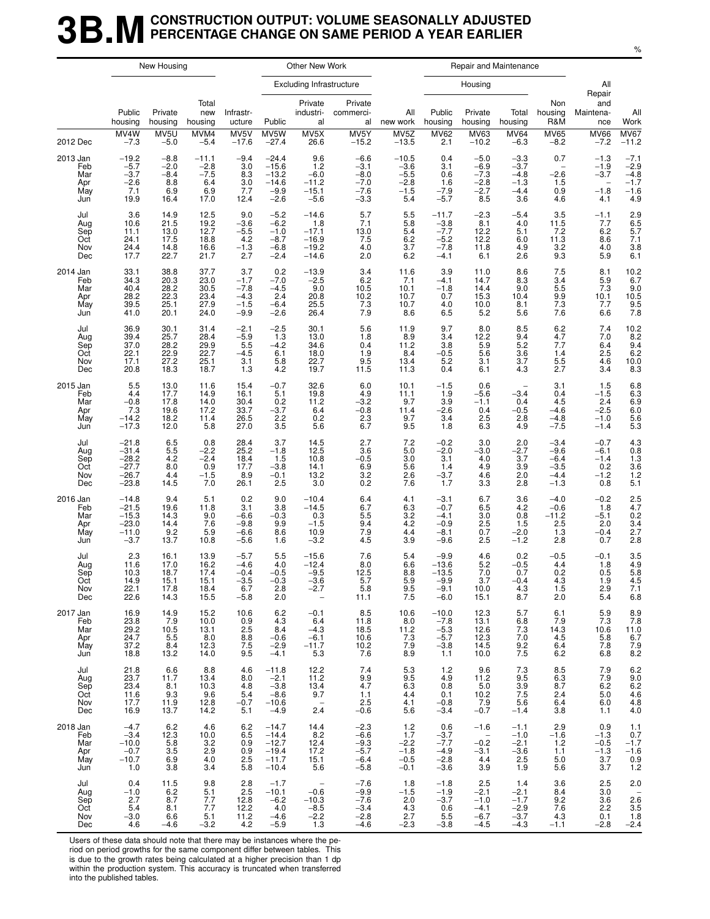# 3B.M CONSTRUCTION OUTPUT: VOLUME SEASONALLY ADJUSTED PERCENTAGE CHANGE ON SAME PERIOD A YEAR EARLIER

%

| | New Housing | | | Other New Work | | | | | Repair and Maintenance | | | | | |
|---|---|---|---|---|---|---|---|---|---|---|---|---|---|---|
| | | | | | Excluding Infrastructure | | | | Housing | | | | | |
| | Public housing | Private housing | Total new housing | Infrastr-ucture | Public | Private industri-al | Private commerci-al | All new work | Public housing | Private housing | Total housing | Non housing R&M | All Repair and Maintena-nce | All Work |
| | MV4W | MV5U | MVM4 | MV5V | MV5W | MV5X | MV5Y | MV5Z | MV62 | MV63 | MV64 | MV65 | MV66 | MV67 |
| 2012 Dec | −7.3 | −5.0 | −5.4 | −17.6 | −27.4 | 26.6 | −15.2 | −13.5 | 2.1 | −10.2 | −6.3 | −8.2 | −7.2 | −11.2 |
| 2013 Jan | −19.2 | −8.8 | −11.1 | −9.4 | −24.4 | 9.6 | −6.6 | −10.5 | 0.4 | −5.0 | −3.3 | 0.7 | −1.3 | −7.1 |
| Feb | −5.7 | −2.0 | −2.8 | 3.0 | −15.6 | 1.2 | −3.1 | −3.6 | 3.1 | −6.9 | −3.7 | – | −1.9 | −2.9 |
| Mar | −3.7 | −8.4 | −7.5 | 8.3 | −13.2 | −6.0 | −8.0 | −5.5 | 0.6 | −7.3 | −4.8 | −2.6 | −3.7 | −4.8 |
| Apr | −2.6 | 8.8 | 6.4 | 3.0 | −14.6 | −11.2 | −7.0 | −2.8 | 1.6 | −2.8 | −1.3 | 1.5 | – | −1.7 |
| May | 7.1 | 6.9 | 6.9 | 7.7 | −9.9 | −15.1 | −7.6 | −1.5 | −7.9 | −2.7 | −4.4 | 0.9 | −1.8 | −1.6 |
| Jun | 19.9 | 16.4 | 17.0 | 12.4 | −2.6 | −5.6 | −3.3 | 5.4 | −5.7 | 8.5 | 3.6 | 4.6 | 4.1 | 4.9 |
| Jul | 3.6 | 14.9 | 12.5 | 9.0 | −5.2 | −14.6 | 5.7 | 5.5 | −11.7 | −2.3 | −5.4 | 3.5 | −1.1 | 2.9 |
| Aug | 10.6 | 21.5 | 19.2 | −3.6 | −6.2 | 1.8 | 7.1 | 5.8 | −3.8 | 8.1 | 4.0 | 11.5 | 7.7 | 6.5 |
| Sep | 11.1 | 13.0 | 12.7 | −5.5 | −1.0 | −17.1 | 13.0 | 5.4 | −7.7 | 12.2 | 5.1 | 7.2 | 6.2 | 5.7 |
| Oct | 24.1 | 17.5 | 18.8 | 4.2 | −8.7 | −16.9 | 7.5 | 6.2 | −5.2 | 12.2 | 6.0 | 11.3 | 8.6 | 7.1 |
| Nov | 24.4 | 14.8 | 16.6 | −1.3 | −6.8 | −19.2 | 4.0 | 3.7 | −7.8 | 11.8 | 4.9 | 3.2 | 4.0 | 3.8 |
| Dec | 17.7 | 22.7 | 21.7 | 2.7 | −2.4 | −14.6 | 2.0 | 6.2 | −4.1 | 6.1 | 2.6 | 9.3 | 5.9 | 6.1 |
| 2014 Jan | 33.1 | 38.8 | 37.7 | 3.7 | 0.2 | −13.9 | 3.4 | 11.6 | 3.9 | 11.0 | 8.6 | 7.5 | 8.1 | 10.2 |
| Feb | 34.3 | 20.3 | 23.0 | −1.7 | −7.0 | −2.5 | 6.2 | 7.1 | −4.1 | 14.7 | 8.3 | 3.4 | 5.9 | 6.7 |
| Mar | 40.4 | 28.2 | 30.5 | −7.8 | −4.5 | 9.0 | 10.5 | 10.1 | −1.8 | 14.4 | 9.0 | 5.5 | 7.3 | 9.0 |
| Apr | 28.2 | 22.3 | 23.4 | −4.3 | 2.4 | 20.8 | 10.2 | 10.7 | 0.7 | 15.3 | 10.4 | 9.9 | 10.1 | 10.5 |
| May | 39.5 | 25.1 | 27.9 | −1.5 | −6.4 | 25.5 | 7.3 | 10.7 | 4.0 | 10.0 | 8.1 | 7.3 | 7.7 | 9.5 |
| Jun | 41.0 | 20.1 | 24.0 | −9.9 | −2.6 | 26.4 | 7.9 | 8.6 | 6.5 | 5.2 | 5.6 | 7.6 | 6.6 | 7.8 |
| Jul | 36.9 | 30.1 | 31.4 | −2.1 | −2.5 | 30.1 | 5.6 | 11.9 | 9.7 | 8.0 | 8.5 | 6.2 | 7.4 | 10.2 |
| Aug | 39.4 | 25.7 | 28.4 | −5.9 | 1.3 | 13.0 | 1.8 | 8.9 | 3.4 | 12.2 | 9.4 | 4.7 | 7.0 | 8.2 |
| Sep | 37.0 | 28.2 | 29.9 | 5.5 | −4.2 | 34.6 | 0.4 | 11.2 | 3.8 | 5.9 | 5.2 | 7.7 | 6.4 | 9.4 |
| Oct | 22.1 | 22.9 | 22.7 | −4.5 | 6.1 | 18.0 | 1.9 | 8.4 | −0.5 | 5.6 | 3.6 | 1.4 | 2.5 | 6.2 |
| Nov | 17.1 | 27.2 | 25.1 | 3.1 | 5.8 | 22.7 | 9.5 | 13.4 | 5.2 | 3.1 | 3.7 | 5.5 | 4.6 | 10.0 |
| Dec | 20.8 | 18.3 | 18.7 | 1.3 | 4.2 | 19.7 | 11.5 | 11.3 | 0.4 | 6.1 | 4.3 | 2.7 | 3.4 | 8.3 |
| 2015 Jan | 5.5 | 13.0 | 11.6 | 15.4 | −0.7 | 32.6 | 6.0 | 10.1 | −1.5 | 0.6 | – | 3.1 | 1.5 | 6.8 |
| Feb | 4.4 | 17.7 | 14.9 | 16.1 | 5.1 | 19.8 | 4.9 | 11.1 | 1.9 | −5.6 | −3.4 | 0.4 | −1.5 | 6.3 |
| Mar | −0.8 | 17.8 | 14.0 | 30.4 | 0.2 | 11.2 | −3.2 | 9.7 | 3.9 | −1.1 | 0.4 | 4.5 | 2.4 | 6.9 |
| Apr | 7.3 | 19.6 | 17.2 | 33.7 | −3.7 | 6.4 | −0.8 | 11.4 | −2.6 | 0.4 | −0.5 | −4.6 | −2.5 | 6.0 |
| May | −14.2 | 18.2 | 11.4 | 26.5 | 2.2 | 0.2 | 2.3 | 9.7 | 3.4 | 2.5 | 2.8 | −4.8 | −1.0 | 5.6 |
| Jun | −17.3 | 12.0 | 5.8 | 27.0 | 3.5 | 5.6 | 6.7 | 9.5 | 1.8 | 6.3 | 4.9 | −7.5 | −1.4 | 5.3 |
| Jul | −21.8 | 6.5 | 0.8 | 28.4 | 3.7 | 14.5 | 2.7 | 7.2 | −0.2 | 3.0 | 2.0 | −3.4 | −0.7 | 4.3 |
| Aug | −31.4 | 5.5 | −2.2 | 25.2 | −1.8 | 12.5 | 3.6 | 5.0 | −2.0 | −3.0 | −2.7 | −9.6 | −6.1 | 0.8 |
| Sep | −28.2 | 4.2 | −2.4 | 18.4 | 1.5 | 10.8 | −0.5 | 3.0 | 3.1 | 4.0 | 3.7 | −6.4 | −1.4 | 1.3 |
| Oct | −27.7 | 8.0 | 0.9 | 17.7 | −3.8 | 14.1 | 6.9 | 5.6 | 1.4 | 4.9 | 3.9 | −3.5 | 0.2 | 3.6 |
| Nov | −26.7 | 4.4 | −1.5 | 8.9 | −0.1 | 13.2 | 3.2 | 2.6 | −3.7 | 4.6 | 2.0 | −4.4 | −1.2 | 1.2 |
| Dec | −23.8 | 14.5 | 7.0 | 26.1 | 2.5 | 3.0 | 0.2 | 7.6 | 1.7 | 3.3 | 2.8 | −1.3 | 0.8 | 5.1 |
| 2016 Jan | −14.8 | 9.4 | 5.1 | 0.2 | 9.0 | −10.4 | 6.4 | 4.1 | −3.1 | 6.7 | 3.6 | −4.0 | −0.2 | 2.5 |
| Feb | −21.5 | 19.6 | 11.8 | 3.1 | 3.8 | −14.5 | 6.7 | 6.3 | −0.7 | 6.5 | 4.2 | −0.6 | 1.8 | 4.7 |
| Mar | −15.3 | 14.3 | 9.0 | −6.6 | −0.3 | 0.3 | 5.5 | 3.2 | −4.1 | 3.0 | 0.8 | −11.2 | −5.1 | 0.2 |
| Apr | −23.0 | 14.4 | 7.6 | −9.8 | 9.9 | −1.5 | 9.4 | 4.2 | −0.9 | 2.5 | 1.5 | 2.5 | 2.0 | 3.4 |
| May | −11.0 | 9.2 | 5.9 | −6.6 | 8.6 | 10.9 | 7.9 | 4.4 | −8.1 | 0.7 | −2.0 | 1.3 | −0.4 | 2.7 |
| Jun | −3.7 | 13.7 | 10.8 | −5.6 | 1.6 | −3.2 | 4.5 | 3.9 | −9.6 | 2.5 | −1.2 | 2.8 | 0.7 | 2.8 |
| Jul | 2.3 | 16.1 | 13.9 | −5.7 | 5.5 | −15.6 | 7.6 | 5.4 | −9.9 | 4.6 | 0.2 | −0.5 | −0.1 | 3.5 |
| Aug | 11.6 | 17.0 | 16.2 | −4.6 | 4.0 | −12.4 | 8.0 | 6.6 | −13.6 | 5.2 | −0.5 | 4.4 | 1.8 | 4.9 |
| Sep | 10.3 | 18.7 | 17.4 | −0.4 | −0.5 | −9.5 | 12.5 | 8.8 | −13.5 | 7.0 | 0.7 | 0.2 | 0.5 | 5.8 |
| Oct | 14.9 | 15.1 | 15.1 | −3.5 | −0.3 | −3.6 | 5.7 | 5.9 | −9.9 | 3.7 | −0.4 | 4.3 | 1.9 | 4.5 |
| Nov | 22.1 | 17.8 | 18.4 | 6.7 | 2.8 | −2.7 | 5.8 | 9.5 | −9.1 | 10.0 | 4.3 | 1.5 | 2.9 | 7.1 |
| Dec | 22.6 | 14.3 | 15.5 | −5.8 | 2.0 | – | 11.1 | 7.5 | −6.0 | 15.1 | 8.7 | 2.0 | 5.4 | 6.8 |
| 2017 Jan | 16.9 | 14.9 | 15.2 | 10.6 | 6.2 | −0.1 | 8.5 | 10.6 | −10.0 | 12.3 | 5.7 | 6.1 | 5.9 | 8.9 |
| Feb | 23.8 | 7.9 | 10.0 | 0.9 | 4.3 | 6.4 | 11.8 | 8.0 | −7.8 | 13.1 | 6.8 | 7.9 | 7.3 | 7.8 |
| Mar | 29.2 | 10.5 | 13.1 | 2.5 | 8.4 | −4.3 | 18.5 | 11.2 | −5.3 | 12.6 | 7.3 | 14.3 | 10.6 | 11.0 |
| Apr | 24.7 | 5.5 | 8.0 | 8.8 | −0.6 | −6.1 | 10.6 | 7.3 | −5.7 | 12.3 | 7.0 | 4.5 | 5.8 | 6.7 |
| May | 37.2 | 8.4 | 12.3 | 7.5 | −2.9 | −11.7 | 10.2 | 7.9 | −3.8 | 14.5 | 9.2 | 6.4 | 7.8 | 7.9 |
| Jun | 18.8 | 13.2 | 14.0 | 9.5 | −4.1 | 5.3 | 7.6 | 8.9 | 1.1 | 10.0 | 7.5 | 6.2 | 6.8 | 8.2 |
| Jul | 21.8 | 6.6 | 8.8 | 4.6 | −11.8 | 12.2 | 7.4 | 5.3 | 1.2 | 9.6 | 7.3 | 8.5 | 7.9 | 6.2 |
| Aug | 23.7 | 11.7 | 13.4 | 8.0 | −2.1 | 11.2 | 9.9 | 9.5 | 4.9 | 11.2 | 9.5 | 6.3 | 7.9 | 9.0 |
| Sep | 23.4 | 8.1 | 10.3 | 4.8 | −3.8 | 13.4 | 4.7 | 6.3 | 0.8 | 5.0 | 3.9 | 8.7 | 6.2 | 6.2 |
| Oct | 11.6 | 9.3 | 9.6 | 5.4 | −8.6 | 9.7 | 1.1 | 4.4 | 0.1 | 10.2 | 7.5 | 2.4 | 5.0 | 4.6 |
| Nov | 17.7 | 11.9 | 12.8 | −0.7 | −10.6 | – | 2.5 | 4.1 | −0.8 | 7.9 | 5.6 | 6.4 | 6.0 | 4.8 |
| Dec | 16.9 | 13.7 | 14.2 | 5.1 | −4.9 | 2.4 | −0.6 | 5.6 | −3.4 | −0.7 | −1.4 | 3.8 | 1.1 | 4.0 |
| 2018 Jan | −4.7 | 6.2 | 4.6 | 6.2 | −14.7 | 14.4 | −2.3 | 1.2 | 0.6 | −1.6 | −1.1 | 2.9 | 0.9 | 1.1 |
| Feb | −3.4 | 12.3 | 10.0 | 6.5 | −14.4 | 8.2 | −6.6 | 1.7 | −3.7 | – | −1.0 | −1.6 | −1.3 | 0.7 |
| Mar | −10.0 | 5.8 | 3.2 | 0.9 | −12.7 | 12.4 | −9.3 | −2.2 | −7.7 | −0.2 | −2.1 | 1.2 | −0.5 | −1.7 |
| Apr | −0.7 | 3.5 | 2.9 | 0.9 | −19.4 | 17.2 | −5.7 | −1.8 | −4.9 | −3.1 | −3.6 | 1.1 | −1.3 | −1.6 |
| May | −10.7 | 6.9 | 4.0 | 2.5 | −11.7 | 15.1 | −6.4 | −0.5 | −2.8 | 4.4 | 2.5 | 5.0 | 3.7 | 0.9 |
| Jun | 1.0 | 3.8 | 3.4 | 5.8 | −10.4 | 5.6 | −5.8 | −0.1 | −3.6 | 3.9 | 1.9 | 5.6 | 3.7 | 1.2 |
| Jul | 0.4 | 11.5 | 9.8 | 2.8 | −1.7 | – | −7.6 | 1.8 | −1.8 | 2.5 | 1.4 | 3.6 | 2.5 | 2.0 |
| Aug | −1.0 | 6.2 | 5.1 | 2.5 | −10.1 | −0.6 | −9.9 | −1.5 | −1.9 | −2.1 | −2.1 | 8.4 | 3.0 | – |
| Sep | 2.7 | 8.7 | 7.7 | 12.8 | −6.2 | −10.3 | −7.6 | 2.0 | −3.7 | −1.0 | −1.7 | 9.2 | 3.6 | 2.6 |
| Oct | 5.4 | 8.1 | 7.7 | 12.2 | 4.0 | −8.5 | −3.4 | 4.3 | 0.6 | −4.1 | −2.9 | 7.6 | 2.2 | 3.5 |
| Nov | −3.0 | 6.6 | 5.1 | 11.2 | −4.6 | −2.2 | −2.8 | 2.7 | 5.5 | −6.7 | −3.7 | 4.3 | 0.1 | 1.8 |
| Dec | 4.6 | −4.6 | −3.2 | 4.2 | −5.9 | 1.3 | −4.6 | −2.3 | −3.8 | −4.5 | −4.3 | −1.1 | −2.8 | −2.4 |

Users of these data should note that there may be instances where the period on period growths for the same component differ between tables. This is due to the growth rates being calculated at a higher precision than 1 dp within the production system. This accuracy is truncated when transferred into the published tables.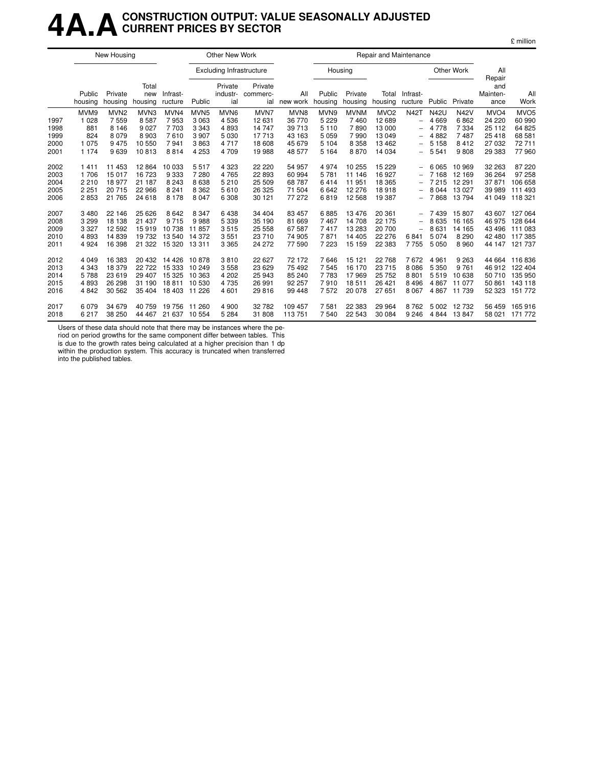# 4A.A CONSTRUCTION OUTPUT: VALUE SEASONALLY ADJUSTED CURRENT PRICES BY SECTOR

£ million

| | New Housing | | | Other New Work | | | | | Repair and Maintenance | | | | | | | |
|---|---|---|---|---|---|---|---|---|---|---|---|---|---|---|---|---|
| | | | | | Excluding Infrastructure | | | | Housing | | | | Other Work | | | |
| | Public housing | Private housing | Total new housing | Infrast-ructure | Public | Private industr-ial | Private commerc-ial | All new work | Public housing | Private housing | Total housing | Infrast-ructure | Public | Private | All Repair and Mainten-ance | All Work |
| | MVM9 | MVN2 | MVN3 | MVN4 | MVN5 | MVN6 | MVN7 | MVN8 | MVN9 | MVNM | MVO2 | N42T | N42U | N42V | MVO4 | MVO5 |
| 1997 | 1 028 | 7 559 | 8 587 | 7 953 | 3 063 | 4 536 | 12 631 | 36 770 | 5 229 | 7 460 | 12 689 | – | 4 669 | 6 862 | 24 220 | 60 990 |
| 1998 | 881 | 8 146 | 9 027 | 7 703 | 3 343 | 4 893 | 14 747 | 39 713 | 5 110 | 7 890 | 13 000 | – | 4 778 | 7 334 | 25 112 | 64 825 |
| 1999 | 824 | 8 079 | 8 903 | 7 610 | 3 907 | 5 030 | 17 713 | 43 163 | 5 059 | 7 990 | 13 049 | – | 4 882 | 7 487 | 25 418 | 68 581 |
| 2000 | 1 075 | 9 475 | 10 550 | 7 941 | 3 863 | 4 717 | 18 608 | 45 679 | 5 104 | 8 358 | 13 462 | – | 5 158 | 8 412 | 27 032 | 72 711 |
| 2001 | 1 174 | 9 639 | 10 813 | 8 814 | 4 253 | 4 709 | 19 988 | 48 577 | 5 164 | 8 870 | 14 034 | – | 5 541 | 9 808 | 29 383 | 77 960 |
| 2002 | 1 411 | 11 453 | 12 864 | 10 033 | 5 517 | 4 323 | 22 220 | 54 957 | 4 974 | 10 255 | 15 229 | – | 6 065 | 10 969 | 32 263 | 87 220 |
| 2003 | 1 706 | 15 017 | 16 723 | 9 333 | 7 280 | 4 765 | 22 893 | 60 994 | 5 781 | 11 146 | 16 927 | – | 7 168 | 12 169 | 36 264 | 97 258 |
| 2004 | 2 210 | 18 977 | 21 187 | 8 243 | 8 638 | 5 210 | 25 509 | 68 787 | 6 414 | 11 951 | 18 365 | – | 7 215 | 12 291 | 37 871 | 106 658 |
| 2005 | 2 251 | 20 715 | 22 966 | 8 241 | 8 362 | 5 610 | 26 325 | 71 504 | 6 642 | 12 276 | 18 918 | – | 8 044 | 13 027 | 39 989 | 111 493 |
| 2006 | 2 853 | 21 765 | 24 618 | 8 178 | 8 047 | 6 308 | 30 121 | 77 272 | 6 819 | 12 568 | 19 387 | – | 7 868 | 13 794 | 41 049 | 118 321 |
| 2007 | 3 480 | 22 146 | 25 626 | 8 642 | 8 347 | 6 438 | 34 404 | 83 457 | 6 885 | 13 476 | 20 361 | – | 7 439 | 15 807 | 43 607 | 127 064 |
| 2008 | 3 299 | 18 138 | 21 437 | 9 715 | 9 988 | 5 339 | 35 190 | 81 669 | 7 467 | 14 708 | 22 175 | – | 8 635 | 16 165 | 46 975 | 128 644 |
| 2009 | 3 327 | 12 592 | 15 919 | 10 738 | 11 857 | 3 515 | 25 558 | 67 587 | 7 417 | 13 283 | 20 700 | – | 8 631 | 14 165 | 43 496 | 111 083 |
| 2010 | 4 893 | 14 839 | 19 732 | 13 540 | 14 372 | 3 551 | 23 710 | 74 905 | 7 871 | 14 405 | 22 276 | 6 841 | 5 074 | 8 290 | 42 480 | 117 385 |
| 2011 | 4 924 | 16 398 | 21 322 | 15 320 | 13 311 | 3 365 | 24 272 | 77 590 | 7 223 | 15 159 | 22 383 | 7 755 | 5 050 | 8 960 | 44 147 | 121 737 |
| 2012 | 4 049 | 16 383 | 20 432 | 14 426 | 10 878 | 3 810 | 22 627 | 72 172 | 7 646 | 15 121 | 22 768 | 7 672 | 4 961 | 9 263 | 44 664 | 116 836 |
| 2013 | 4 343 | 18 379 | 22 722 | 15 333 | 10 249 | 3 558 | 23 629 | 75 492 | 7 545 | 16 170 | 23 715 | 8 086 | 5 350 | 9 761 | 46 912 | 122 404 |
| 2014 | 5 788 | 23 619 | 29 407 | 15 325 | 10 363 | 4 202 | 25 943 | 85 240 | 7 783 | 17 969 | 25 752 | 8 801 | 5 519 | 10 638 | 50 710 | 135 950 |
| 2015 | 4 893 | 26 298 | 31 190 | 18 811 | 10 530 | 4 735 | 26 991 | 92 257 | 7 910 | 18 511 | 26 421 | 8 496 | 4 867 | 11 077 | 50 861 | 143 118 |
| 2016 | 4 842 | 30 562 | 35 404 | 18 403 | 11 226 | 4 601 | 29 816 | 99 448 | 7 572 | 20 078 | 27 651 | 8 067 | 4 867 | 11 739 | 52 323 | 151 772 |
| 2017 | 6 079 | 34 679 | 40 759 | 19 756 | 11 260 | 4 900 | 32 782 | 109 457 | 7 581 | 22 383 | 29 964 | 8 762 | 5 002 | 12 732 | 56 459 | 165 916 |
| 2018 | 6 217 | 38 250 | 44 467 | 21 637 | 10 554 | 5 284 | 31 808 | 113 751 | 7 540 | 22 543 | 30 084 | 9 246 | 4 844 | 13 847 | 58 021 | 171 772 |

Users of these data should note that there may be instances where the period on period growths for the same component differ between tables. This is due to the growth rates being calculated at a higher precision than 1 dp within the production system. This accuracy is truncated when transferred into the published tables.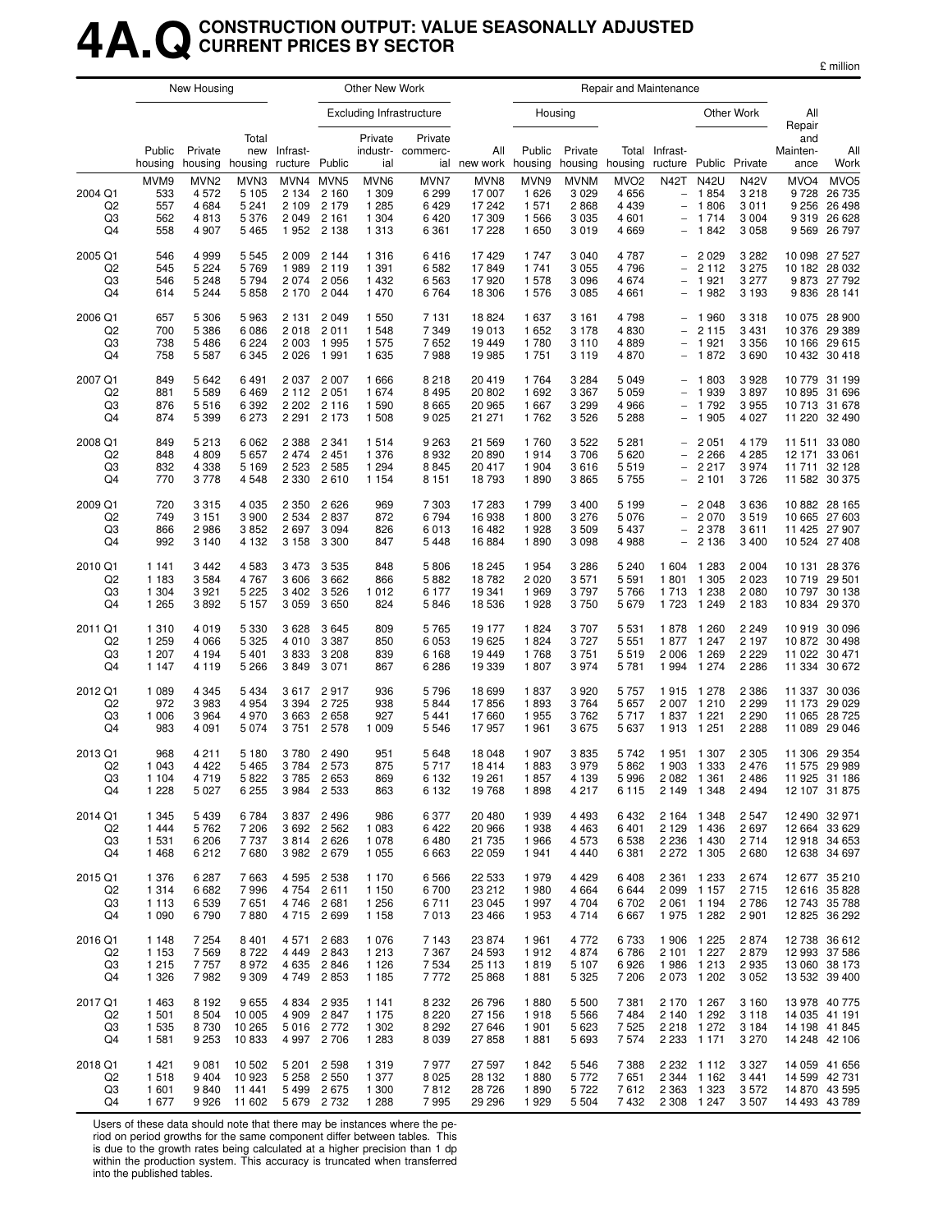# 4A.Q CONSTRUCTION OUTPUT: VALUE SEASONALLY ADJUSTED CURRENT PRICES BY SECTOR

£ million

| | New Housing | | | Other New Work | | | | | Repair and Maintenance | | | | | | | | |
|---|---|---|---|---|---|---|---|---|---|---|---|---|---|---|---|---|---|
| | | | | | Excluding Infrastructure | | | | Housing | | | | Other Work | | | | |
| | Public housing | Private housing | Total new housing | Infrast-ructure | Public | Private industr-ial | Private commerc-ial | All new work | Public housing | Private housing | Total housing | Infrast-ructure | Public | Private | All Repair and Mainten-ance | All Work |
| | MVM9 | MVN2 | MVN3 | MVN4 | MVN5 | MVN6 | MVN7 | MVN8 | MVN9 | MVNM | MVO2 | N42T | N42U | N42V | MVO4 | MVO5 |
| 2004 Q1 | 533 | 4 572 | 5 105 | 2 134 | 2 160 | 1 309 | 6 299 | 17 007 | 1 626 | 3 029 | 4 656 | – | 1 854 | 3 218 | 9 728 | 26 735 |
| Q2 | 557 | 4 684 | 5 241 | 2 109 | 2 179 | 1 285 | 6 429 | 17 242 | 1 571 | 2 868 | 4 439 | – | 1 806 | 3 011 | 9 256 | 26 498 |
| Q3 | 562 | 4 813 | 5 376 | 2 049 | 2 161 | 1 304 | 6 420 | 17 309 | 1 566 | 3 035 | 4 601 | – | 1 714 | 3 004 | 9 319 | 26 628 |
| Q4 | 558 | 4 907 | 5 465 | 1 952 | 2 138 | 1 313 | 6 361 | 17 228 | 1 650 | 3 019 | 4 669 | – | 1 842 | 3 058 | 9 569 | 26 797 |
| 2005 Q1 | 546 | 4 999 | 5 545 | 2 009 | 2 144 | 1 316 | 6 416 | 17 429 | 1 747 | 3 040 | 4 787 | – | 2 029 | 3 282 | 10 098 | 27 527 |
| Q2 | 545 | 5 224 | 5 769 | 1 989 | 2 119 | 1 391 | 6 582 | 17 849 | 1 741 | 3 055 | 4 796 | – | 2 112 | 3 275 | 10 182 | 28 032 |
| Q3 | 546 | 5 248 | 5 794 | 2 074 | 2 056 | 1 432 | 6 563 | 17 920 | 1 578 | 3 096 | 4 674 | – | 1 921 | 3 277 | 9 873 | 27 792 |
| Q4 | 614 | 5 244 | 5 858 | 2 170 | 2 044 | 1 470 | 6 764 | 18 306 | 1 576 | 3 085 | 4 661 | – | 1 982 | 3 193 | 9 836 | 28 141 |
| 2006 Q1 | 657 | 5 306 | 5 963 | 2 131 | 2 049 | 1 550 | 7 131 | 18 824 | 1 637 | 3 161 | 4 798 | – | 1 960 | 3 318 | 10 075 | 28 900 |
| Q2 | 700 | 5 386 | 6 086 | 2 018 | 2 011 | 1 548 | 7 349 | 19 013 | 1 652 | 3 178 | 4 830 | – | 2 115 | 3 431 | 10 376 | 29 389 |
| Q3 | 738 | 5 486 | 6 224 | 2 003 | 1 995 | 1 575 | 7 652 | 19 449 | 1 780 | 3 110 | 4 889 | – | 1 921 | 3 356 | 10 166 | 29 615 |
| Q4 | 758 | 5 587 | 6 345 | 2 026 | 1 991 | 1 635 | 7 988 | 19 985 | 1 751 | 3 119 | 4 870 | – | 1 872 | 3 690 | 10 432 | 30 418 |
| 2007 Q1 | 849 | 5 642 | 6 491 | 2 037 | 2 007 | 1 666 | 8 218 | 20 419 | 1 764 | 3 284 | 5 049 | – | 1 803 | 3 928 | 10 779 | 31 199 |
| Q2 | 881 | 5 589 | 6 469 | 2 112 | 2 051 | 1 674 | 8 495 | 20 802 | 1 692 | 3 367 | 5 059 | – | 1 939 | 3 897 | 10 895 | 31 696 |
| Q3 | 876 | 5 516 | 6 392 | 2 202 | 2 116 | 1 590 | 8 665 | 20 965 | 1 667 | 3 299 | 4 966 | – | 1 792 | 3 955 | 10 713 | 31 678 |
| Q4 | 874 | 5 399 | 6 273 | 2 291 | 2 173 | 1 508 | 9 025 | 21 271 | 1 762 | 3 526 | 5 288 | – | 1 905 | 4 027 | 11 220 | 32 490 |
| 2008 Q1 | 849 | 5 213 | 6 062 | 2 388 | 2 341 | 1 514 | 9 263 | 21 569 | 1 760 | 3 522 | 5 281 | – | 2 051 | 4 179 | 11 511 | 33 080 |
| Q2 | 848 | 4 809 | 5 657 | 2 474 | 2 451 | 1 376 | 8 932 | 20 890 | 1 914 | 3 706 | 5 620 | – | 2 266 | 4 285 | 12 171 | 33 061 |
| Q3 | 832 | 4 338 | 5 169 | 2 523 | 2 585 | 1 294 | 8 845 | 20 417 | 1 904 | 3 616 | 5 519 | – | 2 217 | 3 974 | 11 711 | 32 128 |
| Q4 | 770 | 3 778 | 4 548 | 2 330 | 2 610 | 1 154 | 8 151 | 18 793 | 1 890 | 3 865 | 5 755 | – | 2 101 | 3 726 | 11 582 | 30 375 |
| 2009 Q1 | 720 | 3 315 | 4 035 | 2 350 | 2 626 | 969 | 7 303 | 17 283 | 1 799 | 3 400 | 5 199 | – | 2 048 | 3 636 | 10 882 | 28 165 |
| Q2 | 749 | 3 151 | 3 900 | 2 534 | 2 837 | 872 | 6 794 | 16 938 | 1 800 | 3 276 | 5 076 | – | 2 070 | 3 519 | 10 665 | 27 603 |
| Q3 | 866 | 2 986 | 3 852 | 2 697 | 3 094 | 826 | 6 013 | 16 482 | 1 928 | 3 509 | 5 437 | – | 2 378 | 3 611 | 11 425 | 27 907 |
| Q4 | 992 | 3 140 | 4 132 | 3 158 | 3 300 | 847 | 5 448 | 16 884 | 1 890 | 3 098 | 4 988 | – | 2 136 | 3 400 | 10 524 | 27 408 |
| 2010 Q1 | 1 141 | 3 442 | 4 583 | 3 473 | 3 535 | 848 | 5 806 | 18 245 | 1 954 | 3 286 | 5 240 | 1 604 | 1 283 | 2 004 | 10 131 | 28 376 |
| Q2 | 1 183 | 3 584 | 4 767 | 3 606 | 3 662 | 866 | 5 882 | 18 782 | 2 020 | 3 571 | 5 591 | 1 801 | 1 305 | 2 023 | 10 719 | 29 501 |
| Q3 | 1 304 | 3 921 | 5 225 | 3 402 | 3 526 | 1 012 | 6 177 | 19 341 | 1 969 | 3 797 | 5 766 | 1 713 | 1 238 | 2 080 | 10 797 | 30 138 |
| Q4 | 1 265 | 3 892 | 5 157 | 3 059 | 3 650 | 824 | 5 846 | 18 536 | 1 928 | 3 750 | 5 679 | 1 723 | 1 249 | 2 183 | 10 834 | 29 370 |
| 2011 Q1 | 1 310 | 4 019 | 5 330 | 3 628 | 3 645 | 809 | 5 765 | 19 177 | 1 824 | 3 707 | 5 531 | 1 878 | 1 260 | 2 249 | 10 919 | 30 096 |
| Q2 | 1 259 | 4 066 | 5 325 | 4 010 | 3 387 | 850 | 6 053 | 19 625 | 1 824 | 3 727 | 5 551 | 1 877 | 1 247 | 2 197 | 10 872 | 30 498 |
| Q3 | 1 207 | 4 194 | 5 401 | 3 833 | 3 208 | 839 | 6 168 | 19 449 | 1 768 | 3 751 | 5 519 | 2 006 | 1 269 | 2 229 | 11 022 | 30 471 |
| Q4 | 1 147 | 4 119 | 5 266 | 3 849 | 3 071 | 867 | 6 286 | 19 339 | 1 807 | 3 974 | 5 781 | 1 994 | 1 274 | 2 286 | 11 334 | 30 672 |
| 2012 Q1 | 1 089 | 4 345 | 5 434 | 3 617 | 2 917 | 936 | 5 796 | 18 699 | 1 837 | 3 920 | 5 757 | 1 915 | 1 278 | 2 386 | 11 337 | 30 036 |
| Q2 | 972 | 3 983 | 4 954 | 3 394 | 2 725 | 938 | 5 844 | 17 856 | 1 893 | 3 764 | 5 657 | 2 007 | 1 210 | 2 299 | 11 173 | 29 029 |
| Q3 | 1 006 | 3 964 | 4 970 | 3 663 | 2 658 | 927 | 5 441 | 17 660 | 1 955 | 3 762 | 5 717 | 1 837 | 1 221 | 2 290 | 11 065 | 28 725 |
| Q4 | 983 | 4 091 | 5 074 | 3 751 | 2 578 | 1 009 | 5 546 | 17 957 | 1 961 | 3 675 | 5 637 | 1 913 | 1 251 | 2 288 | 11 089 | 29 046 |
| 2013 Q1 | 968 | 4 211 | 5 180 | 3 780 | 2 490 | 951 | 5 648 | 18 048 | 1 907 | 3 835 | 5 742 | 1 951 | 1 307 | 2 305 | 11 306 | 29 354 |
| Q2 | 1 043 | 4 422 | 5 465 | 3 784 | 2 573 | 875 | 5 717 | 18 414 | 1 883 | 3 979 | 5 862 | 1 903 | 1 333 | 2 476 | 11 575 | 29 989 |
| Q3 | 1 104 | 4 719 | 5 822 | 3 785 | 2 653 | 869 | 6 132 | 19 261 | 1 857 | 4 139 | 5 996 | 2 082 | 1 361 | 2 486 | 11 925 | 31 186 |
| Q4 | 1 228 | 5 027 | 6 255 | 3 984 | 2 533 | 863 | 6 132 | 19 768 | 1 898 | 4 217 | 6 115 | 2 149 | 1 348 | 2 494 | 12 107 | 31 875 |
| 2014 Q1 | 1 345 | 5 439 | 6 784 | 3 837 | 2 496 | 986 | 6 377 | 20 480 | 1 939 | 4 493 | 6 432 | 2 164 | 1 348 | 2 547 | 12 490 | 32 971 |
| Q2 | 1 444 | 5 762 | 7 206 | 3 692 | 2 562 | 1 083 | 6 422 | 20 966 | 1 938 | 4 463 | 6 401 | 2 129 | 1 436 | 2 697 | 12 664 | 33 629 |
| Q3 | 1 531 | 6 206 | 7 737 | 3 814 | 2 626 | 1 078 | 6 480 | 21 735 | 1 966 | 4 573 | 6 538 | 2 236 | 1 430 | 2 714 | 12 918 | 34 653 |
| Q4 | 1 468 | 6 212 | 7 680 | 3 982 | 2 679 | 1 055 | 6 663 | 22 059 | 1 941 | 4 440 | 6 381 | 2 272 | 1 305 | 2 680 | 12 638 | 34 697 |
| 2015 Q1 | 1 376 | 6 287 | 7 663 | 4 595 | 2 538 | 1 170 | 6 566 | 22 533 | 1 979 | 4 429 | 6 408 | 2 361 | 1 233 | 2 674 | 12 677 | 35 210 |
| Q2 | 1 314 | 6 682 | 7 996 | 4 754 | 2 611 | 1 150 | 6 700 | 23 212 | 1 980 | 4 664 | 6 644 | 2 099 | 1 157 | 2 715 | 12 616 | 35 828 |
| Q3 | 1 113 | 6 539 | 7 651 | 4 746 | 2 681 | 1 256 | 6 711 | 23 045 | 1 997 | 4 704 | 6 702 | 2 061 | 1 194 | 2 786 | 12 743 | 35 788 |
| Q4 | 1 090 | 6 790 | 7 880 | 4 715 | 2 699 | 1 158 | 7 013 | 23 466 | 1 953 | 4 714 | 6 667 | 1 975 | 1 282 | 2 901 | 12 825 | 36 292 |
| 2016 Q1 | 1 148 | 7 254 | 8 401 | 4 571 | 2 683 | 1 076 | 7 143 | 23 874 | 1 961 | 4 772 | 6 733 | 1 906 | 1 225 | 2 874 | 12 738 | 36 612 |
| Q2 | 1 153 | 7 569 | 8 722 | 4 449 | 2 843 | 1 213 | 7 367 | 24 593 | 1 912 | 4 874 | 6 786 | 2 101 | 1 227 | 2 879 | 12 993 | 37 586 |
| Q3 | 1 215 | 7 757 | 8 972 | 4 635 | 2 846 | 1 126 | 7 534 | 25 113 | 1 819 | 5 107 | 6 926 | 1 986 | 1 213 | 2 935 | 13 060 | 38 173 |
| Q4 | 1 326 | 7 982 | 9 309 | 4 749 | 2 853 | 1 185 | 7 772 | 25 868 | 1 881 | 5 325 | 7 206 | 2 073 | 1 202 | 3 052 | 13 532 | 39 400 |
| 2017 Q1 | 1 463 | 8 192 | 9 655 | 4 834 | 2 935 | 1 141 | 8 232 | 26 796 | 1 880 | 5 500 | 7 381 | 2 170 | 1 267 | 3 160 | 13 978 | 40 775 |
| Q2 | 1 501 | 8 504 | 10 005 | 4 909 | 2 847 | 1 175 | 8 220 | 27 156 | 1 918 | 5 566 | 7 484 | 2 140 | 1 292 | 3 118 | 14 035 | 41 191 |
| Q3 | 1 535 | 8 730 | 10 265 | 5 016 | 2 772 | 1 302 | 8 292 | 27 646 | 1 901 | 5 623 | 7 525 | 2 218 | 1 272 | 3 184 | 14 198 | 41 845 |
| Q4 | 1 581 | 9 253 | 10 833 | 4 997 | 2 706 | 1 283 | 8 039 | 27 858 | 1 881 | 5 693 | 7 574 | 2 233 | 1 171 | 3 270 | 14 248 | 42 106 |
| 2018 Q1 | 1 421 | 9 081 | 10 502 | 5 201 | 2 598 | 1 319 | 7 977 | 27 597 | 1 842 | 5 546 | 7 388 | 2 232 | 1 112 | 3 327 | 14 059 | 41 656 |
| Q2 | 1 518 | 9 404 | 10 923 | 5 258 | 2 550 | 1 377 | 8 025 | 28 132 | 1 880 | 5 772 | 7 651 | 2 344 | 1 162 | 3 441 | 14 599 | 42 731 |
| Q3 | 1 601 | 9 840 | 11 441 | 5 499 | 2 675 | 1 300 | 7 812 | 28 726 | 1 890 | 5 722 | 7 612 | 2 363 | 1 323 | 3 572 | 14 870 | 43 595 |
| Q4 | 1 677 | 9 926 | 11 602 | 5 679 | 2 732 | 1 288 | 7 995 | 29 296 | 1 929 | 5 504 | 7 432 | 2 308 | 1 247 | 3 507 | 14 493 | 43 789 |

Users of these data should note that there may be instances where the period on period growths for the same component differ between tables. This is due to the growth rates being calculated at a higher precision than 1 dp within the production system. This accuracy is truncated when transferred into the published tables.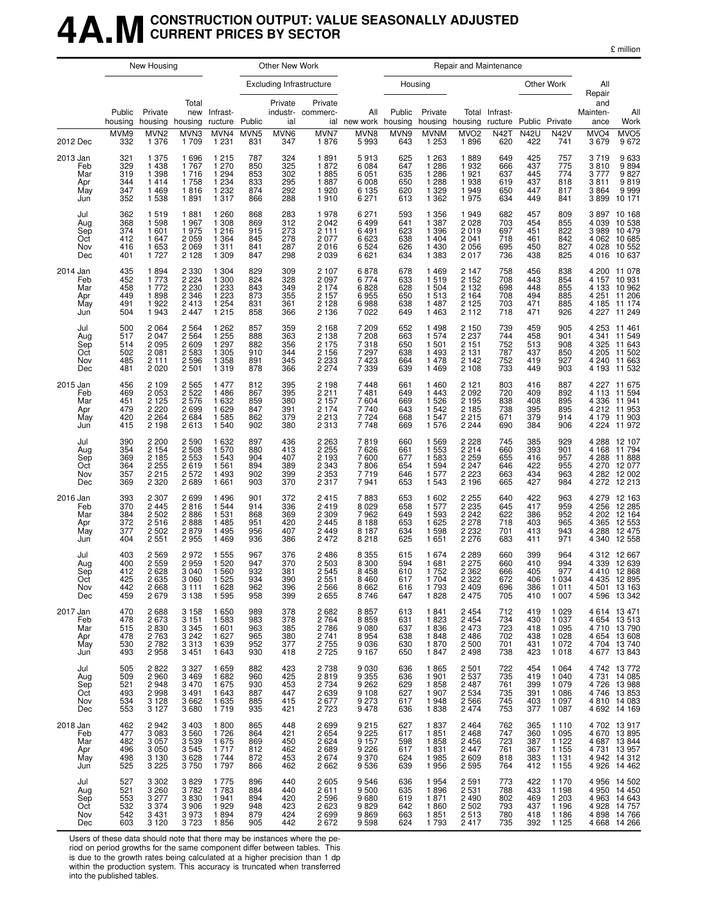# 4A.M CONSTRUCTION OUTPUT: VALUE SEASONALLY ADJUSTED CURRENT PRICES BY SECTOR

£ million

| | New Housing | | | Other New Work | | | | | Repair and Maintenance | | | | | | | |
|---|---|---|---|---|---|---|---|---|---|---|---|---|---|---|---|---|
| | | | | | Excluding Infrastructure | | | | Housing | | | | Other Work | | | |
| | Public housing | Private housing | Total new housing | Infrast-ructure | Public | Private industr-ial | Private commerc-ial | All new work | Public housing | Private housing | Total housing | Infrast-ructure | Public | Private | All Repair and Mainten-ance | All Work |
| | MVM9 | MVN2 | MVN3 | MVN4 | MVN5 | MVN6 | MVN7 | MVN8 | MVN9 | MVNM | MVO2 | N42T | N42U | N42V | MVO4 | MVO5 |
| 2012 Dec | 332 | 1 376 | 1 709 | 1 231 | 831 | 347 | 1 876 | 5 993 | 643 | 1 253 | 1 896 | 620 | 422 | 741 | 3 679 | 9 672 |
| 2013 Jan | 321 | 1 375 | 1 696 | 1 215 | 787 | 324 | 1 891 | 5 913 | 625 | 1 263 | 1 889 | 649 | 425 | 757 | 3 719 | 9 633 |
| Feb | 329 | 1 438 | 1 767 | 1 270 | 850 | 325 | 1 872 | 6 084 | 647 | 1 286 | 1 932 | 666 | 437 | 775 | 3 810 | 9 894 |
| Mar | 319 | 1 398 | 1 716 | 1 294 | 853 | 302 | 1 885 | 6 051 | 635 | 1 286 | 1 921 | 637 | 445 | 774 | 3 777 | 9 827 |
| Apr | 344 | 1 414 | 1 758 | 1 234 | 833 | 295 | 1 887 | 6 008 | 650 | 1 288 | 1 938 | 619 | 437 | 818 | 3 811 | 9 819 |
| May | 347 | 1 469 | 1 816 | 1 232 | 874 | 292 | 1 920 | 6 135 | 620 | 1 329 | 1 949 | 650 | 447 | 817 | 3 864 | 9 999 |
| Jun | 352 | 1 538 | 1 891 | 1 317 | 866 | 288 | 1 910 | 6 271 | 613 | 1 362 | 1 975 | 634 | 449 | 841 | 3 899 | 10 171 |
| Jul | 362 | 1 519 | 1 881 | 1 260 | 868 | 283 | 1 978 | 6 271 | 593 | 1 356 | 1 949 | 682 | 457 | 809 | 3 897 | 10 168 |
| Aug | 368 | 1 598 | 1 967 | 1 308 | 869 | 312 | 2 042 | 6 499 | 641 | 1 387 | 2 028 | 703 | 454 | 855 | 4 039 | 10 538 |
| Sep | 374 | 1 601 | 1 975 | 1 216 | 915 | 273 | 2 111 | 6 491 | 623 | 1 396 | 2 019 | 697 | 451 | 822 | 3 989 | 10 479 |
| Oct | 412 | 1 647 | 2 059 | 1 364 | 845 | 278 | 2 077 | 6 623 | 638 | 1 404 | 2 041 | 718 | 461 | 842 | 4 062 | 10 685 |
| Nov | 416 | 1 653 | 2 069 | 1 311 | 841 | 287 | 2 016 | 6 524 | 626 | 1 430 | 2 056 | 695 | 450 | 827 | 4 028 | 10 552 |
| Dec | 401 | 1 727 | 2 128 | 1 309 | 847 | 298 | 2 039 | 6 621 | 634 | 1 383 | 2 017 | 736 | 438 | 825 | 4 016 | 10 637 |
| 2014 Jan | 435 | 1 894 | 2 330 | 1 304 | 829 | 309 | 2 107 | 6 878 | 678 | 1 469 | 2 147 | 758 | 456 | 838 | 4 200 | 11 078 |
| Feb | 452 | 1 773 | 2 224 | 1 300 | 824 | 328 | 2 097 | 6 774 | 633 | 1 519 | 2 152 | 708 | 443 | 854 | 4 157 | 10 931 |
| Mar | 458 | 1 772 | 2 230 | 1 233 | 843 | 349 | 2 174 | 6 828 | 628 | 1 504 | 2 132 | 698 | 448 | 855 | 4 133 | 10 962 |
| Apr | 449 | 1 898 | 2 346 | 1 223 | 873 | 355 | 2 157 | 6 955 | 650 | 1 513 | 2 164 | 708 | 494 | 885 | 4 251 | 11 206 |
| May | 491 | 1 922 | 2 413 | 1 254 | 831 | 361 | 2 128 | 6 988 | 638 | 1 487 | 2 125 | 703 | 471 | 885 | 4 185 | 11 174 |
| Jun | 504 | 1 943 | 2 447 | 1 215 | 858 | 366 | 2 136 | 7 022 | 649 | 1 463 | 2 112 | 718 | 471 | 926 | 4 227 | 11 249 |
| Jul | 500 | 2 064 | 2 564 | 1 262 | 857 | 359 | 2 168 | 7 209 | 652 | 1 498 | 2 150 | 739 | 459 | 905 | 4 253 | 11 461 |
| Aug | 517 | 2 047 | 2 564 | 1 255 | 888 | 363 | 2 138 | 7 208 | 663 | 1 574 | 2 237 | 744 | 458 | 901 | 4 341 | 11 549 |
| Sep | 514 | 2 095 | 2 609 | 1 297 | 882 | 356 | 2 175 | 7 318 | 650 | 1 501 | 2 151 | 752 | 513 | 908 | 4 325 | 11 643 |
| Oct | 502 | 2 081 | 2 583 | 1 305 | 910 | 344 | 2 156 | 7 297 | 638 | 1 493 | 2 131 | 787 | 437 | 850 | 4 205 | 11 502 |
| Nov | 485 | 2 111 | 2 596 | 1 358 | 891 | 345 | 2 233 | 7 423 | 664 | 1 478 | 2 142 | 752 | 419 | 927 | 4 240 | 11 663 |
| Dec | 481 | 2 020 | 2 501 | 1 319 | 878 | 366 | 2 274 | 7 339 | 639 | 1 469 | 2 108 | 733 | 449 | 903 | 4 193 | 11 532 |
| 2015 Jan | 456 | 2 109 | 2 565 | 1 477 | 812 | 395 | 2 198 | 7 448 | 661 | 1 460 | 2 121 | 803 | 416 | 887 | 4 227 | 11 675 |
| Feb | 469 | 2 053 | 2 522 | 1 486 | 867 | 395 | 2 211 | 7 481 | 649 | 1 443 | 2 092 | 720 | 409 | 892 | 4 113 | 11 594 |
| Mar | 451 | 2 125 | 2 576 | 1 632 | 859 | 380 | 2 157 | 7 604 | 669 | 1 526 | 2 195 | 838 | 408 | 895 | 4 336 | 11 941 |
| Apr | 479 | 2 220 | 2 699 | 1 629 | 847 | 391 | 2 174 | 7 740 | 643 | 1 542 | 2 185 | 738 | 395 | 895 | 4 212 | 11 953 |
| May | 420 | 2 264 | 2 684 | 1 585 | 862 | 379 | 2 213 | 7 724 | 668 | 1 547 | 2 215 | 671 | 379 | 914 | 4 179 | 11 903 |
| Jun | 415 | 2 198 | 2 613 | 1 540 | 902 | 380 | 2 313 | 7 748 | 669 | 1 576 | 2 244 | 690 | 384 | 906 | 4 224 | 11 972 |
| Jul | 390 | 2 200 | 2 590 | 1 632 | 897 | 436 | 2 263 | 7 819 | 660 | 1 569 | 2 228 | 745 | 385 | 929 | 4 288 | 12 107 |
| Aug | 354 | 2 154 | 2 508 | 1 570 | 880 | 413 | 2 255 | 7 626 | 661 | 1 553 | 2 214 | 660 | 393 | 901 | 4 168 | 11 794 |
| Sep | 369 | 2 185 | 2 553 | 1 543 | 904 | 407 | 2 193 | 7 600 | 677 | 1 583 | 2 259 | 655 | 416 | 957 | 4 288 | 11 888 |
| Oct | 364 | 2 255 | 2 619 | 1 561 | 894 | 389 | 2 343 | 7 806 | 654 | 1 594 | 2 247 | 646 | 422 | 955 | 4 270 | 12 077 |
| Nov | 357 | 2 215 | 2 572 | 1 493 | 902 | 399 | 2 353 | 7 719 | 646 | 1 577 | 2 223 | 663 | 434 | 963 | 4 282 | 12 002 |
| Dec | 369 | 2 320 | 2 689 | 1 661 | 903 | 370 | 2 317 | 7 941 | 653 | 1 543 | 2 196 | 665 | 427 | 984 | 4 272 | 12 213 |
| 2016 Jan | 393 | 2 307 | 2 699 | 1 496 | 901 | 372 | 2 415 | 7 883 | 653 | 1 602 | 2 255 | 640 | 422 | 963 | 4 279 | 12 163 |
| Feb | 370 | 2 445 | 2 816 | 1 544 | 914 | 336 | 2 419 | 8 029 | 658 | 1 577 | 2 235 | 645 | 417 | 959 | 4 256 | 12 285 |
| Mar | 384 | 2 502 | 2 886 | 1 531 | 868 | 369 | 2 309 | 7 962 | 649 | 1 593 | 2 242 | 622 | 386 | 952 | 4 202 | 12 164 |
| Apr | 372 | 2 516 | 2 888 | 1 485 | 951 | 420 | 2 445 | 8 188 | 653 | 1 625 | 2 278 | 718 | 403 | 965 | 4 365 | 12 553 |
| May | 377 | 2 502 | 2 879 | 1 495 | 956 | 407 | 2 449 | 8 187 | 634 | 1 598 | 2 232 | 701 | 413 | 943 | 4 288 | 12 475 |
| Jun | 404 | 2 551 | 2 955 | 1 469 | 936 | 386 | 2 472 | 8 218 | 625 | 1 651 | 2 276 | 683 | 411 | 971 | 4 340 | 12 558 |
| Jul | 403 | 2 569 | 2 972 | 1 555 | 967 | 376 | 2 486 | 8 355 | 615 | 1 674 | 2 289 | 660 | 399 | 964 | 4 312 | 12 667 |
| Aug | 400 | 2 559 | 2 959 | 1 520 | 947 | 370 | 2 503 | 8 300 | 594 | 1 681 | 2 275 | 660 | 410 | 994 | 4 339 | 12 639 |
| Sep | 412 | 2 628 | 3 040 | 1 560 | 932 | 381 | 2 545 | 8 458 | 610 | 1 752 | 2 362 | 666 | 405 | 977 | 4 410 | 12 868 |
| Oct | 425 | 2 635 | 3 060 | 1 525 | 934 | 390 | 2 551 | 8 460 | 617 | 1 704 | 2 322 | 672 | 406 | 1 034 | 4 435 | 12 895 |
| Nov | 442 | 2 668 | 3 111 | 1 628 | 962 | 396 | 2 566 | 8 662 | 616 | 1 793 | 2 409 | 696 | 386 | 1 011 | 4 501 | 13 163 |
| Dec | 459 | 2 679 | 3 138 | 1 595 | 958 | 399 | 2 655 | 8 746 | 647 | 1 828 | 2 475 | 705 | 410 | 1 007 | 4 596 | 13 342 |
| 2017 Jan | 470 | 2 688 | 3 158 | 1 650 | 989 | 378 | 2 682 | 8 857 | 613 | 1 841 | 2 454 | 712 | 419 | 1 029 | 4 614 | 13 471 |
| Feb | 478 | 2 673 | 3 151 | 1 583 | 983 | 378 | 2 764 | 8 859 | 631 | 1 823 | 2 454 | 734 | 430 | 1 037 | 4 654 | 13 513 |
| Mar | 515 | 2 830 | 3 345 | 1 601 | 963 | 385 | 2 786 | 9 080 | 637 | 1 836 | 2 473 | 723 | 418 | 1 095 | 4 710 | 13 790 |
| Apr | 478 | 2 763 | 3 242 | 1 627 | 965 | 380 | 2 741 | 8 954 | 638 | 1 848 | 2 486 | 702 | 438 | 1 028 | 4 654 | 13 608 |
| May | 530 | 2 782 | 3 313 | 1 639 | 952 | 377 | 2 755 | 9 036 | 630 | 1 870 | 2 500 | 701 | 431 | 1 072 | 4 704 | 13 740 |
| Jun | 493 | 2 958 | 3 451 | 1 643 | 930 | 418 | 2 725 | 9 167 | 650 | 1 847 | 2 498 | 738 | 423 | 1 018 | 4 677 | 13 843 |
| Jul | 505 | 2 822 | 3 327 | 1 659 | 882 | 423 | 2 738 | 9 030 | 636 | 1 865 | 2 501 | 722 | 454 | 1 064 | 4 742 | 13 772 |
| Aug | 509 | 2 960 | 3 469 | 1 682 | 960 | 425 | 2 819 | 9 355 | 636 | 1 901 | 2 537 | 735 | 419 | 1 040 | 4 731 | 14 085 |
| Sep | 521 | 2 948 | 3 470 | 1 675 | 930 | 453 | 2 734 | 9 262 | 629 | 1 858 | 2 487 | 761 | 399 | 1 079 | 4 726 | 13 988 |
| Oct | 493 | 2 998 | 3 491 | 1 643 | 887 | 447 | 2 639 | 9 108 | 627 | 1 907 | 2 534 | 735 | 391 | 1 086 | 4 746 | 13 853 |
| Nov | 534 | 3 128 | 3 662 | 1 635 | 885 | 415 | 2 677 | 9 273 | 617 | 1 948 | 2 566 | 745 | 403 | 1 097 | 4 810 | 14 083 |
| Dec | 553 | 3 127 | 3 680 | 1 719 | 935 | 421 | 2 723 | 9 478 | 636 | 1 838 | 2 474 | 753 | 377 | 1 087 | 4 692 | 14 169 |
| 2018 Jan | 462 | 2 942 | 3 403 | 1 800 | 865 | 448 | 2 699 | 9 215 | 627 | 1 837 | 2 464 | 762 | 365 | 1 110 | 4 702 | 13 917 |
| Feb | 477 | 3 083 | 3 560 | 1 726 | 864 | 421 | 2 654 | 9 225 | 617 | 1 851 | 2 468 | 747 | 360 | 1 095 | 4 670 | 13 895 |
| Mar | 482 | 3 057 | 3 539 | 1 675 | 869 | 450 | 2 624 | 9 157 | 598 | 1 858 | 2 456 | 723 | 387 | 1 122 | 4 687 | 13 844 |
| Apr | 496 | 3 050 | 3 545 | 1 717 | 812 | 462 | 2 689 | 9 226 | 617 | 1 831 | 2 447 | 761 | 367 | 1 155 | 4 731 | 13 957 |
| May | 498 | 3 130 | 3 628 | 1 744 | 872 | 453 | 2 674 | 9 370 | 624 | 1 985 | 2 609 | 818 | 383 | 1 131 | 4 942 | 14 312 |
| Jun | 525 | 3 225 | 3 750 | 1 797 | 866 | 462 | 2 662 | 9 536 | 639 | 1 956 | 2 595 | 764 | 412 | 1 155 | 4 926 | 14 462 |
| Jul | 527 | 3 302 | 3 829 | 1 775 | 896 | 440 | 2 605 | 9 546 | 636 | 1 954 | 2 591 | 773 | 422 | 1 170 | 4 956 | 14 502 |
| Aug | 521 | 3 260 | 3 782 | 1 783 | 884 | 440 | 2 611 | 9 500 | 635 | 1 896 | 2 531 | 788 | 433 | 1 198 | 4 950 | 14 450 |
| Sep | 553 | 3 277 | 3 830 | 1 941 | 894 | 420 | 2 596 | 9 680 | 619 | 1 871 | 2 490 | 802 | 469 | 1 203 | 4 963 | 14 643 |
| Oct | 532 | 3 374 | 3 906 | 1 929 | 948 | 423 | 2 623 | 9 829 | 642 | 1 860 | 2 502 | 793 | 437 | 1 196 | 4 928 | 14 757 |
| Nov | 542 | 3 431 | 3 973 | 1 894 | 879 | 424 | 2 699 | 9 869 | 663 | 1 851 | 2 513 | 780 | 418 | 1 186 | 4 898 | 14 766 |
| Dec | 603 | 3 120 | 3 723 | 1 856 | 905 | 442 | 2 672 | 9 598 | 624 | 1 793 | 2 417 | 735 | 392 | 1 125 | 4 668 | 14 266 |

Users of these data should note that there may be instances where the period on period growths for the same component differ between tables. This is due to the growth rates being calculated at a higher precision than 1 dp within the production system. This accuracy is truncated when transferred into the published tables.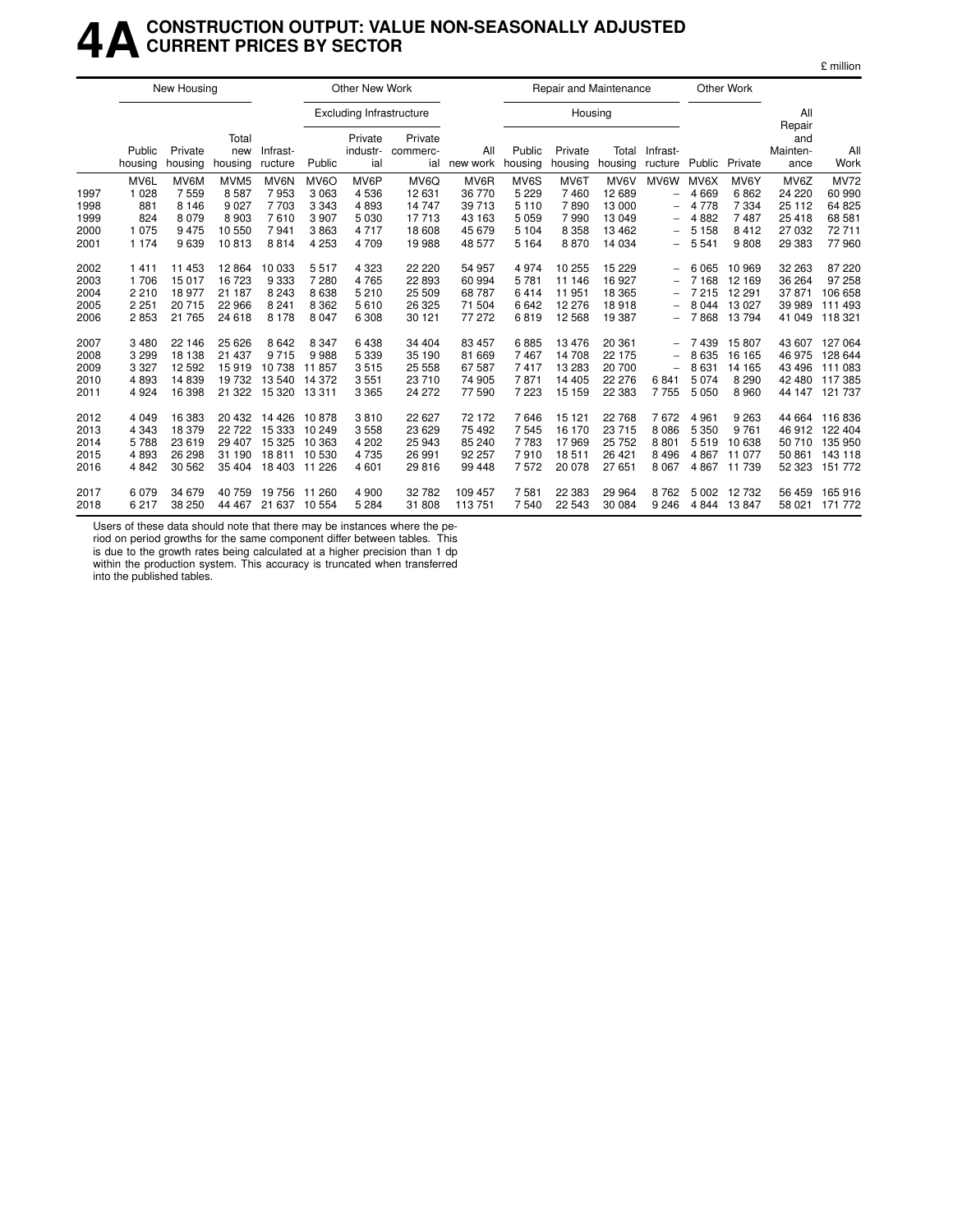# 4A CONSTRUCTION OUTPUT: VALUE NON-SEASONALLY ADJUSTED CURRENT PRICES BY SECTOR

£ million

| | New Housing | | | Other New Work | | | | | Repair and Maintenance | | | | Other Work | | | |
|---|---|---|---|---|---|---|---|---|---|---|---|---|---|---|---|---|
| | | | | | Excluding Infrastructure | | | | Housing | | | | | | All Repair and Mainten-ance | |
| | Public housing | Private housing | Total new housing | Infrast-ructure | Public | Private industr-ial | Private commerc-ial | All new work | Public housing | Private housing | Total housing | Infrast-ructure | Public | Private | | All Work |
| | MV6L | MV6M | MVM5 | MV6N | MV6O | MV6P | MV6Q | MV6R | MV6S | MV6T | MV6V | MV6W | MV6X | MV6Y | MV6Z | MV72 |
| 1997 | 1 028 | 7 559 | 8 587 | 7 953 | 3 063 | 4 536 | 12 631 | 36 770 | 5 229 | 7 460 | 12 689 | – | 4 669 | 6 862 | 24 220 | 60 990 |
| 1998 | 881 | 8 146 | 9 027 | 7 703 | 3 343 | 4 893 | 14 747 | 39 713 | 5 110 | 7 890 | 13 000 | – | 4 778 | 7 334 | 25 112 | 64 825 |
| 1999 | 824 | 8 079 | 8 903 | 7 610 | 3 907 | 5 030 | 17 713 | 43 163 | 5 059 | 7 990 | 13 049 | – | 4 882 | 7 487 | 25 418 | 68 581 |
| 2000 | 1 075 | 9 475 | 10 550 | 7 941 | 3 863 | 4 717 | 18 608 | 45 679 | 5 104 | 8 358 | 13 462 | – | 5 158 | 8 412 | 27 032 | 72 711 |
| 2001 | 1 174 | 9 639 | 10 813 | 8 814 | 4 253 | 4 709 | 19 988 | 48 577 | 5 164 | 8 870 | 14 034 | – | 5 541 | 9 808 | 29 383 | 77 960 |
| 2002 | 1 411 | 11 453 | 12 864 | 10 033 | 5 517 | 4 323 | 22 220 | 54 957 | 4 974 | 10 255 | 15 229 | – | 6 065 | 10 969 | 32 263 | 87 220 |
| 2003 | 1 706 | 15 017 | 16 723 | 9 333 | 7 280 | 4 765 | 22 893 | 60 994 | 5 781 | 11 146 | 16 927 | – | 7 168 | 12 169 | 36 264 | 97 258 |
| 2004 | 2 210 | 18 977 | 21 187 | 8 243 | 8 638 | 5 210 | 25 509 | 68 787 | 6 414 | 11 951 | 18 365 | – | 7 215 | 12 291 | 37 871 | 106 658 |
| 2005 | 2 251 | 20 715 | 22 966 | 8 241 | 8 362 | 5 610 | 26 325 | 71 504 | 6 642 | 12 276 | 18 918 | – | 8 044 | 13 027 | 39 989 | 111 493 |
| 2006 | 2 853 | 21 765 | 24 618 | 8 178 | 8 047 | 6 308 | 30 121 | 77 272 | 6 819 | 12 568 | 19 387 | – | 7 868 | 13 794 | 41 049 | 118 321 |
| 2007 | 3 480 | 22 146 | 25 626 | 8 642 | 8 347 | 6 438 | 34 404 | 83 457 | 6 885 | 13 476 | 20 361 | – | 7 439 | 15 807 | 43 607 | 127 064 |
| 2008 | 3 299 | 18 138 | 21 437 | 9 715 | 9 988 | 5 339 | 35 190 | 81 669 | 7 467 | 14 708 | 22 175 | – | 8 635 | 16 165 | 46 975 | 128 644 |
| 2009 | 3 327 | 12 592 | 15 919 | 10 738 | 11 857 | 3 515 | 25 558 | 67 587 | 7 417 | 13 283 | 20 700 | – | 8 631 | 14 165 | 43 496 | 111 083 |
| 2010 | 4 893 | 14 839 | 19 732 | 13 540 | 14 372 | 3 551 | 23 710 | 74 905 | 7 871 | 14 405 | 22 276 | 6 841 | 5 074 | 8 290 | 42 480 | 117 385 |
| 2011 | 4 924 | 16 398 | 21 322 | 15 320 | 13 311 | 3 365 | 24 272 | 77 590 | 7 223 | 15 159 | 22 383 | 7 755 | 5 050 | 8 960 | 44 147 | 121 737 |
| 2012 | 4 049 | 16 383 | 20 432 | 14 426 | 10 878 | 3 810 | 22 627 | 72 172 | 7 646 | 15 121 | 22 768 | 7 672 | 4 961 | 9 263 | 44 664 | 116 836 |
| 2013 | 4 343 | 18 379 | 22 722 | 15 333 | 10 249 | 3 558 | 23 629 | 75 492 | 7 545 | 16 170 | 23 715 | 8 086 | 5 350 | 9 761 | 46 912 | 122 404 |
| 2014 | 5 788 | 23 619 | 29 407 | 15 325 | 10 363 | 4 202 | 25 943 | 85 240 | 7 783 | 17 969 | 25 752 | 8 801 | 5 519 | 10 638 | 50 710 | 135 950 |
| 2015 | 4 893 | 26 298 | 31 190 | 18 811 | 10 530 | 4 735 | 26 991 | 92 257 | 7 910 | 18 511 | 26 421 | 8 496 | 4 867 | 11 077 | 50 861 | 143 118 |
| 2016 | 4 842 | 30 562 | 35 404 | 18 403 | 11 226 | 4 601 | 29 816 | 99 448 | 7 572 | 20 078 | 27 651 | 8 067 | 4 867 | 11 739 | 52 323 | 151 772 |
| 2017 | 6 079 | 34 679 | 40 759 | 19 756 | 11 260 | 4 900 | 32 782 | 109 457 | 7 581 | 22 383 | 29 964 | 8 762 | 5 002 | 12 732 | 56 459 | 165 916 |
| 2018 | 6 217 | 38 250 | 44 467 | 21 637 | 10 554 | 5 284 | 31 808 | 113 751 | 7 540 | 22 543 | 30 084 | 9 246 | 4 844 | 13 847 | 58 021 | 171 772 |

Users of these data should note that there may be instances where the period on period growths for the same component differ between tables. This is due to the growth rates being calculated at a higher precision than 1 dp within the production system. This accuracy is truncated when transferred into the published tables.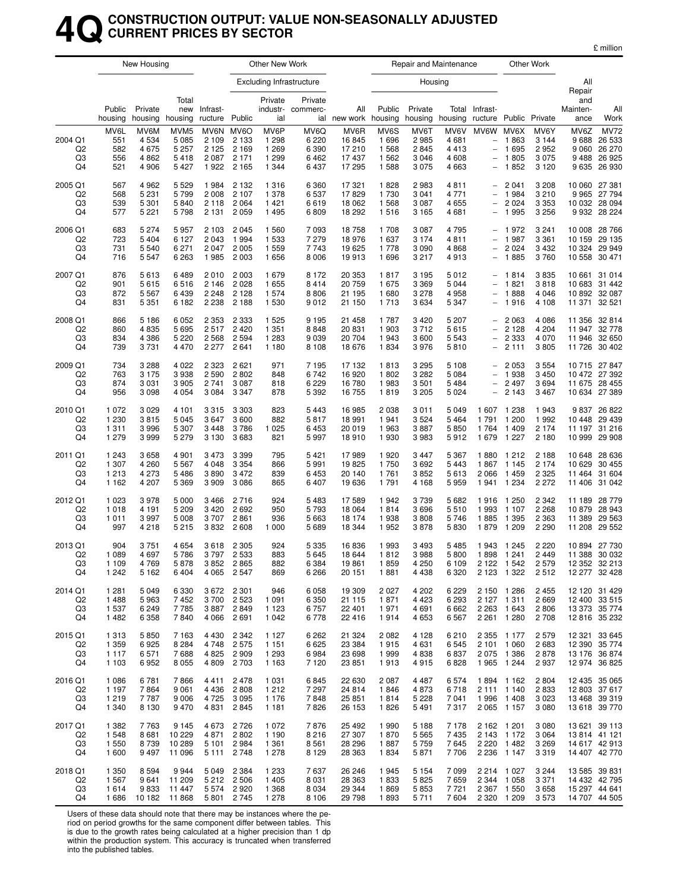# 4Q CONSTRUCTION OUTPUT: VALUE NON-SEASONALLY ADJUSTED CURRENT PRICES BY SECTOR

£ million

| | New Housing | | | Other New Work | | | | | Repair and Maintenance | | | | Other Work | | | |
|---|---|---|---|---|---|---|---|---|---|---|---|---|---|---|---|---|
| | | | | | Excluding Infrastructure | | | | Housing | | | | | | | |
| | Public housing | Private housing | Total new housing | Infrastructure | Public | Private industrial | Private commercial | All new work | Public housing | Private housing | Total housing | Infrastructure | Public | Private | All Repair and Maintenance | All Work |
| | MV6L | MV6M | MVM5 | MV6N | MV6O | MV6P | MV6Q | MV6R | MV6S | MV6T | MV6V | MV6W | MV6X | MV6Y | MV6Z | MV72 |
| 2004 Q1 | 551 | 4 534 | 5 085 | 2 109 | 2 133 | 1 298 | 6 220 | 16 845 | 1 696 | 2 985 | 4 681 | – | 1 863 | 3 144 | 9 688 | 26 533 |
| Q2 | 582 | 4 675 | 5 257 | 2 125 | 2 169 | 1 269 | 6 390 | 17 210 | 1 568 | 2 845 | 4 413 | – | 1 695 | 2 952 | 9 060 | 26 270 |
| Q3 | 556 | 4 862 | 5 418 | 2 087 | 2 171 | 1 299 | 6 462 | 17 437 | 1 562 | 3 046 | 4 608 | – | 1 805 | 3 075 | 9 488 | 26 925 |
| Q4 | 521 | 4 906 | 5 427 | 1 922 | 2 165 | 1 344 | 6 437 | 17 295 | 1 588 | 3 075 | 4 663 | – | 1 852 | 3 120 | 9 635 | 26 930 |
| 2005 Q1 | 567 | 4 962 | 5 529 | 1 984 | 2 132 | 1 316 | 6 360 | 17 321 | 1 828 | 2 983 | 4 811 | – | 2 041 | 3 208 | 10 060 | 27 381 |
| Q2 | 568 | 5 231 | 5 799 | 2 008 | 2 107 | 1 378 | 6 537 | 17 829 | 1 730 | 3 041 | 4 771 | – | 1 984 | 3 210 | 9 965 | 27 794 |
| Q3 | 539 | 5 301 | 5 840 | 2 118 | 2 064 | 1 421 | 6 619 | 18 062 | 1 568 | 3 087 | 4 655 | – | 2 024 | 3 353 | 10 032 | 28 094 |
| Q4 | 577 | 5 221 | 5 798 | 2 131 | 2 059 | 1 495 | 6 809 | 18 292 | 1 516 | 3 165 | 4 681 | – | 1 995 | 3 256 | 9 932 | 28 224 |
| 2006 Q1 | 683 | 5 274 | 5 957 | 2 103 | 2 045 | 1 560 | 7 093 | 18 758 | 1 708 | 3 087 | 4 795 | – | 1 972 | 3 241 | 10 008 | 28 766 |
| Q2 | 723 | 5 404 | 6 127 | 2 043 | 1 994 | 1 533 | 7 279 | 18 976 | 1 637 | 3 174 | 4 811 | – | 1 987 | 3 361 | 10 159 | 29 135 |
| Q3 | 731 | 5 540 | 6 271 | 2 047 | 2 005 | 1 559 | 7 743 | 19 625 | 1 778 | 3 090 | 4 868 | – | 2 024 | 3 432 | 10 324 | 29 949 |
| Q4 | 716 | 5 547 | 6 263 | 1 985 | 2 003 | 1 656 | 8 006 | 19 913 | 1 696 | 3 217 | 4 913 | – | 1 885 | 3 760 | 10 558 | 30 471 |
| 2007 Q1 | 876 | 5 613 | 6 489 | 2 010 | 2 003 | 1 679 | 8 172 | 20 353 | 1 817 | 3 195 | 5 012 | – | 1 814 | 3 835 | 10 661 | 31 014 |
| Q2 | 901 | 5 615 | 6 516 | 2 146 | 2 028 | 1 655 | 8 414 | 20 759 | 1 675 | 3 369 | 5 044 | – | 1 821 | 3 818 | 10 683 | 31 442 |
| Q3 | 872 | 5 567 | 6 439 | 2 248 | 2 128 | 1 574 | 8 806 | 21 195 | 1 680 | 3 278 | 4 958 | – | 1 888 | 4 046 | 10 892 | 32 087 |
| Q4 | 831 | 5 351 | 6 182 | 2 238 | 2 188 | 1 530 | 9 012 | 21 150 | 1 713 | 3 634 | 5 347 | – | 1 916 | 4 108 | 11 371 | 32 521 |
| 2008 Q1 | 866 | 5 186 | 6 052 | 2 353 | 2 333 | 1 525 | 9 195 | 21 458 | 1 787 | 3 420 | 5 207 | – | 2 063 | 4 086 | 11 356 | 32 814 |
| Q2 | 860 | 4 835 | 5 695 | 2 517 | 2 420 | 1 351 | 8 848 | 20 831 | 1 903 | 3 712 | 5 615 | – | 2 128 | 4 204 | 11 947 | 32 778 |
| Q3 | 834 | 4 386 | 5 220 | 2 568 | 2 594 | 1 283 | 9 039 | 20 704 | 1 943 | 3 600 | 5 543 | – | 2 333 | 4 070 | 11 946 | 32 650 |
| Q4 | 739 | 3 731 | 4 470 | 2 277 | 2 641 | 1 180 | 8 108 | 18 676 | 1 834 | 3 976 | 5 810 | – | 2 111 | 3 805 | 11 726 | 30 402 |
| 2009 Q1 | 734 | 3 288 | 4 022 | 2 323 | 2 621 | 971 | 7 195 | 17 132 | 1 813 | 3 295 | 5 108 | – | 2 053 | 3 554 | 10 715 | 27 847 |
| Q2 | 763 | 3 175 | 3 938 | 2 590 | 2 802 | 848 | 6 742 | 16 920 | 1 802 | 3 282 | 5 084 | – | 1 938 | 3 450 | 10 472 | 27 392 |
| Q3 | 874 | 3 031 | 3 905 | 2 741 | 3 087 | 818 | 6 229 | 16 780 | 1 983 | 3 501 | 5 484 | – | 2 497 | 3 694 | 11 675 | 28 455 |
| Q4 | 956 | 3 098 | 4 054 | 3 084 | 3 347 | 878 | 5 392 | 16 755 | 1 819 | 3 205 | 5 024 | – | 2 143 | 3 467 | 10 634 | 27 389 |
| 2010 Q1 | 1 072 | 3 029 | 4 101 | 3 315 | 3 303 | 823 | 5 443 | 16 985 | 2 038 | 3 011 | 5 049 | 1 607 | 1 238 | 1 943 | 9 837 | 26 822 |
| Q2 | 1 230 | 3 815 | 5 045 | 3 647 | 3 600 | 882 | 5 817 | 18 991 | 1 941 | 3 524 | 5 464 | 1 791 | 1 200 | 1 992 | 10 448 | 29 439 |
| Q3 | 1 311 | 3 996 | 5 307 | 3 448 | 3 786 | 1 025 | 6 453 | 20 019 | 1 963 | 3 887 | 5 850 | 1 764 | 1 409 | 2 174 | 11 197 | 31 216 |
| Q4 | 1 279 | 3 999 | 5 279 | 3 130 | 3 683 | 821 | 5 997 | 18 910 | 1 930 | 3 983 | 5 912 | 1 679 | 1 227 | 2 180 | 10 999 | 29 908 |
| 2011 Q1 | 1 243 | 3 658 | 4 901 | 3 473 | 3 399 | 795 | 5 421 | 17 989 | 1 920 | 3 447 | 5 367 | 1 880 | 1 212 | 2 188 | 10 648 | 28 636 |
| Q2 | 1 307 | 4 260 | 5 567 | 4 048 | 3 354 | 866 | 5 991 | 19 825 | 1 750 | 3 692 | 5 443 | 1 867 | 1 145 | 2 174 | 10 629 | 30 455 |
| Q3 | 1 213 | 4 273 | 5 486 | 3 890 | 3 472 | 839 | 6 453 | 20 140 | 1 761 | 3 852 | 5 613 | 2 066 | 1 459 | 2 325 | 11 464 | 31 604 |
| Q4 | 1 162 | 4 207 | 5 369 | 3 909 | 3 086 | 865 | 6 407 | 19 636 | 1 791 | 4 168 | 5 959 | 1 941 | 1 234 | 2 272 | 11 406 | 31 042 |
| 2012 Q1 | 1 023 | 3 978 | 5 000 | 3 466 | 2 716 | 924 | 5 483 | 17 589 | 1 942 | 3 739 | 5 682 | 1 916 | 1 250 | 2 342 | 11 189 | 28 779 |
| Q2 | 1 018 | 4 191 | 5 209 | 3 420 | 2 692 | 950 | 5 793 | 18 064 | 1 814 | 3 696 | 5 510 | 1 993 | 1 107 | 2 268 | 10 879 | 28 943 |
| Q3 | 1 011 | 3 997 | 5 008 | 3 707 | 2 861 | 936 | 5 663 | 18 174 | 1 938 | 3 808 | 5 746 | 1 885 | 1 395 | 2 363 | 11 389 | 29 563 |
| Q4 | 997 | 4 218 | 5 215 | 3 832 | 2 608 | 1 000 | 5 689 | 18 344 | 1 952 | 3 878 | 5 830 | 1 879 | 1 209 | 2 290 | 11 208 | 29 552 |
| 2013 Q1 | 904 | 3 751 | 4 654 | 3 618 | 2 305 | 924 | 5 335 | 16 836 | 1 993 | 3 493 | 5 485 | 1 943 | 1 245 | 2 220 | 10 894 | 27 730 |
| Q2 | 1 089 | 4 697 | 5 786 | 3 797 | 2 533 | 883 | 5 645 | 18 644 | 1 812 | 3 988 | 5 800 | 1 898 | 1 241 | 2 449 | 11 388 | 30 032 |
| Q3 | 1 109 | 4 769 | 5 878 | 3 852 | 2 865 | 882 | 6 384 | 19 861 | 1 859 | 4 250 | 6 109 | 2 122 | 1 542 | 2 579 | 12 352 | 32 213 |
| Q4 | 1 242 | 5 162 | 6 404 | 4 065 | 2 547 | 869 | 6 266 | 20 151 | 1 881 | 4 438 | 6 320 | 2 123 | 1 322 | 2 512 | 12 277 | 32 428 |
| 2014 Q1 | 1 281 | 5 049 | 6 330 | 3 672 | 2 301 | 946 | 6 058 | 19 309 | 2 027 | 4 202 | 6 229 | 2 150 | 1 286 | 2 455 | 12 120 | 31 429 |
| Q2 | 1 488 | 5 963 | 7 452 | 3 700 | 2 523 | 1 091 | 6 350 | 21 115 | 1 871 | 4 423 | 6 293 | 2 127 | 1 311 | 2 669 | 12 400 | 33 515 |
| Q3 | 1 537 | 6 249 | 7 785 | 3 887 | 2 849 | 1 123 | 6 757 | 22 401 | 1 971 | 4 691 | 6 662 | 2 263 | 1 643 | 2 806 | 13 373 | 35 774 |
| Q4 | 1 482 | 6 358 | 7 840 | 4 066 | 2 691 | 1 042 | 6 778 | 22 416 | 1 914 | 4 653 | 6 567 | 2 261 | 1 280 | 2 708 | 12 816 | 35 232 |
| 2015 Q1 | 1 313 | 5 850 | 7 163 | 4 430 | 2 342 | 1 127 | 6 262 | 21 324 | 2 082 | 4 128 | 6 210 | 2 355 | 1 177 | 2 579 | 12 321 | 33 645 |
| Q2 | 1 359 | 6 925 | 8 284 | 4 748 | 2 575 | 1 151 | 6 625 | 23 384 | 1 915 | 4 631 | 6 545 | 2 101 | 1 060 | 2 683 | 12 390 | 35 774 |
| Q3 | 1 117 | 6 571 | 7 688 | 4 825 | 2 909 | 1 293 | 6 984 | 23 698 | 1 999 | 4 838 | 6 837 | 2 075 | 1 386 | 2 878 | 13 176 | 36 874 |
| Q4 | 1 103 | 6 952 | 8 055 | 4 809 | 2 703 | 1 163 | 7 120 | 23 851 | 1 913 | 4 915 | 6 828 | 1 965 | 1 244 | 2 937 | 12 974 | 36 825 |
| 2016 Q1 | 1 086 | 6 781 | 7 866 | 4 411 | 2 478 | 1 031 | 6 845 | 22 630 | 2 087 | 4 487 | 6 574 | 1 894 | 1 162 | 2 804 | 12 435 | 35 065 |
| Q2 | 1 197 | 7 864 | 9 061 | 4 436 | 2 808 | 1 212 | 7 297 | 24 814 | 1 846 | 4 873 | 6 718 | 2 111 | 1 140 | 2 833 | 12 803 | 37 617 |
| Q3 | 1 219 | 7 787 | 9 006 | 4 725 | 3 095 | 1 176 | 7 848 | 25 851 | 1 814 | 5 228 | 7 041 | 1 996 | 1 408 | 3 023 | 13 468 | 39 319 |
| Q4 | 1 340 | 8 130 | 9 470 | 4 831 | 2 845 | 1 181 | 7 826 | 26 153 | 1 826 | 5 491 | 7 317 | 2 065 | 1 157 | 3 080 | 13 618 | 39 770 |
| 2017 Q1 | 1 382 | 7 763 | 9 145 | 4 673 | 2 726 | 1 072 | 7 876 | 25 492 | 1 990 | 5 188 | 7 178 | 2 162 | 1 201 | 3 080 | 13 621 | 39 113 |
| Q2 | 1 548 | 8 681 | 10 229 | 4 871 | 2 802 | 1 190 | 8 216 | 27 307 | 1 870 | 5 565 | 7 435 | 2 143 | 1 172 | 3 064 | 13 814 | 41 121 |
| Q3 | 1 550 | 8 739 | 10 289 | 5 101 | 2 984 | 1 361 | 8 561 | 28 296 | 1 887 | 5 759 | 7 645 | 2 220 | 1 482 | 3 269 | 14 617 | 42 913 |
| Q4 | 1 600 | 9 497 | 11 096 | 5 111 | 2 748 | 1 278 | 8 129 | 28 363 | 1 834 | 5 871 | 7 706 | 2 236 | 1 147 | 3 319 | 14 407 | 42 770 |
| 2018 Q1 | 1 350 | 8 594 | 9 944 | 5 049 | 2 384 | 1 233 | 7 637 | 26 246 | 1 945 | 5 154 | 7 099 | 2 214 | 1 027 | 3 244 | 13 585 | 39 831 |
| Q2 | 1 567 | 9 641 | 11 209 | 5 212 | 2 506 | 1 405 | 8 031 | 28 363 | 1 833 | 5 825 | 7 659 | 2 344 | 1 058 | 3 371 | 14 432 | 42 795 |
| Q3 | 1 614 | 9 833 | 11 447 | 5 574 | 2 920 | 1 368 | 8 034 | 29 344 | 1 869 | 5 853 | 7 721 | 2 367 | 1 550 | 3 658 | 15 297 | 44 641 |
| Q4 | 1 686 | 10 182 | 11 868 | 5 801 | 2 745 | 1 278 | 8 106 | 29 798 | 1 893 | 5 711 | 7 604 | 2 320 | 1 209 | 3 573 | 14 707 | 44 505 |

Users of these data should note that there may be instances where the period on period growths for the same component differ between tables. This is due to the growth rates being calculated at a higher precision than 1 dp within the production system. This accuracy is truncated when transferred into the published tables.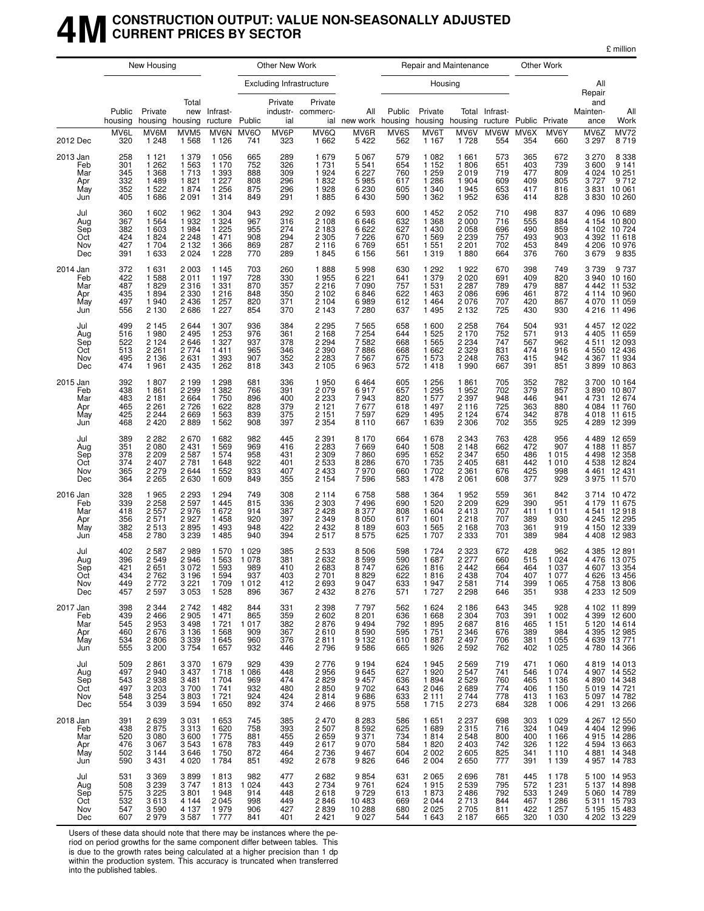# 4M CONSTRUCTION OUTPUT: VALUE NON-SEASONALLY ADJUSTED CURRENT PRICES BY SECTOR

£ million

| | New Housing | | | Other New Work | | | | | Repair and Maintenance | | | | Other Work | | | |
|---|---|---|---|---|---|---|---|---|---|---|---|---|---|---|---|---|
| | | | | | Excluding Infrastructure | | | | Housing | | | | | | | |
| | Public housing | Private housing | Total new housing | Infrastructure | Public | Private industrial | Private commercial | All new work | Public housing | Private housing | Total housing | Infrastructure | Public | Private | All Repair and Maintenance | All Work |
| | MV6L | MV6M | MVM5 | MV6N | MV6O | MV6P | MV6Q | MV6R | MV6S | MV6T | MV6V | MV6W | MV6X | MV6Y | MV6Z | MV72 |
| 2012 Dec | 320 | 1 248 | 1 568 | 1 126 | 741 | 323 | 1 662 | 5 422 | 562 | 1 167 | 1 728 | 554 | 354 | 660 | 3 297 | 8 719 |
| 2013 Jan | 258 | 1 121 | 1 379 | 1 056 | 665 | 289 | 1 679 | 5 067 | 579 | 1 082 | 1 661 | 573 | 365 | 672 | 3 270 | 8 338 |
| Feb | 301 | 1 262 | 1 563 | 1 170 | 752 | 326 | 1 731 | 5 541 | 654 | 1 152 | 1 806 | 651 | 403 | 739 | 3 600 | 9 141 |
| Mar | 345 | 1 368 | 1 713 | 1 393 | 888 | 309 | 1 924 | 6 227 | 760 | 1 259 | 2 019 | 719 | 477 | 809 | 4 024 | 10 251 |
| Apr | 332 | 1 489 | 1 821 | 1 227 | 808 | 296 | 1 832 | 5 985 | 617 | 1 286 | 1 904 | 609 | 409 | 805 | 3 727 | 9 712 |
| May | 352 | 1 522 | 1 874 | 1 256 | 875 | 296 | 1 928 | 6 230 | 605 | 1 340 | 1 945 | 653 | 417 | 816 | 3 831 | 10 061 |
| Jun | 405 | 1 686 | 2 091 | 1 314 | 849 | 291 | 1 885 | 6 430 | 590 | 1 362 | 1 952 | 636 | 414 | 828 | 3 830 | 10 260 |
| Jul | 360 | 1 602 | 1 962 | 1 304 | 943 | 292 | 2 092 | 6 593 | 600 | 1 452 | 2 052 | 710 | 498 | 837 | 4 096 | 10 689 |
| Aug | 367 | 1 564 | 1 932 | 1 324 | 967 | 316 | 2 108 | 6 646 | 632 | 1 368 | 2 000 | 716 | 555 | 884 | 4 154 | 10 800 |
| Sep | 382 | 1 603 | 1 984 | 1 225 | 955 | 274 | 2 183 | 6 622 | 627 | 1 430 | 2 058 | 696 | 490 | 859 | 4 102 | 10 724 |
| Oct | 424 | 1 824 | 2 248 | 1 471 | 908 | 294 | 2 305 | 7 226 | 670 | 1 569 | 2 239 | 757 | 493 | 903 | 4 392 | 11 618 |
| Nov | 427 | 1 704 | 2 132 | 1 366 | 869 | 287 | 2 116 | 6 769 | 651 | 1 551 | 2 201 | 702 | 453 | 849 | 4 206 | 10 976 |
| Dec | 391 | 1 633 | 2 024 | 1 228 | 770 | 289 | 1 845 | 6 156 | 561 | 1 319 | 1 880 | 664 | 376 | 760 | 3 679 | 9 835 |
| 2014 Jan | 372 | 1 631 | 2 003 | 1 145 | 703 | 260 | 1 888 | 5 998 | 630 | 1 292 | 1 922 | 670 | 398 | 749 | 3 739 | 9 737 |
| Feb | 422 | 1 588 | 2 011 | 1 197 | 728 | 330 | 1 955 | 6 221 | 641 | 1 379 | 2 020 | 691 | 409 | 820 | 3 940 | 10 160 |
| Mar | 487 | 1 829 | 2 316 | 1 331 | 870 | 357 | 2 216 | 7 090 | 757 | 1 531 | 2 287 | 789 | 479 | 887 | 4 442 | 11 532 |
| Apr | 435 | 1 894 | 2 330 | 1 216 | 848 | 350 | 2 102 | 6 846 | 622 | 1 463 | 2 086 | 696 | 461 | 872 | 4 114 | 10 960 |
| May | 497 | 1 940 | 2 436 | 1 257 | 820 | 371 | 2 104 | 6 989 | 612 | 1 464 | 2 076 | 707 | 420 | 867 | 4 070 | 11 059 |
| Jun | 556 | 2 130 | 2 686 | 1 227 | 854 | 370 | 2 143 | 7 280 | 637 | 1 495 | 2 132 | 725 | 430 | 930 | 4 216 | 11 496 |
| Jul | 499 | 2 145 | 2 644 | 1 307 | 936 | 384 | 2 295 | 7 565 | 658 | 1 600 | 2 258 | 764 | 504 | 931 | 4 457 | 12 022 |
| Aug | 516 | 1 980 | 2 495 | 1 253 | 976 | 361 | 2 168 | 7 254 | 644 | 1 525 | 2 170 | 752 | 571 | 913 | 4 405 | 11 659 |
| Sep | 522 | 2 124 | 2 646 | 1 327 | 937 | 378 | 2 294 | 7 582 | 668 | 1 565 | 2 234 | 747 | 567 | 962 | 4 511 | 12 093 |
| Oct | 513 | 2 261 | 2 774 | 1 411 | 965 | 346 | 2 390 | 7 886 | 668 | 1 662 | 2 329 | 831 | 474 | 916 | 4 550 | 12 436 |
| Nov | 495 | 2 136 | 2 631 | 1 393 | 907 | 352 | 2 283 | 7 567 | 675 | 1 573 | 2 248 | 763 | 415 | 942 | 4 367 | 11 934 |
| Dec | 474 | 1 961 | 2 435 | 1 262 | 818 | 343 | 2 105 | 6 963 | 572 | 1 418 | 1 990 | 667 | 391 | 851 | 3 899 | 10 863 |
| 2015 Jan | 392 | 1 807 | 2 199 | 1 298 | 681 | 336 | 1 950 | 6 464 | 605 | 1 256 | 1 861 | 705 | 352 | 782 | 3 700 | 10 164 |
| Feb | 438 | 1 861 | 2 299 | 1 382 | 766 | 391 | 2 079 | 6 917 | 657 | 1 295 | 1 952 | 702 | 379 | 857 | 3 890 | 10 807 |
| Mar | 483 | 2 181 | 2 664 | 1 750 | 896 | 400 | 2 233 | 7 943 | 820 | 1 577 | 2 397 | 948 | 446 | 941 | 4 731 | 12 674 |
| Apr | 465 | 2 261 | 2 726 | 1 622 | 828 | 379 | 2 121 | 7 677 | 618 | 1 497 | 2 116 | 725 | 363 | 880 | 4 084 | 11 760 |
| May | 425 | 2 244 | 2 669 | 1 563 | 839 | 375 | 2 151 | 7 597 | 629 | 1 495 | 2 124 | 674 | 342 | 878 | 4 018 | 11 615 |
| Jun | 468 | 2 420 | 2 889 | 1 562 | 908 | 397 | 2 354 | 8 110 | 667 | 1 639 | 2 306 | 702 | 355 | 925 | 4 289 | 12 399 |
| Jul | 389 | 2 282 | 2 670 | 1 682 | 982 | 445 | 2 391 | 8 170 | 664 | 1 678 | 2 343 | 763 | 428 | 956 | 4 489 | 12 659 |
| Aug | 351 | 2 080 | 2 431 | 1 569 | 969 | 416 | 2 283 | 7 669 | 640 | 1 508 | 2 148 | 662 | 472 | 907 | 4 188 | 11 857 |
| Sep | 378 | 2 209 | 2 587 | 1 574 | 958 | 431 | 2 309 | 7 860 | 695 | 1 652 | 2 347 | 650 | 486 | 1 015 | 4 498 | 12 358 |
| Oct | 374 | 2 407 | 2 781 | 1 648 | 922 | 401 | 2 533 | 8 286 | 670 | 1 735 | 2 405 | 681 | 442 | 1 010 | 4 538 | 12 824 |
| Nov | 365 | 2 279 | 2 644 | 1 552 | 933 | 407 | 2 433 | 7 970 | 660 | 1 702 | 2 361 | 676 | 425 | 998 | 4 461 | 12 431 |
| Dec | 364 | 2 265 | 2 630 | 1 609 | 849 | 355 | 2 154 | 7 596 | 583 | 1 478 | 2 061 | 608 | 377 | 929 | 3 975 | 11 570 |
| 2016 Jan | 328 | 1 965 | 2 293 | 1 294 | 749 | 308 | 2 114 | 6 758 | 588 | 1 364 | 1 952 | 559 | 361 | 842 | 3 714 | 10 472 |
| Feb | 339 | 2 258 | 2 597 | 1 445 | 815 | 336 | 2 303 | 7 496 | 690 | 1 520 | 2 209 | 629 | 390 | 951 | 4 179 | 11 675 |
| Mar | 418 | 2 557 | 2 976 | 1 672 | 914 | 387 | 2 428 | 8 377 | 808 | 1 604 | 2 413 | 707 | 411 | 1 011 | 4 541 | 12 918 |
| Apr | 356 | 2 571 | 2 927 | 1 458 | 920 | 397 | 2 349 | 8 050 | 617 | 1 601 | 2 218 | 707 | 389 | 930 | 4 245 | 12 295 |
| May | 382 | 2 513 | 2 895 | 1 493 | 948 | 422 | 2 432 | 8 189 | 603 | 1 565 | 2 168 | 703 | 361 | 919 | 4 150 | 12 339 |
| Jun | 458 | 2 780 | 3 239 | 1 485 | 940 | 394 | 2 517 | 8 575 | 625 | 1 707 | 2 333 | 701 | 389 | 984 | 4 408 | 12 983 |
| Jul | 402 | 2 587 | 2 989 | 1 570 | 1 029 | 385 | 2 533 | 8 506 | 598 | 1 724 | 2 323 | 672 | 428 | 962 | 4 385 | 12 891 |
| Aug | 396 | 2 549 | 2 946 | 1 563 | 1 078 | 381 | 2 632 | 8 599 | 590 | 1 687 | 2 277 | 660 | 515 | 1 024 | 4 476 | 13 075 |
| Sep | 421 | 2 651 | 3 072 | 1 593 | 989 | 410 | 2 683 | 8 747 | 626 | 1 816 | 2 442 | 664 | 464 | 1 037 | 4 607 | 13 354 |
| Oct | 434 | 2 762 | 3 196 | 1 594 | 937 | 403 | 2 701 | 8 829 | 622 | 1 816 | 2 438 | 704 | 407 | 1 077 | 4 626 | 13 456 |
| Nov | 449 | 2 772 | 3 221 | 1 709 | 1 012 | 412 | 2 693 | 9 047 | 633 | 1 947 | 2 581 | 714 | 399 | 1 065 | 4 758 | 13 806 |
| Dec | 457 | 2 597 | 3 053 | 1 528 | 896 | 367 | 2 432 | 8 276 | 571 | 1 727 | 2 298 | 646 | 351 | 938 | 4 233 | 12 509 |
| 2017 Jan | 398 | 2 344 | 2 742 | 1 482 | 844 | 331 | 2 398 | 7 797 | 562 | 1 624 | 2 186 | 643 | 345 | 928 | 4 102 | 11 899 |
| Feb | 439 | 2 466 | 2 905 | 1 471 | 865 | 359 | 2 602 | 8 201 | 636 | 1 668 | 2 304 | 703 | 391 | 1 002 | 4 399 | 12 600 |
| Mar | 545 | 2 953 | 3 498 | 1 721 | 1 017 | 382 | 2 876 | 9 494 | 792 | 1 895 | 2 687 | 816 | 465 | 1 151 | 5 120 | 14 614 |
| Apr | 460 | 2 676 | 3 136 | 1 568 | 909 | 367 | 2 610 | 8 590 | 595 | 1 751 | 2 346 | 676 | 389 | 984 | 4 395 | 12 985 |
| May | 534 | 2 806 | 3 339 | 1 645 | 960 | 376 | 2 811 | 9 132 | 610 | 1 887 | 2 497 | 706 | 381 | 1 055 | 4 639 | 13 771 |
| Jun | 555 | 3 200 | 3 754 | 1 657 | 932 | 446 | 2 796 | 9 586 | 665 | 1 926 | 2 592 | 762 | 402 | 1 025 | 4 780 | 14 366 |
| Jul | 509 | 2 861 | 3 370 | 1 679 | 929 | 439 | 2 776 | 9 194 | 624 | 1 945 | 2 569 | 719 | 471 | 1 060 | 4 819 | 14 013 |
| Aug | 497 | 2 940 | 3 437 | 1 718 | 1 086 | 448 | 2 956 | 9 645 | 627 | 1 920 | 2 547 | 741 | 546 | 1 074 | 4 907 | 14 552 |
| Sep | 543 | 2 938 | 3 481 | 1 704 | 969 | 474 | 2 829 | 9 457 | 636 | 1 894 | 2 529 | 760 | 465 | 1 136 | 4 890 | 14 348 |
| Oct | 497 | 3 203 | 3 700 | 1 741 | 932 | 480 | 2 850 | 9 702 | 643 | 2 046 | 2 689 | 774 | 406 | 1 150 | 5 019 | 14 721 |
| Nov | 548 | 3 254 | 3 803 | 1 721 | 924 | 424 | 2 814 | 9 686 | 633 | 2 111 | 2 744 | 778 | 413 | 1 163 | 5 097 | 14 782 |
| Dec | 554 | 3 039 | 3 594 | 1 650 | 892 | 374 | 2 466 | 8 975 | 558 | 1 715 | 2 273 | 684 | 328 | 1 006 | 4 291 | 13 266 |
| 2018 Jan | 391 | 2 639 | 3 031 | 1 653 | 745 | 385 | 2 470 | 8 283 | 586 | 1 651 | 2 237 | 698 | 303 | 1 029 | 4 267 | 12 550 |
| Feb | 438 | 2 875 | 3 313 | 1 620 | 758 | 393 | 2 507 | 8 592 | 625 | 1 689 | 2 315 | 716 | 324 | 1 049 | 4 404 | 12 996 |
| Mar | 520 | 3 080 | 3 600 | 1 775 | 881 | 455 | 2 659 | 9 371 | 734 | 1 814 | 2 548 | 800 | 400 | 1 166 | 4 915 | 14 286 |
| Apr | 476 | 3 067 | 3 543 | 1 678 | 783 | 449 | 2 617 | 9 070 | 584 | 1 820 | 2 403 | 742 | 326 | 1 122 | 4 594 | 13 663 |
| May | 502 | 3 144 | 3 646 | 1 750 | 872 | 464 | 2 736 | 9 467 | 604 | 2 002 | 2 605 | 825 | 341 | 1 110 | 4 881 | 14 348 |
| Jun | 590 | 3 431 | 4 020 | 1 784 | 851 | 492 | 2 678 | 9 826 | 646 | 2 004 | 2 650 | 777 | 391 | 1 139 | 4 957 | 14 783 |
| Jul | 531 | 3 369 | 3 899 | 1 813 | 982 | 477 | 2 682 | 9 854 | 631 | 2 065 | 2 696 | 781 | 445 | 1 178 | 5 100 | 14 953 |
| Aug | 508 | 3 239 | 3 747 | 1 813 | 1 024 | 443 | 2 734 | 9 761 | 624 | 1 915 | 2 539 | 795 | 572 | 1 231 | 5 137 | 14 898 |
| Sep | 575 | 3 225 | 3 801 | 1 948 | 914 | 448 | 2 618 | 9 729 | 613 | 1 873 | 2 486 | 792 | 533 | 1 249 | 5 060 | 14 789 |
| Oct | 532 | 3 613 | 4 144 | 2 045 | 998 | 449 | 2 846 | 10 483 | 669 | 2 044 | 2 713 | 844 | 467 | 1 286 | 5 311 | 15 793 |
| Nov | 547 | 3 590 | 4 137 | 1 979 | 906 | 427 | 2 839 | 10 288 | 680 | 2 025 | 2 705 | 811 | 422 | 1 257 | 5 195 | 15 483 |
| Dec | 607 | 2 979 | 3 587 | 1 777 | 841 | 401 | 2 421 | 9 027 | 544 | 1 643 | 2 187 | 665 | 320 | 1 030 | 4 202 | 13 229 |

Users of these data should note that there may be instances where the period on period growths for the same component differ between tables. This is due to the growth rates being calculated at a higher precision than 1 dp within the production system. This accuracy is truncated when transferred into the published tables.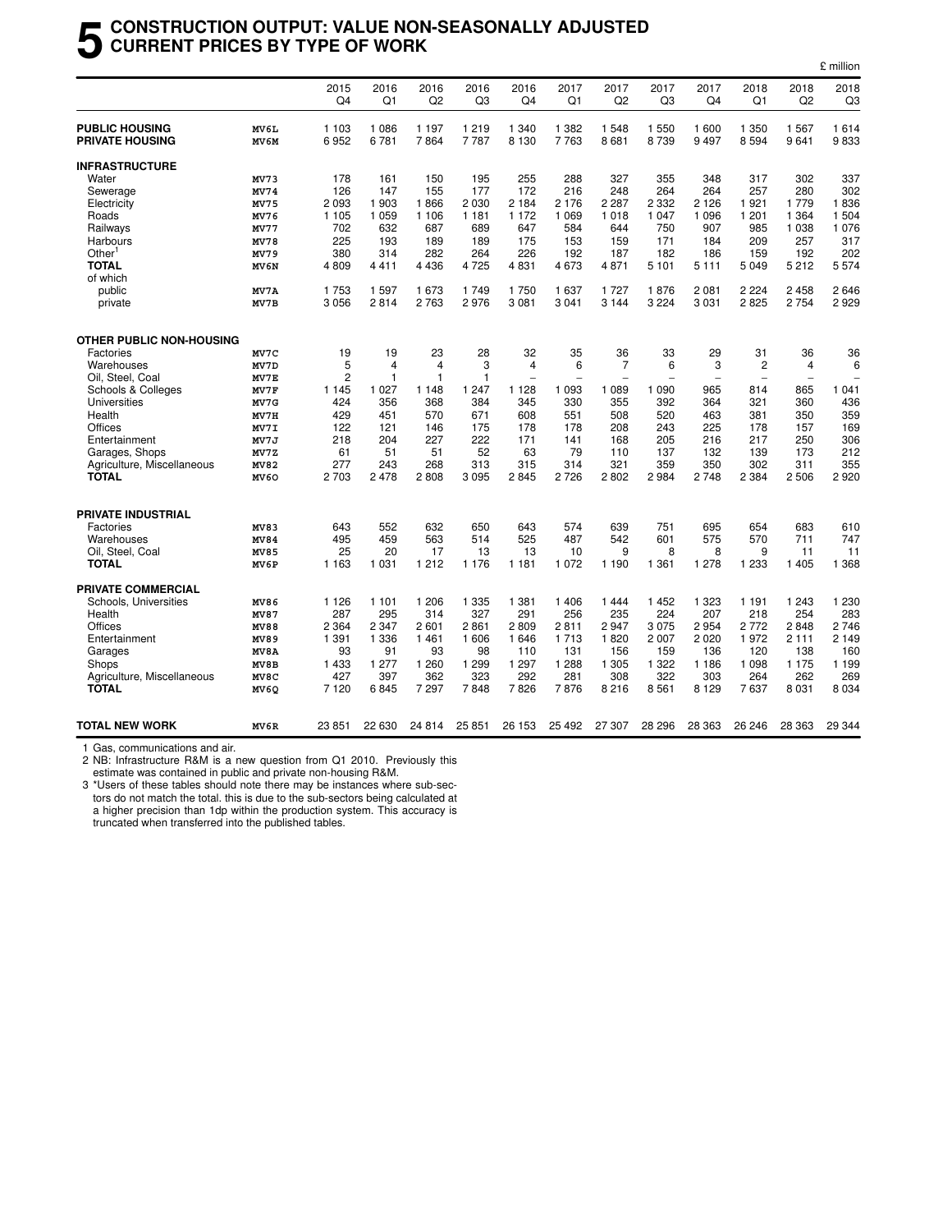# 5 CONSTRUCTION OUTPUT: VALUE NON-SEASONALLY ADJUSTED CURRENT PRICES BY TYPE OF WORK

£ million

| | | 2015 Q4 | 2016 Q1 | 2016 Q2 | 2016 Q3 | 2016 Q4 | 2017 Q1 | 2017 Q2 | 2017 Q3 | 2017 Q4 | 2018 Q1 | 2018 Q2 | 2018 Q3 |
|---|---|---|---|---|---|---|---|---|---|---|---|---|---|
| **PUBLIC HOUSING** | MV6L | 1 103 | 1 086 | 1 197 | 1 219 | 1 340 | 1 382 | 1 548 | 1 550 | 1 600 | 1 350 | 1 567 | 1 614 |
| **PRIVATE HOUSING** | MV6M | 6 952 | 6 781 | 7 864 | 7 787 | 8 130 | 7 763 | 8 681 | 8 739 | 9 497 | 8 594 | 9 641 | 9 833 |
| **INFRASTRUCTURE** | | | | | | | | | | | | | |
| Water | MV73 | 178 | 161 | 150 | 195 | 255 | 288 | 327 | 355 | 348 | 317 | 302 | 337 |
| Sewerage | MV74 | 126 | 147 | 155 | 177 | 172 | 216 | 248 | 264 | 264 | 257 | 280 | 302 |
| Electricity | MV75 | 2 093 | 1 903 | 1 866 | 2 030 | 2 184 | 2 176 | 2 287 | 2 332 | 2 126 | 1 921 | 1 779 | 1 836 |
| Roads | MV76 | 1 105 | 1 059 | 1 106 | 1 181 | 1 172 | 1 069 | 1 018 | 1 047 | 1 096 | 1 201 | 1 364 | 1 504 |
| Railways | MV77 | 702 | 632 | 687 | 689 | 647 | 584 | 644 | 750 | 907 | 985 | 1 038 | 1 076 |
| Harbours | MV78 | 225 | 193 | 189 | 189 | 175 | 153 | 159 | 171 | 184 | 209 | 257 | 317 |
| Other[1] | MV79 | 380 | 314 | 282 | 264 | 226 | 192 | 187 | 182 | 186 | 159 | 192 | 202 |
| **TOTAL** | MV6N | 4 809 | 4 411 | 4 436 | 4 725 | 4 831 | 4 673 | 4 871 | 5 101 | 5 111 | 5 049 | 5 212 | 5 574 |
| of which | | | | | | | | | | | | | |
| public | MV7A | 1 753 | 1 597 | 1 673 | 1 749 | 1 750 | 1 637 | 1 727 | 1 876 | 2 081 | 2 224 | 2 458 | 2 646 |
| private | MV7B | 3 056 | 2 814 | 2 763 | 2 976 | 3 081 | 3 041 | 3 144 | 3 224 | 3 031 | 2 825 | 2 754 | 2 929 |
| **OTHER PUBLIC NON-HOUSING** | | | | | | | | | | | | | |
| Factories | MV7C | 19 | 19 | 23 | 28 | 32 | 35 | 36 | 33 | 29 | 31 | 36 | 36 |
| Warehouses | MV7D | 5 | 4 | 4 | 3 | 4 | 6 | 7 | 6 | 3 | 2 | 4 | 6 |
| Oil, Steel, Coal | MV7E | 2 | 1 | 1 | 1 | – | – | – | – | – | – | – | – |
| Schools & Colleges | MV7F | 1 145 | 1 027 | 1 148 | 1 247 | 1 128 | 1 093 | 1 089 | 1 090 | 965 | 814 | 865 | 1 041 |
| Universities | MV7G | 424 | 356 | 368 | 384 | 345 | 330 | 355 | 392 | 364 | 321 | 360 | 436 |
| Health | MV7H | 429 | 451 | 570 | 671 | 608 | 551 | 508 | 520 | 463 | 381 | 350 | 359 |
| Offices | MV7I | 122 | 121 | 146 | 175 | 178 | 178 | 208 | 243 | 225 | 178 | 157 | 169 |
| Entertainment | MV7J | 218 | 204 | 227 | 222 | 171 | 141 | 168 | 205 | 216 | 217 | 250 | 306 |
| Garages, Shops | MV7Z | 61 | 51 | 51 | 52 | 63 | 79 | 110 | 137 | 132 | 139 | 173 | 212 |
| Agriculture, Miscellaneous | MV82 | 277 | 243 | 268 | 313 | 315 | 314 | 321 | 359 | 350 | 302 | 311 | 355 |
| **TOTAL** | MV6O | 2 703 | 2 478 | 2 808 | 3 095 | 2 845 | 2 726 | 2 802 | 2 984 | 2 748 | 2 384 | 2 506 | 2 920 |
| **PRIVATE INDUSTRIAL** | | | | | | | | | | | | | |
| Factories | MV83 | 643 | 552 | 632 | 650 | 643 | 574 | 639 | 751 | 695 | 654 | 683 | 610 |
| Warehouses | MV84 | 495 | 459 | 563 | 514 | 525 | 487 | 542 | 601 | 575 | 570 | 711 | 747 |
| Oil, Steel, Coal | MV85 | 25 | 20 | 17 | 13 | 13 | 10 | 9 | 8 | 8 | 9 | 11 | 11 |
| **TOTAL** | MV6P | 1 163 | 1 031 | 1 212 | 1 176 | 1 181 | 1 072 | 1 190 | 1 361 | 1 278 | 1 233 | 1 405 | 1 368 |
| **PRIVATE COMMERCIAL** | | | | | | | | | | | | | |
| Schools, Universities | MV86 | 1 126 | 1 101 | 1 206 | 1 335 | 1 381 | 1 406 | 1 444 | 1 452 | 1 323 | 1 191 | 1 243 | 1 230 |
| Health | MV87 | 287 | 295 | 314 | 327 | 291 | 256 | 235 | 224 | 207 | 218 | 254 | 283 |
| Offices | MV88 | 2 364 | 2 347 | 2 601 | 2 861 | 2 809 | 2 811 | 2 947 | 3 075 | 2 954 | 2 772 | 2 848 | 2 746 |
| Entertainment | MV89 | 1 391 | 1 336 | 1 461 | 1 606 | 1 646 | 1 713 | 1 820 | 2 007 | 2 020 | 1 972 | 2 111 | 2 149 |
| Garages | MV8A | 93 | 91 | 93 | 98 | 110 | 131 | 156 | 159 | 136 | 120 | 138 | 160 |
| Shops | MV8B | 1 433 | 1 277 | 1 260 | 1 299 | 1 297 | 1 288 | 1 305 | 1 322 | 1 186 | 1 098 | 1 175 | 1 199 |
| Agriculture, Miscellaneous | MV8C | 427 | 397 | 362 | 323 | 292 | 281 | 308 | 322 | 303 | 264 | 262 | 269 |
| **TOTAL** | MV6Q | 7 120 | 6 845 | 7 297 | 7 848 | 7 826 | 7 876 | 8 216 | 8 561 | 8 129 | 7 637 | 8 031 | 8 034 |
| **TOTAL NEW WORK** | MV6R | 23 851 | 22 630 | 24 814 | 25 851 | 26 153 | 25 492 | 27 307 | 28 296 | 28 363 | 26 246 | 28 363 | 29 344 |

1 Gas, communications and air.

2 NB: Infrastructure R&M is a new question from Q1 2010. Previously this estimate was contained in public and private non-housing R&M.

3 *Users of these tables should note there may be instances where sub-sectors do not match the total. this is due to the sub-sectors being calculated at a higher precision than 1dp within the production system. This accuracy is truncated when transferred into the published tables.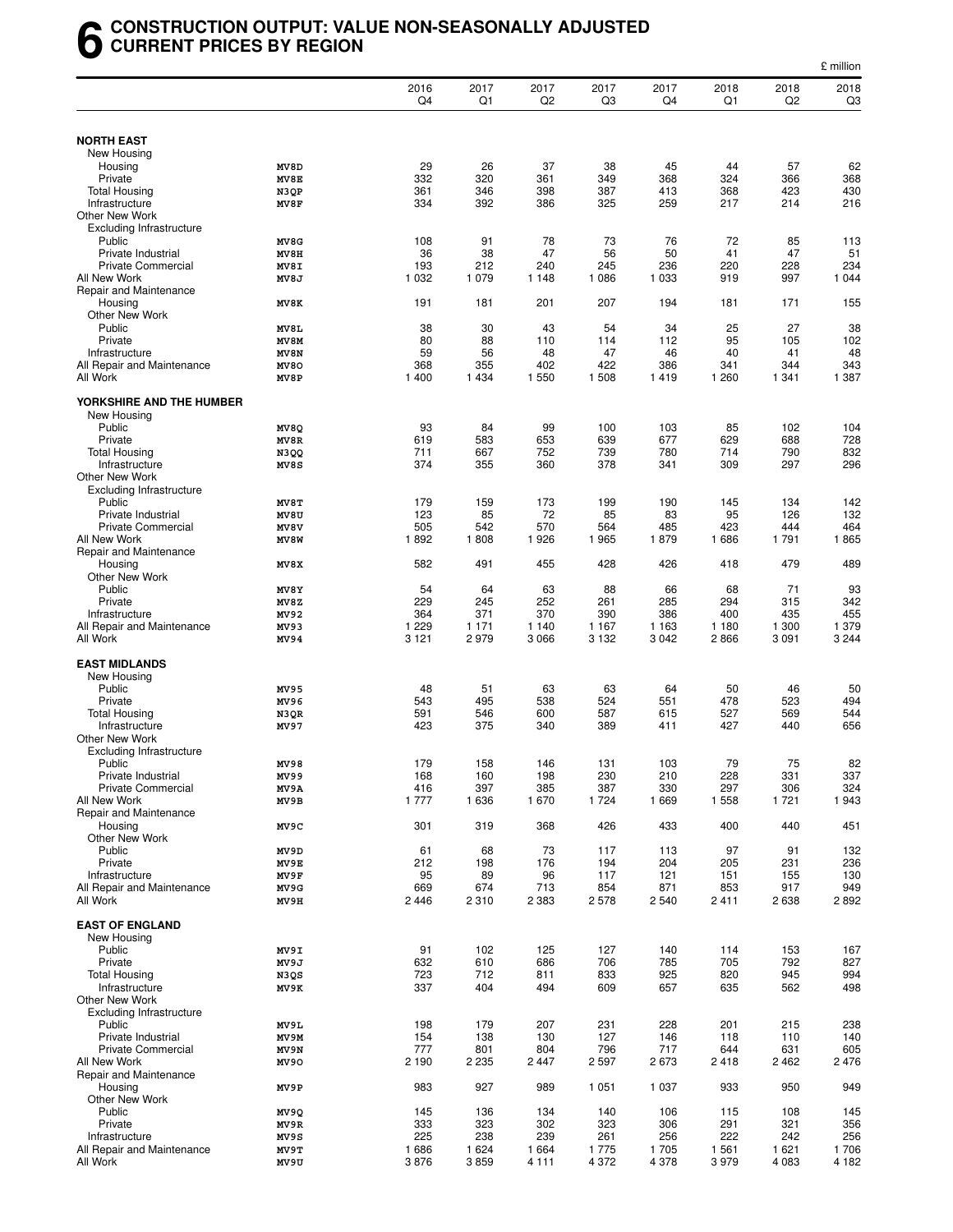# 6 CONSTRUCTION OUTPUT: VALUE NON-SEASONALLY ADJUSTED CURRENT PRICES BY REGION

£ million

| | | 2016 Q4 | 2017 Q1 | 2017 Q2 | 2017 Q3 | 2017 Q4 | 2018 Q1 | 2018 Q2 | 2018 Q3 |
|---|---|---|---|---|---|---|---|---|---|
| **NORTH EAST** | | | | | | | | | |
| New Housing | | | | | | | | | |
| Housing | MV8D | 29 | 26 | 37 | 38 | 45 | 44 | 57 | 62 |
| Private | MV8E | 332 | 320 | 361 | 349 | 368 | 324 | 366 | 368 |
| Total Housing | N3QP | 361 | 346 | 398 | 387 | 413 | 368 | 423 | 430 |
| Infrastructure | MV8F | 334 | 392 | 386 | 325 | 259 | 217 | 214 | 216 |
| Other New Work | | | | | | | | | |
| Excluding Infrastructure | | | | | | | | | |
| Public | MV8G | 108 | 91 | 78 | 73 | 76 | 72 | 85 | 113 |
| Private Industrial | MV8H | 36 | 38 | 47 | 56 | 50 | 41 | 47 | 51 |
| Private Commercial | MV8I | 193 | 212 | 240 | 245 | 236 | 220 | 228 | 234 |
| All New Work | MV8J | 1 032 | 1 079 | 1 148 | 1 086 | 1 033 | 919 | 997 | 1 044 |
| Repair and Maintenance | | | | | | | | | |
| Housing | MV8K | 191 | 181 | 201 | 207 | 194 | 181 | 171 | 155 |
| Other New Work | | | | | | | | | |
| Public | MV8L | 38 | 30 | 43 | 54 | 34 | 25 | 27 | 38 |
| Private | MV8M | 80 | 88 | 110 | 114 | 112 | 95 | 105 | 102 |
| Infrastructure | MV8N | 59 | 56 | 48 | 47 | 46 | 40 | 41 | 48 |
| All Repair and Maintenance | MV8O | 368 | 355 | 402 | 422 | 386 | 341 | 344 | 343 |
| All Work | MV8P | 1 400 | 1 434 | 1 550 | 1 508 | 1 419 | 1 260 | 1 341 | 1 387 |
| **YORKSHIRE AND THE HUMBER** | | | | | | | | | |
| New Housing | | | | | | | | | |
| Public | MV8Q | 93 | 84 | 99 | 100 | 103 | 85 | 102 | 104 |
| Private | MV8R | 619 | 583 | 653 | 639 | 677 | 629 | 688 | 728 |
| Total Housing | N3QQ | 711 | 667 | 752 | 739 | 780 | 714 | 790 | 832 |
| Infrastructure | MV8S | 374 | 355 | 360 | 378 | 341 | 309 | 297 | 296 |
| Other New Work | | | | | | | | | |
| Excluding Infrastructure | | | | | | | | | |
| Public | MV8T | 179 | 159 | 173 | 199 | 190 | 145 | 134 | 142 |
| Private Industrial | MV8U | 123 | 85 | 72 | 85 | 83 | 95 | 126 | 132 |
| Private Commercial | MV8V | 505 | 542 | 570 | 564 | 485 | 423 | 444 | 464 |
| All New Work | MV8W | 1 892 | 1 808 | 1 926 | 1 965 | 1 879 | 1 686 | 1 791 | 1 865 |
| Repair and Maintenance | | | | | | | | | |
| Housing | MV8X | 582 | 491 | 455 | 428 | 426 | 418 | 479 | 489 |
| Other New Work | | | | | | | | | |
| Public | MV8Y | 54 | 64 | 63 | 88 | 66 | 68 | 71 | 93 |
| Private | MV8Z | 229 | 245 | 252 | 261 | 285 | 294 | 315 | 342 |
| Infrastructure | MV92 | 364 | 371 | 370 | 390 | 386 | 400 | 435 | 455 |
| All Repair and Maintenance | MV93 | 1 229 | 1 171 | 1 140 | 1 167 | 1 163 | 1 180 | 1 300 | 1 379 |
| All Work | MV94 | 3 121 | 2 979 | 3 066 | 3 132 | 3 042 | 2 866 | 3 091 | 3 244 |
| **EAST MIDLANDS** | | | | | | | | | |
| New Housing | | | | | | | | | |
| Public | MV95 | 48 | 51 | 63 | 63 | 64 | 50 | 46 | 50 |
| Private | MV96 | 543 | 495 | 538 | 524 | 551 | 478 | 523 | 494 |
| Total Housing | N3QR | 591 | 546 | 600 | 587 | 615 | 527 | 569 | 544 |
| Infrastructure | MV97 | 423 | 375 | 340 | 389 | 411 | 427 | 440 | 656 |
| Other New Work | | | | | | | | | |
| Excluding Infrastructure | | | | | | | | | |
| Public | MV98 | 179 | 158 | 146 | 131 | 103 | 79 | 75 | 82 |
| Private Industrial | MV99 | 168 | 160 | 198 | 230 | 210 | 228 | 331 | 337 |
| Private Commercial | MV9A | 416 | 397 | 385 | 387 | 330 | 297 | 306 | 324 |
| All New Work | MV9B | 1 777 | 1 636 | 1 670 | 1 724 | 1 669 | 1 558 | 1 721 | 1 943 |
| Repair and Maintenance | | | | | | | | | |
| Housing | MV9C | 301 | 319 | 368 | 426 | 433 | 400 | 440 | 451 |
| Other New Work | | | | | | | | | |
| Public | MV9D | 61 | 68 | 73 | 117 | 113 | 97 | 91 | 132 |
| Private | MV9E | 212 | 198 | 176 | 194 | 204 | 205 | 231 | 236 |
| Infrastructure | MV9F | 95 | 89 | 96 | 117 | 121 | 151 | 155 | 130 |
| All Repair and Maintenance | MV9G | 669 | 674 | 713 | 854 | 871 | 853 | 917 | 949 |
| All Work | MV9H | 2 446 | 2 310 | 2 383 | 2 578 | 2 540 | 2 411 | 2 638 | 2 892 |
| **EAST OF ENGLAND** | | | | | | | | | |
| New Housing | | | | | | | | | |
| Public | MV9I | 91 | 102 | 125 | 127 | 140 | 114 | 153 | 167 |
| Private | MV9J | 632 | 610 | 686 | 706 | 785 | 705 | 792 | 827 |
| Total Housing | N3QS | 723 | 712 | 811 | 833 | 925 | 820 | 945 | 994 |
| Infrastructure | MV9K | 337 | 404 | 494 | 609 | 657 | 635 | 562 | 498 |
| Other New Work | | | | | | | | | |
| Excluding Infrastructure | | | | | | | | | |
| Public | MV9L | 198 | 179 | 207 | 231 | 228 | 201 | 215 | 238 |
| Private Industrial | MV9M | 154 | 138 | 130 | 127 | 146 | 118 | 110 | 140 |
| Private Commercial | MV9N | 777 | 801 | 804 | 796 | 717 | 644 | 631 | 605 |
| All New Work | MV9O | 2 190 | 2 235 | 2 447 | 2 597 | 2 673 | 2 418 | 2 462 | 2 476 |
| Repair and Maintenance | | | | | | | | | |
| Housing | MV9P | 983 | 927 | 989 | 1 051 | 1 037 | 933 | 950 | 949 |
| Other New Work | | | | | | | | | |
| Public | MV9Q | 145 | 136 | 134 | 140 | 106 | 115 | 108 | 145 |
| Private | MV9R | 333 | 323 | 302 | 323 | 306 | 291 | 321 | 356 |
| Infrastructure | MV9S | 225 | 238 | 239 | 261 | 256 | 222 | 242 | 256 |
| All Repair and Maintenance | MV9T | 1 686 | 1 624 | 1 664 | 1 775 | 1 705 | 1 561 | 1 621 | 1 706 |
| All Work | MV9U | 3 876 | 3 859 | 4 111 | 4 372 | 4 378 | 3 979 | 4 083 | 4 182 |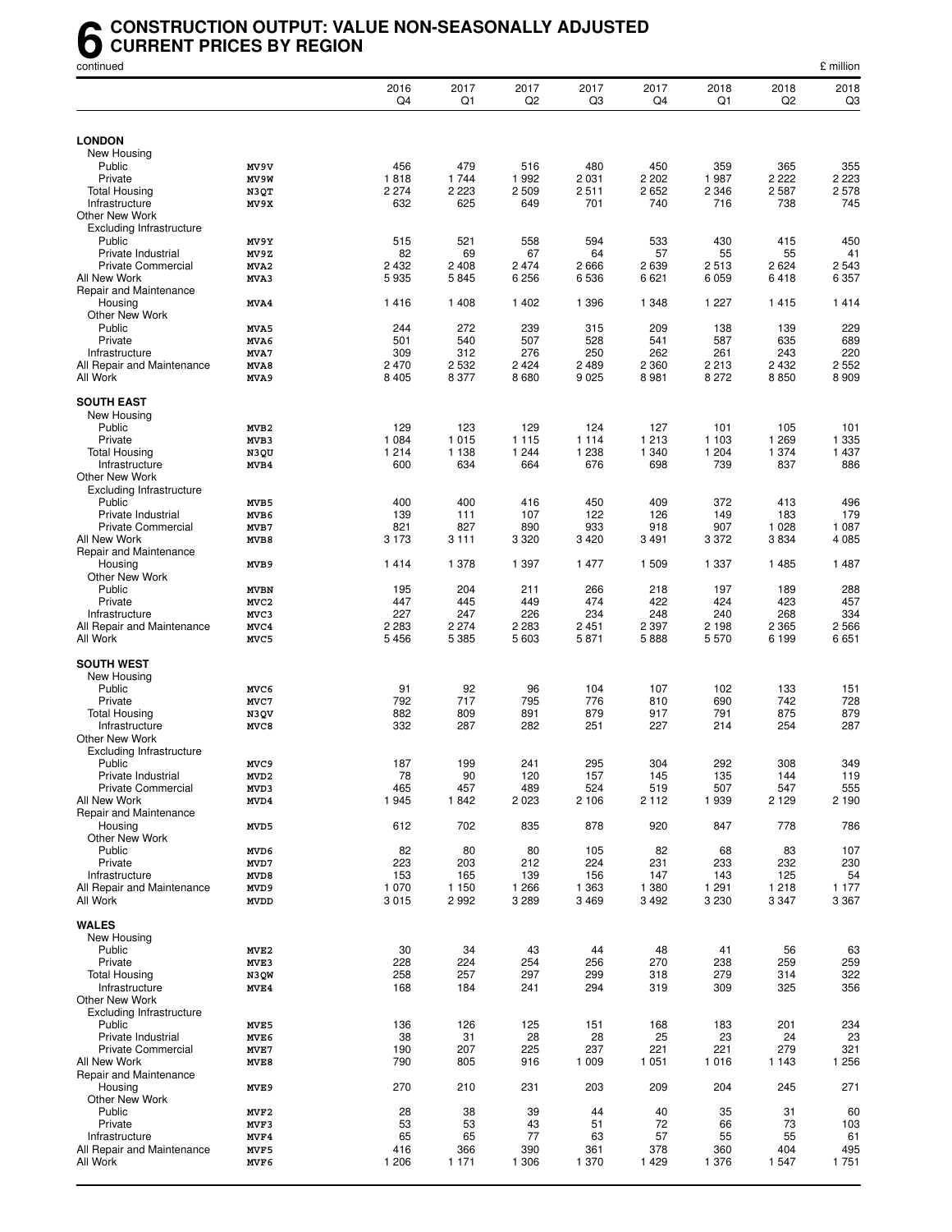# 6 CONSTRUCTION OUTPUT: VALUE NON-SEASONALLY ADJUSTED CURRENT PRICES BY REGION

continued

£ million

| | | 2016 Q4 | 2017 Q1 | 2017 Q2 | 2017 Q3 | 2017 Q4 | 2018 Q1 | 2018 Q2 | 2018 Q3 |
|---|---|---|---|---|---|---|---|---|---|
| **LONDON** | | | | | | | | | |
| New Housing | | | | | | | | | |
| Public | MV9V | 456 | 479 | 516 | 480 | 450 | 359 | 365 | 355 |
| Private | MV9W | 1 818 | 1 744 | 1 992 | 2 031 | 2 202 | 1 987 | 2 222 | 2 223 |
| Total Housing | N3QT | 2 274 | 2 223 | 2 509 | 2 511 | 2 652 | 2 346 | 2 587 | 2 578 |
| Infrastructure | MV9X | 632 | 625 | 649 | 701 | 740 | 716 | 738 | 745 |
| Other New Work | | | | | | | | | |
| Excluding Infrastructure | | | | | | | | | |
| Public | MV9Y | 515 | 521 | 558 | 594 | 533 | 430 | 415 | 450 |
| Private Industrial | MV9Z | 82 | 69 | 67 | 64 | 57 | 55 | 55 | 41 |
| Private Commercial | MVA2 | 2 432 | 2 408 | 2 474 | 2 666 | 2 639 | 2 513 | 2 624 | 2 543 |
| All New Work | MVA3 | 5 935 | 5 845 | 6 256 | 6 536 | 6 621 | 6 059 | 6 418 | 6 357 |
| Repair and Maintenance | | | | | | | | | |
| Housing | MVA4 | 1 416 | 1 408 | 1 402 | 1 396 | 1 348 | 1 227 | 1 415 | 1 414 |
| Other New Work | | | | | | | | | |
| Public | MVA5 | 244 | 272 | 239 | 315 | 209 | 138 | 139 | 229 |
| Private | MVA6 | 501 | 540 | 507 | 528 | 541 | 587 | 635 | 689 |
| Infrastructure | MVA7 | 309 | 312 | 276 | 250 | 262 | 261 | 243 | 220 |
| All Repair and Maintenance | MVA8 | 2 470 | 2 532 | 2 424 | 2 489 | 2 360 | 2 213 | 2 432 | 2 552 |
| All Work | MVA9 | 8 405 | 8 377 | 8 680 | 9 025 | 8 981 | 8 272 | 8 850 | 8 909 |
| **SOUTH EAST** | | | | | | | | | |
| New Housing | | | | | | | | | |
| Public | MVB2 | 129 | 123 | 129 | 124 | 127 | 101 | 105 | 101 |
| Private | MVB3 | 1 084 | 1 015 | 1 115 | 1 114 | 1 213 | 1 103 | 1 269 | 1 335 |
| Total Housing | N3QU | 1 214 | 1 138 | 1 244 | 1 238 | 1 340 | 1 204 | 1 374 | 1 437 |
| Infrastructure | MVB4 | 600 | 634 | 664 | 676 | 698 | 739 | 837 | 886 |
| Other New Work | | | | | | | | | |
| Excluding Infrastructure | | | | | | | | | |
| Public | MVB5 | 400 | 400 | 416 | 450 | 409 | 372 | 413 | 496 |
| Private Industrial | MVB6 | 139 | 111 | 107 | 122 | 126 | 149 | 183 | 179 |
| Private Commercial | MVB7 | 821 | 827 | 890 | 933 | 918 | 907 | 1 028 | 1 087 |
| All New Work | MVB8 | 3 173 | 3 111 | 3 320 | 3 420 | 3 491 | 3 372 | 3 834 | 4 085 |
| Repair and Maintenance | | | | | | | | | |
| Housing | MVB9 | 1 414 | 1 378 | 1 397 | 1 477 | 1 509 | 1 337 | 1 485 | 1 487 |
| Other New Work | | | | | | | | | |
| Public | MVBN | 195 | 204 | 211 | 266 | 218 | 197 | 189 | 288 |
| Private | MVC2 | 447 | 445 | 449 | 474 | 422 | 424 | 423 | 457 |
| Infrastructure | MVC3 | 227 | 247 | 226 | 234 | 248 | 240 | 268 | 334 |
| All Repair and Maintenance | MVC4 | 2 283 | 2 274 | 2 283 | 2 451 | 2 397 | 2 198 | 2 365 | 2 566 |
| All Work | MVC5 | 5 456 | 5 385 | 5 603 | 5 871 | 5 888 | 5 570 | 6 199 | 6 651 |
| **SOUTH WEST** | | | | | | | | | |
| New Housing | | | | | | | | | |
| Public | MVC6 | 91 | 92 | 96 | 104 | 107 | 102 | 133 | 151 |
| Private | MVC7 | 792 | 717 | 795 | 776 | 810 | 690 | 742 | 728 |
| Total Housing | N3QV | 882 | 809 | 891 | 879 | 917 | 791 | 875 | 879 |
| Infrastructure | MVC8 | 332 | 287 | 282 | 251 | 227 | 214 | 254 | 287 |
| Other New Work | | | | | | | | | |
| Excluding Infrastructure | | | | | | | | | |
| Public | MVC9 | 187 | 199 | 241 | 295 | 304 | 292 | 308 | 349 |
| Private Industrial | MVD2 | 78 | 90 | 120 | 157 | 145 | 135 | 144 | 119 |
| Private Commercial | MVD3 | 465 | 457 | 489 | 524 | 519 | 507 | 547 | 555 |
| All New Work | MVD4 | 1 945 | 1 842 | 2 023 | 2 106 | 2 112 | 1 939 | 2 129 | 2 190 |
| Repair and Maintenance | | | | | | | | | |
| Housing | MVD5 | 612 | 702 | 835 | 878 | 920 | 847 | 778 | 786 |
| Other New Work | | | | | | | | | |
| Public | MVD6 | 82 | 80 | 80 | 105 | 82 | 68 | 83 | 107 |
| Private | MVD7 | 223 | 203 | 212 | 224 | 231 | 233 | 232 | 230 |
| Infrastructure | MVD8 | 153 | 165 | 139 | 156 | 147 | 143 | 125 | 54 |
| All Repair and Maintenance | MVD9 | 1 070 | 1 150 | 1 266 | 1 363 | 1 380 | 1 291 | 1 218 | 1 177 |
| All Work | MVDD | 3 015 | 2 992 | 3 289 | 3 469 | 3 492 | 3 230 | 3 347 | 3 367 |
| **WALES** | | | | | | | | | |
| New Housing | | | | | | | | | |
| Public | MVE2 | 30 | 34 | 43 | 44 | 48 | 41 | 56 | 63 |
| Private | MVE3 | 228 | 224 | 254 | 256 | 270 | 238 | 259 | 259 |
| Total Housing | N3QW | 258 | 257 | 297 | 299 | 318 | 279 | 314 | 322 |
| Infrastructure | MVE4 | 168 | 184 | 241 | 294 | 319 | 309 | 325 | 356 |
| Other New Work | | | | | | | | | |
| Excluding Infrastructure | | | | | | | | | |
| Public | MVE5 | 136 | 126 | 125 | 151 | 168 | 183 | 201 | 234 |
| Private Industrial | MVE6 | 38 | 31 | 28 | 28 | 25 | 23 | 24 | 23 |
| Private Commercial | MVE7 | 190 | 207 | 225 | 237 | 221 | 221 | 279 | 321 |
| All New Work | MVE8 | 790 | 805 | 916 | 1 009 | 1 051 | 1 016 | 1 143 | 1 256 |
| Repair and Maintenance | | | | | | | | | |
| Housing | MVE9 | 270 | 210 | 231 | 203 | 209 | 204 | 245 | 271 |
| Other New Work | | | | | | | | | |
| Public | MVF2 | 28 | 38 | 39 | 44 | 40 | 35 | 31 | 60 |
| Private | MVF3 | 53 | 53 | 43 | 51 | 72 | 66 | 73 | 103 |
| Infrastructure | MVF4 | 65 | 65 | 77 | 63 | 57 | 55 | 55 | 61 |
| All Repair and Maintenance | MVF5 | 416 | 366 | 390 | 361 | 378 | 360 | 404 | 495 |
| All Work | MVF6 | 1 206 | 1 171 | 1 306 | 1 370 | 1 429 | 1 376 | 1 547 | 1 751 |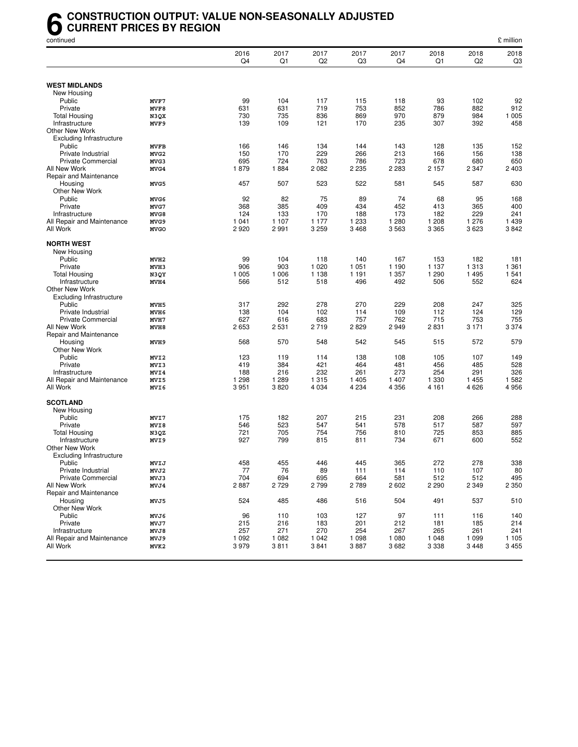# 6 CONSTRUCTION OUTPUT: VALUE NON-SEASONALLY ADJUSTED CURRENT PRICES BY REGION

continued

£ million

| | | 2016 Q4 | 2017 Q1 | 2017 Q2 | 2017 Q3 | 2017 Q4 | 2018 Q1 | 2018 Q2 | 2018 Q3 |
|---|---|---|---|---|---|---|---|---|---|
| **WEST MIDLANDS** | | | | | | | | | |
| New Housing | | | | | | | | | |
| Public | MVF7 | 99 | 104 | 117 | 115 | 118 | 93 | 102 | 92 |
| Private | MVF8 | 631 | 631 | 719 | 753 | 852 | 786 | 882 | 912 |
| Total Housing | N3QX | 730 | 735 | 836 | 869 | 970 | 879 | 984 | 1 005 |
| Infrastructure | MVF9 | 139 | 109 | 121 | 170 | 235 | 307 | 392 | 458 |
| Other New Work | | | | | | | | | |
| Excluding Infrastructure | | | | | | | | | |
| Public | MVFB | 166 | 146 | 134 | 144 | 143 | 128 | 135 | 152 |
| Private Industrial | MVG2 | 150 | 170 | 229 | 266 | 213 | 166 | 156 | 138 |
| Private Commercial | MVG3 | 695 | 724 | 763 | 786 | 723 | 678 | 680 | 650 |
| All New Work | MVG4 | 1 879 | 1 884 | 2 082 | 2 235 | 2 283 | 2 157 | 2 347 | 2 403 |
| Repair and Maintenance | | | | | | | | | |
| Housing | MVG5 | 457 | 507 | 523 | 522 | 581 | 545 | 587 | 630 |
| Other New Work | | | | | | | | | |
| Public | MVG6 | 92 | 82 | 75 | 89 | 74 | 68 | 95 | 168 |
| Private | MVG7 | 368 | 385 | 409 | 434 | 452 | 413 | 365 | 400 |
| Infrastructure | MVG8 | 124 | 133 | 170 | 188 | 173 | 182 | 229 | 241 |
| All Repair and Maintenance | MVG9 | 1 041 | 1 107 | 1 177 | 1 233 | 1 280 | 1 208 | 1 276 | 1 439 |
| All Work | MVGO | 2 920 | 2 991 | 3 259 | 3 468 | 3 563 | 3 365 | 3 623 | 3 842 |
| **NORTH WEST** | | | | | | | | | |
| New Housing | | | | | | | | | |
| Public | MVH2 | 99 | 104 | 118 | 140 | 167 | 153 | 182 | 181 |
| Private | MVH3 | 906 | 903 | 1 020 | 1 051 | 1 190 | 1 137 | 1 313 | 1 361 |
| Total Housing | N3QY | 1 005 | 1 006 | 1 138 | 1 191 | 1 357 | 1 290 | 1 495 | 1 541 |
| Infrastructure | MVH4 | 566 | 512 | 518 | 496 | 492 | 506 | 552 | 624 |
| Other New Work | | | | | | | | | |
| Excluding Infrastructure | | | | | | | | | |
| Public | MVH5 | 317 | 292 | 278 | 270 | 229 | 208 | 247 | 325 |
| Private Industrial | MVH6 | 138 | 104 | 102 | 114 | 109 | 112 | 124 | 129 |
| Private Commercial | MVH7 | 627 | 616 | 683 | 757 | 762 | 715 | 753 | 755 |
| All New Work | MVH8 | 2 653 | 2 531 | 2 719 | 2 829 | 2 949 | 2 831 | 3 171 | 3 374 |
| Repair and Maintenance | | | | | | | | | |
| Housing | MVH9 | 568 | 570 | 548 | 542 | 545 | 515 | 572 | 579 |
| Other New Work | | | | | | | | | |
| Public | MVI2 | 123 | 119 | 114 | 138 | 108 | 105 | 107 | 149 |
| Private | MVI3 | 419 | 384 | 421 | 464 | 481 | 456 | 485 | 528 |
| Infrastructure | MVI4 | 188 | 216 | 232 | 261 | 273 | 254 | 291 | 326 |
| All Repair and Maintenance | MVI5 | 1 298 | 1 289 | 1 315 | 1 405 | 1 407 | 1 330 | 1 455 | 1 582 |
| All Work | MVI6 | 3 951 | 3 820 | 4 034 | 4 234 | 4 356 | 4 161 | 4 626 | 4 956 |
| **SCOTLAND** | | | | | | | | | |
| New Housing | | | | | | | | | |
| Public | MVI7 | 175 | 182 | 207 | 215 | 231 | 208 | 266 | 288 |
| Private | MVI8 | 546 | 523 | 547 | 541 | 578 | 517 | 587 | 597 |
| Total Housing | N3QZ | 721 | 705 | 754 | 756 | 810 | 725 | 853 | 885 |
| Infrastructure | MVI9 | 927 | 799 | 815 | 811 | 734 | 671 | 600 | 552 |
| Other New Work | | | | | | | | | |
| Excluding Infrastructure | | | | | | | | | |
| Public | MVIJ | 458 | 455 | 446 | 445 | 365 | 272 | 278 | 338 |
| Private Industrial | MVJ2 | 77 | 76 | 89 | 111 | 114 | 110 | 107 | 80 |
| Private Commercial | MVJ3 | 704 | 694 | 695 | 664 | 581 | 512 | 512 | 495 |
| All New Work | MVJ4 | 2 887 | 2 729 | 2 799 | 2 789 | 2 602 | 2 290 | 2 349 | 2 350 |
| Repair and Maintenance | | | | | | | | | |
| Housing | MVJ5 | 524 | 485 | 486 | 516 | 504 | 491 | 537 | 510 |
| Other New Work | | | | | | | | | |
| Public | MVJ6 | 96 | 110 | 103 | 127 | 97 | 111 | 116 | 140 |
| Private | MVJ7 | 215 | 216 | 183 | 201 | 212 | 181 | 185 | 214 |
| Infrastructure | MVJ8 | 257 | 271 | 270 | 254 | 267 | 265 | 261 | 241 |
| All Repair and Maintenance | MVJ9 | 1 092 | 1 082 | 1 042 | 1 098 | 1 080 | 1 048 | 1 099 | 1 105 |
| All Work | MVK2 | 3 979 | 3 811 | 3 841 | 3 887 | 3 682 | 3 338 | 3 448 | 3 455 |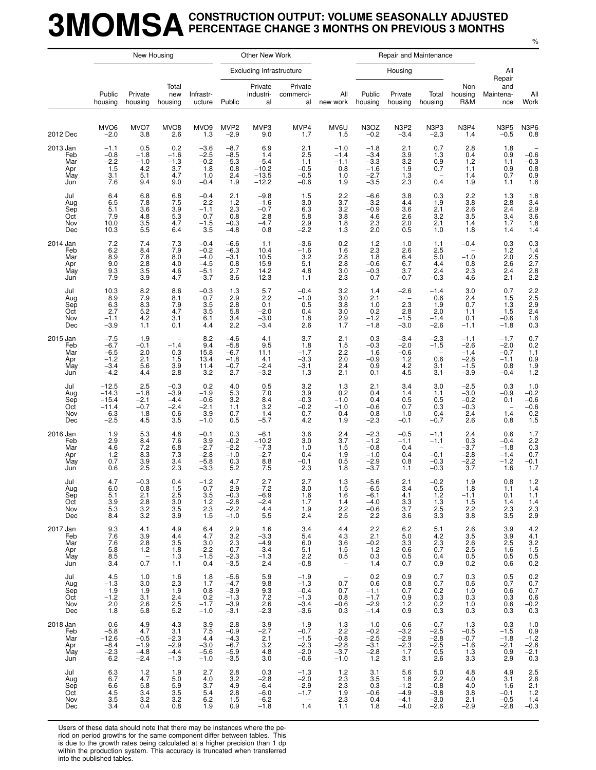# 3MOMSA CONSTRUCTION OUTPUT: VOLUME SEASONALLY ADJUSTED PERCENTAGE CHANGE 3 MONTHS ON PREVIOUS 3 MONTHS

%

| | New Housing | | | | Other New Work | | | | Repair and Maintenance | | | | | |
|---|---|---|---|---|---|---|---|---|---|---|---|---|---|---|
| | | | | | Excluding Infrastructure | | | | Housing | | | | | |
| | Public housing | Private housing | Total new housing | Infrastr-ucture | Public | Private industri-al | Private commerci-al | All new work | Public housing | Private housing | Total housing | Non housing R&M | All Repair and Maintena-nce | All Work |
| | MVO6 | MVO7 | MVO8 | MVO9 | MVP2 | MVP3 | MVP4 | MV6U | N3OZ | N3P2 | N3P3 | N3P4 | N3P5 | N3P6 |
| 2012 Dec | −2.0 | 3.8 | 2.6 | 1.3 | −2.9 | 9.0 | 1.7 | 1.5 | −0.2 | −3.4 | −2.3 | 1.4 | −0.5 | 0.8 |
| 2013 Jan | −1.1 | 0.5 | 0.2 | −3.6 | −8.7 | 6.9 | 2.1 | −1.0 | −1.8 | 2.1 | 0.7 | 2.8 | 1.8 | – |
| Feb | −0.8 | −1.8 | −1.6 | −2.5 | −8.5 | 1.4 | 2.5 | −1.4 | −3.4 | 3.9 | 1.3 | 0.4 | 0.9 | −0.6 |
| Mar | −2.2 | −1.0 | −1.3 | −0.2 | −5.3 | −5.4 | 1.1 | −1.1 | −3.3 | 3.2 | 0.9 | 1.2 | 1.1 | −0.3 |
| Apr | 1.5 | 4.2 | 3.7 | 1.8 | 0.8 | −10.2 | −0.5 | 0.8 | −1.6 | 1.9 | 0.7 | 1.1 | 0.9 | 0.8 |
| May | 3.1 | 5.1 | 4.7 | 1.0 | 2.4 | −13.5 | −0.5 | 1.0 | −2.7 | 1.3 | – | 1.4 | 0.7 | 0.9 |
| Jun | 7.6 | 9.4 | 9.0 | −0.4 | 1.9 | −12.2 | −0.6 | 1.9 | −3.5 | 2.3 | 0.4 | 1.9 | 1.1 | 1.6 |
| Jul | 6.4 | 6.8 | 6.8 | −0.4 | 2.1 | −9.8 | 1.5 | 2.2 | −6.6 | 3.8 | 0.3 | 2.2 | 1.3 | 1.8 |
| Aug | 6.5 | 7.8 | 7.5 | 2.2 | 1.2 | −1.6 | 3.0 | 3.7 | −3.2 | 4.4 | 1.9 | 3.8 | 2.8 | 3.4 |
| Sep | 5.1 | 3.6 | 3.9 | −1.1 | 2.3 | −0.7 | 6.3 | 3.2 | −0.9 | 3.6 | 2.1 | 2.6 | 2.4 | 2.9 |
| Oct | 7.9 | 4.8 | 5.3 | 0.7 | 0.8 | 2.8 | 5.8 | 3.8 | 4.6 | 2.6 | 3.2 | 3.5 | 3.4 | 3.6 |
| Nov | 10.0 | 3.5 | 4.7 | −1.5 | −0.3 | −4.7 | 2.9 | 1.8 | 2.3 | 2.0 | 2.1 | 1.4 | 1.7 | 1.8 |
| Dec | 10.3 | 5.5 | 6.4 | 3.5 | −4.8 | 0.8 | −2.2 | 1.3 | 2.0 | 0.5 | 1.0 | 1.8 | 1.4 | 1.4 |
| 2014 Jan | 7.2 | 7.4 | 7.3 | −0.4 | −6.6 | 1.1 | −3.6 | 0.2 | 1.2 | 1.0 | 1.1 | −0.4 | 0.3 | 0.3 |
| Feb | 6.2 | 8.4 | 7.9 | −0.2 | −6.3 | 10.4 | −1.6 | 1.6 | 2.3 | 2.6 | 2.5 | – | 1.2 | 1.4 |
| Mar | 8.9 | 7.8 | 8.0 | −4.0 | −3.1 | 10.5 | 3.2 | 2.8 | 1.8 | 6.4 | 5.0 | −1.0 | 2.0 | 2.5 |
| Apr | 9.0 | 2.8 | 4.0 | −4.5 | 0.8 | 15.9 | 5.1 | 2.8 | −0.6 | 6.7 | 4.4 | 0.8 | 2.6 | 2.7 |
| May | 9.3 | 3.5 | 4.6 | −5.1 | 2.7 | 14.2 | 4.8 | 3.0 | −0.3 | 3.7 | 2.4 | 2.3 | 2.4 | 2.8 |
| Jun | 7.9 | 3.9 | 4.7 | −3.7 | 3.6 | 12.3 | 1.1 | 2.3 | 0.7 | −0.7 | −0.3 | 4.6 | 2.1 | 2.2 |
| Jul | 10.3 | 8.2 | 8.6 | −0.3 | 1.3 | 5.7 | −0.4 | 3.2 | 1.4 | −2.6 | −1.4 | 3.0 | 0.7 | 2.2 |
| Aug | 8.9 | 7.9 | 8.1 | 0.7 | 2.9 | 2.2 | −1.0 | 3.0 | 2.1 | – | 0.6 | 2.4 | 1.5 | 2.5 |
| Sep | 6.3 | 8.3 | 7.9 | 3.5 | 2.8 | 0.1 | 0.5 | 3.8 | 1.0 | 2.3 | 1.9 | 0.7 | 1.3 | 2.9 |
| Oct | 2.7 | 5.2 | 4.7 | 3.5 | 5.8 | −2.0 | 0.4 | 3.0 | 0.2 | 2.8 | 2.0 | 1.1 | 1.5 | 2.4 |
| Nov | −1.1 | 4.2 | 3.1 | 6.1 | 3.4 | −3.0 | 1.8 | 2.9 | −1.2 | −1.5 | −1.4 | 0.1 | −0.6 | 1.6 |
| Dec | −3.9 | 1.1 | 0.1 | 4.4 | 2.2 | −3.4 | 2.6 | 1.7 | −1.8 | −3.0 | −2.6 | −1.1 | −1.8 | 0.3 |
| 2015 Jan | −7.5 | 1.9 | – | 8.2 | −4.6 | 4.1 | 3.7 | 2.1 | 0.3 | −3.4 | −2.3 | −1.1 | −1.7 | 0.7 |
| Feb | −6.7 | −0.1 | −1.4 | 9.4 | −5.8 | 9.5 | 1.8 | 1.5 | −0.3 | −2.0 | −1.5 | −2.6 | −2.0 | 0.2 |
| Mar | −6.5 | 2.0 | 0.3 | 15.8 | −6.7 | 11.1 | −1.7 | 2.2 | 1.6 | −0.6 | – | −1.4 | −0.7 | 1.1 |
| Apr | −1.2 | 2.1 | 1.5 | 13.4 | −1.8 | 4.1 | −3.3 | 2.0 | −0.9 | 1.2 | 0.6 | −2.8 | −1.1 | 0.9 |
| May | −3.4 | 5.6 | 3.9 | 11.4 | −0.7 | −2.4 | −3.1 | 2.4 | 0.9 | 4.2 | 3.1 | −1.5 | 0.8 | 1.9 |
| Jun | −4.2 | 4.4 | 2.8 | 3.2 | 2.7 | −3.2 | 1.3 | 2.1 | 0.1 | 4.5 | 3.1 | −3.9 | −0.4 | 1.2 |
| Jul | −12.5 | 2.5 | −0.3 | 0.2 | 4.0 | 0.5 | 3.2 | 1.3 | 2.1 | 3.4 | 3.0 | −2.5 | 0.3 | 1.0 |
| Aug | −14.3 | −1.8 | −3.9 | −1.9 | 5.3 | 7.0 | 3.9 | 0.2 | 0.4 | 1.4 | 1.1 | −3.0 | −0.9 | −0.2 |
| Sep | −15.4 | −2.1 | −4.4 | −0.6 | 3.2 | 8.4 | −0.3 | −1.0 | 0.4 | 0.5 | 0.5 | −0.2 | 0.1 | −0.6 |
| Oct | −11.4 | −0.7 | −2.4 | −2.1 | 1.1 | 3.2 | −0.2 | −1.0 | −0.6 | 0.7 | 0.3 | −0.3 | – | −0.6 |
| Nov | −6.3 | 1.8 | 0.6 | −3.9 | 0.7 | −1.4 | 0.7 | −0.4 | −0.8 | 1.0 | 0.4 | 2.4 | 1.4 | 0.2 |
| Dec | −2.5 | 4.5 | 3.5 | −1.0 | 0.5 | −5.7 | 4.2 | 1.9 | −2.3 | −0.1 | −0.7 | 2.6 | 0.8 | 1.5 |
| 2016 Jan | 1.9 | 5.3 | 4.8 | −0.1 | 0.3 | −6.1 | 3.6 | 2.4 | −2.3 | −0.5 | −1.1 | 2.4 | 0.6 | 1.7 |
| Feb | 2.9 | 8.4 | 7.6 | 3.9 | −0.2 | −10.2 | 3.0 | 3.7 | −1.2 | −1.1 | −1.1 | 0.3 | −0.4 | 2.2 |
| Mar | 4.6 | 7.2 | 6.8 | −2.7 | −2.2 | −7.3 | 1.0 | 1.5 | −0.8 | 0.4 | – | −3.7 | −1.8 | 0.3 |
| Apr | 1.2 | 8.3 | 7.3 | −2.8 | −1.0 | −2.7 | 0.4 | 1.9 | −1.0 | 0.4 | −0.1 | −2.8 | −1.4 | 0.7 |
| May | 0.7 | 3.9 | 3.4 | −5.8 | 0.3 | 8.8 | −0.1 | 0.5 | −2.9 | 0.8 | −0.3 | −2.2 | −1.2 | −0.1 |
| Jun | 0.6 | 2.5 | 2.3 | −3.3 | 5.2 | 7.5 | 2.3 | 1.8 | −3.7 | 1.1 | −0.3 | 3.7 | 1.6 | 1.7 |
| Jul | 4.7 | −0.3 | 0.4 | −1.2 | 4.7 | 2.7 | 2.7 | 1.3 | −5.6 | 2.1 | −0.2 | 1.9 | 0.8 | 1.2 |
| Aug | 6.0 | 0.8 | 1.5 | 0.7 | 2.9 | −7.2 | 3.0 | 1.5 | −6.5 | 3.4 | 0.5 | 1.8 | 1.1 | 1.4 |
| Sep | 5.1 | 2.1 | 2.5 | 3.5 | −0.3 | −6.9 | 1.6 | 1.6 | −6.1 | 4.1 | 1.2 | −1.1 | 0.1 | 1.1 |
| Oct | 3.9 | 2.8 | 3.0 | 1.2 | −2.8 | −2.4 | 1.7 | 1.4 | −4.0 | 3.3 | 1.3 | 1.5 | 1.4 | 1.4 |
| Nov | 5.3 | 3.2 | 3.5 | 2.3 | −2.2 | 4.4 | 1.9 | 2.2 | −0.6 | 3.7 | 2.5 | 2.2 | 2.3 | 2.3 |
| Dec | 8.4 | 3.2 | 3.9 | 1.5 | −1.0 | 5.5 | 2.4 | 2.5 | 2.2 | 3.6 | 3.3 | 3.8 | 3.5 | 2.9 |
| 2017 Jan | 9.3 | 4.1 | 4.9 | 6.4 | 2.9 | 1.6 | 3.4 | 4.4 | 2.2 | 6.2 | 5.1 | 2.6 | 3.9 | 4.2 |
| Feb | 7.6 | 3.9 | 4.4 | 4.7 | 3.2 | −3.3 | 5.4 | 4.3 | 2.1 | 5.0 | 4.2 | 3.5 | 3.9 | 4.1 |
| Mar | 7.6 | 2.8 | 3.5 | 3.0 | 2.3 | −4.9 | 6.0 | 3.6 | −0.2 | 3.3 | 2.3 | 2.6 | 2.5 | 3.2 |
| Apr | 5.8 | 1.2 | 1.8 | −2.2 | −0.7 | −3.4 | 5.1 | 1.5 | 1.2 | 0.6 | 0.7 | 2.5 | 1.6 | 1.5 |
| May | 8.5 | – | 1.3 | −1.5 | −2.3 | −1.3 | 2.2 | 0.5 | 0.3 | 0.5 | 0.4 | 0.5 | 0.5 | 0.5 |
| Jun | 3.4 | 0.7 | 1.1 | 0.4 | −3.5 | 2.4 | −0.8 | – | 1.4 | 0.7 | 0.9 | 0.2 | 0.6 | 0.2 |
| Jul | 4.5 | 1.0 | 1.6 | 1.8 | −5.6 | 5.9 | −1.9 | – | 0.2 | 0.9 | 0.7 | 0.3 | 0.5 | 0.2 |
| Aug | −1.3 | 3.0 | 2.3 | 1.7 | −4.7 | 9.8 | −1.3 | 0.7 | 0.6 | 0.8 | 0.7 | 0.6 | 0.7 | 0.7 |
| Sep | 1.9 | 1.9 | 1.9 | 0.8 | −3.9 | 9.3 | −0.4 | 0.7 | −1.1 | 0.7 | 0.2 | 1.0 | 0.6 | 0.7 |
| Oct | −1.2 | 3.1 | 2.4 | 0.2 | −1.3 | 7.2 | −1.3 | 0.8 | −1.7 | 0.9 | 0.3 | 0.3 | 0.3 | 0.6 |
| Nov | 2.0 | 2.6 | 2.5 | −1.7 | −3.9 | 2.6 | −3.4 | −0.6 | −2.9 | 1.2 | 0.2 | 1.0 | 0.6 | −0.2 |
| Dec | 1.8 | 5.8 | 5.2 | −1.0 | −3.1 | −2.3 | −3.6 | 0.3 | −1.4 | 0.9 | 0.3 | 0.3 | 0.3 | 0.3 |
| 2018 Jan | 0.6 | 4.9 | 4.3 | 3.9 | −2.8 | −3.9 | −1.9 | 1.3 | −1.0 | −0.6 | −0.7 | 1.3 | 0.3 | 1.0 |
| Feb | −5.8 | 4.7 | 3.1 | 7.5 | −0.9 | −2.7 | −0.7 | 2.2 | −0.2 | −3.2 | −2.5 | −0.5 | −1.5 | 0.9 |
| Mar | −12.6 | −0.5 | −2.3 | 4.4 | −4.3 | 2.1 | −1.5 | −0.8 | −2.5 | −2.9 | −2.8 | −0.7 | −1.8 | −1.2 |
| Apr | −8.4 | −1.9 | −2.9 | −3.0 | −6.7 | 3.2 | −2.3 | −2.8 | −3.1 | −2.3 | −2.5 | −1.6 | −2.1 | −2.6 |
| May | −2.3 | −4.8 | −4.4 | −5.6 | −5.9 | 4.8 | −2.0 | −3.7 | −2.8 | 1.7 | 0.5 | 1.3 | 0.9 | −2.1 |
| Jun | 6.2 | −2.4 | −1.3 | −1.0 | −3.5 | 3.0 | −0.6 | −1.0 | 1.2 | 3.1 | 2.6 | 3.3 | 2.9 | 0.3 |
| Jul | 6.3 | 1.2 | 1.9 | 2.7 | 2.8 | 0.3 | −1.3 | 1.2 | 3.1 | 5.6 | 5.0 | 4.8 | 4.9 | 2.5 |
| Aug | 6.7 | 4.7 | 5.0 | 4.0 | 3.2 | −2.8 | −2.0 | 2.3 | 3.5 | 1.8 | 2.2 | 4.0 | 3.1 | 2.6 |
| Sep | 6.6 | 5.8 | 5.9 | 3.7 | 4.9 | −6.4 | −2.9 | 2.3 | 0.3 | −1.2 | −0.8 | 4.0 | 1.6 | 2.1 |
| Oct | 4.5 | 3.4 | 3.5 | 5.4 | 2.8 | −6.0 | −1.7 | 1.9 | −0.6 | −4.9 | −3.8 | 3.8 | −0.1 | 1.2 |
| Nov | 3.5 | 3.2 | 3.2 | 6.2 | 1.5 | −6.2 | – | 2.3 | 0.4 | −4.1 | −3.0 | 2.1 | −0.5 | 1.4 |
| Dec | 3.4 | 0.4 | 0.8 | 1.9 | 0.9 | −1.8 | 1.4 | 1.1 | 1.8 | −4.0 | −2.6 | −2.9 | −2.8 | −0.3 |

Users of these data should note that there may be instances where the period on period growths for the same component differ between tables. This is due to the growth rates being calculated at a higher precision than 1 dp within the production system. This accuracy is truncated when transferred into the published tables.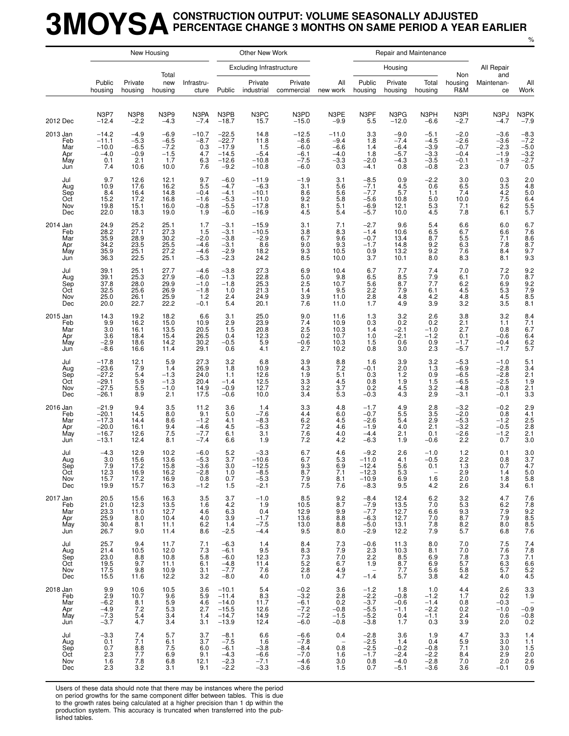# 3MOYSA CONSTRUCTION OUTPUT: VOLUME SEASONALLY ADJUSTED PERCENTAGE CHANGE 3 MONTHS ON SAME PERIOD A YEAR EARLIER

%

| | New Housing | | | Other New Work | | | | | Repair and Maintenance | | | | | |
|---|---|---|---|---|---|---|---|---|---|---|---|---|---|---|
| | | | | | Excluding Infrastructure | | | | Housing | | | | | |
| | Public housing | Private housing | Total new housing | Infrastructure | Public | Private industrial | Private commercial | All new work | Public housing | Private housing | Total housing | Non housing R&M | All Repair and Maintenance | All Work |
| | N3P7 | N3P8 | N3P9 | N3PA | N3PB | N3PC | N3PD | N3PE | N3PF | N3PG | N3PH | N3PI | N3PJ | N3PK |
| 2012 Dec | −12.4 | −2.2 | −4.3 | −7.4 | −18.7 | 15.7 | −15.0 | −9.9 | 5.5 | −12.0 | −6.6 | −2.7 | −4.7 | −7.9 |
| 2013 Jan | −14.2 | −4.9 | −6.9 | −10.7 | −22.5 | 14.8 | −12.5 | −11.0 | 3.3 | −9.0 | −5.1 | −2.0 | −3.6 | −8.3 |
| Feb | −11.1 | −5.3 | −6.5 | −8.7 | −22.7 | 11.8 | −8.6 | −9.4 | 1.8 | −7.4 | −4.5 | −2.6 | −3.6 | −7.2 |
| Mar | −10.0 | −6.5 | −7.2 | 0.3 | −17.9 | 1.5 | −6.0 | −6.6 | 1.4 | −6.4 | −3.9 | −0.7 | −2.3 | −5.0 |
| Apr | −4.0 | −0.9 | −1.5 | 4.7 | −14.5 | −5.4 | −6.1 | −4.0 | 1.8 | −5.7 | −3.3 | −0.4 | −1.9 | −3.2 |
| May | 0.1 | 2.1 | 1.7 | 6.3 | −12.6 | −10.8 | −7.5 | −3.3 | −2.0 | −4.3 | −3.5 | −0.1 | −1.9 | −2.7 |
| Jun | 7.4 | 10.6 | 10.0 | 7.6 | −9.2 | −10.8 | −6.0 | 0.3 | −4.1 | 0.8 | −0.8 | 2.3 | 0.7 | 0.5 |
| Jul | 9.7 | 12.6 | 12.1 | 9.7 | −6.0 | −11.9 | −1.9 | 3.1 | −8.5 | 0.9 | −2.2 | 3.0 | 0.3 | 2.0 |
| Aug | 10.9 | 17.6 | 16.2 | 5.5 | −4.7 | −6.3 | 3.1 | 5.6 | −7.1 | 4.5 | 0.6 | 6.5 | 3.5 | 4.8 |
| Sep | 8.4 | 16.4 | 14.8 | −0.4 | −4.1 | −10.1 | 8.6 | 5.6 | −7.7 | 5.7 | 1.1 | 7.4 | 4.2 | 5.0 |
| Oct | 15.2 | 17.2 | 16.8 | −1.6 | −5.3 | −11.0 | 9.2 | 5.8 | −5.6 | 10.8 | 5.0 | 10.0 | 7.5 | 6.4 |
| Nov | 19.8 | 15.1 | 16.0 | −0.8 | −5.5 | −17.8 | 8.1 | 5.1 | −6.9 | 12.1 | 5.3 | 7.1 | 6.2 | 5.5 |
| Dec | 22.0 | 18.3 | 19.0 | 1.9 | −6.0 | −16.9 | 4.5 | 5.4 | −5.7 | 10.0 | 4.5 | 7.8 | 6.1 | 5.7 |
| 2014 Jan | 24.9 | 25.2 | 25.1 | 1.7 | −3.1 | −15.9 | 3.1 | 7.1 | −2.7 | 9.6 | 5.4 | 6.6 | 6.0 | 6.7 |
| Feb | 28.2 | 27.1 | 27.3 | 1.5 | −3.1 | −10.5 | 3.8 | 8.3 | −1.4 | 10.6 | 6.5 | 6.7 | 6.6 | 7.6 |
| Mar | 35.9 | 28.9 | 30.2 | −2.0 | −3.8 | −2.9 | 6.7 | 9.6 | −0.7 | 13.4 | 8.7 | 5.5 | 7.1 | 8.6 |
| Apr | 34.2 | 23.5 | 25.5 | −4.6 | −3.1 | 8.6 | 9.0 | 9.3 | −1.7 | 14.8 | 9.2 | 6.3 | 7.8 | 8.7 |
| May | 35.9 | 25.1 | 27.2 | −4.6 | −2.9 | 18.2 | 9.3 | 10.5 | 0.9 | 13.2 | 9.2 | 7.6 | 8.4 | 9.7 |
| Jun | 36.3 | 22.5 | 25.1 | −5.3 | −2.3 | 24.2 | 8.5 | 10.0 | 3.7 | 10.1 | 8.0 | 8.3 | 8.1 | 9.3 |
| Jul | 39.1 | 25.1 | 27.7 | −4.6 | −3.8 | 27.3 | 6.9 | 10.4 | 6.7 | 7.7 | 7.4 | 7.0 | 7.2 | 9.2 |
| Aug | 39.1 | 25.3 | 27.9 | −6.0 | −1.3 | 22.8 | 5.0 | 9.8 | 6.5 | 8.5 | 7.9 | 6.1 | 7.0 | 8.7 |
| Sep | 37.8 | 28.0 | 29.9 | −1.0 | −1.8 | 25.3 | 2.5 | 10.7 | 5.6 | 8.7 | 7.7 | 6.2 | 6.9 | 9.2 |
| Oct | 32.5 | 25.6 | 26.9 | −1.8 | 1.0 | 21.3 | 1.4 | 9.5 | 2.2 | 7.9 | 6.1 | 4.5 | 5.3 | 7.9 |
| Nov | 25.0 | 26.1 | 25.9 | 1.2 | 2.4 | 24.9 | 3.9 | 11.0 | 2.8 | 4.8 | 4.2 | 4.8 | 4.5 | 8.5 |
| Dec | 20.0 | 22.7 | 22.2 | −0.1 | 5.4 | 20.1 | 7.6 | 11.0 | 1.7 | 4.9 | 3.9 | 3.2 | 3.5 | 8.1 |
| 2015 Jan | 14.3 | 19.2 | 18.2 | 6.6 | 3.1 | 25.0 | 9.0 | 11.6 | 1.3 | 3.2 | 2.6 | 3.8 | 3.2 | 8.4 |
| Feb | 9.9 | 16.2 | 15.0 | 10.9 | 2.9 | 23.9 | 7.4 | 10.9 | 0.3 | 0.2 | 0.2 | 2.1 | 1.1 | 7.1 |
| Mar | 3.0 | 16.1 | 13.5 | 20.5 | 1.5 | 20.8 | 2.5 | 10.3 | 1.4 | −2.1 | −1.0 | 2.7 | 0.8 | 6.7 |
| Apr | 3.6 | 18.4 | 15.4 | 26.5 | 0.4 | 12.3 | 0.2 | 10.7 | 1.0 | −2.1 | −1.2 | 0.1 | −0.6 | 6.4 |
| May | −2.9 | 18.6 | 14.2 | 30.2 | −0.5 | 5.9 | −0.6 | 10.3 | 1.5 | 0.6 | 0.9 | −1.7 | −0.4 | 6.2 |
| Jun | −8.6 | 16.6 | 11.4 | 29.1 | 0.6 | 4.1 | 2.7 | 10.2 | 0.8 | 3.0 | 2.3 | −5.7 | −1.7 | 5.7 |
| Jul | −17.8 | 12.1 | 5.9 | 27.3 | 3.2 | 6.8 | 3.9 | 8.8 | 1.6 | 3.9 | 3.2 | −5.3 | −1.0 | 5.1 |
| Aug | −23.6 | 7.9 | 1.4 | 26.9 | 1.8 | 10.9 | 4.3 | 7.2 | −0.1 | 2.0 | 1.3 | −6.9 | −2.8 | 3.4 |
| Sep | −27.2 | 5.4 | −1.3 | 24.0 | 1.1 | 12.6 | 1.9 | 5.1 | 0.3 | 1.2 | 0.9 | −6.5 | −2.8 | 2.1 |
| Oct | −29.1 | 5.9 | −1.3 | 20.4 | −1.4 | 12.5 | 3.3 | 4.5 | 0.8 | 1.9 | 1.5 | −6.5 | −2.5 | 1.9 |
| Nov | −27.5 | 5.5 | −1.0 | 14.9 | −0.9 | 12.7 | 3.2 | 3.7 | 0.2 | 4.5 | 3.2 | −4.8 | −0.8 | 2.1 |
| Dec | −26.1 | 8.9 | 2.1 | 17.5 | −0.6 | 10.0 | 3.4 | 5.3 | −0.3 | 4.3 | 2.9 | −3.1 | −0.1 | 3.3 |
| 2016 Jan | −21.9 | 9.4 | 3.5 | 11.2 | 3.6 | 1.4 | 3.3 | 4.8 | −1.7 | 4.9 | 2.8 | −3.2 | −0.2 | 2.9 |
| Feb | −20.1 | 14.5 | 8.0 | 9.1 | 5.0 | −7.6 | 4.4 | 6.0 | −0.7 | 5.5 | 3.5 | −2.0 | 0.8 | 4.1 |
| Mar | −17.3 | 14.4 | 8.6 | −1.2 | 4.1 | −8.3 | 6.2 | 4.5 | −2.6 | 5.4 | 2.9 | −5.3 | −1.2 | 2.5 |
| Apr | −20.0 | 16.1 | 9.4 | −4.6 | 4.5 | −5.3 | 7.2 | 4.6 | −1.9 | 4.0 | 2.1 | −3.2 | −0.5 | 2.8 |
| May | −16.7 | 12.6 | 7.5 | −7.7 | 6.1 | 3.1 | 7.6 | 4.0 | −4.4 | 2.1 | 0.1 | −2.6 | −1.2 | 2.1 |
| Jun | −13.1 | 12.4 | 8.1 | −7.4 | 6.6 | 1.9 | 7.2 | 4.2 | −6.3 | 1.9 | −0.6 | 2.2 | 0.7 | 3.0 |
| Jul | −4.3 | 12.9 | 10.2 | −6.0 | 5.2 | −3.3 | 6.7 | 4.6 | −9.2 | 2.6 | −1.0 | 1.2 | 0.1 | 3.0 |
| Aug | 3.0 | 15.6 | 13.6 | −5.3 | 3.7 | −10.6 | 6.7 | 5.3 | −11.0 | 4.1 | −0.5 | 2.2 | 0.8 | 3.7 |
| Sep | 7.9 | 17.2 | 15.8 | −3.6 | 3.0 | −12.5 | 9.3 | 6.9 | −12.4 | 5.6 | 0.1 | 1.3 | 0.7 | 4.7 |
| Oct | 12.3 | 16.9 | 16.2 | −2.8 | 1.0 | −8.5 | 8.7 | 7.1 | −12.3 | 5.3 | – | 2.9 | 1.4 | 5.0 |
| Nov | 15.7 | 17.2 | 16.9 | 0.8 | 0.7 | −5.3 | 7.9 | 8.1 | −10.9 | 6.9 | 1.6 | 2.0 | 1.8 | 5.8 |
| Dec | 19.9 | 15.7 | 16.3 | −1.2 | 1.5 | −2.1 | 7.5 | 7.6 | −8.3 | 9.5 | 4.2 | 2.6 | 3.4 | 6.1 |
| 2017 Jan | 20.5 | 15.6 | 16.3 | 3.5 | 3.7 | −1.0 | 8.5 | 9.2 | −8.4 | 12.4 | 6.2 | 3.2 | 4.7 | 7.6 |
| Feb | 21.0 | 12.3 | 13.5 | 1.6 | 4.2 | 1.9 | 10.5 | 8.7 | −7.9 | 13.5 | 7.0 | 5.3 | 6.2 | 7.8 |
| Mar | 23.3 | 11.0 | 12.7 | 4.6 | 6.3 | 0.4 | 12.9 | 9.9 | −7.7 | 12.7 | 6.6 | 9.3 | 7.9 | 9.2 |
| Apr | 25.9 | 8.0 | 10.4 | 4.0 | 3.9 | −1.7 | 13.6 | 8.8 | −6.3 | 12.7 | 7.0 | 8.7 | 7.9 | 8.5 |
| May | 30.4 | 8.1 | 11.1 | 6.2 | 1.4 | −7.5 | 13.0 | 8.8 | −5.0 | 13.1 | 7.8 | 8.2 | 8.0 | 8.5 |
| Jun | 26.7 | 9.0 | 11.4 | 8.6 | −2.5 | −4.4 | 9.5 | 8.0 | −2.9 | 12.2 | 7.9 | 5.7 | 6.8 | 7.6 |
| Jul | 25.7 | 9.4 | 11.7 | 7.1 | −6.3 | 1.4 | 8.4 | 7.3 | −0.6 | 11.3 | 8.0 | 7.0 | 7.5 | 7.4 |
| Aug | 21.4 | 10.5 | 12.0 | 7.3 | −6.1 | 9.5 | 8.3 | 7.9 | 2.3 | 10.3 | 8.1 | 7.0 | 7.6 | 7.8 |
| Sep | 23.0 | 8.8 | 10.8 | 5.8 | −6.0 | 12.3 | 7.3 | 7.0 | 2.2 | 8.5 | 6.9 | 7.8 | 7.3 | 7.1 |
| Oct | 19.5 | 9.7 | 11.1 | 6.1 | −4.8 | 11.4 | 5.2 | 6.7 | 1.9 | 8.7 | 6.9 | 5.7 | 6.3 | 6.6 |
| Nov | 17.5 | 9.8 | 10.9 | 3.1 | −7.7 | 7.6 | 2.8 | 4.9 | – | 7.7 | 5.6 | 5.8 | 5.7 | 5.2 |
| Dec | 15.5 | 11.6 | 12.2 | 3.2 | −8.0 | 4.0 | 1.0 | 4.7 | −1.4 | 5.7 | 3.8 | 4.2 | 4.0 | 4.5 |
| 2018 Jan | 9.9 | 10.6 | 10.5 | 3.6 | −10.1 | 5.4 | −0.2 | 3.6 | −1.2 | 1.8 | 1.0 | 4.4 | 2.6 | 3.3 |
| Feb | 2.9 | 10.7 | 9.6 | 5.9 | −11.4 | 8.3 | −3.2 | 2.8 | −2.2 | −0.8 | −1.2 | 1.7 | 0.2 | 1.9 |
| Mar | −6.2 | 8.1 | 5.9 | 4.6 | −14.0 | 11.7 | −6.1 | 0.2 | −3.7 | −0.6 | −1.4 | 0.8 | −0.3 | – |
| Apr | −4.9 | 7.2 | 5.3 | 2.7 | −15.5 | 12.6 | −7.2 | −0.8 | −5.5 | −1.1 | −2.2 | 0.2 | −1.0 | −0.9 |
| May | −7.3 | 5.4 | 3.4 | 1.4 | −14.7 | 14.9 | −7.2 | −1.5 | −5.2 | 0.4 | −1.1 | 2.4 | 0.6 | −0.8 |
| Jun | −3.7 | 4.7 | 3.4 | 3.1 | −13.9 | 12.4 | −6.0 | −0.8 | −3.8 | 1.7 | 0.3 | 3.9 | 2.0 | 0.2 |
| Jul | −3.3 | 7.4 | 5.7 | 3.7 | −8.1 | 6.6 | −6.6 | 0.4 | −2.8 | 3.6 | 1.9 | 4.7 | 3.3 | 1.4 |
| Aug | 0.1 | 7.1 | 6.1 | 3.7 | −7.5 | 1.6 | −7.8 | – | −2.5 | 1.4 | 0.4 | 5.9 | 3.0 | 1.1 |
| Sep | 0.7 | 8.8 | 7.5 | 6.0 | −6.1 | −3.8 | −8.4 | 0.8 | −2.5 | −0.2 | −0.8 | 7.1 | 3.0 | 1.5 |
| Oct | 2.3 | 7.7 | 6.9 | 9.1 | −4.3 | −6.6 | −7.0 | 1.6 | −1.7 | −2.4 | −2.2 | 8.4 | 2.9 | 2.0 |
| Nov | 1.6 | 7.8 | 6.8 | 12.1 | −2.3 | −7.1 | −4.6 | 3.0 | 0.8 | −4.0 | −2.8 | 7.0 | 2.0 | 2.6 |
| Dec | 2.3 | 3.2 | 3.1 | 9.1 | −2.2 | −3.3 | −3.6 | 1.5 | 0.7 | −5.1 | −3.6 | 3.6 | −0.1 | 0.9 |

Users of these data should note that there may be instances where the period on period growths for the same component differ between tables. This is due to the growth rates being calculated at a higher precision than 1 dp within the production system. This accuracy is truncated when transferred into the published tables.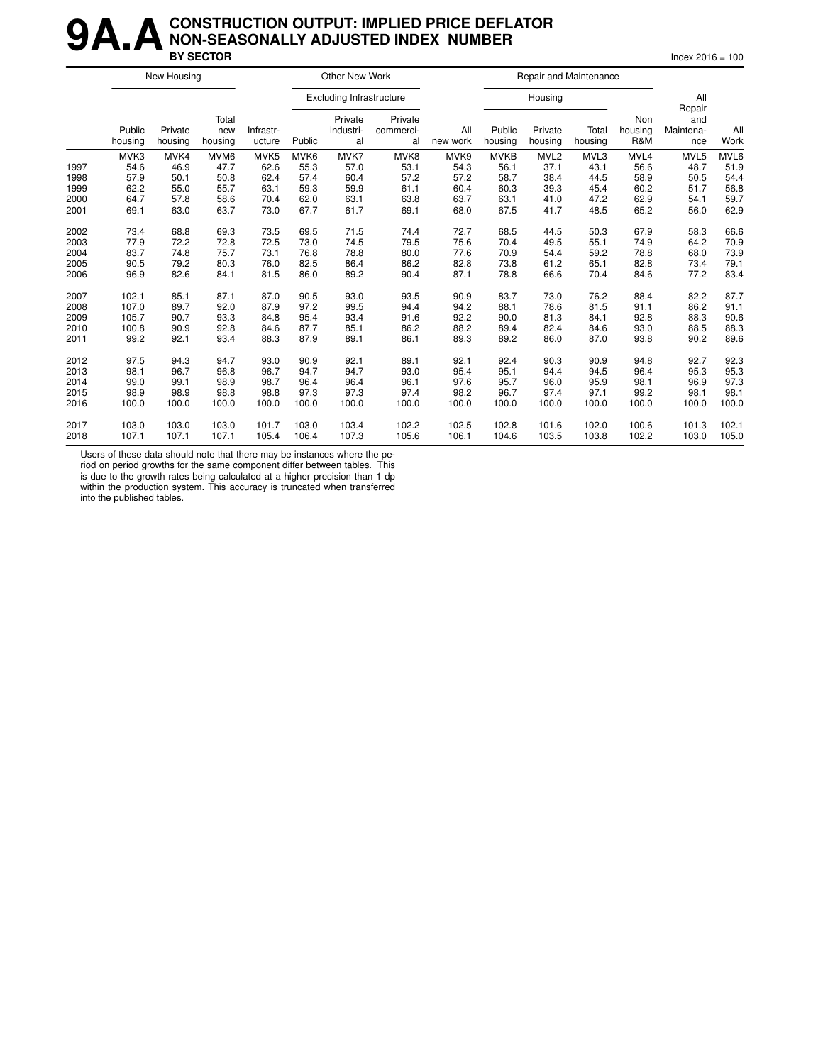# 9A.A CONSTRUCTION OUTPUT: IMPLIED PRICE DEFLATOR NON-SEASONALLY ADJUSTED INDEX NUMBER

## BY SECTOR

Index 2016 = 100

| | New Housing | | | | Other New Work | | | | Repair and Maintenance | | | | | |
|---|---|---|---|---|---|---|---|---|---|---|---|---|---|---|
| | | | | | Excluding Infrastructure | | | | Housing | | | | | |
| | Public housing | Private housing | Total new housing | Infrastructure | Public | Private industrial | Private commercial | All new work | Public housing | Private housing | Total housing | Non housing R&M | All Repair and Maintenance | All Work |
| | MVK3 | MVK4 | MVM6 | MVK5 | MVK6 | MVK7 | MVK8 | MVK9 | MVKB | MVL2 | MVL3 | MVL4 | MVL5 | MVL6 |
| 1997 | 54.6 | 46.9 | 47.7 | 62.6 | 55.3 | 57.0 | 53.1 | 54.3 | 56.1 | 37.1 | 43.1 | 56.6 | 48.7 | 51.9 |
| 1998 | 57.9 | 50.1 | 50.8 | 62.4 | 57.4 | 60.4 | 57.2 | 57.2 | 58.7 | 38.4 | 44.5 | 58.9 | 50.5 | 54.4 |
| 1999 | 62.2 | 55.0 | 55.7 | 63.1 | 59.3 | 59.9 | 61.1 | 60.4 | 60.3 | 39.3 | 45.4 | 60.2 | 51.7 | 56.8 |
| 2000 | 64.7 | 57.8 | 58.6 | 70.4 | 62.0 | 63.1 | 63.8 | 63.7 | 63.1 | 41.0 | 47.2 | 62.9 | 54.1 | 59.7 |
| 2001 | 69.1 | 63.0 | 63.7 | 73.0 | 67.7 | 61.7 | 69.1 | 68.0 | 67.5 | 41.7 | 48.5 | 65.2 | 56.0 | 62.9 |
| 2002 | 73.4 | 68.8 | 69.3 | 73.5 | 69.5 | 71.5 | 74.4 | 72.7 | 68.5 | 44.5 | 50.3 | 67.9 | 58.3 | 66.6 |
| 2003 | 77.9 | 72.2 | 72.8 | 72.5 | 73.0 | 74.5 | 79.5 | 75.6 | 70.4 | 49.5 | 55.1 | 74.9 | 64.2 | 70.9 |
| 2004 | 83.7 | 74.8 | 75.7 | 73.1 | 76.8 | 78.8 | 80.0 | 77.6 | 70.9 | 54.4 | 59.2 | 78.8 | 68.0 | 73.9 |
| 2005 | 90.5 | 79.2 | 80.3 | 76.0 | 82.5 | 86.4 | 86.2 | 82.8 | 73.8 | 61.2 | 65.1 | 82.8 | 73.4 | 79.1 |
| 2006 | 96.9 | 82.6 | 84.1 | 81.5 | 86.0 | 89.2 | 90.4 | 87.1 | 78.8 | 66.6 | 70.4 | 84.6 | 77.2 | 83.4 |
| 2007 | 102.1 | 85.1 | 87.1 | 87.0 | 90.5 | 93.0 | 93.5 | 90.9 | 83.7 | 73.0 | 76.2 | 88.4 | 82.2 | 87.7 |
| 2008 | 107.0 | 89.7 | 92.0 | 87.9 | 97.2 | 99.5 | 94.4 | 94.2 | 88.1 | 78.6 | 81.5 | 91.1 | 86.2 | 91.1 |
| 2009 | 105.7 | 90.7 | 93.3 | 84.8 | 95.4 | 93.4 | 91.6 | 92.2 | 90.0 | 81.3 | 84.1 | 92.8 | 88.3 | 90.6 |
| 2010 | 100.8 | 90.9 | 92.8 | 84.6 | 87.7 | 85.1 | 86.2 | 88.2 | 89.4 | 82.4 | 84.6 | 93.0 | 88.5 | 88.3 |
| 2011 | 99.2 | 92.1 | 93.4 | 88.3 | 87.9 | 89.1 | 86.1 | 89.3 | 89.2 | 86.0 | 87.0 | 93.8 | 90.2 | 89.6 |
| 2012 | 97.5 | 94.3 | 94.7 | 93.0 | 90.9 | 92.1 | 89.1 | 92.1 | 92.4 | 90.3 | 90.9 | 94.8 | 92.7 | 92.3 |
| 2013 | 98.1 | 96.7 | 96.8 | 96.7 | 94.7 | 94.7 | 93.0 | 95.4 | 95.1 | 94.4 | 94.5 | 96.4 | 95.3 | 95.3 |
| 2014 | 99.0 | 99.1 | 98.9 | 98.7 | 96.4 | 96.4 | 96.1 | 97.6 | 95.7 | 96.0 | 95.9 | 98.1 | 96.9 | 97.3 |
| 2015 | 98.9 | 98.9 | 98.8 | 98.8 | 97.3 | 97.3 | 97.4 | 98.2 | 96.7 | 97.4 | 97.1 | 99.2 | 98.1 | 98.1 |
| 2016 | 100.0 | 100.0 | 100.0 | 100.0 | 100.0 | 100.0 | 100.0 | 100.0 | 100.0 | 100.0 | 100.0 | 100.0 | 100.0 | 100.0 |
| 2017 | 103.0 | 103.0 | 103.0 | 101.7 | 103.0 | 103.4 | 102.2 | 102.5 | 102.8 | 101.6 | 102.0 | 100.6 | 101.3 | 102.1 |
| 2018 | 107.1 | 107.1 | 107.1 | 105.4 | 106.4 | 107.3 | 105.6 | 106.1 | 104.6 | 103.5 | 103.8 | 102.2 | 103.0 | 105.0 |

Users of these data should note that there may be instances where the period on period growths for the same component differ between tables. This is due to the growth rates being calculated at a higher precision than 1 dp within the production system. This accuracy is truncated when transferred into the published tables.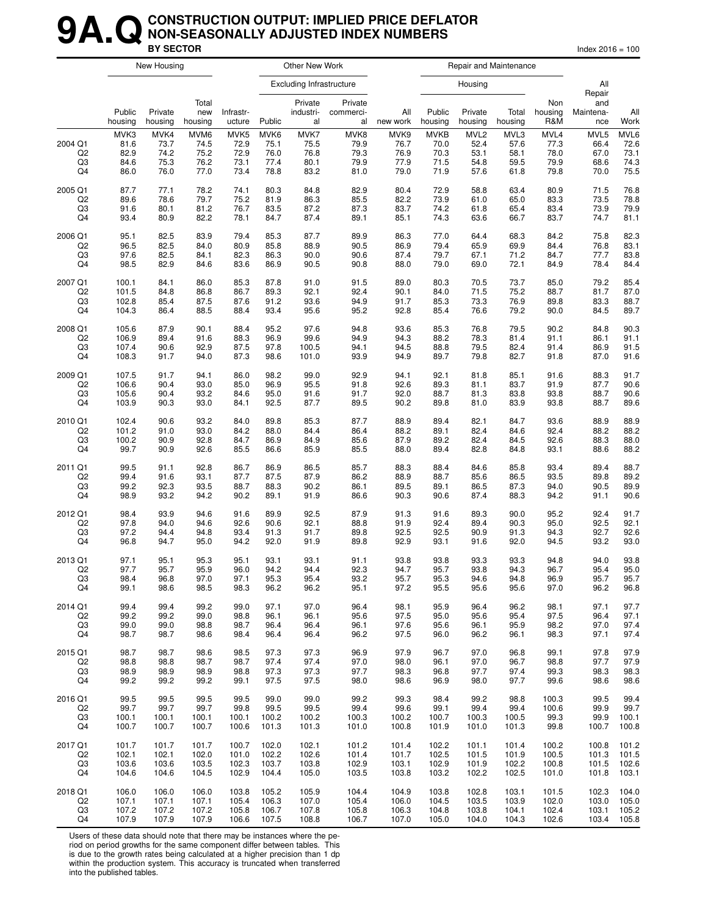# 9A.Q CONSTRUCTION OUTPUT: IMPLIED PRICE DEFLATOR NON-SEASONALLY ADJUSTED INDEX NUMBERS

**BY SECTOR**

Index 2016 = 100

| | New Housing | | | Other New Work | | | | | Repair and Maintenance | | | | | |
|---|---|---|---|---|---|---|---|---|---|---|---|---|---|---|
| | | | | | Excluding Infrastructure | | | | Housing | | | | | |
| | Public housing | Private housing | Total new housing | Infrastr-ucture | Public | Private industri-al | Private commerci-al | All new work | Public housing | Private housing | Total housing | Non housing R&M | All Repair and Maintena-nce | All Work |
| | MVK3 | MVK4 | MVM6 | MVK5 | MVK6 | MVK7 | MVK8 | MVK9 | MVKB | MVL2 | MVL3 | MVL4 | MVL5 | MVL6 |
| 2004 Q1 | 81.6 | 73.7 | 74.5 | 72.9 | 75.1 | 75.5 | 79.9 | 76.7 | 70.0 | 52.4 | 57.6 | 77.3 | 66.4 | 72.6 |
| Q2 | 82.9 | 74.2 | 75.2 | 72.9 | 76.0 | 76.8 | 79.3 | 76.9 | 70.3 | 53.1 | 58.1 | 78.0 | 67.0 | 73.1 |
| Q3 | 84.6 | 75.3 | 76.2 | 73.1 | 77.4 | 80.1 | 79.9 | 77.9 | 71.5 | 54.8 | 59.5 | 79.9 | 68.6 | 74.3 |
| Q4 | 86.0 | 76.0 | 77.0 | 73.4 | 78.8 | 83.2 | 81.0 | 79.0 | 71.9 | 57.6 | 61.8 | 79.8 | 70.0 | 75.5 |
| 2005 Q1 | 87.7 | 77.1 | 78.2 | 74.1 | 80.3 | 84.8 | 82.9 | 80.4 | 72.9 | 58.8 | 63.4 | 80.9 | 71.5 | 76.8 |
| Q2 | 89.6 | 78.6 | 79.7 | 75.2 | 81.9 | 86.3 | 85.5 | 82.2 | 73.9 | 61.0 | 65.0 | 83.3 | 73.5 | 78.8 |
| Q3 | 91.6 | 80.1 | 81.2 | 76.7 | 83.5 | 87.2 | 87.3 | 83.7 | 74.2 | 61.8 | 65.4 | 83.4 | 73.9 | 79.9 |
| Q4 | 93.4 | 80.9 | 82.2 | 78.1 | 84.7 | 87.4 | 89.1 | 85.1 | 74.3 | 63.6 | 66.7 | 83.7 | 74.7 | 81.1 |
| 2006 Q1 | 95.1 | 82.5 | 83.9 | 79.4 | 85.3 | 87.7 | 89.9 | 86.3 | 77.0 | 64.4 | 68.3 | 84.2 | 75.8 | 82.3 |
| Q2 | 96.5 | 82.5 | 84.0 | 80.9 | 85.8 | 88.9 | 90.5 | 86.9 | 79.4 | 65.9 | 69.9 | 84.4 | 76.8 | 83.1 |
| Q3 | 97.6 | 82.5 | 84.1 | 82.3 | 86.3 | 90.0 | 90.6 | 87.4 | 79.7 | 67.1 | 71.2 | 84.7 | 77.7 | 83.8 |
| Q4 | 98.5 | 82.9 | 84.6 | 83.6 | 86.9 | 90.5 | 90.8 | 88.0 | 79.0 | 69.0 | 72.1 | 84.9 | 78.4 | 84.4 |
| 2007 Q1 | 100.1 | 84.1 | 86.0 | 85.3 | 87.8 | 91.0 | 91.5 | 89.0 | 80.3 | 70.5 | 73.7 | 85.0 | 79.2 | 85.4 |
| Q2 | 101.5 | 84.8 | 86.8 | 86.7 | 89.3 | 92.1 | 92.4 | 90.1 | 84.0 | 71.5 | 75.2 | 88.7 | 81.7 | 87.0 |
| Q3 | 102.8 | 85.4 | 87.5 | 87.6 | 91.2 | 93.6 | 94.9 | 91.7 | 85.3 | 73.3 | 76.9 | 89.8 | 83.3 | 88.7 |
| Q4 | 104.3 | 86.4 | 88.5 | 88.4 | 93.4 | 95.6 | 95.2 | 92.8 | 85.4 | 76.6 | 79.2 | 90.0 | 84.5 | 89.7 |
| 2008 Q1 | 105.6 | 87.9 | 90.1 | 88.4 | 95.2 | 97.6 | 94.8 | 93.6 | 85.3 | 76.8 | 79.5 | 90.2 | 84.8 | 90.3 |
| Q2 | 106.9 | 89.4 | 91.6 | 88.3 | 96.9 | 99.6 | 94.9 | 94.3 | 88.2 | 78.3 | 81.4 | 91.1 | 86.1 | 91.1 |
| Q3 | 107.4 | 90.6 | 92.9 | 87.5 | 97.8 | 100.5 | 94.1 | 94.5 | 88.8 | 79.5 | 82.4 | 91.4 | 86.9 | 91.5 |
| Q4 | 108.3 | 91.7 | 94.0 | 87.3 | 98.6 | 101.0 | 93.9 | 94.9 | 89.7 | 79.8 | 82.7 | 91.8 | 87.0 | 91.6 |
| 2009 Q1 | 107.5 | 91.7 | 94.1 | 86.0 | 98.2 | 99.0 | 92.9 | 94.1 | 92.1 | 81.8 | 85.1 | 91.6 | 88.3 | 91.7 |
| Q2 | 106.6 | 90.4 | 93.0 | 85.0 | 96.9 | 95.5 | 91.8 | 92.6 | 89.3 | 81.1 | 83.7 | 91.9 | 87.7 | 90.6 |
| Q3 | 105.6 | 90.4 | 93.2 | 84.6 | 95.0 | 91.6 | 91.7 | 92.0 | 88.7 | 81.3 | 83.8 | 93.8 | 88.7 | 90.6 |
| Q4 | 103.9 | 90.3 | 93.0 | 84.1 | 92.5 | 87.7 | 89.5 | 90.2 | 89.8 | 81.0 | 83.9 | 93.8 | 88.7 | 89.6 |
| 2010 Q1 | 102.4 | 90.6 | 93.2 | 84.0 | 89.8 | 85.3 | 87.7 | 88.9 | 89.4 | 82.1 | 84.7 | 93.6 | 88.9 | 88.9 |
| Q2 | 101.2 | 91.0 | 93.0 | 84.2 | 88.0 | 84.4 | 86.4 | 88.2 | 89.1 | 82.4 | 84.6 | 92.4 | 88.2 | 88.2 |
| Q3 | 100.2 | 90.9 | 92.8 | 84.7 | 86.9 | 84.9 | 85.6 | 87.9 | 89.2 | 82.4 | 84.5 | 92.6 | 88.3 | 88.0 |
| Q4 | 99.7 | 90.9 | 92.6 | 85.5 | 86.6 | 85.9 | 85.5 | 88.0 | 89.4 | 82.8 | 84.8 | 93.1 | 88.6 | 88.2 |
| 2011 Q1 | 99.5 | 91.1 | 92.8 | 86.7 | 86.9 | 86.5 | 85.7 | 88.3 | 88.4 | 84.6 | 85.8 | 93.4 | 89.4 | 88.7 |
| Q2 | 99.4 | 91.6 | 93.1 | 87.7 | 87.5 | 87.9 | 86.2 | 88.9 | 88.7 | 85.6 | 86.5 | 93.5 | 89.8 | 89.2 |
| Q3 | 99.2 | 92.3 | 93.5 | 88.7 | 88.3 | 90.2 | 86.1 | 89.5 | 89.1 | 86.5 | 87.3 | 94.0 | 90.5 | 89.9 |
| Q4 | 98.9 | 93.2 | 94.2 | 90.2 | 89.1 | 91.9 | 86.6 | 90.3 | 90.6 | 87.4 | 88.3 | 94.2 | 91.1 | 90.6 |
| 2012 Q1 | 98.4 | 93.9 | 94.6 | 91.6 | 89.9 | 92.5 | 87.9 | 91.3 | 91.6 | 89.3 | 90.0 | 95.2 | 92.4 | 91.7 |
| Q2 | 97.8 | 94.0 | 94.6 | 92.6 | 90.6 | 92.1 | 88.8 | 91.9 | 92.4 | 89.4 | 90.3 | 95.0 | 92.5 | 92.1 |
| Q3 | 97.2 | 94.4 | 94.8 | 93.4 | 91.3 | 91.7 | 89.8 | 92.5 | 92.5 | 90.9 | 91.3 | 94.3 | 92.7 | 92.6 |
| Q4 | 96.8 | 94.7 | 95.0 | 94.2 | 92.0 | 91.9 | 89.8 | 92.9 | 93.1 | 91.6 | 92.0 | 94.5 | 93.2 | 93.0 |
| 2013 Q1 | 97.1 | 95.1 | 95.3 | 95.1 | 93.1 | 93.1 | 91.1 | 93.8 | 93.8 | 93.3 | 93.3 | 94.8 | 94.0 | 93.8 |
| Q2 | 97.7 | 95.7 | 95.9 | 96.0 | 94.2 | 94.4 | 92.3 | 94.7 | 95.7 | 93.8 | 94.3 | 96.7 | 95.4 | 95.0 |
| Q3 | 98.4 | 96.8 | 97.0 | 97.1 | 95.3 | 95.4 | 93.2 | 95.7 | 95.3 | 94.6 | 94.8 | 96.9 | 95.7 | 95.7 |
| Q4 | 99.1 | 98.6 | 98.5 | 98.3 | 96.2 | 96.2 | 95.1 | 97.2 | 95.5 | 95.6 | 95.6 | 97.0 | 96.2 | 96.8 |
| 2014 Q1 | 99.4 | 99.4 | 99.2 | 99.0 | 97.1 | 97.0 | 96.4 | 98.1 | 95.9 | 96.4 | 96.2 | 98.1 | 97.1 | 97.7 |
| Q2 | 99.2 | 99.2 | 99.0 | 98.8 | 96.1 | 96.1 | 95.6 | 97.5 | 95.0 | 95.6 | 95.4 | 97.5 | 96.4 | 97.1 |
| Q3 | 99.0 | 99.0 | 98.8 | 98.7 | 96.4 | 96.4 | 96.1 | 97.6 | 95.6 | 96.1 | 95.9 | 98.2 | 97.0 | 97.4 |
| Q4 | 98.7 | 98.7 | 98.6 | 98.4 | 96.4 | 96.4 | 96.2 | 97.5 | 96.0 | 96.2 | 96.1 | 98.3 | 97.1 | 97.4 |
| 2015 Q1 | 98.7 | 98.7 | 98.6 | 98.5 | 97.3 | 97.3 | 96.9 | 97.9 | 96.7 | 97.0 | 96.8 | 99.1 | 97.8 | 97.9 |
| Q2 | 98.8 | 98.8 | 98.7 | 98.7 | 97.4 | 97.4 | 97.0 | 98.0 | 96.1 | 97.0 | 96.7 | 98.8 | 97.7 | 97.9 |
| Q3 | 98.9 | 98.9 | 98.9 | 98.8 | 97.3 | 97.3 | 97.7 | 98.3 | 96.8 | 97.7 | 97.4 | 99.3 | 98.3 | 98.3 |
| Q4 | 99.2 | 99.2 | 99.2 | 99.1 | 97.5 | 97.5 | 98.0 | 98.6 | 96.9 | 98.0 | 97.7 | 99.6 | 98.6 | 98.6 |
| 2016 Q1 | 99.5 | 99.5 | 99.5 | 99.5 | 99.0 | 99.0 | 99.2 | 99.3 | 98.4 | 99.2 | 98.8 | 100.3 | 99.5 | 99.4 |
| Q2 | 99.7 | 99.7 | 99.7 | 99.8 | 99.5 | 99.5 | 99.4 | 99.6 | 99.1 | 99.4 | 99.4 | 100.6 | 99.9 | 99.7 |
| Q3 | 100.1 | 100.1 | 100.1 | 100.1 | 100.2 | 100.2 | 100.3 | 100.2 | 100.7 | 100.3 | 100.5 | 99.3 | 99.9 | 100.1 |
| Q4 | 100.7 | 100.7 | 100.7 | 100.6 | 101.3 | 101.3 | 101.0 | 100.8 | 101.9 | 101.0 | 101.3 | 99.8 | 100.7 | 100.8 |
| 2017 Q1 | 101.7 | 101.7 | 101.7 | 100.7 | 102.0 | 102.1 | 101.2 | 101.4 | 102.2 | 101.1 | 101.4 | 100.2 | 100.8 | 101.2 |
| Q2 | 102.1 | 102.1 | 102.0 | 101.0 | 102.2 | 102.6 | 101.4 | 101.7 | 102.5 | 101.5 | 101.9 | 100.5 | 101.3 | 101.5 |
| Q3 | 103.6 | 103.6 | 103.5 | 102.3 | 103.7 | 103.8 | 102.9 | 103.1 | 102.9 | 101.9 | 102.2 | 100.8 | 101.5 | 102.6 |
| Q4 | 104.6 | 104.6 | 104.5 | 102.9 | 104.4 | 105.0 | 103.5 | 103.8 | 103.2 | 102.2 | 102.5 | 101.0 | 101.8 | 103.1 |
| 2018 Q1 | 106.0 | 106.0 | 106.0 | 103.8 | 105.2 | 105.9 | 104.4 | 104.9 | 103.8 | 102.8 | 103.1 | 101.5 | 102.3 | 104.0 |
| Q2 | 107.1 | 107.1 | 107.1 | 105.4 | 106.3 | 107.0 | 105.4 | 106.0 | 104.5 | 103.5 | 103.9 | 102.0 | 103.0 | 105.0 |
| Q3 | 107.2 | 107.2 | 107.2 | 105.8 | 106.7 | 107.8 | 105.8 | 106.3 | 104.8 | 103.8 | 104.1 | 102.4 | 103.1 | 105.2 |
| Q4 | 107.9 | 107.9 | 107.9 | 106.6 | 107.5 | 108.8 | 106.7 | 107.0 | 105.0 | 104.0 | 104.3 | 102.6 | 103.4 | 105.8 |

Users of these data should note that there may be instances where the period on period growths for the same component differ between tables. This is due to the growth rates being calculated at a higher precision than 1 dp within the production system. This accuracy is truncated when transferred into the published tables.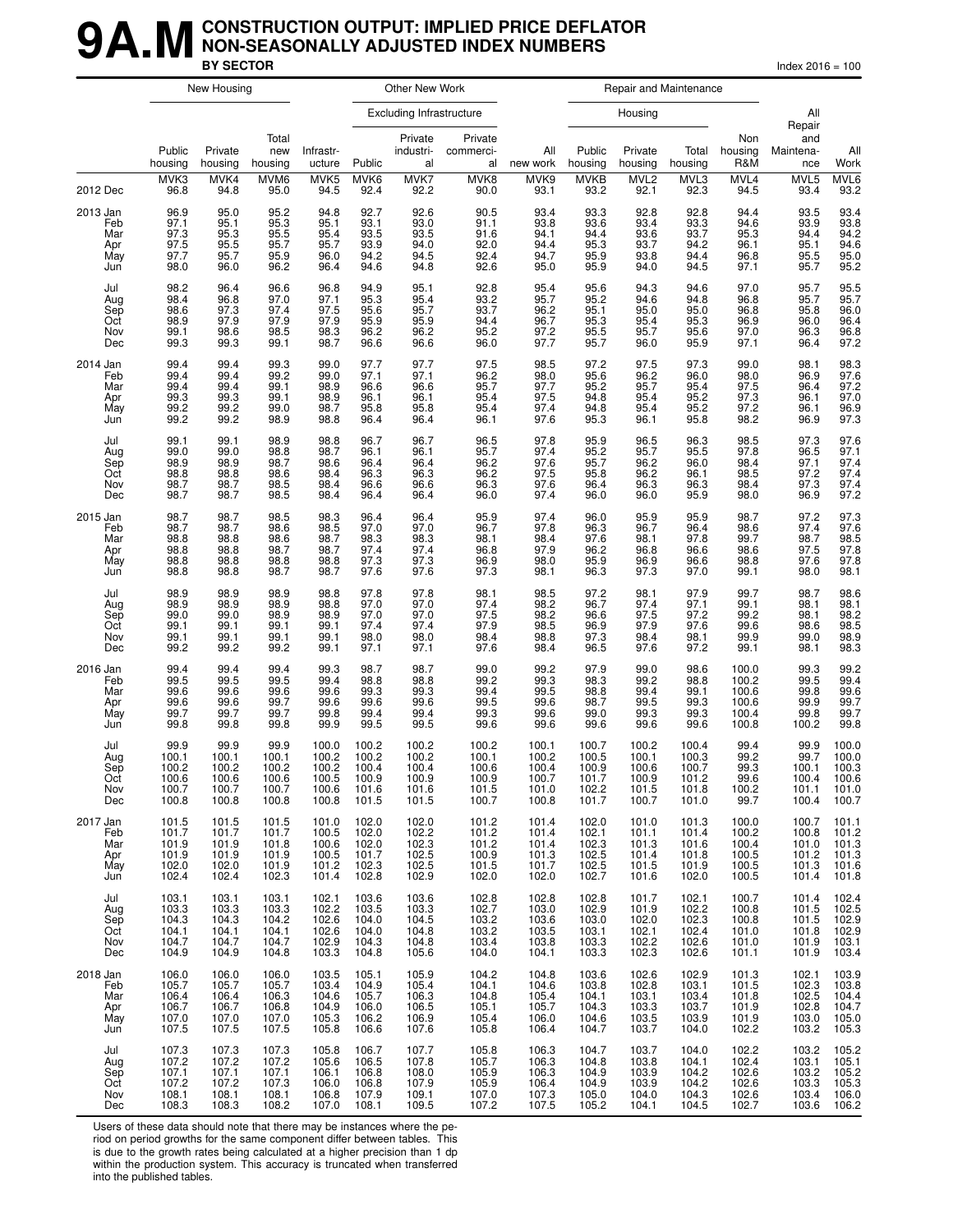# 9A.M CONSTRUCTION OUTPUT: IMPLIED PRICE DEFLATOR NON-SEASONALLY ADJUSTED INDEX NUMBERS

**BY SECTOR**

Index 2016 = 100

| | New Housing | | | Other New Work | | | | | Repair and Maintenance | | | | | |
|---|---|---|---|---|---|---|---|---|---|---|---|---|---|---|
| | | | | | Excluding Infrastructure | | | | Housing | | | | | |
| | Public housing | Private housing | Total new housing | Infrastructure | Public | Private industrial | Private commercial | All new work | Public housing | Private housing | Total housing | Non housing R&M | All Repair and Maintenance | All Work |
| | MVK3 | MVK4 | MVM6 | MVK5 | MVK6 | MVK7 | MVK8 | MVK9 | MVKB | MVL2 | MVL3 | MVL4 | MVL5 | MVL6 |
| 2012 Dec | 96.8 | 94.8 | 95.0 | 94.5 | 92.4 | 92.2 | 90.0 | 93.1 | 93.2 | 92.1 | 92.3 | 94.5 | 93.4 | 93.2 |
| 2013 Jan | 96.9 | 95.0 | 95.2 | 94.8 | 92.7 | 92.6 | 90.5 | 93.4 | 93.3 | 92.8 | 92.8 | 94.4 | 93.5 | 93.4 |
| Feb | 97.1 | 95.1 | 95.3 | 95.1 | 93.1 | 93.0 | 91.1 | 93.8 | 93.6 | 93.4 | 93.3 | 94.6 | 93.9 | 93.8 |
| Mar | 97.3 | 95.3 | 95.5 | 95.4 | 93.5 | 93.5 | 91.6 | 94.1 | 94.4 | 93.6 | 93.7 | 95.3 | 94.4 | 94.2 |
| Apr | 97.5 | 95.5 | 95.7 | 95.7 | 93.9 | 94.0 | 92.0 | 94.4 | 95.3 | 93.7 | 94.2 | 96.1 | 95.1 | 94.6 |
| May | 97.7 | 95.7 | 95.9 | 96.0 | 94.2 | 94.5 | 92.4 | 94.7 | 95.9 | 93.8 | 94.4 | 96.8 | 95.5 | 95.0 |
| Jun | 98.0 | 96.0 | 96.2 | 96.4 | 94.6 | 94.8 | 92.6 | 95.0 | 95.9 | 94.0 | 94.5 | 97.1 | 95.7 | 95.2 |
| Jul | 98.2 | 96.4 | 96.6 | 96.8 | 94.9 | 95.1 | 92.8 | 95.4 | 95.6 | 94.3 | 94.6 | 97.0 | 95.7 | 95.5 |
| Aug | 98.4 | 96.8 | 97.0 | 97.1 | 95.3 | 95.4 | 93.2 | 95.7 | 95.2 | 94.6 | 94.8 | 96.8 | 95.7 | 95.7 |
| Sep | 98.6 | 97.3 | 97.4 | 97.5 | 95.6 | 95.7 | 93.7 | 96.2 | 95.1 | 95.0 | 95.0 | 96.8 | 95.8 | 96.0 |
| Oct | 98.9 | 97.9 | 97.9 | 97.9 | 95.9 | 95.9 | 94.4 | 96.7 | 95.3 | 95.4 | 95.3 | 96.9 | 96.0 | 96.4 |
| Nov | 99.1 | 98.6 | 98.5 | 98.3 | 96.2 | 96.2 | 95.2 | 97.2 | 95.5 | 95.7 | 95.6 | 97.0 | 96.3 | 96.8 |
| Dec | 99.3 | 99.3 | 99.1 | 98.7 | 96.6 | 96.6 | 96.0 | 97.7 | 95.7 | 96.0 | 95.9 | 97.1 | 96.4 | 97.2 |
| 2014 Jan | 99.4 | 99.4 | 99.3 | 99.0 | 97.7 | 97.7 | 97.5 | 98.5 | 97.2 | 97.5 | 97.3 | 99.0 | 98.1 | 98.3 |
| Feb | 99.4 | 99.4 | 99.2 | 99.0 | 97.1 | 97.1 | 96.2 | 98.0 | 95.6 | 96.2 | 96.0 | 98.0 | 96.9 | 97.6 |
| Mar | 99.4 | 99.4 | 99.1 | 98.9 | 96.6 | 96.6 | 95.7 | 97.7 | 95.2 | 95.7 | 95.4 | 97.5 | 96.4 | 97.2 |
| Apr | 99.3 | 99.3 | 99.1 | 98.9 | 96.1 | 96.1 | 95.4 | 97.5 | 94.8 | 95.4 | 95.2 | 97.3 | 96.1 | 97.0 |
| May | 99.2 | 99.2 | 99.0 | 98.7 | 95.8 | 95.8 | 95.4 | 97.4 | 94.8 | 95.4 | 95.2 | 97.2 | 96.1 | 96.9 |
| Jun | 99.2 | 99.2 | 98.9 | 98.8 | 96.4 | 96.4 | 96.1 | 97.6 | 95.3 | 96.1 | 95.8 | 98.2 | 96.9 | 97.3 |
| Jul | 99.1 | 99.1 | 98.9 | 98.8 | 96.7 | 96.7 | 96.5 | 97.8 | 95.9 | 96.5 | 96.3 | 98.5 | 97.3 | 97.6 |
| Aug | 99.0 | 99.0 | 98.8 | 98.7 | 96.1 | 96.1 | 95.7 | 97.4 | 95.2 | 95.7 | 95.5 | 97.8 | 96.5 | 97.1 |
| Sep | 98.9 | 98.9 | 98.7 | 98.6 | 96.4 | 96.4 | 96.2 | 97.6 | 95.7 | 96.2 | 96.0 | 98.4 | 97.1 | 97.4 |
| Oct | 98.8 | 98.8 | 98.6 | 98.4 | 96.3 | 96.3 | 96.2 | 97.5 | 95.8 | 96.2 | 96.1 | 98.5 | 97.2 | 97.4 |
| Nov | 98.7 | 98.7 | 98.5 | 98.4 | 96.6 | 96.6 | 96.3 | 97.6 | 96.4 | 96.3 | 96.3 | 98.4 | 97.3 | 97.4 |
| Dec | 98.7 | 98.7 | 98.5 | 98.4 | 96.4 | 96.4 | 96.0 | 97.4 | 96.0 | 96.0 | 95.9 | 98.0 | 96.9 | 97.2 |
| 2015 Jan | 98.7 | 98.7 | 98.5 | 98.3 | 96.4 | 96.4 | 95.9 | 97.4 | 96.0 | 95.9 | 95.9 | 98.7 | 97.2 | 97.3 |
| Feb | 98.7 | 98.7 | 98.6 | 98.5 | 97.0 | 97.0 | 96.7 | 97.8 | 96.3 | 96.7 | 96.4 | 98.6 | 97.4 | 97.6 |
| Mar | 98.8 | 98.8 | 98.6 | 98.7 | 98.3 | 98.3 | 98.1 | 98.4 | 97.6 | 98.1 | 97.8 | 99.7 | 98.7 | 98.5 |
| Apr | 98.8 | 98.8 | 98.7 | 98.7 | 97.4 | 97.4 | 96.8 | 97.9 | 96.2 | 96.8 | 96.6 | 98.6 | 97.5 | 97.8 |
| May | 98.8 | 98.8 | 98.8 | 98.8 | 97.3 | 97.3 | 96.9 | 98.0 | 95.9 | 96.9 | 96.6 | 98.8 | 97.6 | 97.8 |
| Jun | 98.8 | 98.8 | 98.7 | 98.7 | 97.6 | 97.6 | 97.3 | 98.1 | 96.3 | 97.3 | 97.0 | 99.1 | 98.0 | 98.1 |
| Jul | 98.9 | 98.9 | 98.9 | 98.8 | 97.8 | 97.8 | 98.1 | 98.5 | 97.2 | 98.1 | 97.9 | 99.7 | 98.7 | 98.6 |
| Aug | 98.9 | 98.9 | 98.9 | 98.8 | 97.0 | 97.0 | 97.4 | 98.2 | 96.7 | 97.4 | 97.1 | 99.1 | 98.1 | 98.1 |
| Sep | 99.0 | 99.0 | 98.9 | 98.9 | 97.0 | 97.0 | 97.5 | 98.2 | 96.6 | 97.5 | 97.2 | 99.2 | 98.1 | 98.2 |
| Oct | 99.1 | 99.1 | 99.1 | 99.1 | 97.4 | 97.4 | 97.9 | 98.5 | 96.9 | 97.9 | 97.6 | 99.6 | 98.6 | 98.5 |
| Nov | 99.1 | 99.1 | 99.1 | 99.1 | 98.0 | 98.0 | 98.4 | 98.8 | 97.3 | 98.4 | 98.1 | 99.9 | 99.0 | 98.9 |
| Dec | 99.2 | 99.2 | 99.2 | 99.1 | 97.1 | 97.1 | 97.6 | 98.4 | 96.5 | 97.6 | 97.2 | 99.1 | 98.1 | 98.3 |
| 2016 Jan | 99.4 | 99.4 | 99.4 | 99.3 | 98.7 | 98.7 | 99.0 | 99.2 | 97.9 | 99.0 | 98.6 | 100.0 | 99.3 | 99.2 |
| Feb | 99.5 | 99.5 | 99.5 | 99.4 | 98.8 | 98.8 | 99.2 | 99.3 | 98.3 | 99.2 | 98.8 | 100.2 | 99.5 | 99.4 |
| Mar | 99.6 | 99.6 | 99.6 | 99.6 | 99.3 | 99.3 | 99.4 | 99.5 | 98.8 | 99.4 | 99.1 | 100.6 | 99.8 | 99.6 |
| Apr | 99.6 | 99.6 | 99.7 | 99.6 | 99.6 | 99.6 | 99.5 | 99.6 | 98.7 | 99.5 | 99.3 | 100.6 | 99.9 | 99.7 |
| May | 99.7 | 99.7 | 99.7 | 99.8 | 99.4 | 99.4 | 99.3 | 99.6 | 99.0 | 99.3 | 99.3 | 100.4 | 99.8 | 99.7 |
| Jun | 99.8 | 99.8 | 99.8 | 99.9 | 99.5 | 99.5 | 99.6 | 99.6 | 99.6 | 99.6 | 99.6 | 100.8 | 100.2 | 99.8 |
| Jul | 99.9 | 99.9 | 99.9 | 100.0 | 100.2 | 100.2 | 100.2 | 100.1 | 100.7 | 100.2 | 100.4 | 99.4 | 99.9 | 100.0 |
| Aug | 100.1 | 100.1 | 100.1 | 100.2 | 100.2 | 100.2 | 100.1 | 100.2 | 100.5 | 100.1 | 100.3 | 99.2 | 99.7 | 100.0 |
| Sep | 100.2 | 100.2 | 100.2 | 100.2 | 100.4 | 100.4 | 100.6 | 100.4 | 100.9 | 100.6 | 100.7 | 99.3 | 100.1 | 100.3 |
| Oct | 100.6 | 100.6 | 100.6 | 100.5 | 100.9 | 100.9 | 100.9 | 100.7 | 101.7 | 100.9 | 101.2 | 99.6 | 100.4 | 100.6 |
| Nov | 100.7 | 100.7 | 100.7 | 100.6 | 101.6 | 101.6 | 101.5 | 101.0 | 102.2 | 101.5 | 101.8 | 100.2 | 101.1 | 101.0 |
| Dec | 100.8 | 100.8 | 100.8 | 100.8 | 101.5 | 101.5 | 100.7 | 100.8 | 101.7 | 100.7 | 101.0 | 99.7 | 100.4 | 100.7 |
| 2017 Jan | 101.5 | 101.5 | 101.5 | 101.0 | 102.0 | 102.0 | 101.2 | 101.4 | 102.0 | 101.0 | 101.3 | 100.0 | 100.7 | 101.1 |
| Feb | 101.7 | 101.7 | 101.7 | 100.5 | 102.0 | 102.2 | 101.2 | 101.4 | 102.1 | 101.1 | 101.4 | 100.2 | 100.8 | 101.2 |
| Mar | 101.9 | 101.9 | 101.8 | 100.6 | 102.0 | 102.3 | 101.2 | 101.4 | 102.3 | 101.3 | 101.6 | 100.4 | 101.0 | 101.3 |
| Apr | 101.9 | 101.9 | 101.9 | 100.5 | 101.7 | 102.5 | 100.9 | 101.3 | 102.5 | 101.4 | 101.8 | 100.5 | 101.2 | 101.3 |
| May | 102.0 | 102.0 | 101.9 | 101.2 | 102.3 | 102.5 | 101.5 | 101.7 | 102.5 | 101.5 | 101.9 | 100.5 | 101.3 | 101.6 |
| Jun | 102.4 | 102.4 | 102.3 | 101.4 | 102.8 | 102.9 | 102.0 | 102.0 | 102.7 | 101.6 | 102.0 | 100.5 | 101.4 | 101.8 |
| Jul | 103.1 | 103.1 | 103.1 | 102.1 | 103.6 | 103.6 | 102.8 | 102.8 | 102.8 | 101.7 | 102.1 | 100.7 | 101.4 | 102.4 |
| Aug | 103.3 | 103.3 | 103.3 | 102.2 | 103.5 | 103.3 | 102.7 | 103.0 | 102.9 | 101.9 | 102.2 | 100.8 | 101.5 | 102.5 |
| Sep | 104.3 | 104.3 | 104.2 | 102.6 | 104.0 | 104.5 | 103.2 | 103.6 | 103.0 | 102.0 | 102.3 | 100.8 | 101.5 | 102.9 |
| Oct | 104.1 | 104.1 | 104.1 | 102.6 | 104.0 | 104.8 | 103.2 | 103.5 | 103.1 | 102.1 | 102.4 | 101.0 | 101.8 | 102.9 |
| Nov | 104.7 | 104.7 | 104.7 | 102.9 | 104.3 | 104.8 | 103.4 | 103.8 | 103.3 | 102.2 | 102.6 | 101.0 | 101.9 | 103.1 |
| Dec | 104.9 | 104.9 | 104.8 | 103.3 | 104.8 | 105.6 | 104.0 | 104.1 | 103.3 | 102.3 | 102.6 | 101.1 | 101.9 | 103.4 |
| 2018 Jan | 106.0 | 106.0 | 106.0 | 103.5 | 105.1 | 105.9 | 104.2 | 104.8 | 103.6 | 102.6 | 102.9 | 101.3 | 102.1 | 103.9 |
| Feb | 105.7 | 105.7 | 105.7 | 103.4 | 104.9 | 105.4 | 104.1 | 104.6 | 103.8 | 102.8 | 103.1 | 101.5 | 102.3 | 103.8 |
| Mar | 106.4 | 106.4 | 106.3 | 104.6 | 105.7 | 106.3 | 104.8 | 105.4 | 104.1 | 103.1 | 103.4 | 101.8 | 102.5 | 104.4 |
| Apr | 106.7 | 106.7 | 106.8 | 104.9 | 106.0 | 106.5 | 105.1 | 105.7 | 104.3 | 103.3 | 103.7 | 101.9 | 102.8 | 104.7 |
| May | 107.0 | 107.0 | 107.0 | 105.3 | 106.2 | 106.9 | 105.4 | 106.0 | 104.6 | 103.5 | 103.9 | 101.9 | 103.0 | 105.0 |
| Jun | 107.5 | 107.5 | 107.5 | 105.8 | 106.6 | 107.6 | 105.8 | 106.4 | 104.7 | 103.7 | 104.0 | 102.2 | 103.2 | 105.3 |
| Jul | 107.3 | 107.3 | 107.3 | 105.8 | 106.7 | 107.7 | 105.8 | 106.3 | 104.7 | 103.7 | 104.0 | 102.2 | 103.2 | 105.2 |
| Aug | 107.2 | 107.2 | 107.2 | 105.6 | 106.5 | 107.8 | 105.7 | 106.3 | 104.8 | 103.8 | 104.1 | 102.4 | 103.1 | 105.1 |
| Sep | 107.1 | 107.1 | 107.1 | 106.1 | 106.8 | 108.0 | 105.9 | 106.3 | 104.9 | 103.9 | 104.2 | 102.6 | 103.2 | 105.2 |
| Oct | 107.2 | 107.2 | 107.3 | 106.0 | 106.8 | 107.9 | 105.9 | 106.4 | 104.9 | 103.9 | 104.2 | 102.6 | 103.3 | 105.3 |
| Nov | 108.1 | 108.1 | 108.1 | 106.8 | 107.9 | 109.1 | 107.0 | 107.3 | 105.0 | 104.0 | 104.3 | 102.6 | 103.4 | 106.0 |
| Dec | 108.3 | 108.3 | 108.2 | 107.0 | 108.1 | 109.5 | 107.2 | 107.5 | 105.2 | 104.1 | 104.5 | 102.7 | 103.6 | 106.2 |

Users of these data should note that there may be instances where the period on period growths for the same component differ between tables. This is due to the growth rates being calculated at a higher precision than 1 dp within the production system. This accuracy is truncated when transferred into the published tables.